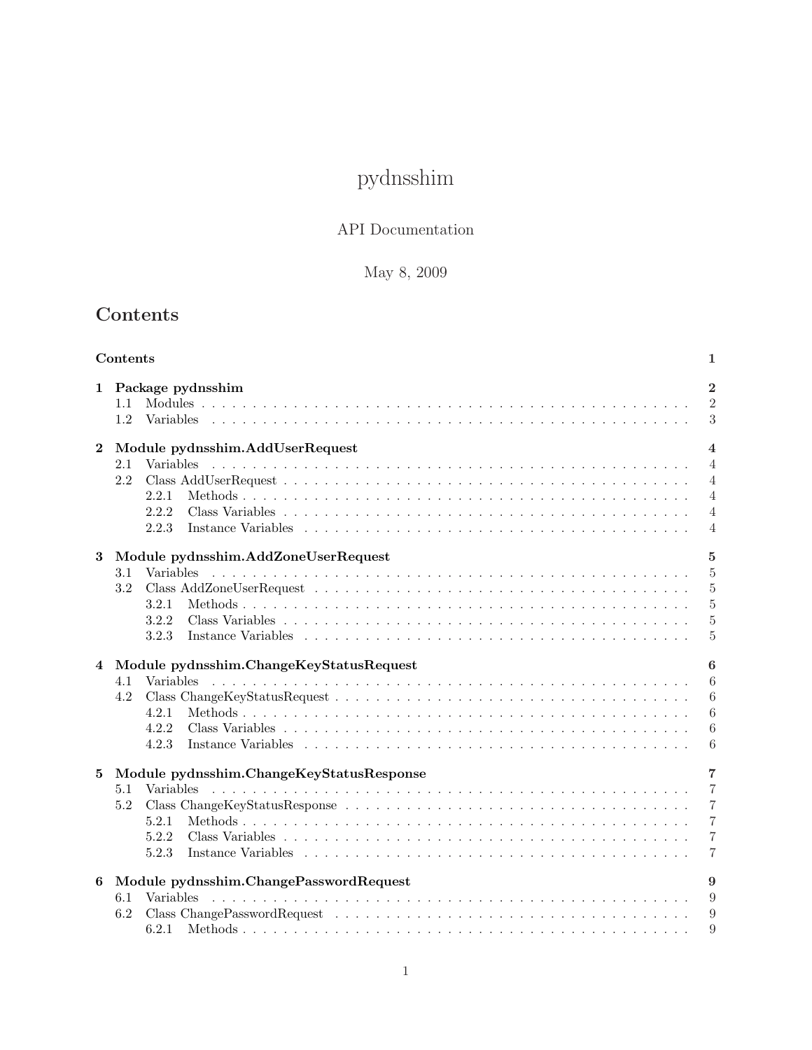# pydnsshim

API Documentation

May 8, 2009

## Contents

| | | |
|---|---|---|
| **Contents** | | **1** |
| **1** | **Package pydnsshim** | **2** |
| 1.1 | Modules | 2 |
| 1.2 | Variables | 3 |
| **2** | **Module pydnsshim.AddUserRequest** | **4** |
| 2.1 | Variables | 4 |
| 2.2 | Class AddUserRequest | 4 |
| 2.2.1 | Methods | 4 |
| 2.2.2 | Class Variables | 4 |
| 2.2.3 | Instance Variables | 4 |
| **3** | **Module pydnsshim.AddZoneUserRequest** | **5** |
| 3.1 | Variables | 5 |
| 3.2 | Class AddZoneUserRequest | 5 |
| 3.2.1 | Methods | 5 |
| 3.2.2 | Class Variables | 5 |
| 3.2.3 | Instance Variables | 5 |
| **4** | **Module pydnsshim.ChangeKeyStatusRequest** | **6** |
| 4.1 | Variables | 6 |
| 4.2 | Class ChangeKeyStatusRequest | 6 |
| 4.2.1 | Methods | 6 |
| 4.2.2 | Class Variables | 6 |
| 4.2.3 | Instance Variables | 6 |
| **5** | **Module pydnsshim.ChangeKeyStatusResponse** | **7** |
| 5.1 | Variables | 7 |
| 5.2 | Class ChangeKeyStatusResponse | 7 |
| 5.2.1 | Methods | 7 |
| 5.2.2 | Class Variables | 7 |
| 5.2.3 | Instance Variables | 7 |
| **6** | **Module pydnsshim.ChangePasswordRequest** | **9** |
| 6.1 | Variables | 9 |
| 6.2 | Class ChangePasswordRequest | 9 |
| 6.2.1 | Methods | 9 |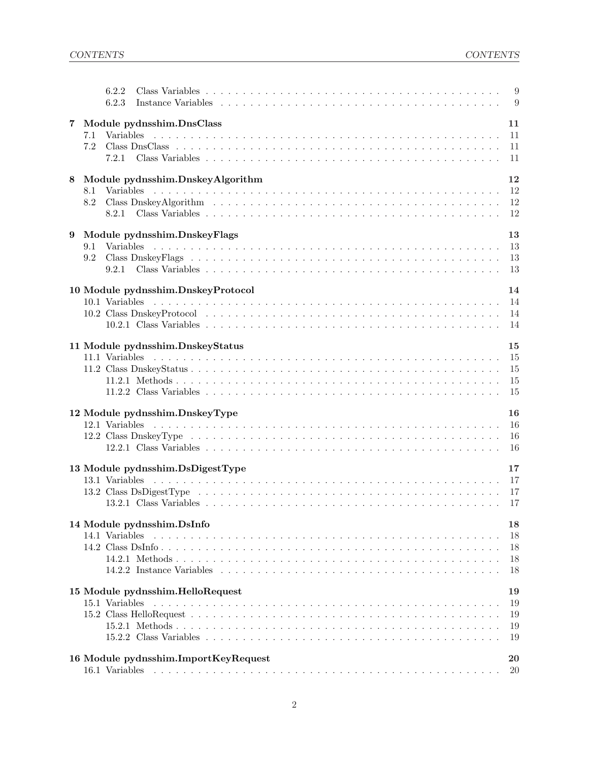6.2.2 Class Variables . . . . . . . . . . 9
6.2.3 Instance Variables . . . . . . . . . . 9

**7 Module pydnsshim.DnsClass** **11**
7.1 Variables . . . . . . . . . . 11
7.2 Class DnsClass . . . . . . . . . . 11
7.2.1 Class Variables . . . . . . . . . . 11

**8 Module pydnsshim.DnskeyAlgorithm** **12**
8.1 Variables . . . . . . . . . . 12
8.2 Class DnskeyAlgorithm . . . . . . . . . . 12
8.2.1 Class Variables . . . . . . . . . . 12

**9 Module pydnsshim.DnskeyFlags** **13**
9.1 Variables . . . . . . . . . . 13
9.2 Class DnskeyFlags . . . . . . . . . . 13
9.2.1 Class Variables . . . . . . . . . . 13

**10 Module pydnsshim.DnskeyProtocol** **14**
10.1 Variables . . . . . . . . . . 14
10.2 Class DnskeyProtocol . . . . . . . . . . 14
10.2.1 Class Variables . . . . . . . . . . 14

**11 Module pydnsshim.DnskeyStatus** **15**
11.1 Variables . . . . . . . . . . 15
11.2 Class DnskeyStatus . . . . . . . . . . 15
11.2.1 Methods . . . . . . . . . . 15
11.2.2 Class Variables . . . . . . . . . . 15

**12 Module pydnsshim.DnskeyType** **16**
12.1 Variables . . . . . . . . . . 16
12.2 Class DnskeyType . . . . . . . . . . 16
12.2.1 Class Variables . . . . . . . . . . 16

**13 Module pydnsshim.DsDigestType** **17**
13.1 Variables . . . . . . . . . . 17
13.2 Class DsDigestType . . . . . . . . . . 17
13.2.1 Class Variables . . . . . . . . . . 17

**14 Module pydnsshim.DsInfo** **18**
14.1 Variables . . . . . . . . . . 18
14.2 Class DsInfo . . . . . . . . . . 18
14.2.1 Methods . . . . . . . . . . 18
14.2.2 Instance Variables . . . . . . . . . . 18

**15 Module pydnsshim.HelloRequest** **19**
15.1 Variables . . . . . . . . . . 19
15.2 Class HelloRequest . . . . . . . . . . 19
15.2.1 Methods . . . . . . . . . . 19
15.2.2 Class Variables . . . . . . . . . . 19

**16 Module pydnsshim.ImportKeyRequest** **20**
16.1 Variables . . . . . . . . . . 20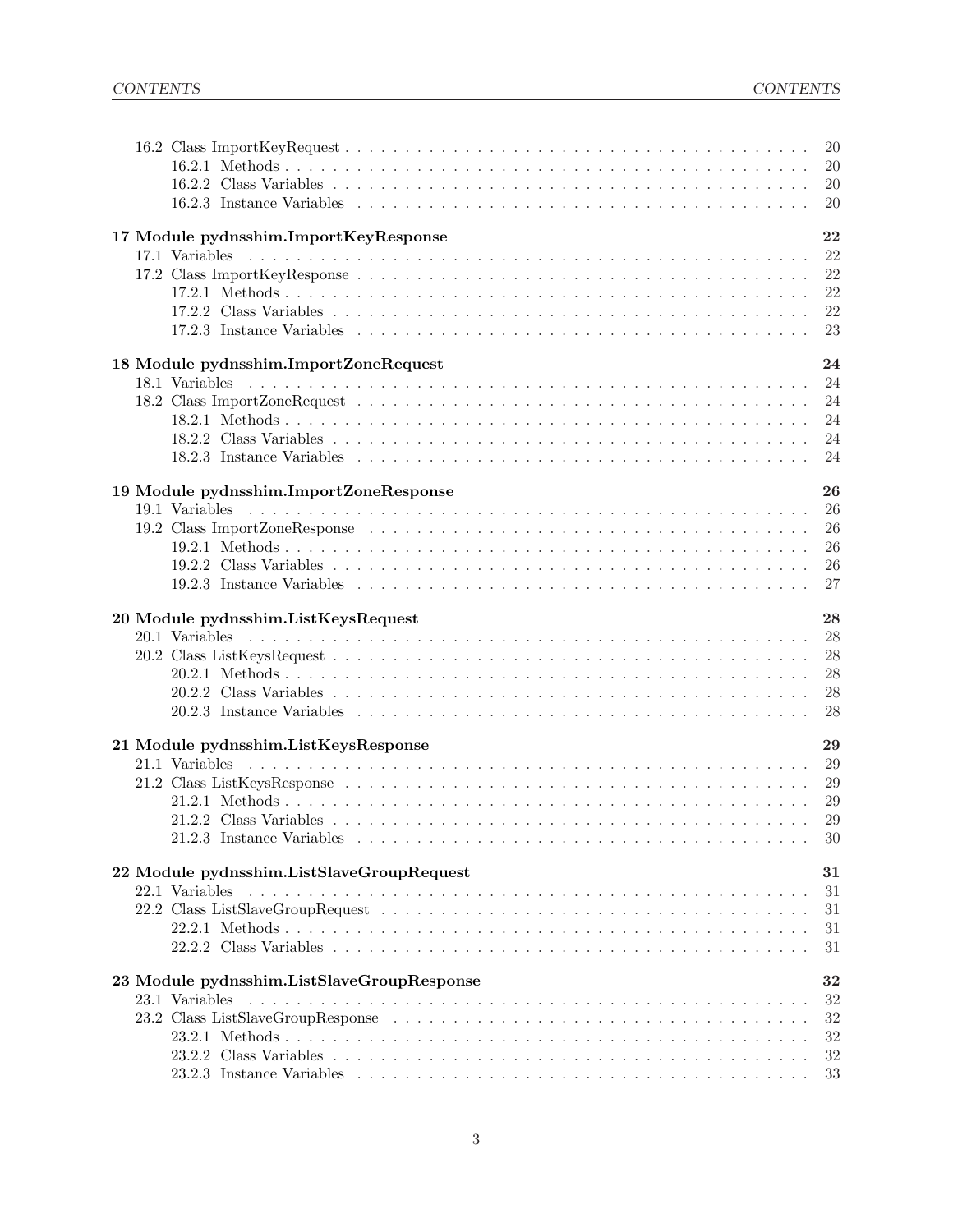16.2 Class ImportKeyRequest . . . . . . . . . . . . . . . . . . . . . . . . . . . . . . . . . . . . . . . . 20
16.2.1 Methods . . . . . . . . . . . . . . . . . . . . . . . . . . . . . . . . . . . . . . . . . . . . 20
16.2.2 Class Variables . . . . . . . . . . . . . . . . . . . . . . . . . . . . . . . . . . . . . . . . 20
16.2.3 Instance Variables . . . . . . . . . . . . . . . . . . . . . . . . . . . . . . . . . . . . . . 20

**17 Module pydnsshim.ImportKeyResponse 22**
17.1 Variables . . . . . . . . . . . . . . . . . . . . . . . . . . . . . . . . . . . . . . . . . . . . 22
17.2 Class ImportKeyResponse . . . . . . . . . . . . . . . . . . . . . . . . . . . . . . . . . . . . . 22
17.2.1 Methods . . . . . . . . . . . . . . . . . . . . . . . . . . . . . . . . . . . . . . . . . . . . 22
17.2.2 Class Variables . . . . . . . . . . . . . . . . . . . . . . . . . . . . . . . . . . . . . . . . 22
17.2.3 Instance Variables . . . . . . . . . . . . . . . . . . . . . . . . . . . . . . . . . . . . . . 23

**18 Module pydnsshim.ImportZoneRequest 24**
18.1 Variables . . . . . . . . . . . . . . . . . . . . . . . . . . . . . . . . . . . . . . . . . . . . 24
18.2 Class ImportZoneRequest . . . . . . . . . . . . . . . . . . . . . . . . . . . . . . . . . . . . . 24
18.2.1 Methods . . . . . . . . . . . . . . . . . . . . . . . . . . . . . . . . . . . . . . . . . . . . 24
18.2.2 Class Variables . . . . . . . . . . . . . . . . . . . . . . . . . . . . . . . . . . . . . . . . 24
18.2.3 Instance Variables . . . . . . . . . . . . . . . . . . . . . . . . . . . . . . . . . . . . . . 24

**19 Module pydnsshim.ImportZoneResponse 26**
19.1 Variables . . . . . . . . . . . . . . . . . . . . . . . . . . . . . . . . . . . . . . . . . . . . 26
19.2 Class ImportZoneResponse . . . . . . . . . . . . . . . . . . . . . . . . . . . . . . . . . . . . 26
19.2.1 Methods . . . . . . . . . . . . . . . . . . . . . . . . . . . . . . . . . . . . . . . . . . . . 26
19.2.2 Class Variables . . . . . . . . . . . . . . . . . . . . . . . . . . . . . . . . . . . . . . . . 26
19.2.3 Instance Variables . . . . . . . . . . . . . . . . . . . . . . . . . . . . . . . . . . . . . . 27

**20 Module pydnsshim.ListKeysRequest 28**
20.1 Variables . . . . . . . . . . . . . . . . . . . . . . . . . . . . . . . . . . . . . . . . . . . . 28
20.2 Class ListKeysRequest . . . . . . . . . . . . . . . . . . . . . . . . . . . . . . . . . . . . . . 28
20.2.1 Methods . . . . . . . . . . . . . . . . . . . . . . . . . . . . . . . . . . . . . . . . . . . . 28
20.2.2 Class Variables . . . . . . . . . . . . . . . . . . . . . . . . . . . . . . . . . . . . . . . . 28
20.2.3 Instance Variables . . . . . . . . . . . . . . . . . . . . . . . . . . . . . . . . . . . . . . 28

**21 Module pydnsshim.ListKeysResponse 29**
21.1 Variables . . . . . . . . . . . . . . . . . . . . . . . . . . . . . . . . . . . . . . . . . . . . 29
21.2 Class ListKeysResponse . . . . . . . . . . . . . . . . . . . . . . . . . . . . . . . . . . . . . 29
21.2.1 Methods . . . . . . . . . . . . . . . . . . . . . . . . . . . . . . . . . . . . . . . . . . . . 29
21.2.2 Class Variables . . . . . . . . . . . . . . . . . . . . . . . . . . . . . . . . . . . . . . . . 29
21.2.3 Instance Variables . . . . . . . . . . . . . . . . . . . . . . . . . . . . . . . . . . . . . . 30

**22 Module pydnsshim.ListSlaveGroupRequest 31**
22.1 Variables . . . . . . . . . . . . . . . . . . . . . . . . . . . . . . . . . . . . . . . . . . . . 31
22.2 Class ListSlaveGroupRequest . . . . . . . . . . . . . . . . . . . . . . . . . . . . . . . . . . . 31
22.2.1 Methods . . . . . . . . . . . . . . . . . . . . . . . . . . . . . . . . . . . . . . . . . . . . 31
22.2.2 Class Variables . . . . . . . . . . . . . . . . . . . . . . . . . . . . . . . . . . . . . . . . 31

**23 Module pydnsshim.ListSlaveGroupResponse 32**
23.1 Variables . . . . . . . . . . . . . . . . . . . . . . . . . . . . . . . . . . . . . . . . . . . . 32
23.2 Class ListSlaveGroupResponse . . . . . . . . . . . . . . . . . . . . . . . . . . . . . . . . . . 32
23.2.1 Methods . . . . . . . . . . . . . . . . . . . . . . . . . . . . . . . . . . . . . . . . . . . . 32
23.2.2 Class Variables . . . . . . . . . . . . . . . . . . . . . . . . . . . . . . . . . . . . . . . . 32
23.2.3 Instance Variables . . . . . . . . . . . . . . . . . . . . . . . . . . . . . . . . . . . . . . 33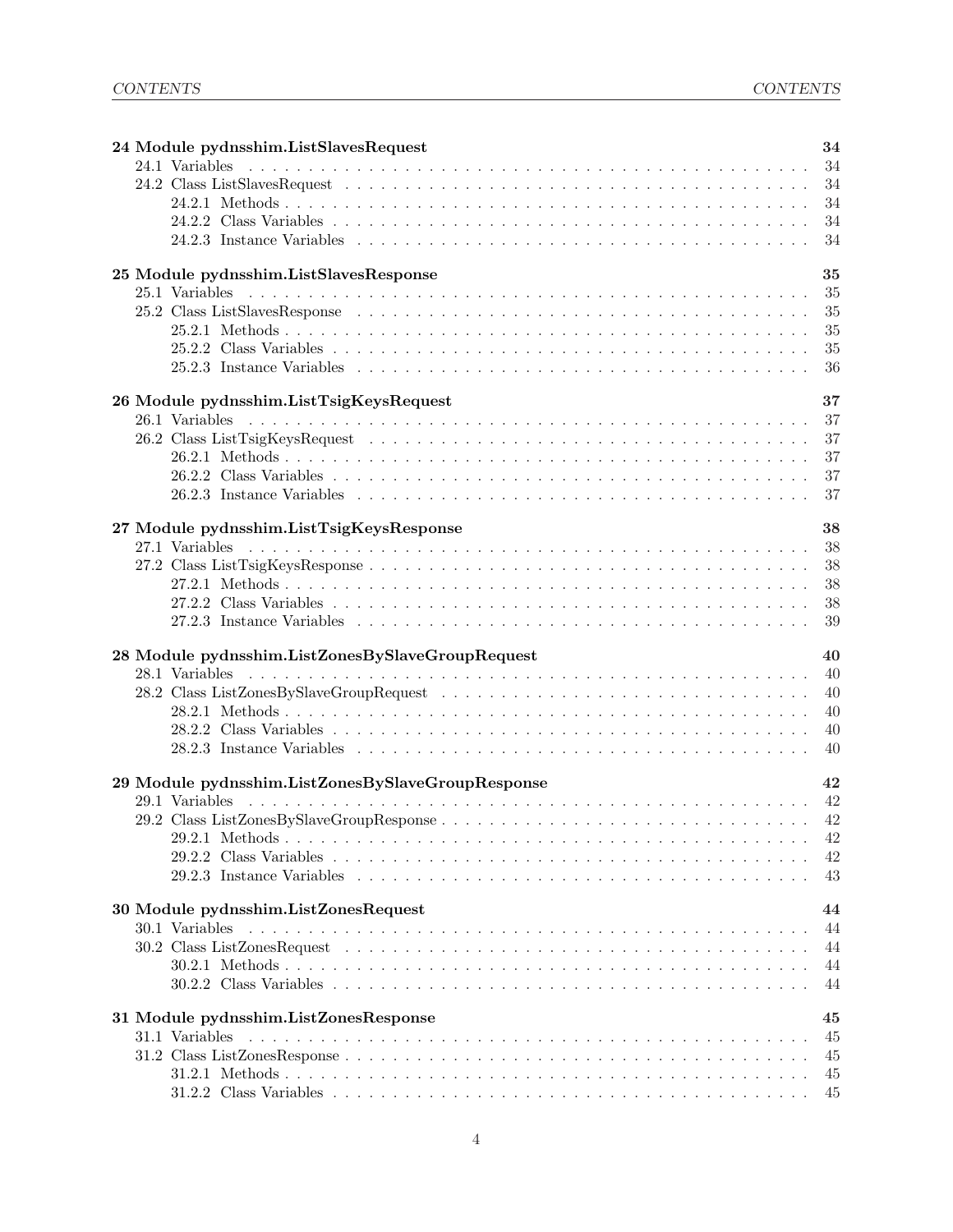**24 Module pydnsshim.ListSlavesRequest** 34

- 24.1 Variables . . . 34
- 24.2 Class ListSlavesRequest . . . 34
  - 24.2.1 Methods . . . 34
  - 24.2.2 Class Variables . . . 34
  - 24.2.3 Instance Variables . . . 34

**25 Module pydnsshim.ListSlavesResponse** 35

- 25.1 Variables . . . 35
- 25.2 Class ListSlavesResponse . . . 35
  - 25.2.1 Methods . . . 35
  - 25.2.2 Class Variables . . . 35
  - 25.2.3 Instance Variables . . . 36

**26 Module pydnsshim.ListTsigKeysRequest** 37

- 26.1 Variables . . . 37
- 26.2 Class ListTsigKeysRequest . . . 37
  - 26.2.1 Methods . . . 37
  - 26.2.2 Class Variables . . . 37
  - 26.2.3 Instance Variables . . . 37

**27 Module pydnsshim.ListTsigKeysResponse** 38

- 27.1 Variables . . . 38
- 27.2 Class ListTsigKeysResponse . . . 38
  - 27.2.1 Methods . . . 38
  - 27.2.2 Class Variables . . . 38
  - 27.2.3 Instance Variables . . . 39

**28 Module pydnsshim.ListZonesBySlaveGroupRequest** 40

- 28.1 Variables . . . 40
- 28.2 Class ListZonesBySlaveGroupRequest . . . 40
  - 28.2.1 Methods . . . 40
  - 28.2.2 Class Variables . . . 40
  - 28.2.3 Instance Variables . . . 40

**29 Module pydnsshim.ListZonesBySlaveGroupResponse** 42

- 29.1 Variables . . . 42
- 29.2 Class ListZonesBySlaveGroupResponse . . . 42
  - 29.2.1 Methods . . . 42
  - 29.2.2 Class Variables . . . 42
  - 29.2.3 Instance Variables . . . 43

**30 Module pydnsshim.ListZonesRequest** 44

- 30.1 Variables . . . 44
- 30.2 Class ListZonesRequest . . . 44
  - 30.2.1 Methods . . . 44
  - 30.2.2 Class Variables . . . 44

**31 Module pydnsshim.ListZonesResponse** 45

- 31.1 Variables . . . 45
- 31.2 Class ListZonesResponse . . . 45
  - 31.2.1 Methods . . . 45
  - 31.2.2 Class Variables . . . 45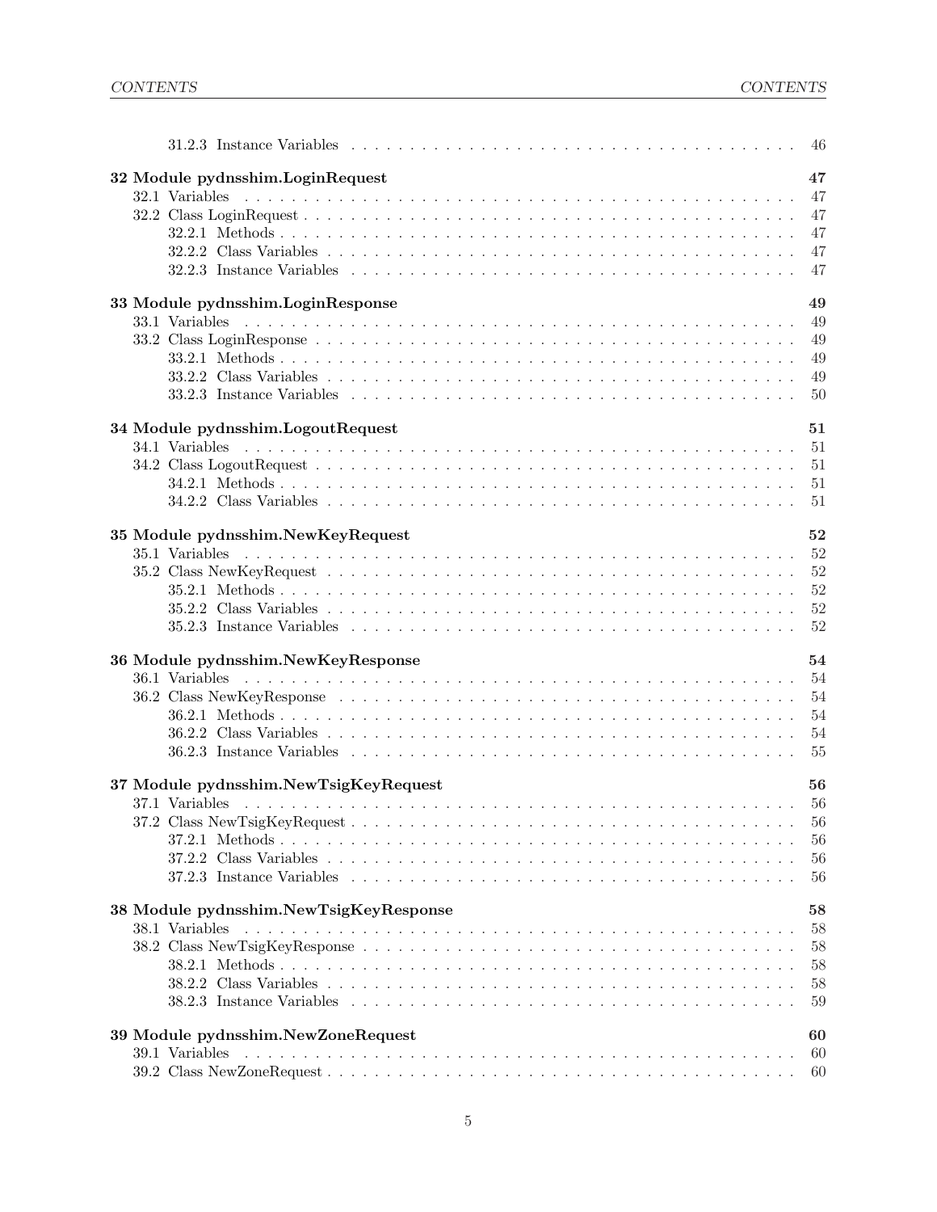31.2.3 Instance Variables . . . . . . . . . . . . . . . . . . . . . . . . . . . . . . . . . . . 46

**32 Module pydnsshim.LoginRequest** **47**

32.1 Variables . . . . . . . . . . . . . . . . . . . . . . . . . . . . . . . . . . . . . . . . . 47
32.2 Class LoginRequest . . . . . . . . . . . . . . . . . . . . . . . . . . . . . . . . . . . . 47
32.2.1 Methods . . . . . . . . . . . . . . . . . . . . . . . . . . . . . . . . . . . . . . 47
32.2.2 Class Variables . . . . . . . . . . . . . . . . . . . . . . . . . . . . . . . . . . . 47
32.2.3 Instance Variables . . . . . . . . . . . . . . . . . . . . . . . . . . . . . . . . . 47

**33 Module pydnsshim.LoginResponse** **49**

33.1 Variables . . . . . . . . . . . . . . . . . . . . . . . . . . . . . . . . . . . . . . . . . 49
33.2 Class LoginResponse . . . . . . . . . . . . . . . . . . . . . . . . . . . . . . . . . . . 49
33.2.1 Methods . . . . . . . . . . . . . . . . . . . . . . . . . . . . . . . . . . . . . . 49
33.2.2 Class Variables . . . . . . . . . . . . . . . . . . . . . . . . . . . . . . . . . . . 49
33.2.3 Instance Variables . . . . . . . . . . . . . . . . . . . . . . . . . . . . . . . . . 50

**34 Module pydnsshim.LogoutRequest** **51**

34.1 Variables . . . . . . . . . . . . . . . . . . . . . . . . . . . . . . . . . . . . . . . . . 51
34.2 Class LogoutRequest . . . . . . . . . . . . . . . . . . . . . . . . . . . . . . . . . . . 51
34.2.1 Methods . . . . . . . . . . . . . . . . . . . . . . . . . . . . . . . . . . . . . . 51
34.2.2 Class Variables . . . . . . . . . . . . . . . . . . . . . . . . . . . . . . . . . . . 51

**35 Module pydnsshim.NewKeyRequest** **52**

35.1 Variables . . . . . . . . . . . . . . . . . . . . . . . . . . . . . . . . . . . . . . . . . 52
35.2 Class NewKeyRequest . . . . . . . . . . . . . . . . . . . . . . . . . . . . . . . . . . 52
35.2.1 Methods . . . . . . . . . . . . . . . . . . . . . . . . . . . . . . . . . . . . . . 52
35.2.2 Class Variables . . . . . . . . . . . . . . . . . . . . . . . . . . . . . . . . . . . 52
35.2.3 Instance Variables . . . . . . . . . . . . . . . . . . . . . . . . . . . . . . . . . 52

**36 Module pydnsshim.NewKeyResponse** **54**

36.1 Variables . . . . . . . . . . . . . . . . . . . . . . . . . . . . . . . . . . . . . . . . . 54
36.2 Class NewKeyResponse . . . . . . . . . . . . . . . . . . . . . . . . . . . . . . . . . 54
36.2.1 Methods . . . . . . . . . . . . . . . . . . . . . . . . . . . . . . . . . . . . . . 54
36.2.2 Class Variables . . . . . . . . . . . . . . . . . . . . . . . . . . . . . . . . . . . 54
36.2.3 Instance Variables . . . . . . . . . . . . . . . . . . . . . . . . . . . . . . . . . 55

**37 Module pydnsshim.NewTsigKeyRequest** **56**

37.1 Variables . . . . . . . . . . . . . . . . . . . . . . . . . . . . . . . . . . . . . . . . . 56
37.2 Class NewTsigKeyRequest . . . . . . . . . . . . . . . . . . . . . . . . . . . . . . . . 56
37.2.1 Methods . . . . . . . . . . . . . . . . . . . . . . . . . . . . . . . . . . . . . . 56
37.2.2 Class Variables . . . . . . . . . . . . . . . . . . . . . . . . . . . . . . . . . . . 56
37.2.3 Instance Variables . . . . . . . . . . . . . . . . . . . . . . . . . . . . . . . . . 56

**38 Module pydnsshim.NewTsigKeyResponse** **58**

38.1 Variables . . . . . . . . . . . . . . . . . . . . . . . . . . . . . . . . . . . . . . . . . 58
38.2 Class NewTsigKeyResponse . . . . . . . . . . . . . . . . . . . . . . . . . . . . . . . 58
38.2.1 Methods . . . . . . . . . . . . . . . . . . . . . . . . . . . . . . . . . . . . . . 58
38.2.2 Class Variables . . . . . . . . . . . . . . . . . . . . . . . . . . . . . . . . . . . 58
38.2.3 Instance Variables . . . . . . . . . . . . . . . . . . . . . . . . . . . . . . . . . 59

**39 Module pydnsshim.NewZoneRequest** **60**

39.1 Variables . . . . . . . . . . . . . . . . . . . . . . . . . . . . . . . . . . . . . . . . . 60
39.2 Class NewZoneRequest . . . . . . . . . . . . . . . . . . . . . . . . . . . . . . . . . . 60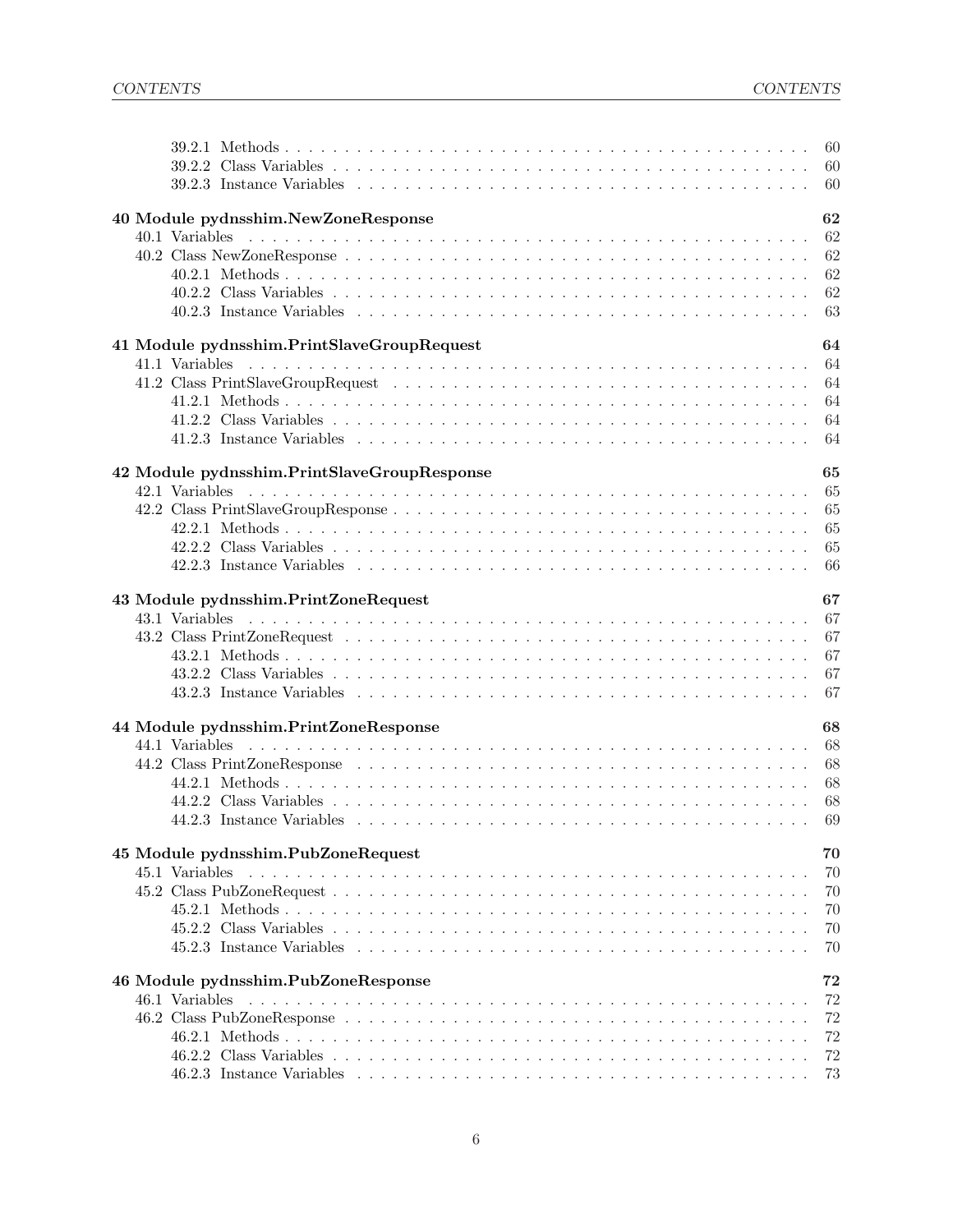39.2.1 Methods . . . 60
39.2.2 Class Variables . . . 60
39.2.3 Instance Variables . . . 60

**40 Module pydnsshim.NewZoneResponse 62**
40.1 Variables . . . 62
40.2 Class NewZoneResponse . . . 62
40.2.1 Methods . . . 62
40.2.2 Class Variables . . . 62
40.2.3 Instance Variables . . . 63

**41 Module pydnsshim.PrintSlaveGroupRequest 64**
41.1 Variables . . . 64
41.2 Class PrintSlaveGroupRequest . . . 64
41.2.1 Methods . . . 64
41.2.2 Class Variables . . . 64
41.2.3 Instance Variables . . . 64

**42 Module pydnsshim.PrintSlaveGroupResponse 65**
42.1 Variables . . . 65
42.2 Class PrintSlaveGroupResponse . . . 65
42.2.1 Methods . . . 65
42.2.2 Class Variables . . . 65
42.2.3 Instance Variables . . . 66

**43 Module pydnsshim.PrintZoneRequest 67**
43.1 Variables . . . 67
43.2 Class PrintZoneRequest . . . 67
43.2.1 Methods . . . 67
43.2.2 Class Variables . . . 67
43.2.3 Instance Variables . . . 67

**44 Module pydnsshim.PrintZoneResponse 68**
44.1 Variables . . . 68
44.2 Class PrintZoneResponse . . . 68
44.2.1 Methods . . . 68
44.2.2 Class Variables . . . 68
44.2.3 Instance Variables . . . 69

**45 Module pydnsshim.PubZoneRequest 70**
45.1 Variables . . . 70
45.2 Class PubZoneRequest . . . 70
45.2.1 Methods . . . 70
45.2.2 Class Variables . . . 70
45.2.3 Instance Variables . . . 70

**46 Module pydnsshim.PubZoneResponse 72**
46.1 Variables . . . 72
46.2 Class PubZoneResponse . . . 72
46.2.1 Methods . . . 72
46.2.2 Class Variables . . . 72
46.2.3 Instance Variables . . . 73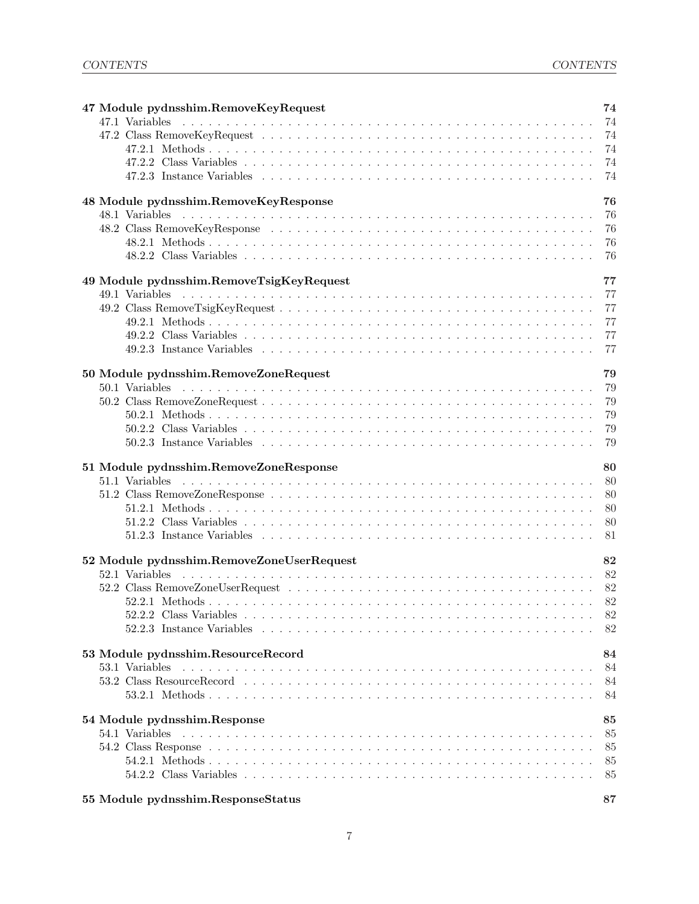**47 Module pydnsshim.RemoveKeyRequest** 74

- 47.1 Variables 74
- 47.2 Class RemoveKeyRequest 74
  - 47.2.1 Methods 74
  - 47.2.2 Class Variables 74
  - 47.2.3 Instance Variables 74

**48 Module pydnsshim.RemoveKeyResponse** 76

- 48.1 Variables 76
- 48.2 Class RemoveKeyResponse 76
  - 48.2.1 Methods 76
  - 48.2.2 Class Variables 76

**49 Module pydnsshim.RemoveTsigKeyRequest** 77

- 49.1 Variables 77
- 49.2 Class RemoveTsigKeyRequest 77
  - 49.2.1 Methods 77
  - 49.2.2 Class Variables 77
  - 49.2.3 Instance Variables 77

**50 Module pydnsshim.RemoveZoneRequest** 79

- 50.1 Variables 79
- 50.2 Class RemoveZoneRequest 79
  - 50.2.1 Methods 79
  - 50.2.2 Class Variables 79
  - 50.2.3 Instance Variables 79

**51 Module pydnsshim.RemoveZoneResponse** 80

- 51.1 Variables 80
- 51.2 Class RemoveZoneResponse 80
  - 51.2.1 Methods 80
  - 51.2.2 Class Variables 80
  - 51.2.3 Instance Variables 81

**52 Module pydnsshim.RemoveZoneUserRequest** 82

- 52.1 Variables 82
- 52.2 Class RemoveZoneUserRequest 82
  - 52.2.1 Methods 82
  - 52.2.2 Class Variables 82
  - 52.2.3 Instance Variables 82

**53 Module pydnsshim.ResourceRecord** 84

- 53.1 Variables 84
- 53.2 Class ResourceRecord 84
  - 53.2.1 Methods 84

**54 Module pydnsshim.Response** 85

- 54.1 Variables 85
- 54.2 Class Response 85
  - 54.2.1 Methods 85
  - 54.2.2 Class Variables 85

**55 Module pydnsshim.ResponseStatus** 87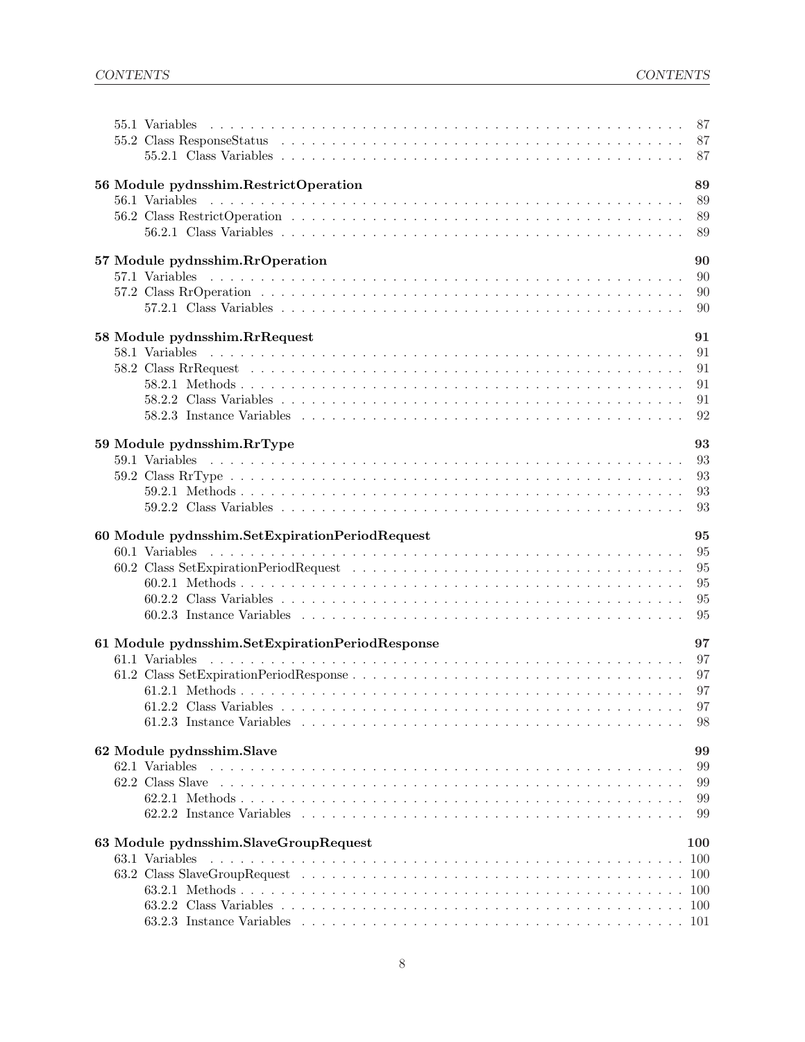55.1 Variables . . . . . . . . . . . . . . . . . . . . . . . . . . . . . . . . . . . . . . . . . 87
55.2 Class ResponseStatus . . . . . . . . . . . . . . . . . . . . . . . . . . . . . . . . . . . 87
55.2.1 Class Variables . . . . . . . . . . . . . . . . . . . . . . . . . . . . . . . . . . 87

**56 Module pydnsshim.RestrictOperation 89**
56.1 Variables . . . . . . . . . . . . . . . . . . . . . . . . . . . . . . . . . . . . . . . . . 89
56.2 Class RestrictOperation . . . . . . . . . . . . . . . . . . . . . . . . . . . . . . . . . 89
56.2.1 Class Variables . . . . . . . . . . . . . . . . . . . . . . . . . . . . . . . . . . 89

**57 Module pydnsshim.RrOperation 90**
57.1 Variables . . . . . . . . . . . . . . . . . . . . . . . . . . . . . . . . . . . . . . . . . 90
57.2 Class RrOperation . . . . . . . . . . . . . . . . . . . . . . . . . . . . . . . . . . . . 90
57.2.1 Class Variables . . . . . . . . . . . . . . . . . . . . . . . . . . . . . . . . . . 90

**58 Module pydnsshim.RrRequest 91**
58.1 Variables . . . . . . . . . . . . . . . . . . . . . . . . . . . . . . . . . . . . . . . . . 91
58.2 Class RrRequest . . . . . . . . . . . . . . . . . . . . . . . . . . . . . . . . . . . . . 91
58.2.1 Methods . . . . . . . . . . . . . . . . . . . . . . . . . . . . . . . . . . . . . . 91
58.2.2 Class Variables . . . . . . . . . . . . . . . . . . . . . . . . . . . . . . . . . . 91
58.2.3 Instance Variables . . . . . . . . . . . . . . . . . . . . . . . . . . . . . . . . 92

**59 Module pydnsshim.RrType 93**
59.1 Variables . . . . . . . . . . . . . . . . . . . . . . . . . . . . . . . . . . . . . . . . . 93
59.2 Class RrType . . . . . . . . . . . . . . . . . . . . . . . . . . . . . . . . . . . . . . . 93
59.2.1 Methods . . . . . . . . . . . . . . . . . . . . . . . . . . . . . . . . . . . . . . 93
59.2.2 Class Variables . . . . . . . . . . . . . . . . . . . . . . . . . . . . . . . . . . 93

**60 Module pydnsshim.SetExpirationPeriodRequest 95**
60.1 Variables . . . . . . . . . . . . . . . . . . . . . . . . . . . . . . . . . . . . . . . . . 95
60.2 Class SetExpirationPeriodRequest . . . . . . . . . . . . . . . . . . . . . . . . . . . . 95
60.2.1 Methods . . . . . . . . . . . . . . . . . . . . . . . . . . . . . . . . . . . . . . 95
60.2.2 Class Variables . . . . . . . . . . . . . . . . . . . . . . . . . . . . . . . . . . 95
60.2.3 Instance Variables . . . . . . . . . . . . . . . . . . . . . . . . . . . . . . . . 95

**61 Module pydnsshim.SetExpirationPeriodResponse 97**
61.1 Variables . . . . . . . . . . . . . . . . . . . . . . . . . . . . . . . . . . . . . . . . . 97
61.2 Class SetExpirationPeriodResponse . . . . . . . . . . . . . . . . . . . . . . . . . . . 97
61.2.1 Methods . . . . . . . . . . . . . . . . . . . . . . . . . . . . . . . . . . . . . . 97
61.2.2 Class Variables . . . . . . . . . . . . . . . . . . . . . . . . . . . . . . . . . . 97
61.2.3 Instance Variables . . . . . . . . . . . . . . . . . . . . . . . . . . . . . . . . 98

**62 Module pydnsshim.Slave 99**
62.1 Variables . . . . . . . . . . . . . . . . . . . . . . . . . . . . . . . . . . . . . . . . . 99
62.2 Class Slave . . . . . . . . . . . . . . . . . . . . . . . . . . . . . . . . . . . . . . . . 99
62.2.1 Methods . . . . . . . . . . . . . . . . . . . . . . . . . . . . . . . . . . . . . . 99
62.2.2 Instance Variables . . . . . . . . . . . . . . . . . . . . . . . . . . . . . . . . 99

**63 Module pydnsshim.SlaveGroupRequest 100**
63.1 Variables . . . . . . . . . . . . . . . . . . . . . . . . . . . . . . . . . . . . . . . . . 100
63.2 Class SlaveGroupRequest . . . . . . . . . . . . . . . . . . . . . . . . . . . . . . . . . 100
63.2.1 Methods . . . . . . . . . . . . . . . . . . . . . . . . . . . . . . . . . . . . . . 100
63.2.2 Class Variables . . . . . . . . . . . . . . . . . . . . . . . . . . . . . . . . . . 100
63.2.3 Instance Variables . . . . . . . . . . . . . . . . . . . . . . . . . . . . . . . . 101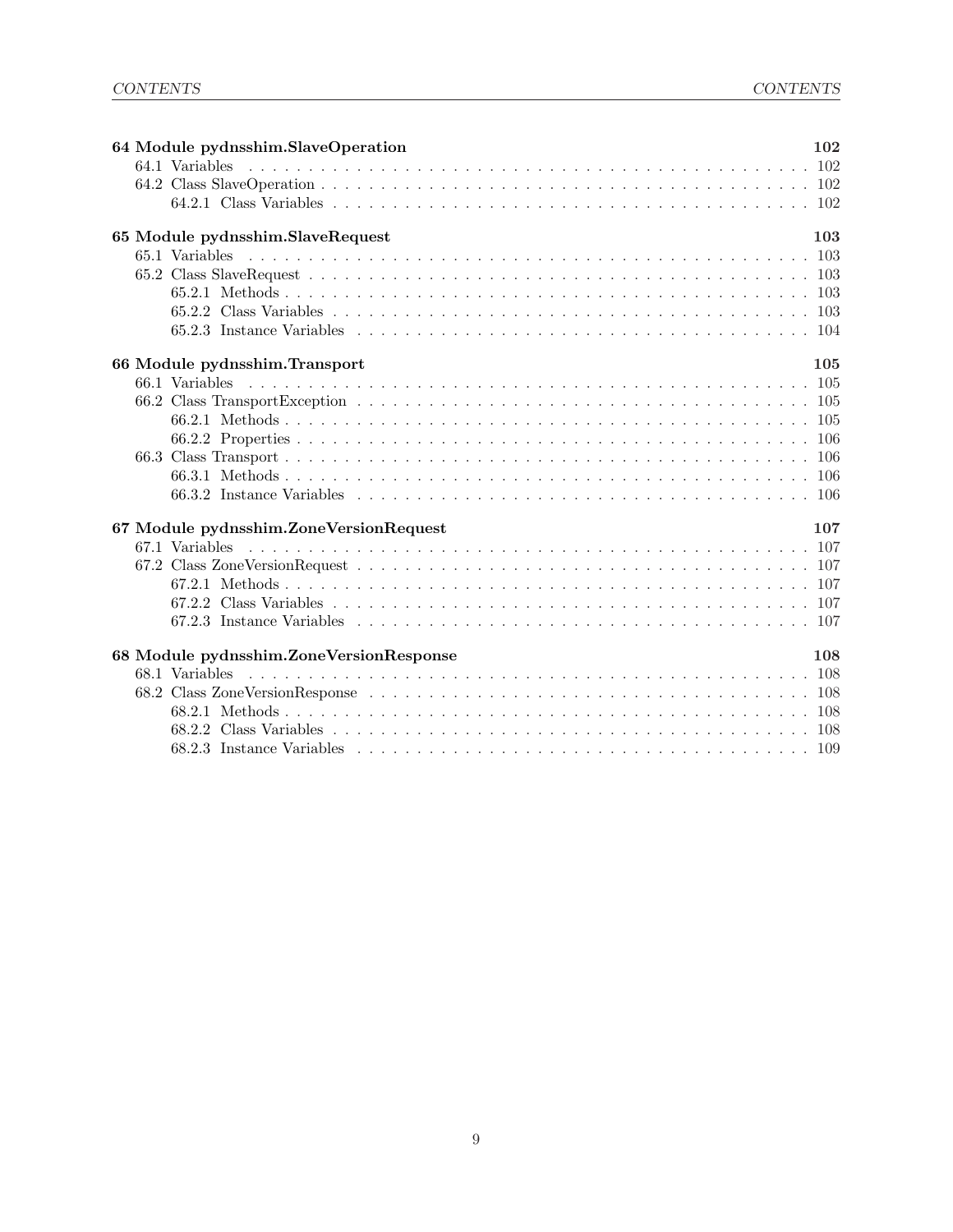**64 Module pydnsshim.SlaveOperation** 102

- 64.1 Variables . . . . . . . . . . 102
- 64.2 Class SlaveOperation . . . . . . . . . . 102
  - 64.2.1 Class Variables . . . . . . . . . . 102

**65 Module pydnsshim.SlaveRequest** 103

- 65.1 Variables . . . . . . . . . . 103
- 65.2 Class SlaveRequest . . . . . . . . . . 103
  - 65.2.1 Methods . . . . . . . . . . 103
  - 65.2.2 Class Variables . . . . . . . . . . 103
  - 65.2.3 Instance Variables . . . . . . . . . . 104

**66 Module pydnsshim.Transport** 105

- 66.1 Variables . . . . . . . . . . 105
- 66.2 Class TransportException . . . . . . . . . . 105
  - 66.2.1 Methods . . . . . . . . . . 105
  - 66.2.2 Properties . . . . . . . . . . 106
- 66.3 Class Transport . . . . . . . . . . 106
  - 66.3.1 Methods . . . . . . . . . . 106
  - 66.3.2 Instance Variables . . . . . . . . . . 106

**67 Module pydnsshim.ZoneVersionRequest** 107

- 67.1 Variables . . . . . . . . . . 107
- 67.2 Class ZoneVersionRequest . . . . . . . . . . 107
  - 67.2.1 Methods . . . . . . . . . . 107
  - 67.2.2 Class Variables . . . . . . . . . . 107
  - 67.2.3 Instance Variables . . . . . . . . . . 107

**68 Module pydnsshim.ZoneVersionResponse** 108

- 68.1 Variables . . . . . . . . . . 108
- 68.2 Class ZoneVersionResponse . . . . . . . . . . 108
  - 68.2.1 Methods . . . . . . . . . . 108
  - 68.2.2 Class Variables . . . . . . . . . . 108
  - 68.2.3 Instance Variables . . . . . . . . . . 109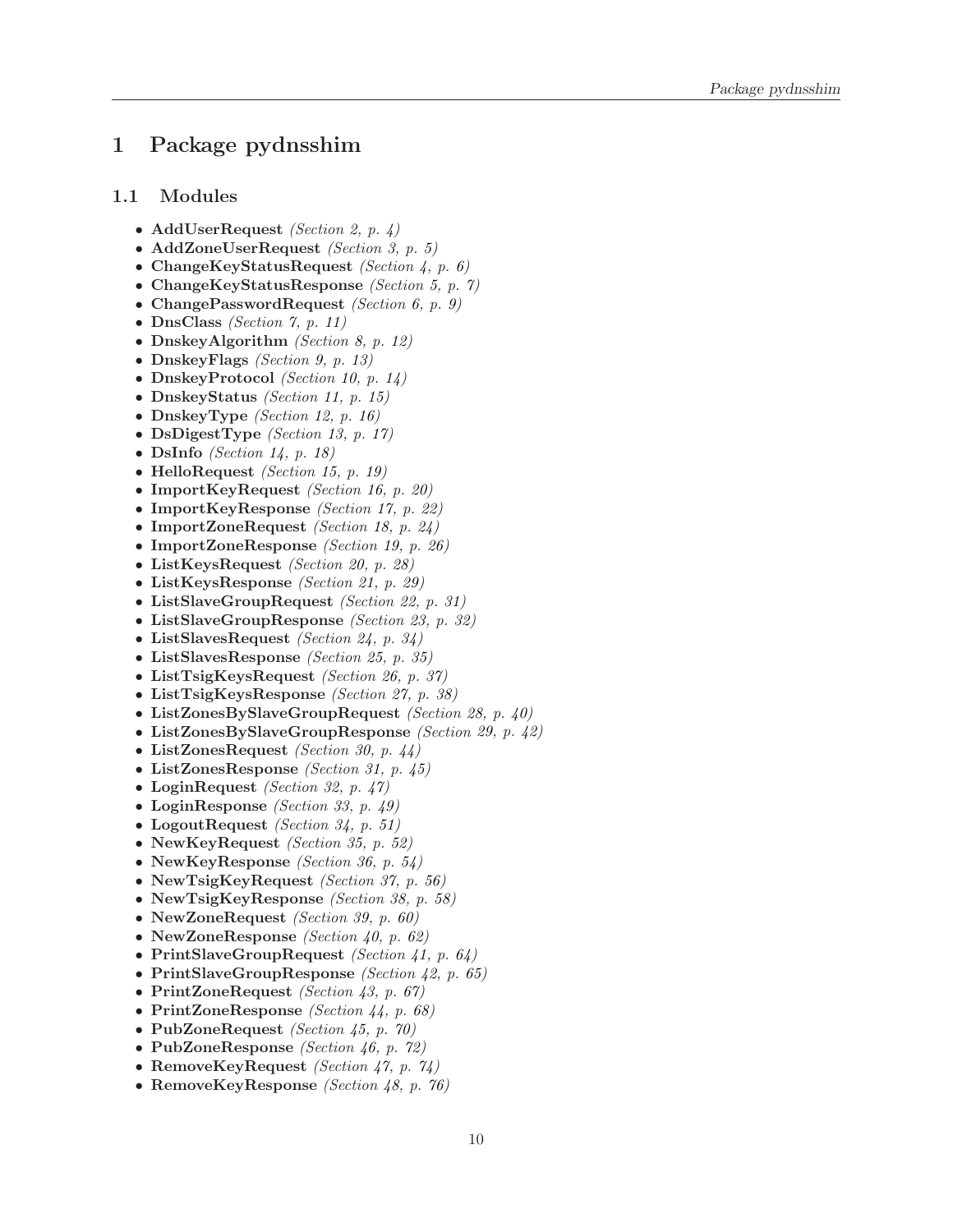# 1 Package pydnsshim

## 1.1 Modules

- **AddUserRequest** *(Section 2, p. 4)*
- **AddZoneUserRequest** *(Section 3, p. 5)*
- **ChangeKeyStatusRequest** *(Section 4, p. 6)*
- **ChangeKeyStatusResponse** *(Section 5, p. 7)*
- **ChangePasswordRequest** *(Section 6, p. 9)*
- **DnsClass** *(Section 7, p. 11)*
- **DnskeyAlgorithm** *(Section 8, p. 12)*
- **DnskeyFlags** *(Section 9, p. 13)*
- **DnskeyProtocol** *(Section 10, p. 14)*
- **DnskeyStatus** *(Section 11, p. 15)*
- **DnskeyType** *(Section 12, p. 16)*
- **DsDigestType** *(Section 13, p. 17)*
- **DsInfo** *(Section 14, p. 18)*
- **HelloRequest** *(Section 15, p. 19)*
- **ImportKeyRequest** *(Section 16, p. 20)*
- **ImportKeyResponse** *(Section 17, p. 22)*
- **ImportZoneRequest** *(Section 18, p. 24)*
- **ImportZoneResponse** *(Section 19, p. 26)*
- **ListKeysRequest** *(Section 20, p. 28)*
- **ListKeysResponse** *(Section 21, p. 29)*
- **ListSlaveGroupRequest** *(Section 22, p. 31)*
- **ListSlaveGroupResponse** *(Section 23, p. 32)*
- **ListSlavesRequest** *(Section 24, p. 34)*
- **ListSlavesResponse** *(Section 25, p. 35)*
- **ListTsigKeysRequest** *(Section 26, p. 37)*
- **ListTsigKeysResponse** *(Section 27, p. 38)*
- **ListZonesBySlaveGroupRequest** *(Section 28, p. 40)*
- **ListZonesBySlaveGroupResponse** *(Section 29, p. 42)*
- **ListZonesRequest** *(Section 30, p. 44)*
- **ListZonesResponse** *(Section 31, p. 45)*
- **LoginRequest** *(Section 32, p. 47)*
- **LoginResponse** *(Section 33, p. 49)*
- **LogoutRequest** *(Section 34, p. 51)*
- **NewKeyRequest** *(Section 35, p. 52)*
- **NewKeyResponse** *(Section 36, p. 54)*
- **NewTsigKeyRequest** *(Section 37, p. 56)*
- **NewTsigKeyResponse** *(Section 38, p. 58)*
- **NewZoneRequest** *(Section 39, p. 60)*
- **NewZoneResponse** *(Section 40, p. 62)*
- **PrintSlaveGroupRequest** *(Section 41, p. 64)*
- **PrintSlaveGroupResponse** *(Section 42, p. 65)*
- **PrintZoneRequest** *(Section 43, p. 67)*
- **PrintZoneResponse** *(Section 44, p. 68)*
- **PubZoneRequest** *(Section 45, p. 70)*
- **PubZoneResponse** *(Section 46, p. 72)*
- **RemoveKeyRequest** *(Section 47, p. 74)*
- **RemoveKeyResponse** *(Section 48, p. 76)*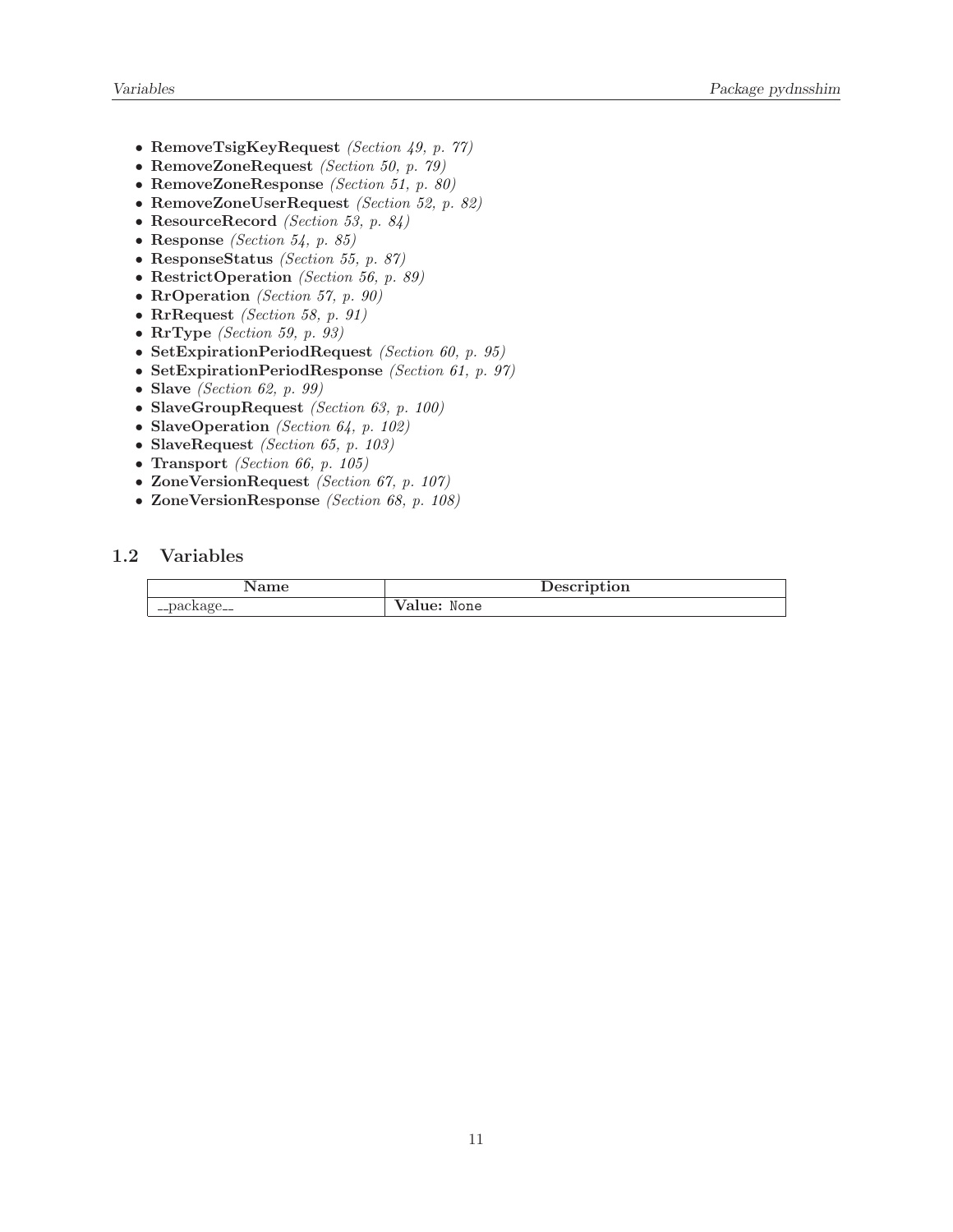- **RemoveTsigKeyRequest** *(Section 49, p. 77)*
- **RemoveZoneRequest** *(Section 50, p. 79)*
- **RemoveZoneResponse** *(Section 51, p. 80)*
- **RemoveZoneUserRequest** *(Section 52, p. 82)*
- **ResourceRecord** *(Section 53, p. 84)*
- **Response** *(Section 54, p. 85)*
- **ResponseStatus** *(Section 55, p. 87)*
- **RestrictOperation** *(Section 56, p. 89)*
- **RrOperation** *(Section 57, p. 90)*
- **RrRequest** *(Section 58, p. 91)*
- **RrType** *(Section 59, p. 93)*
- **SetExpirationPeriodRequest** *(Section 60, p. 95)*
- **SetExpirationPeriodResponse** *(Section 61, p. 97)*
- **Slave** *(Section 62, p. 99)*
- **SlaveGroupRequest** *(Section 63, p. 100)*
- **SlaveOperation** *(Section 64, p. 102)*
- **SlaveRequest** *(Section 65, p. 103)*
- **Transport** *(Section 66, p. 105)*
- **ZoneVersionRequest** *(Section 67, p. 107)*
- **ZoneVersionResponse** *(Section 68, p. 108)*

## 1.2 Variables

| Name | Description |
| --- | --- |
| __package__ | **Value:** `None` |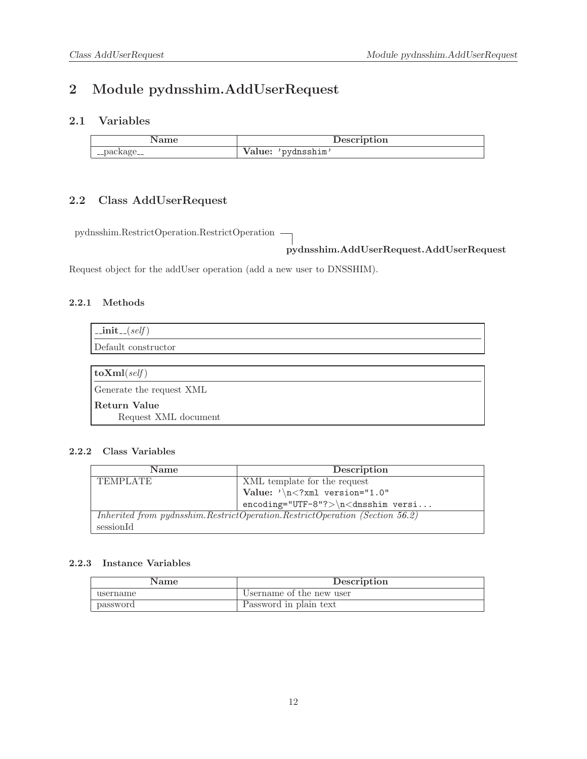# 2 Module pydnsshim.AddUserRequest

## 2.1 Variables

| Name | Description |
|---|---|
| __package__ | **Value:** 'pydnsshim' |

## 2.2 Class AddUserRequest

pydnsshim.RestrictOperation.RestrictOperation
&nbsp;&nbsp;&nbsp;&nbsp;**pydnsshim.AddUserRequest.AddUserRequest**

Request object for the addUser operation (add a new user to DNSSHIM).

### 2.2.1 Methods

**__init__**(*self*)

Default constructor

**toXml**(*self*)

Generate the request XML

**Return Value**

Request XML document

### 2.2.2 Class Variables

| Name | Description |
|---|---|
| TEMPLATE | XML template for the request<br>**Value:** `'\n<?xml version="1.0" encoding="UTF-8"?>\n<dnsshim versi...` |
| *Inherited from pydnsshim.RestrictOperation.RestrictOperation (Section 56.2)*<br>sessionId | |

### 2.2.3 Instance Variables

| Name | Description |
|---|---|
| username | Username of the new user |
| password | Password in plain text |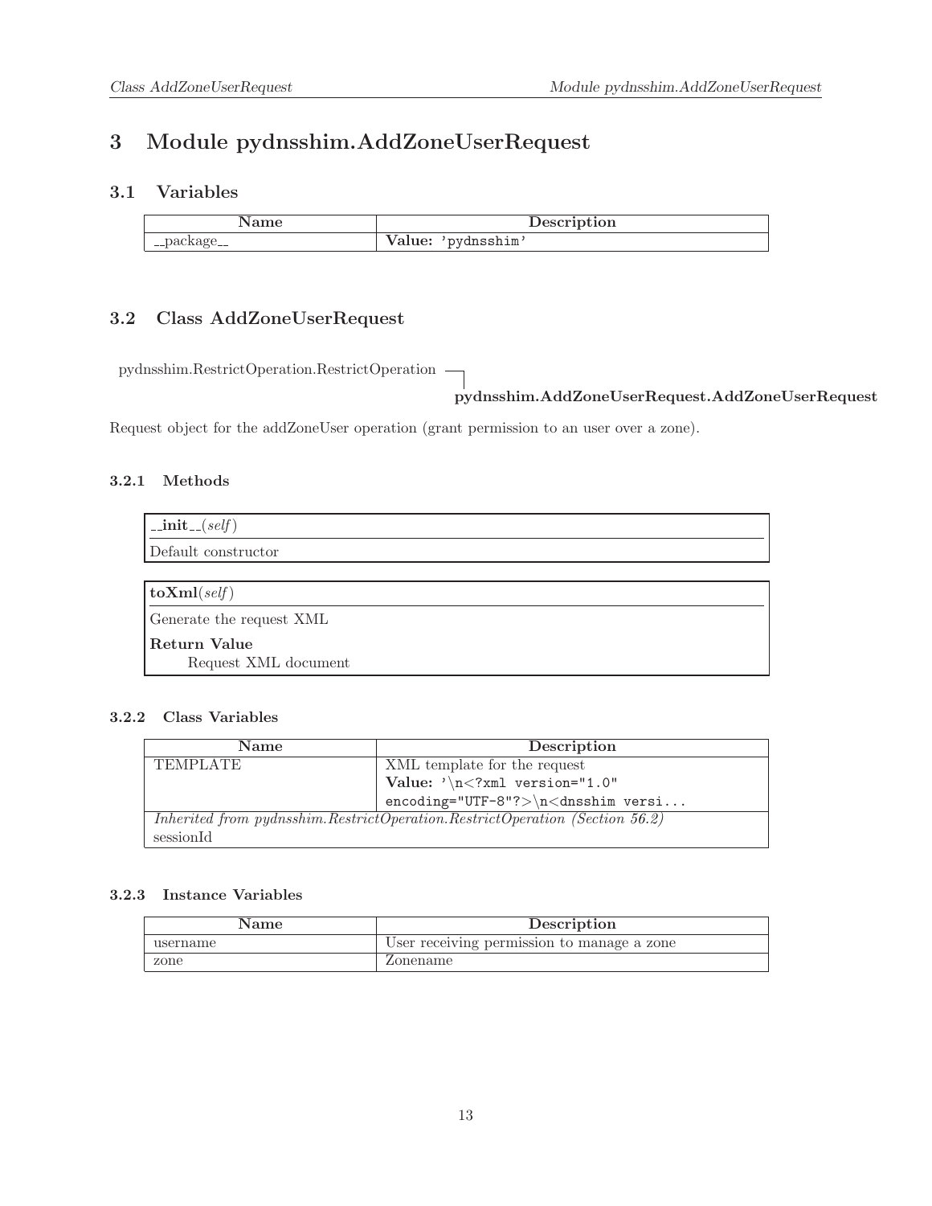# 3 Module pydnsshim.AddZoneUserRequest

## 3.1 Variables

| Name | Description |
|---|---|
| __package__ | **Value:** `'pydnsshim'` |

## 3.2 Class AddZoneUserRequest

pydnsshim.RestrictOperation.RestrictOperation
  └ **pydnsshim.AddZoneUserRequest.AddZoneUserRequest**

Request object for the addZoneUser operation (grant permission to an user over a zone).

### 3.2.1 Methods

**__init__**(*self*)

Default constructor

**toXml**(*self*)

Generate the request XML

**Return Value**

Request XML document

### 3.2.2 Class Variables

| Name | Description |
|---|---|
| TEMPLATE | XML template for the request<br>**Value:** `'\n<?xml version="1.0" encoding="UTF-8"?>\n<dnsshim versi...` |
| *Inherited from pydnsshim.RestrictOperation.RestrictOperation (Section 56.2)*<br>sessionId | |

### 3.2.3 Instance Variables

| Name | Description |
|---|---|
| username | User receiving permission to manage a zone |
| zone | Zonename |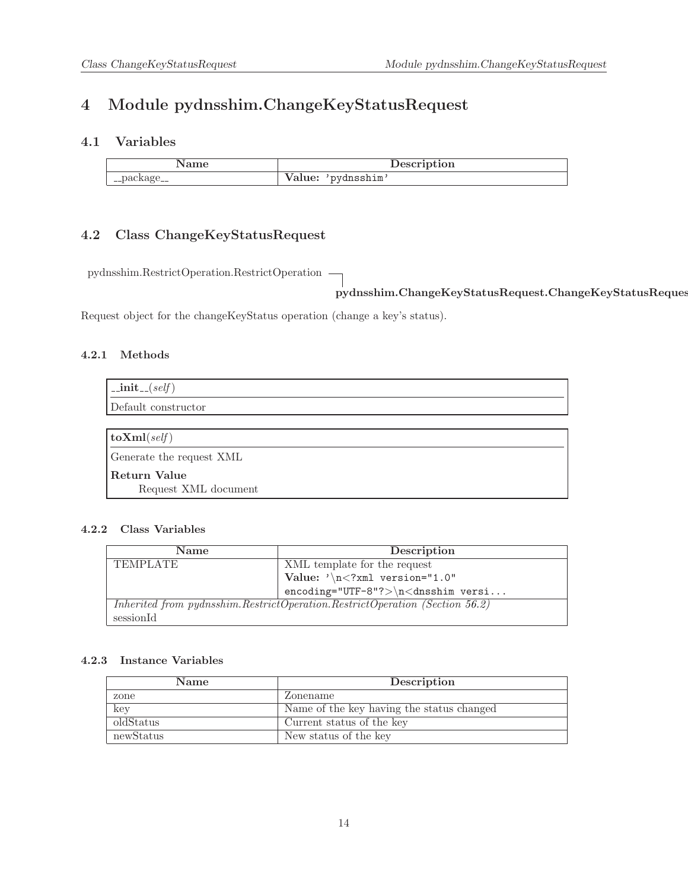# 4 Module pydnsshim.ChangeKeyStatusRequest

## 4.1 Variables

| Name | Description |
| --- | --- |
| __package__ | **Value:** 'pydnsshim' |

## 4.2 Class ChangeKeyStatusRequest

pydnsshim.RestrictOperation.RestrictOperation
└ **pydnsshim.ChangeKeyStatusRequest.ChangeKeyStatusReques**

Request object for the changeKeyStatus operation (change a key's status).

### 4.2.1 Methods

**__init__**(*self*)

Default constructor

**toXml**(*self*)

Generate the request XML

**Return Value**

Request XML document

### 4.2.2 Class Variables

| Name | Description |
| --- | --- |
| TEMPLATE | XML template for the request **Value:** `'\n<?xml version="1.0" encoding="UTF-8"?>\n<dnsshim versi...` |
| *Inherited from pydnsshim.RestrictOperation.RestrictOperation (Section 56.2)* sessionId | |

### 4.2.3 Instance Variables

| Name | Description |
| --- | --- |
| zone | Zonename |
| key | Name of the key having the status changed |
| oldStatus | Current status of the key |
| newStatus | New status of the key |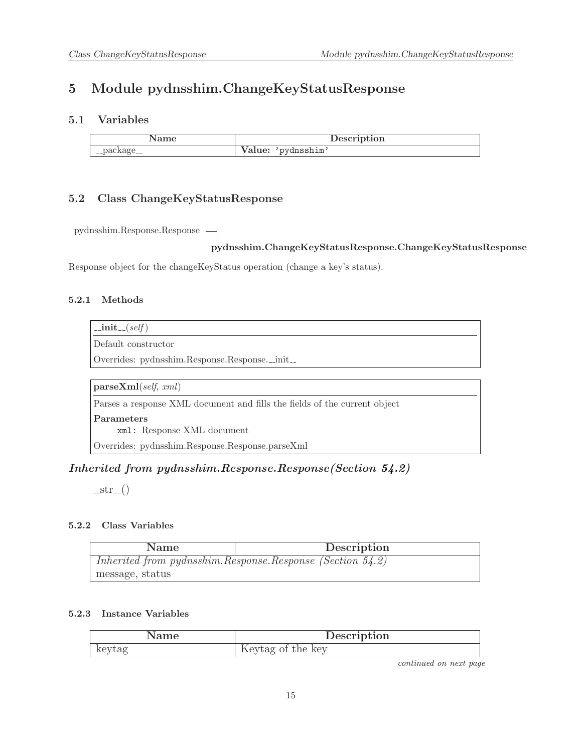# 5 Module pydnsshim.ChangeKeyStatusResponse

## 5.1 Variables

| Name | Description |
| --- | --- |
| __package__ | **Value:** 'pydnsshim' |

## 5.2 Class ChangeKeyStatusResponse

pydnsshim.Response.Response
└ **pydnsshim.ChangeKeyStatusResponse.ChangeKeyStatusResponse**

Response object for the changeKeyStatus operation (change a key's status).

### 5.2.1 Methods

**__init__**(*self*)

Default constructor

Overrides: pydnsshim.Response.Response.__init__

**parseXml**(*self*, *xml*)

Parses a response XML document and fills the fields of the current object

**Parameters**

`xml`: Response XML document

Overrides: pydnsshim.Response.Response.parseXml

***Inherited from pydnsshim.Response.Response(Section 54.2)***

__str__()

### 5.2.2 Class Variables

| Name | Description |
| --- | --- |
| *Inherited from pydnsshim.Response.Response (Section 54.2)* | |
| message, status | |

### 5.2.3 Instance Variables

| Name | Description |
| --- | --- |
| keytag | Keytag of the key |

*continued on next page*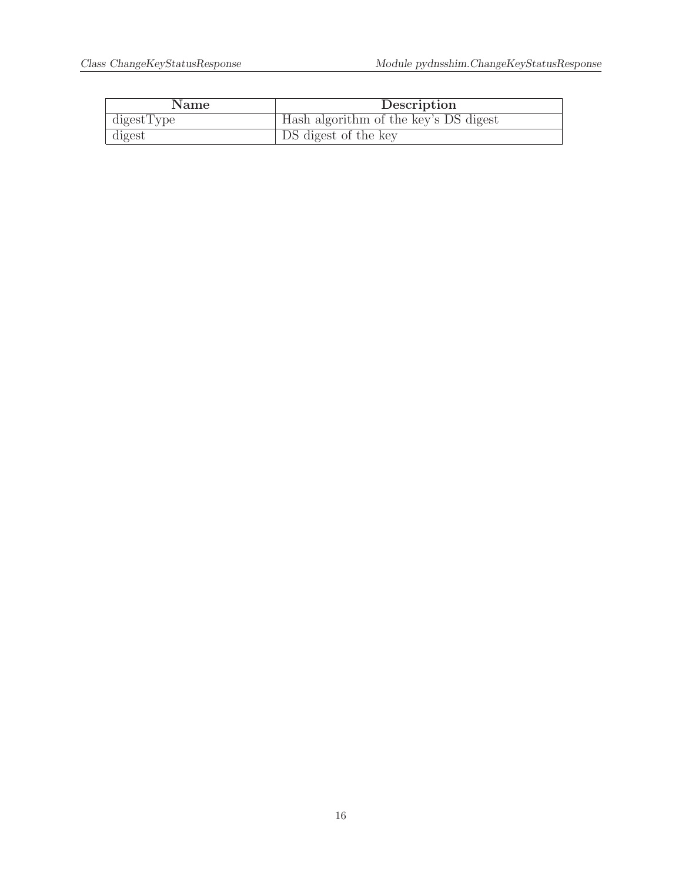| Name | Description |
| --- | --- |
| digestType | Hash algorithm of the key's DS digest |
| digest | DS digest of the key |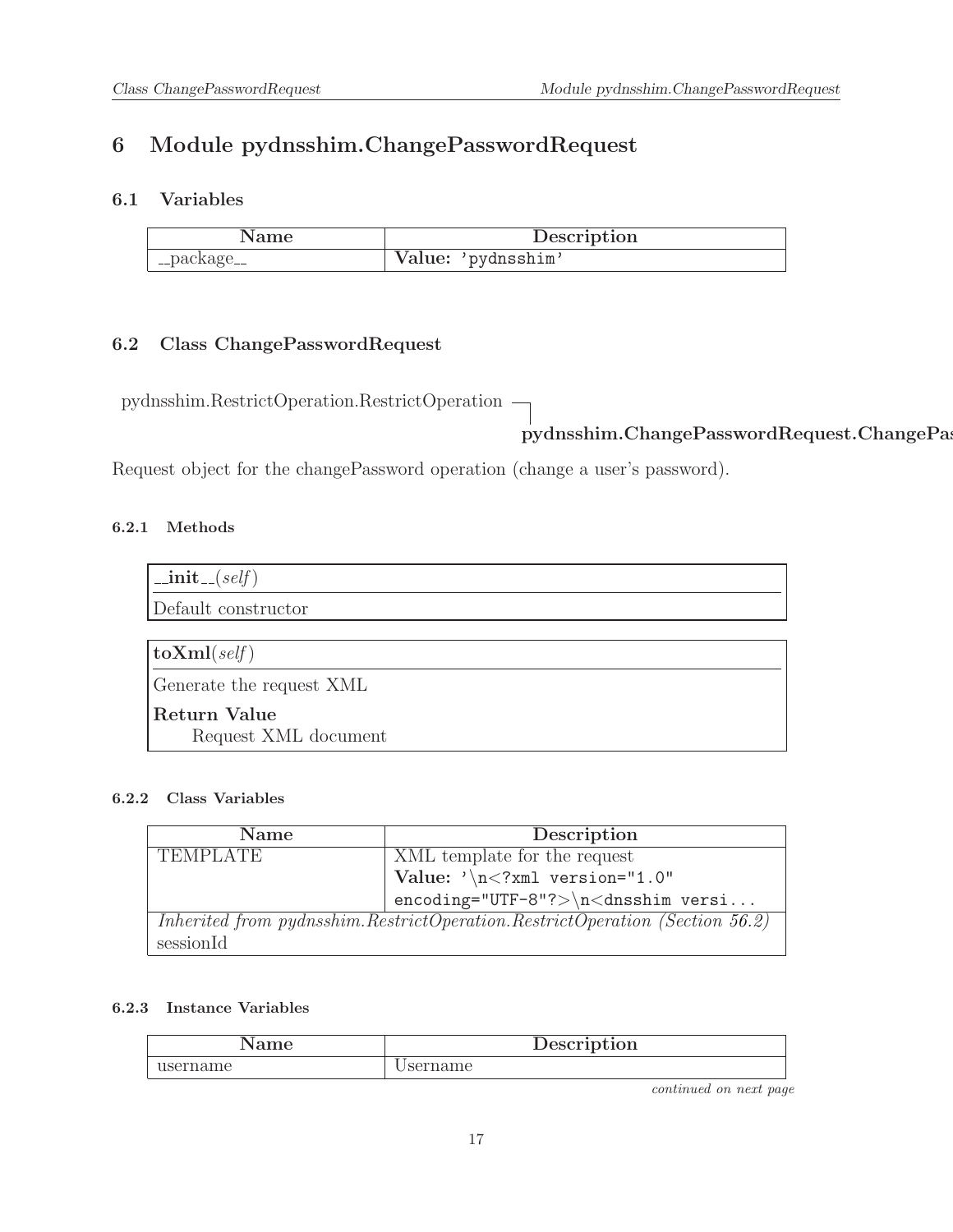# 6 Module pydnsshim.ChangePasswordRequest

## 6.1 Variables

| Name | Description |
| --- | --- |
| __package__ | **Value:** 'pydnsshim' |

## 6.2 Class ChangePasswordRequest

pydnsshim.RestrictOperation.RestrictOperation
└ **pydnsshim.ChangePasswordRequest.ChangePas**

Request object for the changePassword operation (change a user's password).

### 6.2.1 Methods

**__init__**(*self*)

Default constructor

---

**toXml**(*self*)

Generate the request XML

**Return Value**

Request XML document

### 6.2.2 Class Variables

| Name | Description |
| --- | --- |
| TEMPLATE | XML template for the request<br>**Value:** '\n<?xml version="1.0" encoding="UTF-8"?>\n<dnsshim versi... |
| *Inherited from pydnsshim.RestrictOperation.RestrictOperation (Section 56.2)*<br>sessionId | |

### 6.2.3 Instance Variables

| Name | Description |
| --- | --- |
| username | Username |

*continued on next page*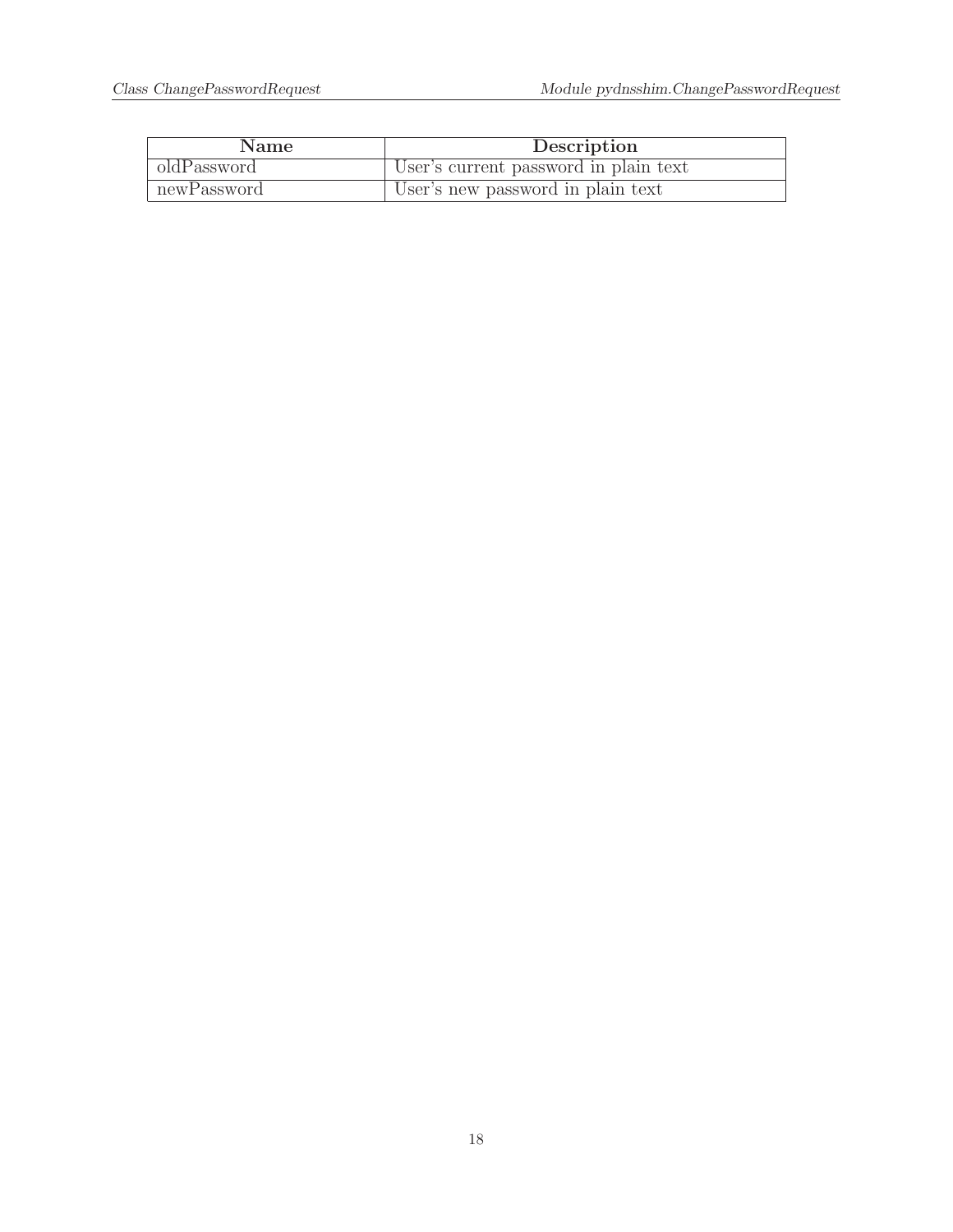| Name | Description |
|---|---|
| oldPassword | User's current password in plain text |
| newPassword | User's new password in plain text |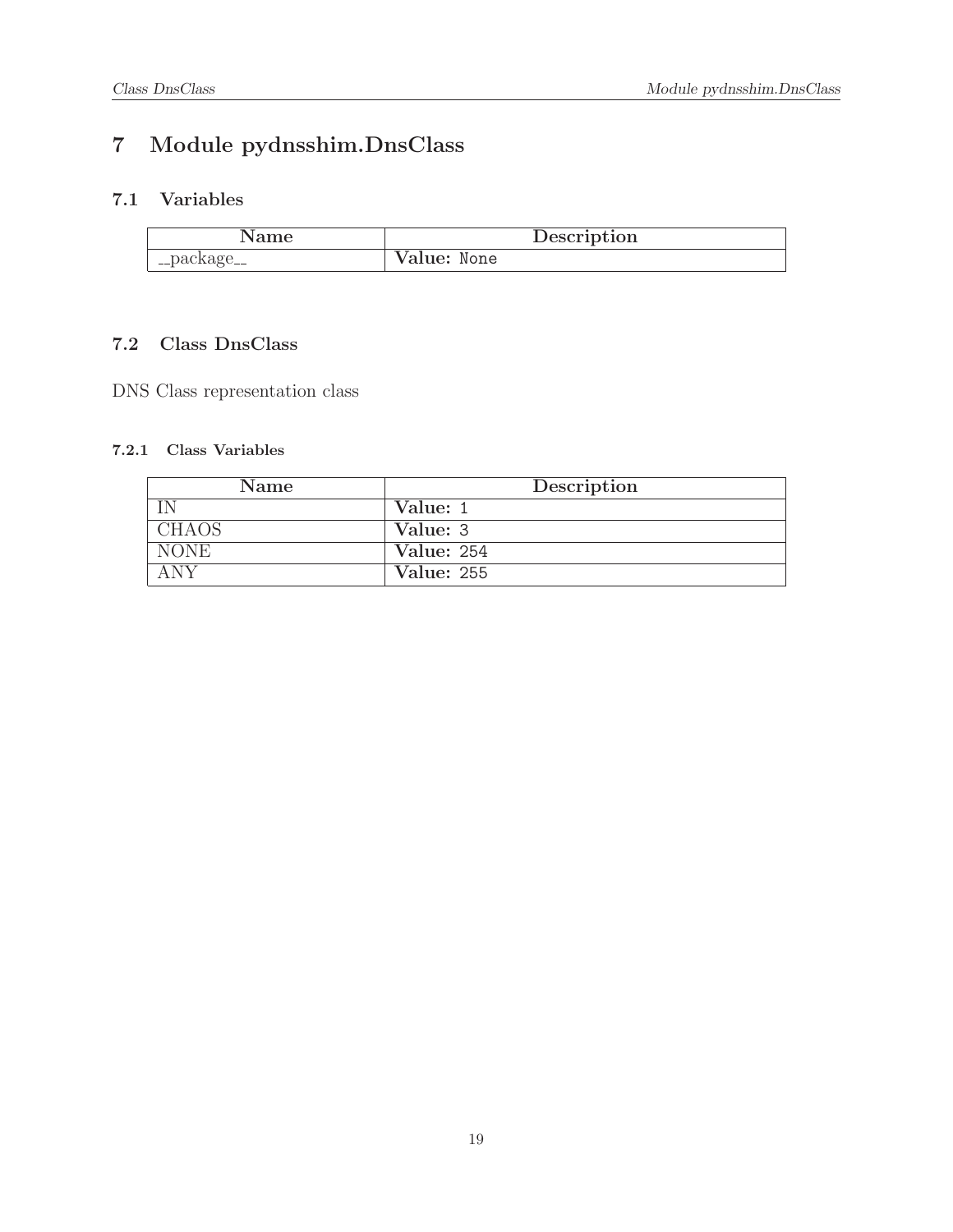# 7 Module pydnsshim.DnsClass

## 7.1 Variables

| Name | Description |
|---|---|
| __package__ | **Value:** `None` |

## 7.2 Class DnsClass

DNS Class representation class

### 7.2.1 Class Variables

| Name | Description |
|---|---|
| IN | **Value:** `1` |
| CHAOS | **Value:** `3` |
| NONE | **Value:** `254` |
| ANY | **Value:** `255` |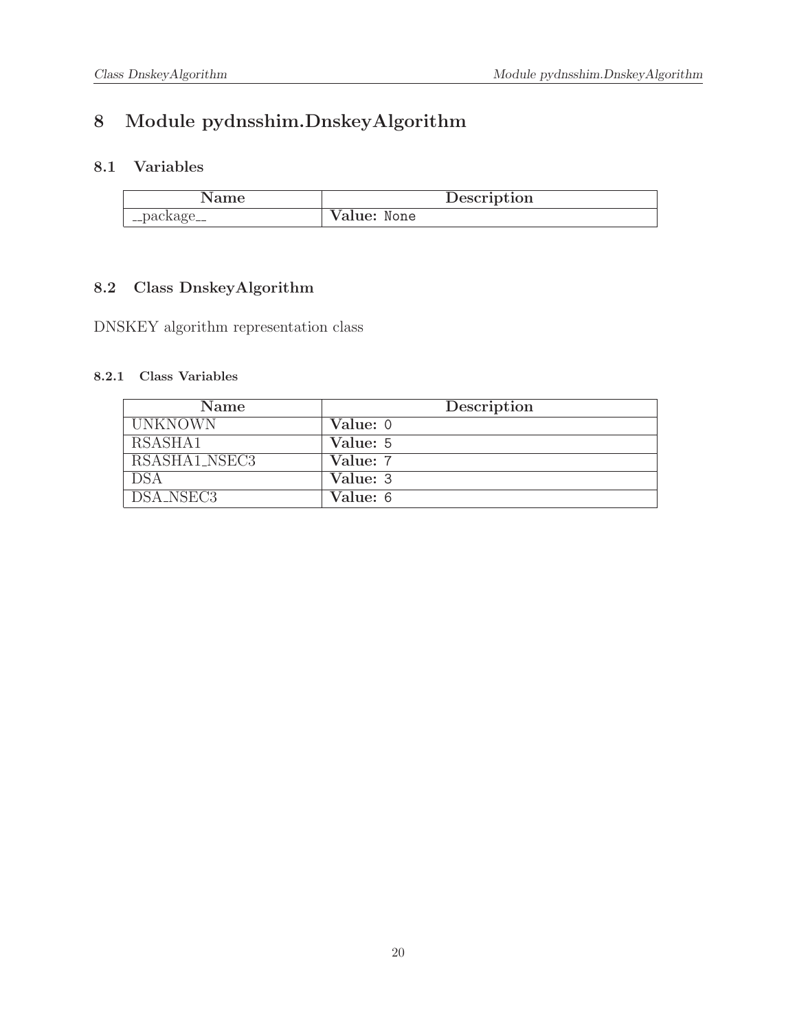# 8 Module pydnsshim.DnskeyAlgorithm

## 8.1 Variables

| Name | Description |
|---|---|
| __package__ | **Value:** `None` |

## 8.2 Class DnskeyAlgorithm

DNSKEY algorithm representation class

### 8.2.1 Class Variables

| Name | Description |
|---|---|
| UNKNOWN | **Value:** `0` |
| RSASHA1 | **Value:** `5` |
| RSASHA1_NSEC3 | **Value:** `7` |
| DSA | **Value:** `3` |
| DSA_NSEC3 | **Value:** `6` |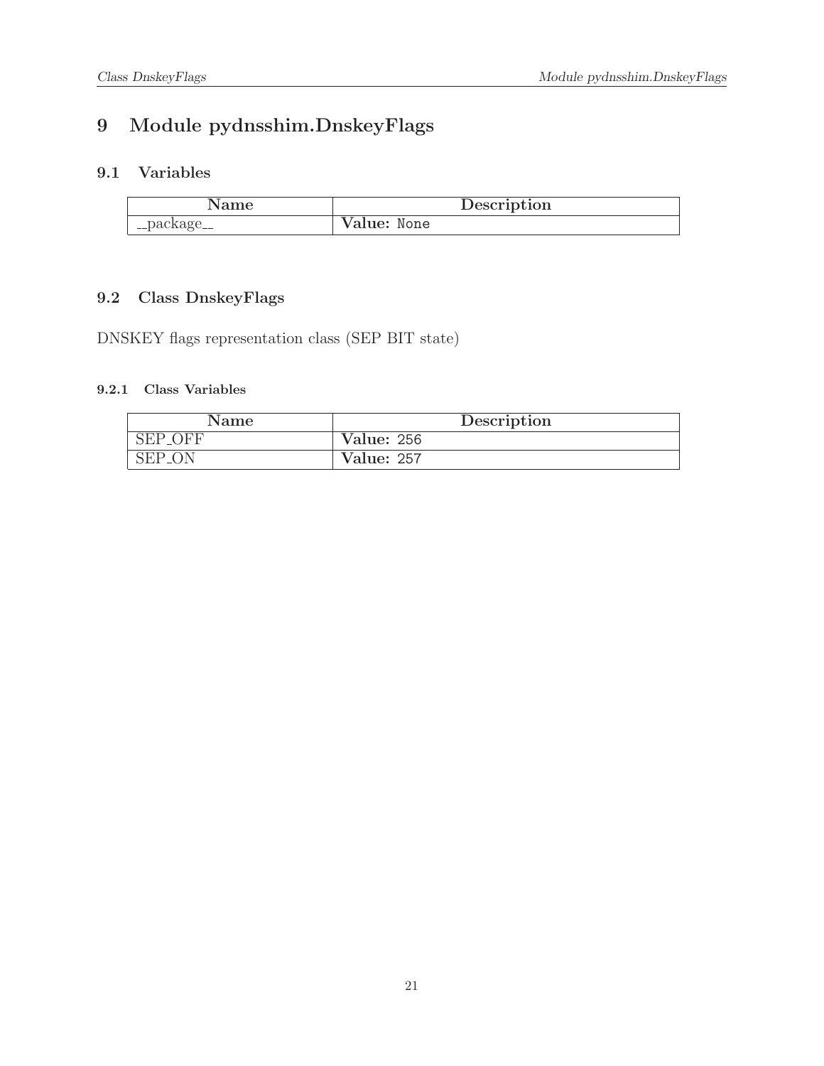# 9 Module pydnsshim.DnskeyFlags

## 9.1 Variables

| Name | Description |
| --- | --- |
| __package__ | **Value:** `None` |

## 9.2 Class DnskeyFlags

DNSKEY flags representation class (SEP BIT state)

### 9.2.1 Class Variables

| Name | Description |
| --- | --- |
| SEP_OFF | **Value:** `256` |
| SEP_ON | **Value:** `257` |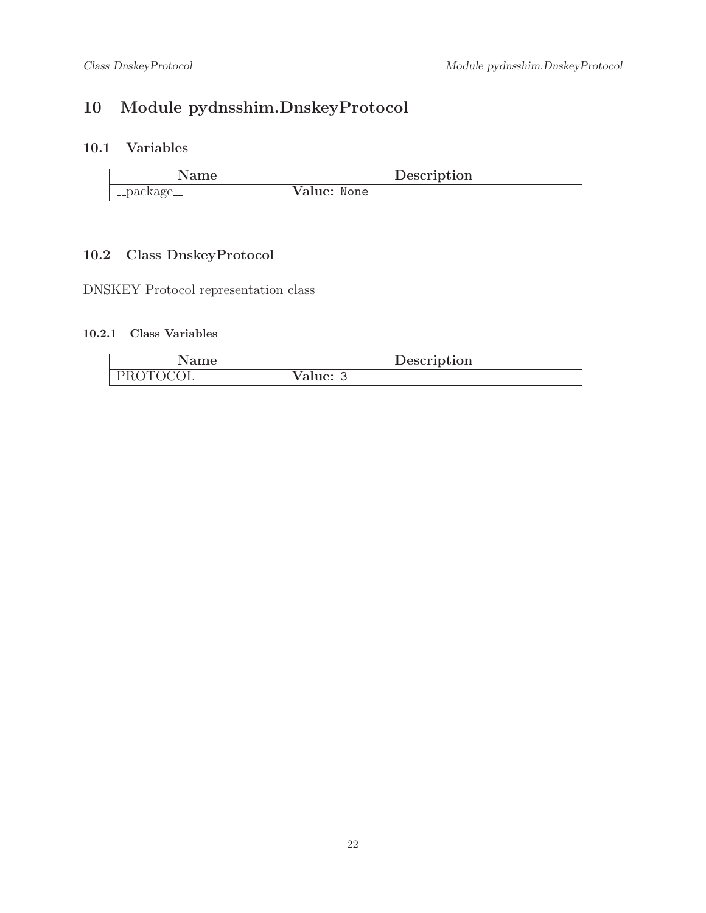# 10 Module pydnsshim.DnskeyProtocol

## 10.1 Variables

| Name | Description |
| --- | --- |
| __package__ | **Value:** `None` |

## 10.2 Class DnskeyProtocol

DNSKEY Protocol representation class

### 10.2.1 Class Variables

| Name | Description |
| --- | --- |
| PROTOCOL | **Value:** `3` |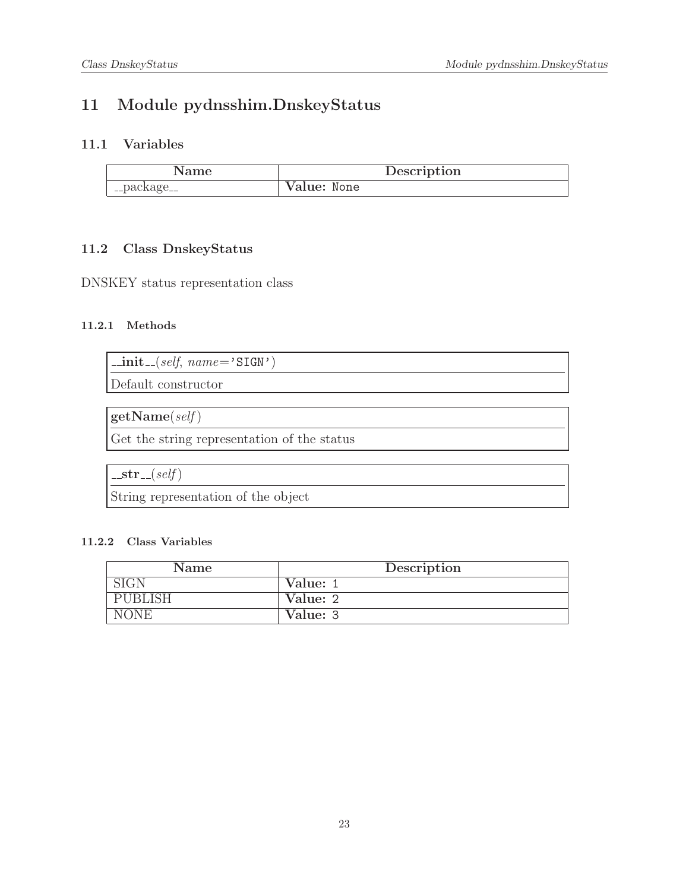# 11 Module pydnsshim.DnskeyStatus

## 11.1 Variables

| Name | Description |
|---|---|
| __package__ | **Value:** `None` |

## 11.2 Class DnskeyStatus

DNSKEY status representation class

### 11.2.1 Methods

**__init__**(*self*, *name*='SIGN')

Default constructor

**getName**(*self*)

Get the string representation of the status

**__str__**(*self*)

String representation of the object

### 11.2.2 Class Variables

| Name | Description |
|---|---|
| SIGN | **Value:** `1` |
| PUBLISH | **Value:** `2` |
| NONE | **Value:** `3` |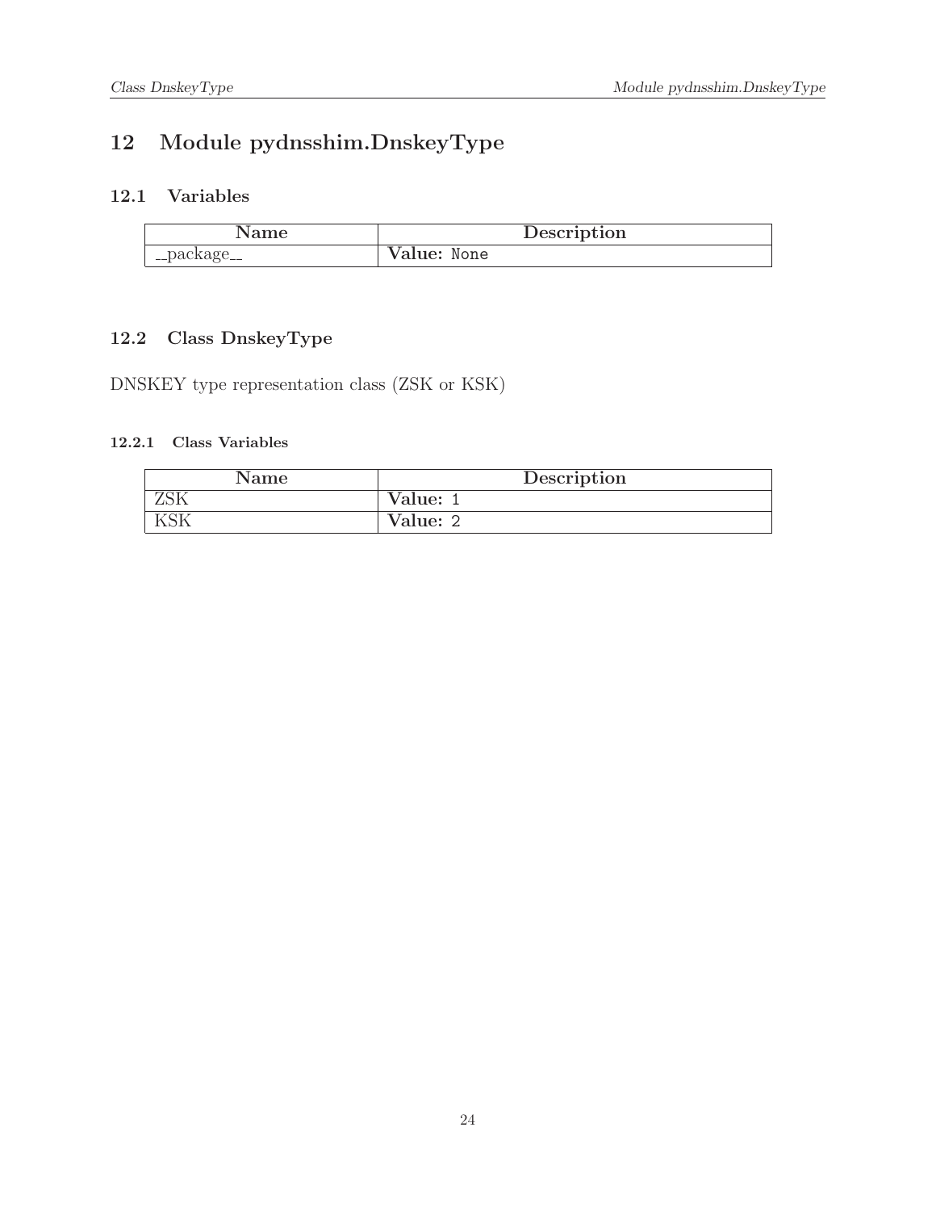# 12 Module pydnsshim.DnskeyType

## 12.1 Variables

| Name | Description |
| --- | --- |
| __package__ | **Value:** `None` |

## 12.2 Class DnskeyType

DNSKEY type representation class (ZSK or KSK)

### 12.2.1 Class Variables

| Name | Description |
| --- | --- |
| ZSK | **Value:** `1` |
| KSK | **Value:** `2` |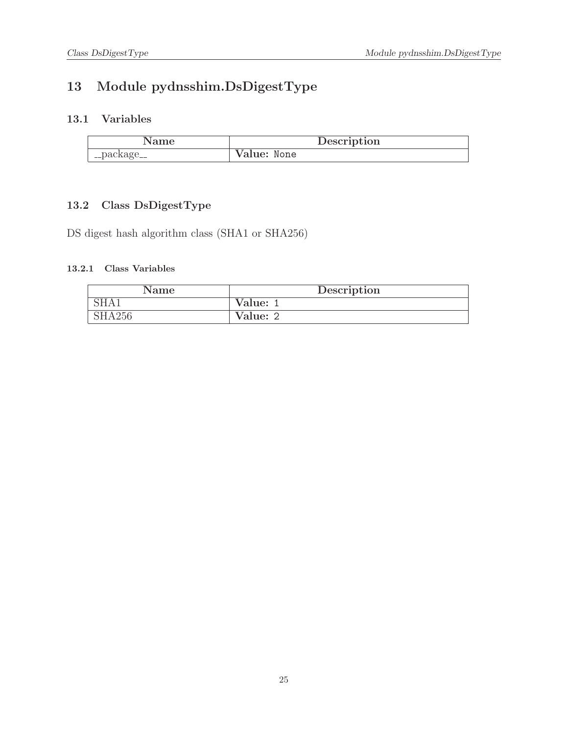# 13 Module pydnsshim.DsDigestType

## 13.1 Variables

| Name | Description |
|---|---|
| __package__ | **Value:** `None` |

## 13.2 Class DsDigestType

DS digest hash algorithm class (SHA1 or SHA256)

### 13.2.1 Class Variables

| Name | Description |
|---|---|
| SHA1 | **Value:** `1` |
| SHA256 | **Value:** `2` |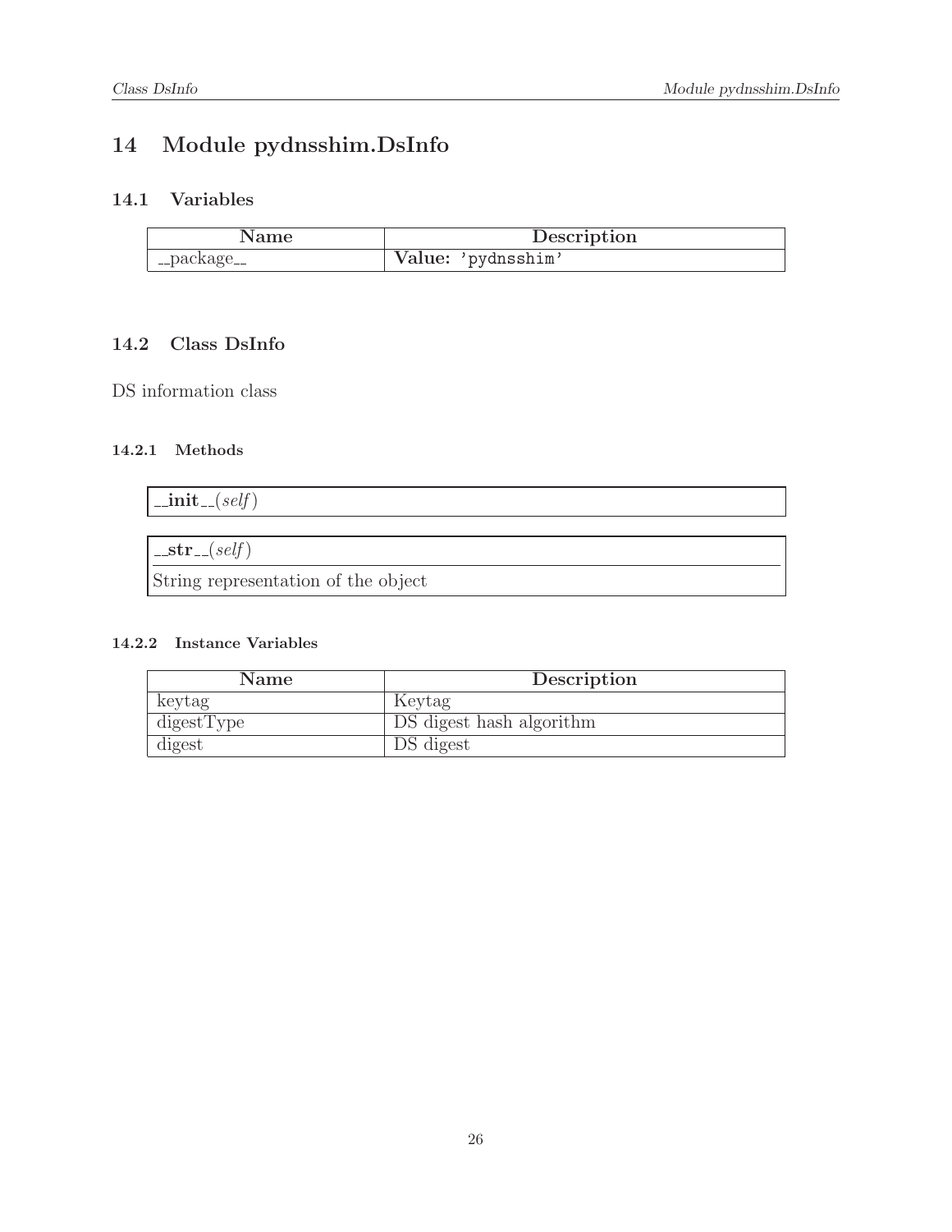# 14 Module pydnsshim.DsInfo

## 14.1 Variables

| Name | Description |
|---|---|
| __package__ | **Value:** `'pydnsshim'` |

## 14.2 Class DsInfo

DS information class

### 14.2.1 Methods

**__init__**(*self*)

---

**__str__**(*self*)

String representation of the object

### 14.2.2 Instance Variables

| Name | Description |
|---|---|
| keytag | Keytag |
| digestType | DS digest hash algorithm |
| digest | DS digest |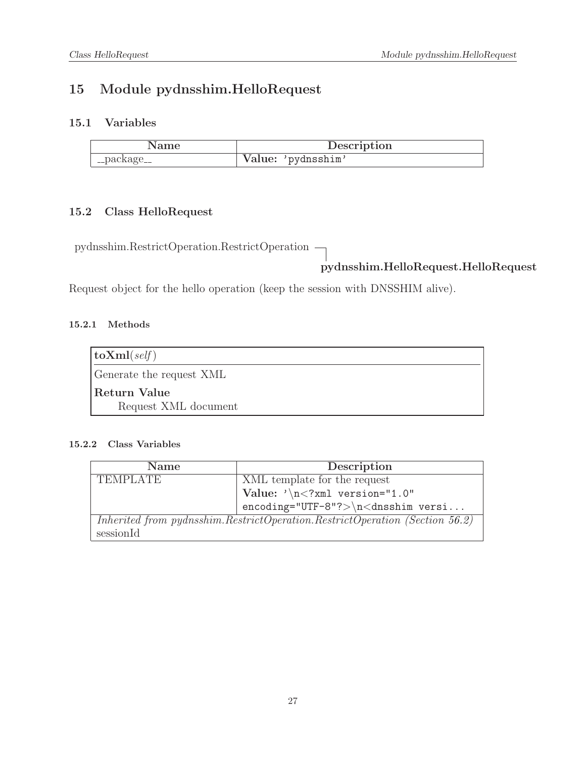# 15 Module pydnsshim.HelloRequest

## 15.1 Variables

| Name | Description |
| --- | --- |
| __package__ | **Value:** 'pydnsshim' |

## 15.2 Class HelloRequest

pydnsshim.RestrictOperation.RestrictOperation
└ **pydnsshim.HelloRequest.HelloRequest**

Request object for the hello operation (keep the session with DNSSHIM alive).

### 15.2.1 Methods

**toXml**(*self*)

Generate the request XML

**Return Value**

Request XML document

### 15.2.2 Class Variables

| Name | Description |
| --- | --- |
| TEMPLATE | XML template for the request<br>**Value:** '\n<?xml version="1.0" encoding="UTF-8"?>\n<dnsshim versi... |
| *Inherited from pydnsshim.RestrictOperation.RestrictOperation (Section 56.2)*<br>sessionId | |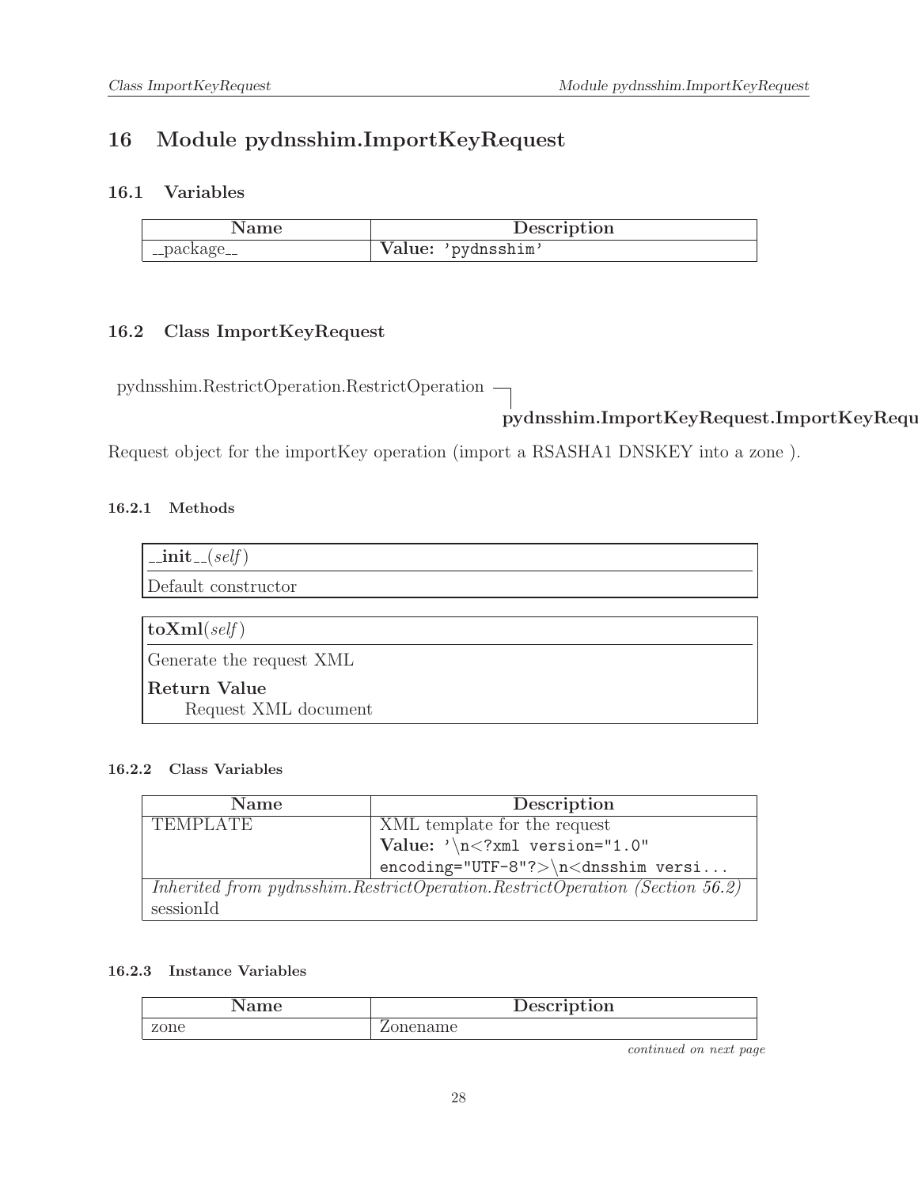# 16 Module pydnsshim.ImportKeyRequest

## 16.1 Variables

| Name | Description |
|---|---|
| __package__ | **Value:** 'pydnsshim' |

## 16.2 Class ImportKeyRequest

pydnsshim.RestrictOperation.RestrictOperation ─┐
**pydnsshim.ImportKeyRequest.ImportKeyRequ**

Request object for the importKey operation (import a RSASHA1 DNSKEY into a zone ).

### 16.2.1 Methods

**__init__**(*self*)

Default constructor

**toXml**(*self*)

Generate the request XML

**Return Value**

Request XML document

### 16.2.2 Class Variables

| Name | Description |
|---|---|
| TEMPLATE | XML template for the request **Value:** `'\n<?xml version="1.0" encoding="UTF-8"?>\n<dnsshim versi...` |
| *Inherited from pydnsshim.RestrictOperation.RestrictOperation (Section 56.2)* sessionId | |

### 16.2.3 Instance Variables

| Name | Description |
|---|---|
| zone | Zonename |

*continued on next page*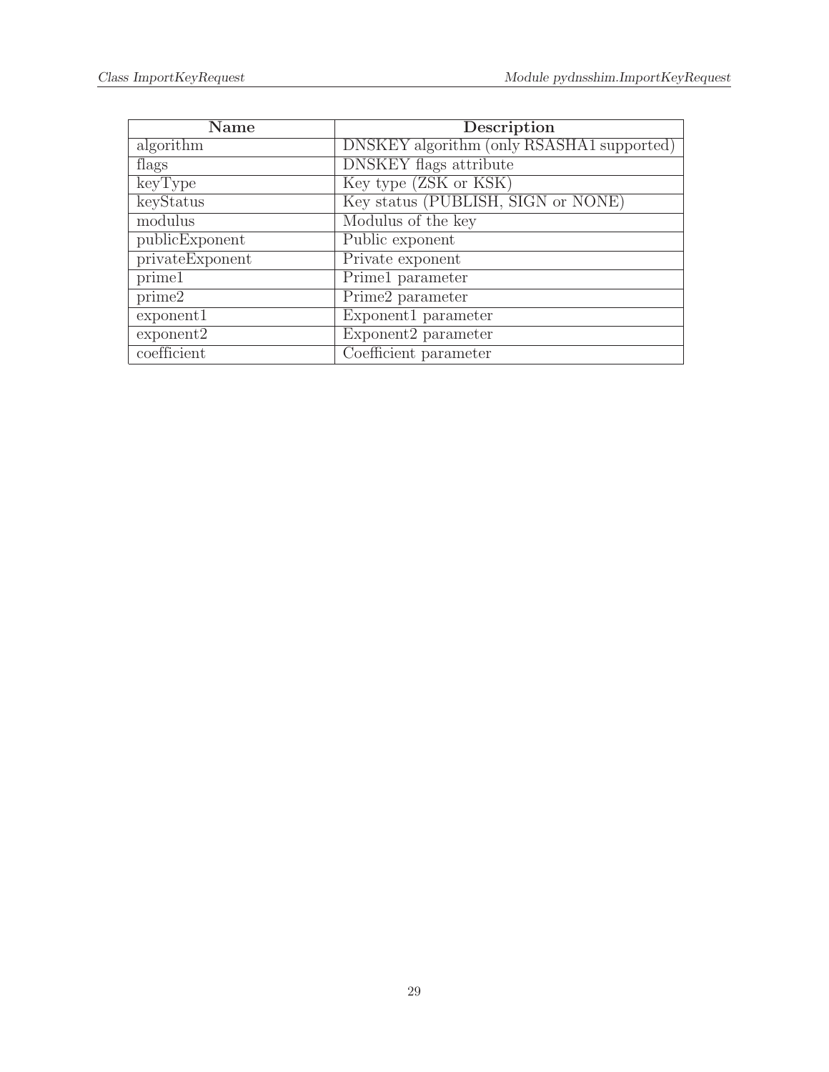| Name | Description |
| --- | --- |
| algorithm | DNSKEY algorithm (only RSASHA1 supported) |
| flags | DNSKEY flags attribute |
| keyType | Key type (ZSK or KSK) |
| keyStatus | Key status (PUBLISH, SIGN or NONE) |
| modulus | Modulus of the key |
| publicExponent | Public exponent |
| privateExponent | Private exponent |
| prime1 | Prime1 parameter |
| prime2 | Prime2 parameter |
| exponent1 | Exponent1 parameter |
| exponent2 | Exponent2 parameter |
| coefficient | Coefficient parameter |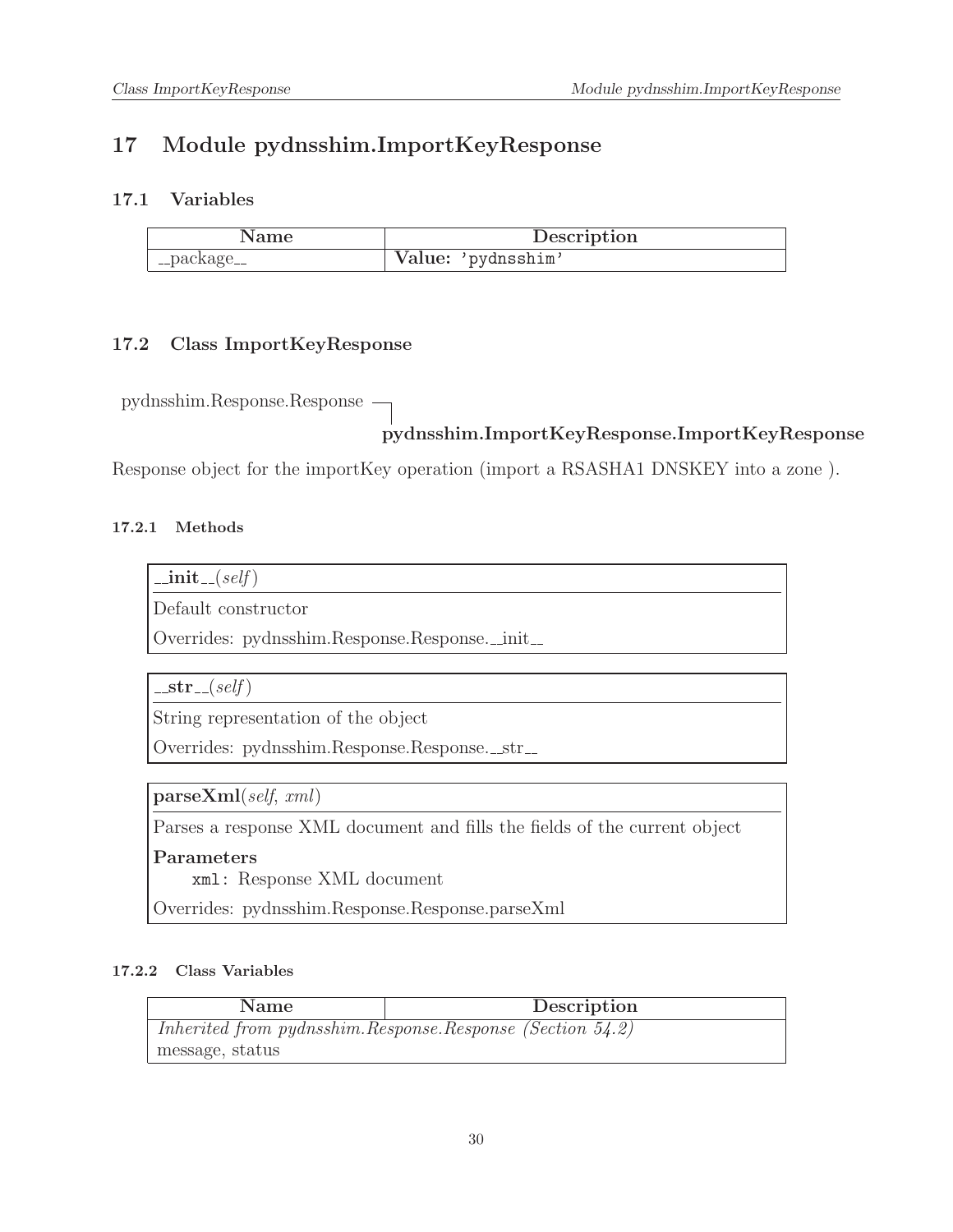# 17 Module pydnsshim.ImportKeyResponse

## 17.1 Variables

| Name | Description |
|---|---|
| __package__ | **Value:** 'pydnsshim' |

## 17.2 Class ImportKeyResponse

pydnsshim.Response.Response
└─ **pydnsshim.ImportKeyResponse.ImportKeyResponse**

Response object for the importKey operation (import a RSASHA1 DNSKEY into a zone ).

### 17.2.1 Methods

**__init__**(*self*)

Default constructor

Overrides: pydnsshim.Response.Response.__init__

---

**__str__**(*self*)

String representation of the object

Overrides: pydnsshim.Response.Response.__str__

---

**parseXml**(*self*, *xml*)

Parses a response XML document and fills the fields of the current object

**Parameters**

`xml`: Response XML document

Overrides: pydnsshim.Response.Response.parseXml

### 17.2.2 Class Variables

| Name | Description |
|---|---|
| *Inherited from pydnsshim.Response.Response (Section 54.2)* | |
| message, status | |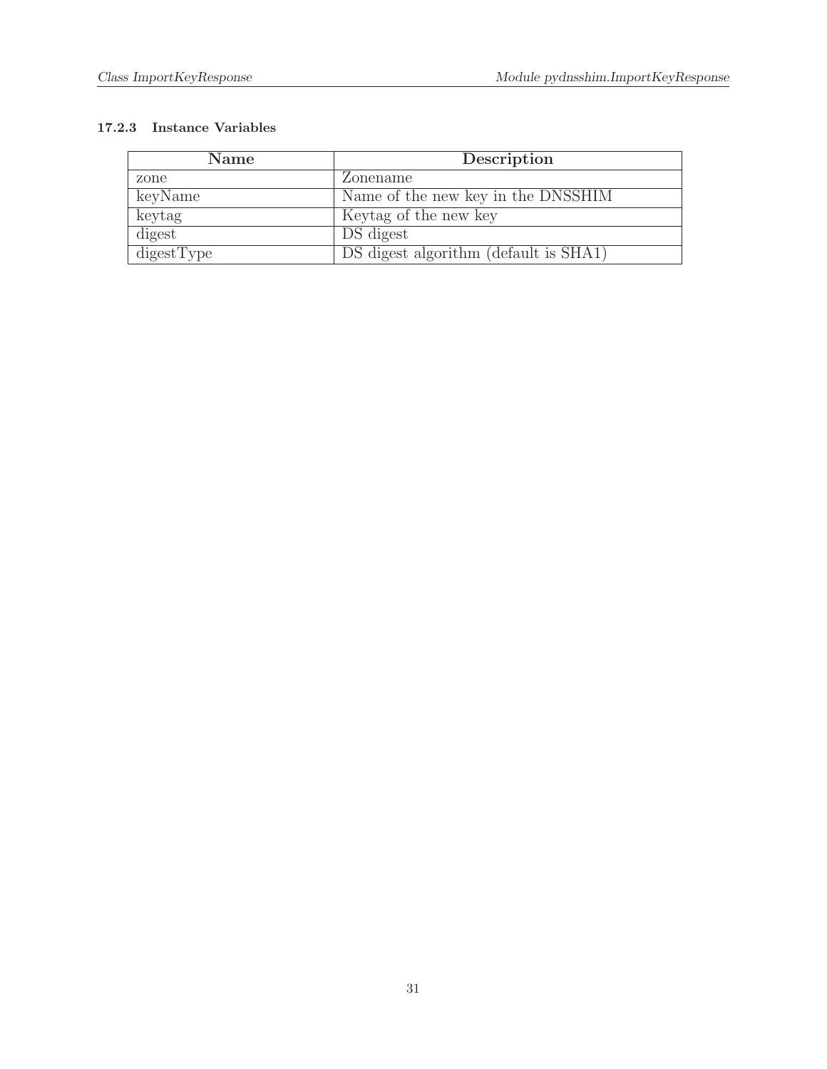### 17.2.3 Instance Variables

| Name | Description |
| --- | --- |
| zone | Zonename |
| keyName | Name of the new key in the DNSSHIM |
| keytag | Keytag of the new key |
| digest | DS digest |
| digestType | DS digest algorithm (default is SHA1) |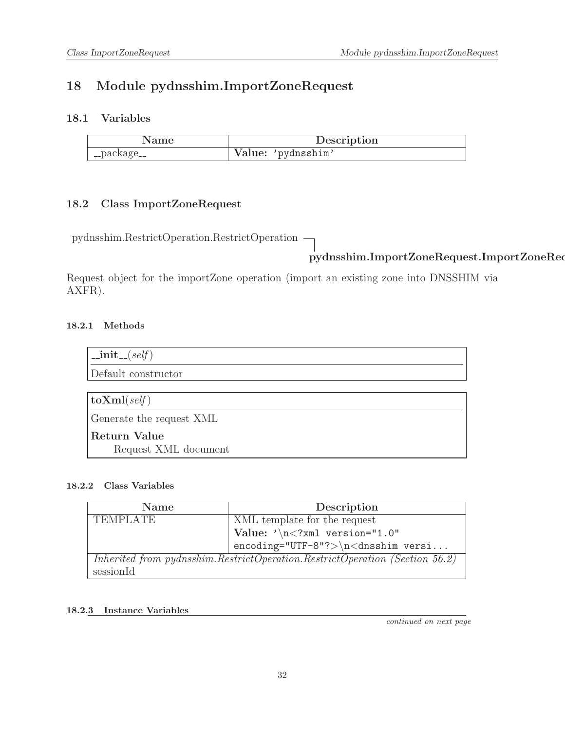# 18 Module pydnsshim.ImportZoneRequest

## 18.1 Variables

| Name | Description |
|---|---|
| __package__ | **Value:** 'pydnsshim' |

## 18.2 Class ImportZoneRequest

pydnsshim.RestrictOperation.RestrictOperation

**pydnsshim.ImportZoneRequest.ImportZoneRec**

Request object for the importZone operation (import an existing zone into DNSSHIM via AXFR).

### 18.2.1 Methods

**__init__**(*self*)

Default constructor

**toXml**(*self*)

Generate the request XML

**Return Value**

Request XML document

### 18.2.2 Class Variables

| Name | Description |
|---|---|
| TEMPLATE | XML template for the request<br>**Value:** '\n<?xml version="1.0" encoding="UTF-8"?>\n<dnsshim versi... |
| *Inherited from pydnsshim.RestrictOperation.RestrictOperation (Section 56.2)*<br>sessionId | |

### 18.2.3 Instance Variables

*continued on next page*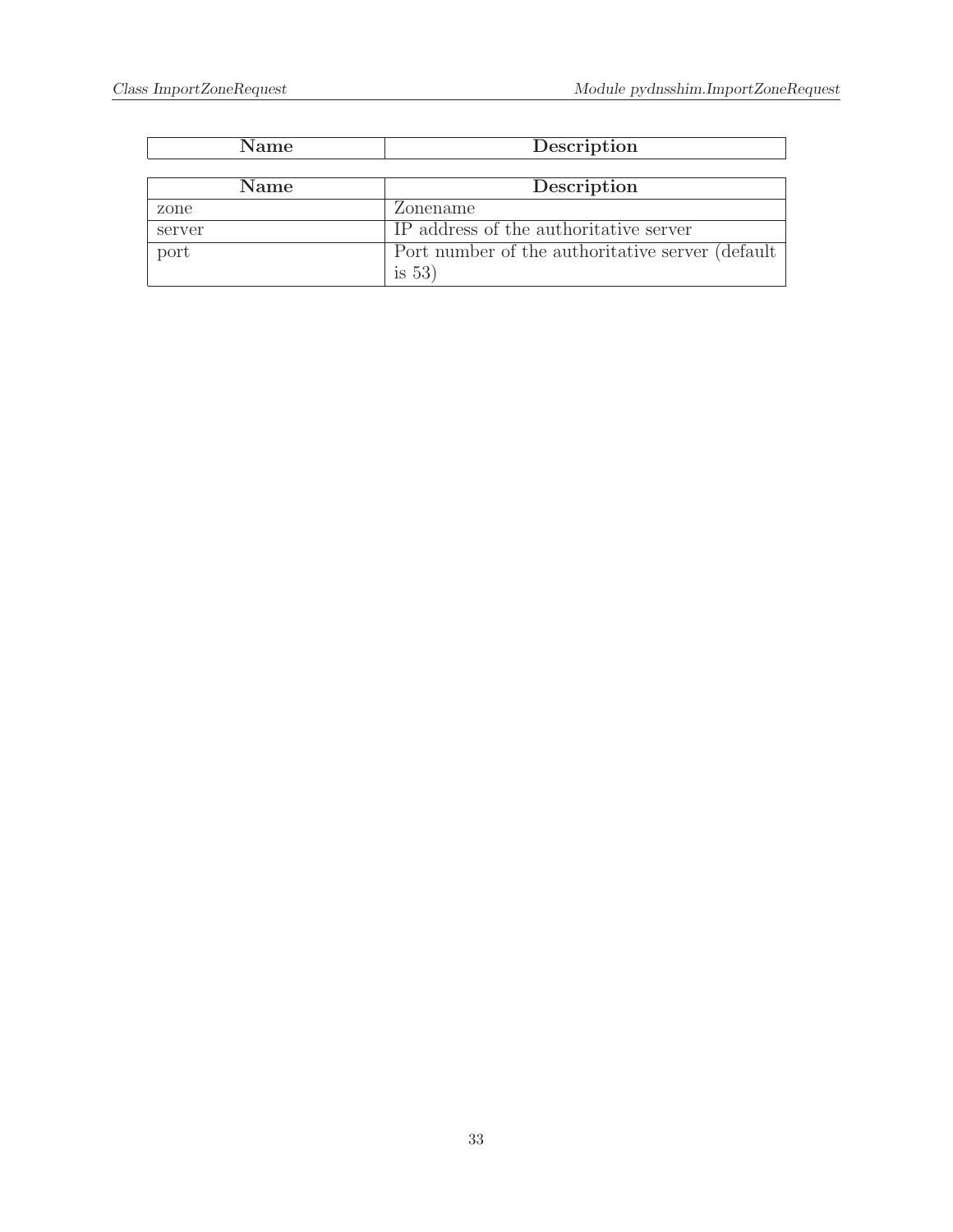| Name | Description |
| --- | --- |

| Name | Description |
| --- | --- |
| zone | Zonename |
| server | IP address of the authoritative server |
| port | Port number of the authoritative server (default is 53) |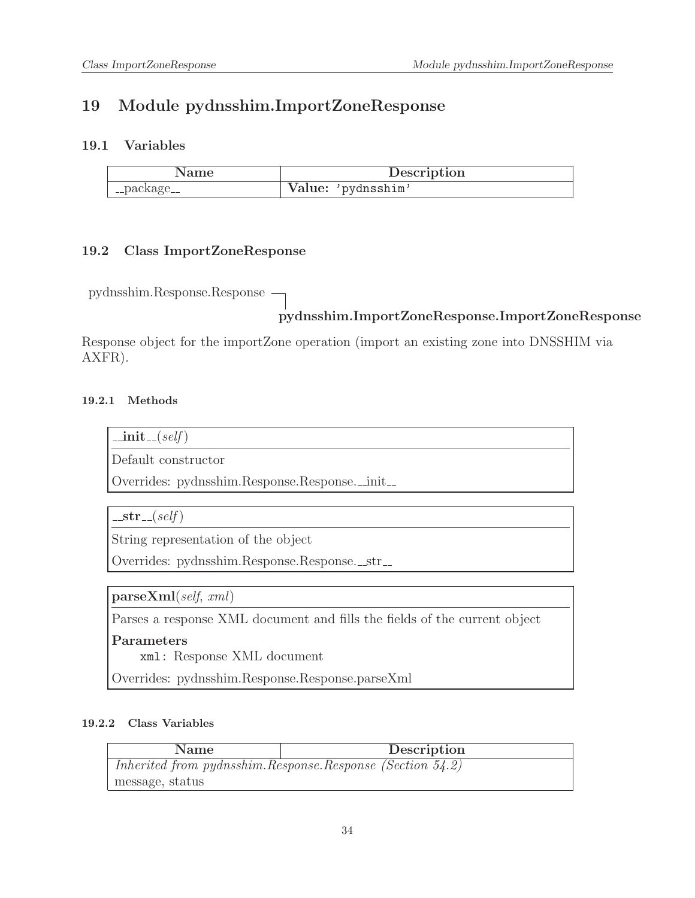# 19 Module pydnsshim.ImportZoneResponse

## 19.1 Variables

| Name | Description |
| --- | --- |
| __package__ | **Value:** 'pydnsshim' |

## 19.2 Class ImportZoneResponse

pydnsshim.Response.Response
　└ **pydnsshim.ImportZoneResponse.ImportZoneResponse**

Response object for the importZone operation (import an existing zone into DNSSHIM via AXFR).

### 19.2.1 Methods

**__init__**(*self*)

Default constructor

Overrides: pydnsshim.Response.Response.__init__

---

**__str__**(*self*)

String representation of the object

Overrides: pydnsshim.Response.Response.__str__

---

**parseXml**(*self, xml*)

Parses a response XML document and fills the fields of the current object

**Parameters**

`xml`: Response XML document

Overrides: pydnsshim.Response.Response.parseXml

### 19.2.2 Class Variables

| Name | Description |
| --- | --- |
| *Inherited from pydnsshim.Response.Response (Section 54.2)* | |
| message, status | |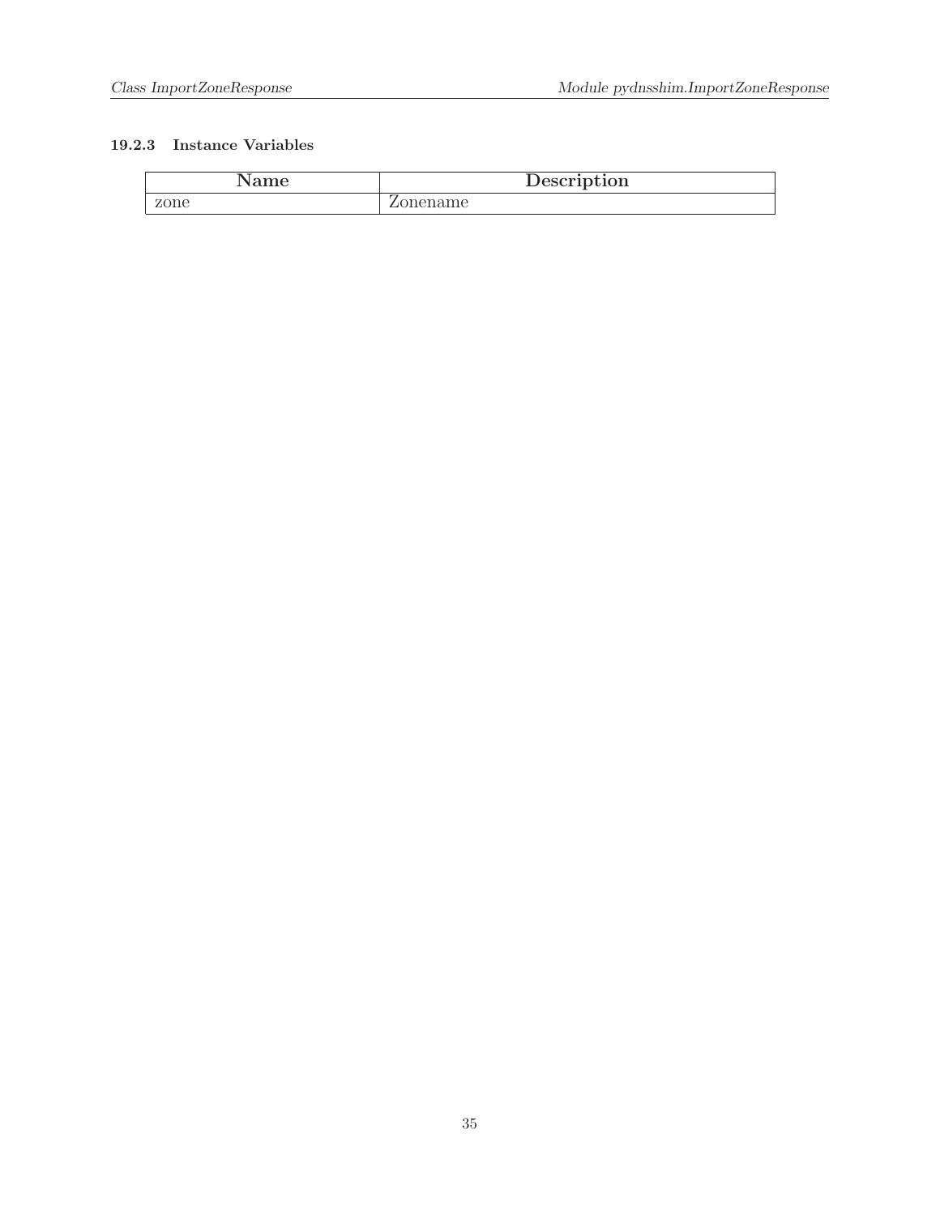### 19.2.3 Instance Variables

| Name | Description |
| --- | --- |
| zone | Zonename |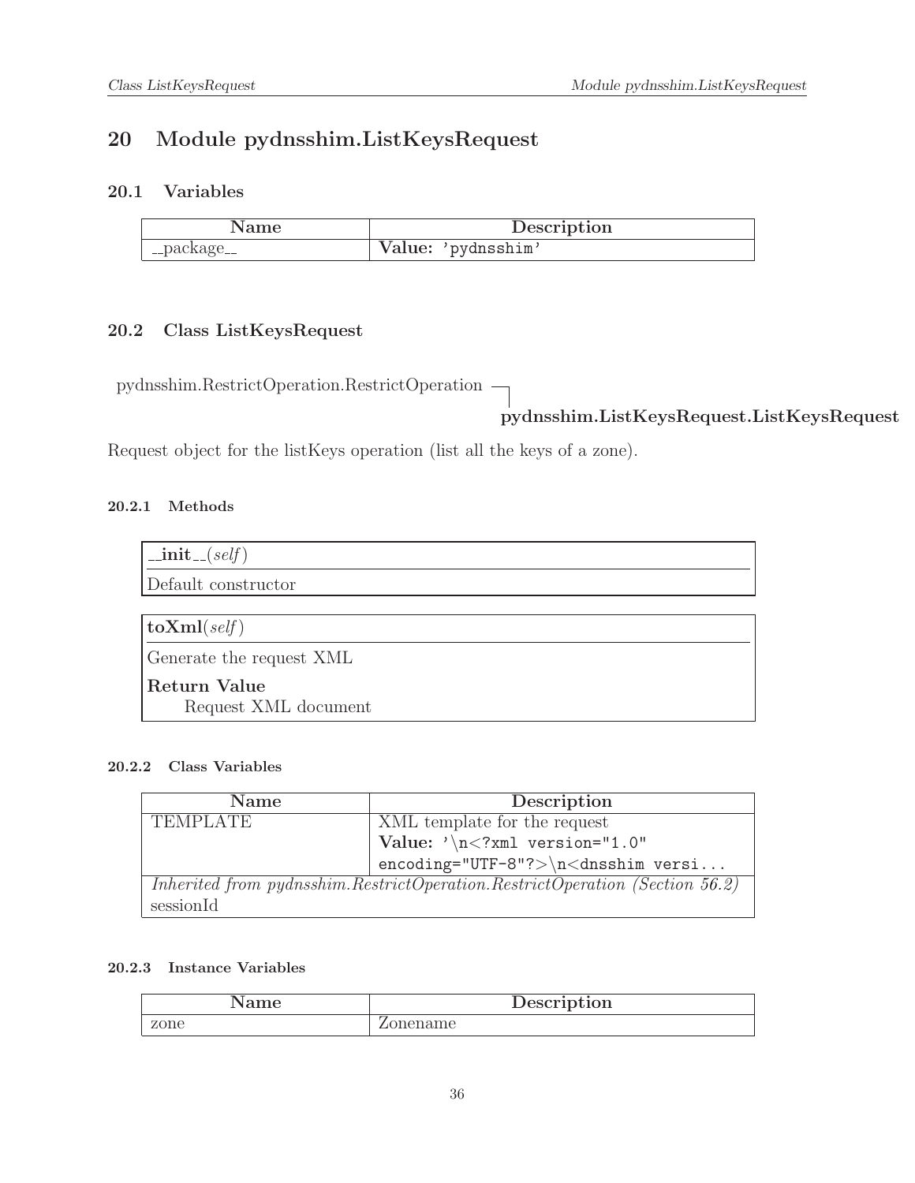# 20 Module pydnsshim.ListKeysRequest

## 20.1 Variables

| Name | Description |
| --- | --- |
| __package__ | **Value:** 'pydnsshim' |

## 20.2 Class ListKeysRequest

pydnsshim.RestrictOperation.RestrictOperation

**pydnsshim.ListKeysRequest.ListKeysRequest**

Request object for the listKeys operation (list all the keys of a zone).

### 20.2.1 Methods

**__init__**(*self*)

Default constructor

**toXml**(*self*)

Generate the request XML

**Return Value**

Request XML document

### 20.2.2 Class Variables

| Name | Description |
| --- | --- |
| TEMPLATE | XML template for the request **Value:** '\n<?xml version="1.0" encoding="UTF-8"?>\n<dnsshim versi... |
| *Inherited from pydnsshim.RestrictOperation.RestrictOperation (Section 56.2)* sessionId | |

### 20.2.3 Instance Variables

| Name | Description |
| --- | --- |
| zone | Zonename |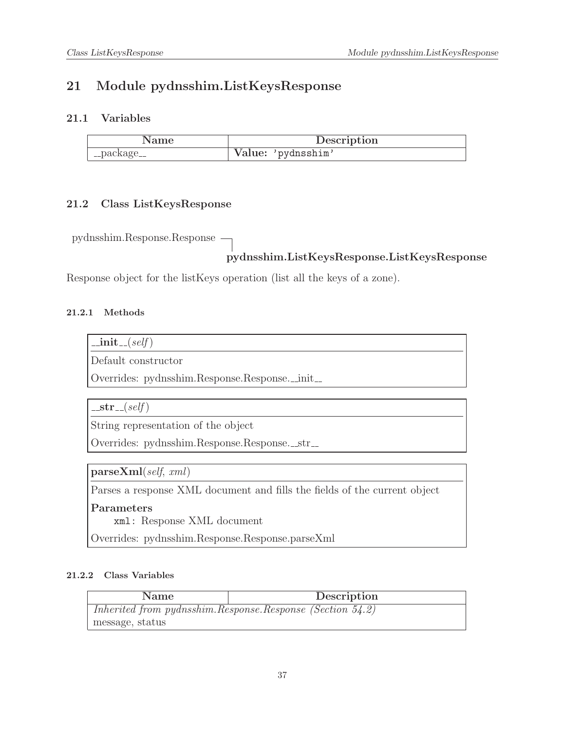# 21 Module pydnsshim.ListKeysResponse

## 21.1 Variables

| Name | Description |
| --- | --- |
| __package__ | **Value:** 'pydnsshim' |

## 21.2 Class ListKeysResponse

pydnsshim.Response.Response
└ **pydnsshim.ListKeysResponse.ListKeysResponse**

Response object for the listKeys operation (list all the keys of a zone).

### 21.2.1 Methods

**__init__**(*self*)

Default constructor

Overrides: pydnsshim.Response.Response.__init__

**__str__**(*self*)

String representation of the object

Overrides: pydnsshim.Response.Response.__str__

**parseXml**(*self*, *xml*)

Parses a response XML document and fills the fields of the current object

**Parameters**

`xml`: Response XML document

Overrides: pydnsshim.Response.Response.parseXml

### 21.2.2 Class Variables

| Name | Description |
| --- | --- |
| *Inherited from pydnsshim.Response.Response (Section 54.2)* | |
| message, status | |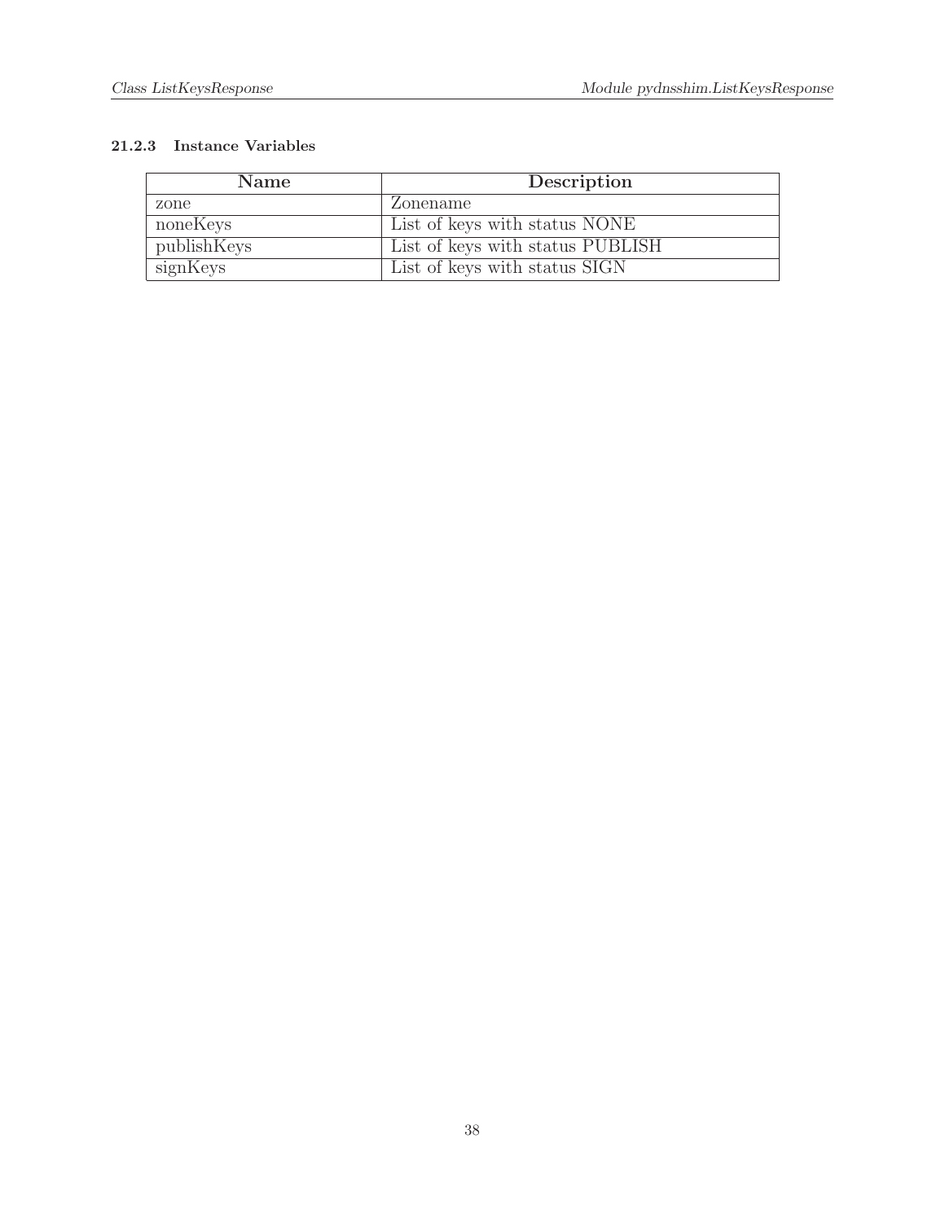#### 21.2.3 Instance Variables

| Name | Description |
| --- | --- |
| zone | Zonename |
| noneKeys | List of keys with status NONE |
| publishKeys | List of keys with status PUBLISH |
| signKeys | List of keys with status SIGN |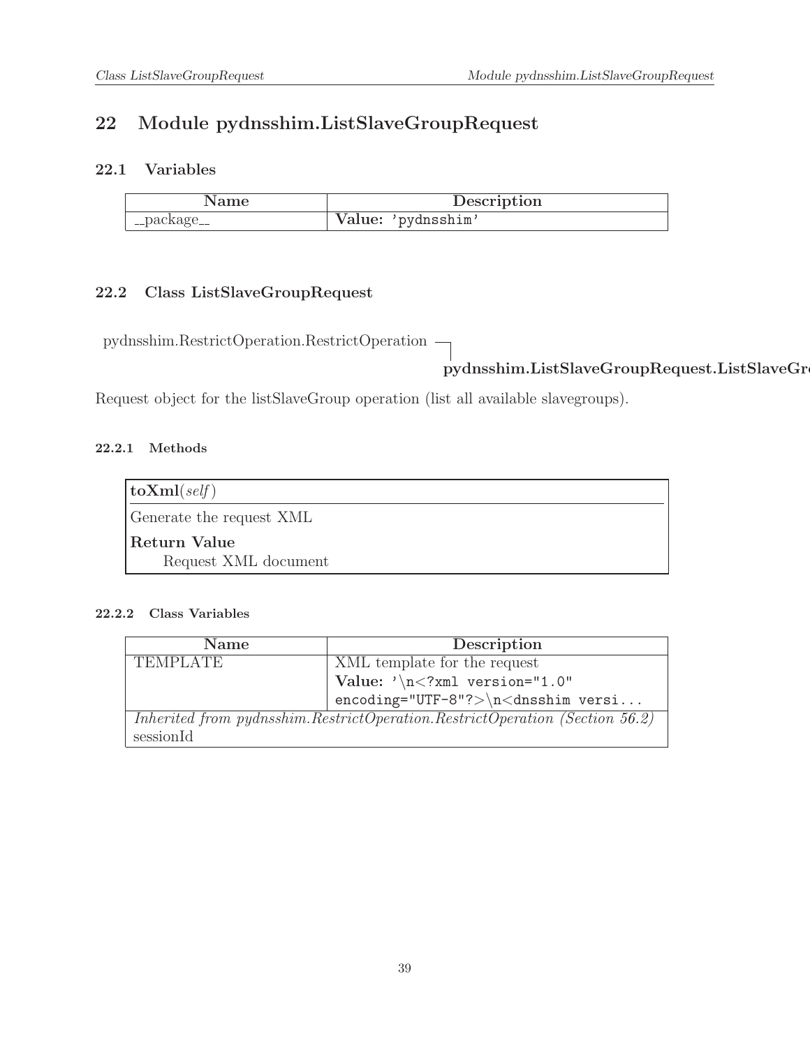# 22 Module pydnsshim.ListSlaveGroupRequest

## 22.1 Variables

| Name | Description |
|---|---|
| __package__ | **Value:** `'pydnsshim'` |

## 22.2 Class ListSlaveGroupRequest

pydnsshim.RestrictOperation.RestrictOperation

**pydnsshim.ListSlaveGroupRequest.ListSlaveGr**

Request object for the listSlaveGroup operation (list all available slavegroups).

### 22.2.1 Methods

**toXml**(*self*)

Generate the request XML

**Return Value**

Request XML document

### 22.2.2 Class Variables

| Name | Description |
|---|---|
| TEMPLATE | XML template for the request<br>**Value:** `'\n<?xml version="1.0" encoding="UTF-8"?>\n<dnsshim versi...` |
| *Inherited from pydnsshim.RestrictOperation.RestrictOperation (Section 56.2)*<br>sessionId | |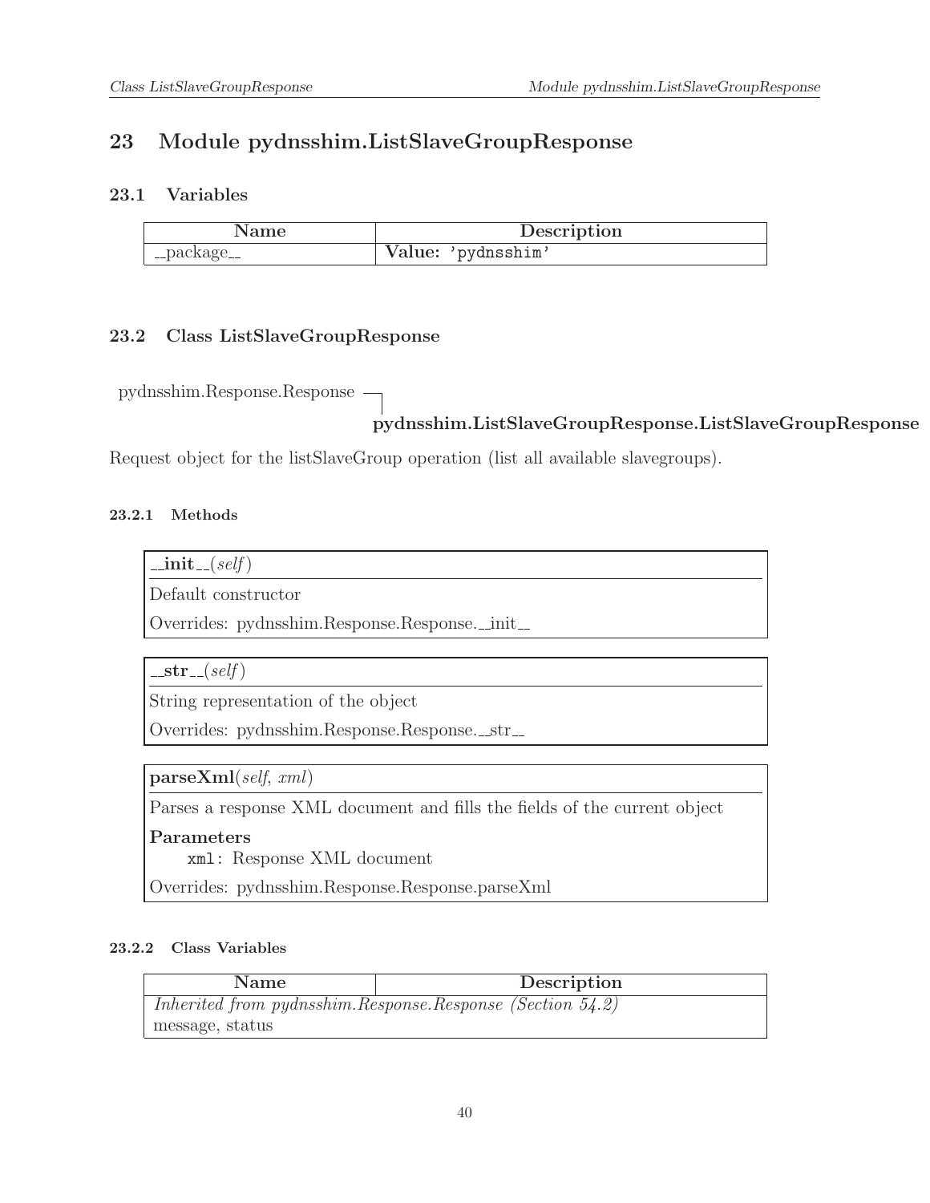# 23 Module pydnsshim.ListSlaveGroupResponse

## 23.1 Variables

| Name | Description |
| --- | --- |
| __package__ | **Value:** 'pydnsshim' |

## 23.2 Class ListSlaveGroupResponse

pydnsshim.Response.Response
  └ **pydnsshim.ListSlaveGroupResponse.ListSlaveGroupResponse**

Request object for the listSlaveGroup operation (list all available slavegroups).

### 23.2.1 Methods

**__init__**(*self*)

Default constructor

Overrides: pydnsshim.Response.Response.__init__

---

**__str__**(*self*)

String representation of the object

Overrides: pydnsshim.Response.Response.__str__

---

**parseXml**(*self*, *xml*)

Parses a response XML document and fills the fields of the current object

**Parameters**

  `xml`: Response XML document

Overrides: pydnsshim.Response.Response.parseXml

### 23.2.2 Class Variables

| Name | Description |
| --- | --- |
| *Inherited from pydnsshim.Response.Response (Section 54.2)* | |
| message, status | |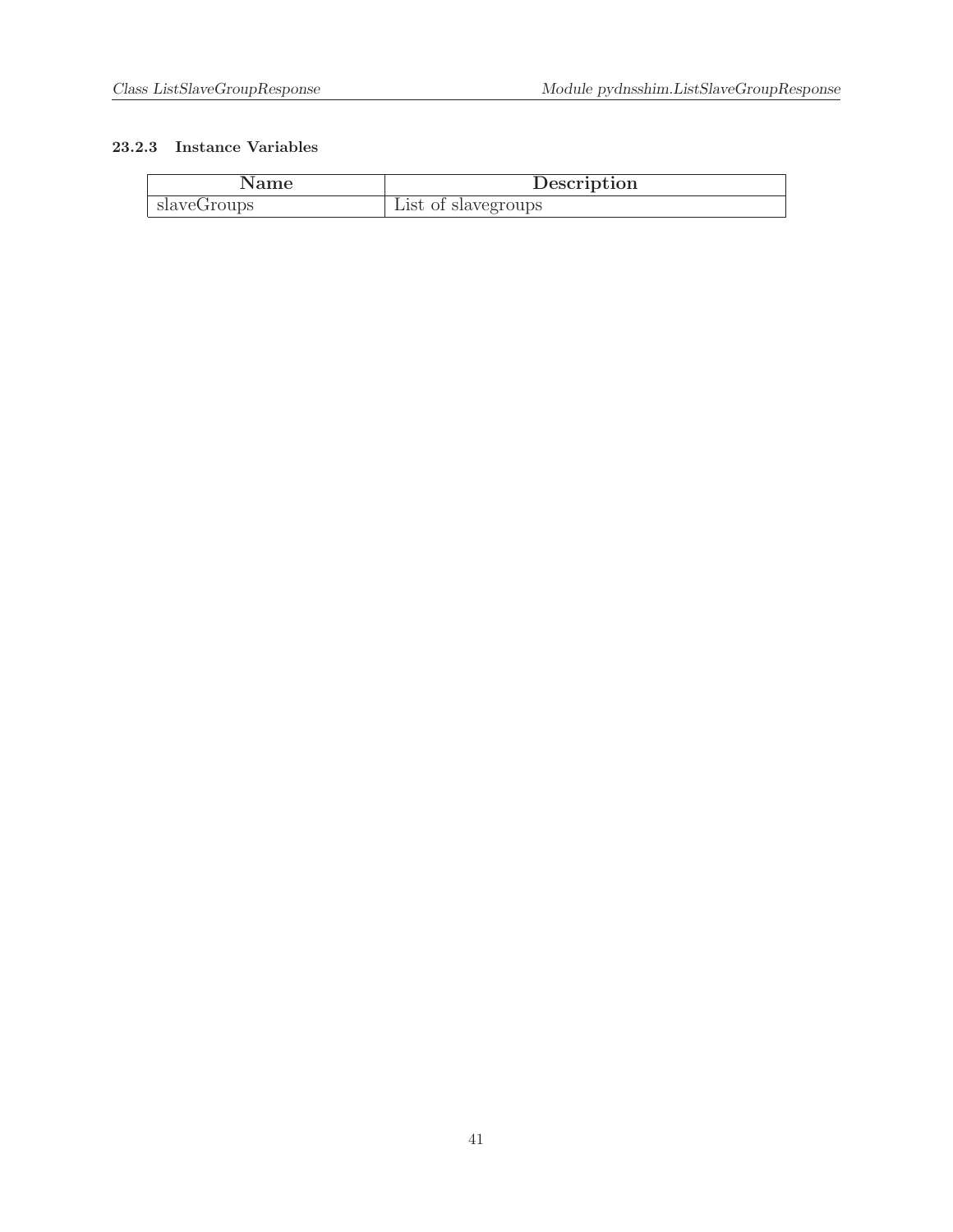#### 23.2.3 Instance Variables

| Name | Description |
| --- | --- |
| slaveGroups | List of slavegroups |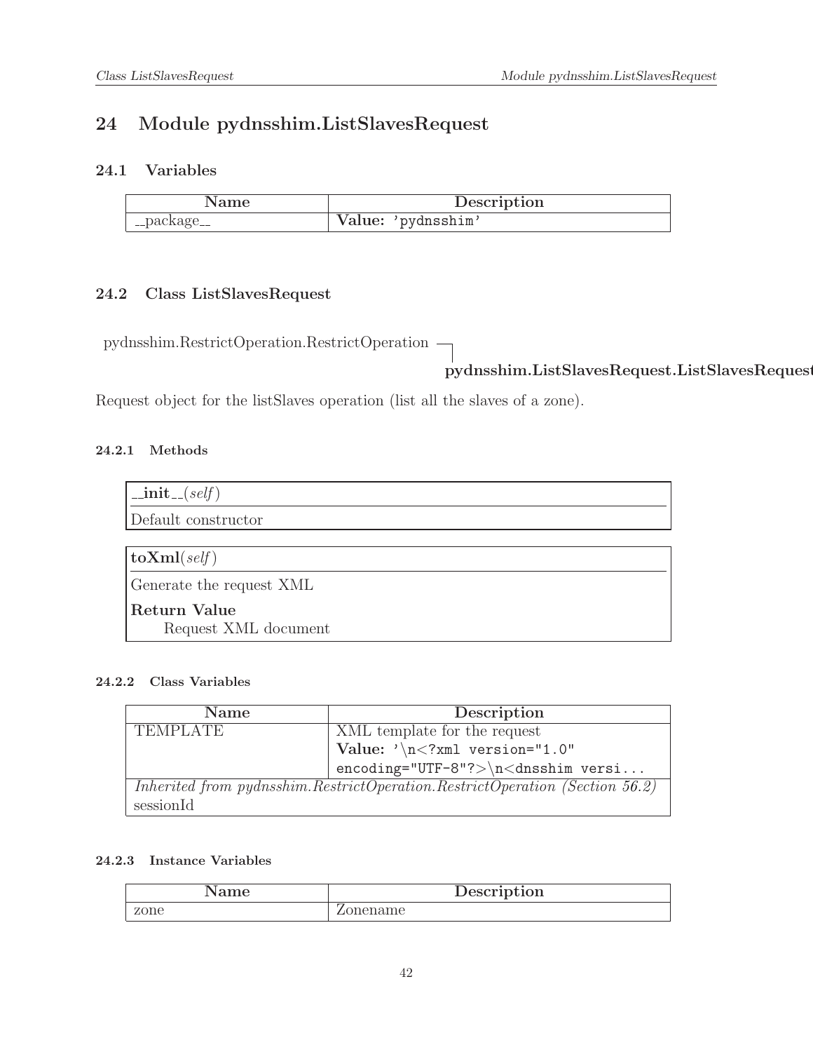# 24 Module pydnsshim.ListSlavesRequest

## 24.1 Variables

| Name | Description |
|---|---|
| __package__ | **Value:** 'pydnsshim' |

## 24.2 Class ListSlavesRequest

pydnsshim.RestrictOperation.RestrictOperation

**pydnsshim.ListSlavesRequest.ListSlavesRequest**

Request object for the listSlaves operation (list all the slaves of a zone).

### 24.2.1 Methods

**__init__**(*self*)

Default constructor

**toXml**(*self*)

Generate the request XML

**Return Value**

Request XML document

### 24.2.2 Class Variables

| Name | Description |
|---|---|
| TEMPLATE | XML template for the request **Value:** '\n<?xml version="1.0" encoding="UTF-8"?>\n<dnsshim versi... |
| *Inherited from pydnsshim.RestrictOperation.RestrictOperation (Section 56.2)* sessionId | |

### 24.2.3 Instance Variables

| Name | Description |
|---|---|
| zone | Zonename |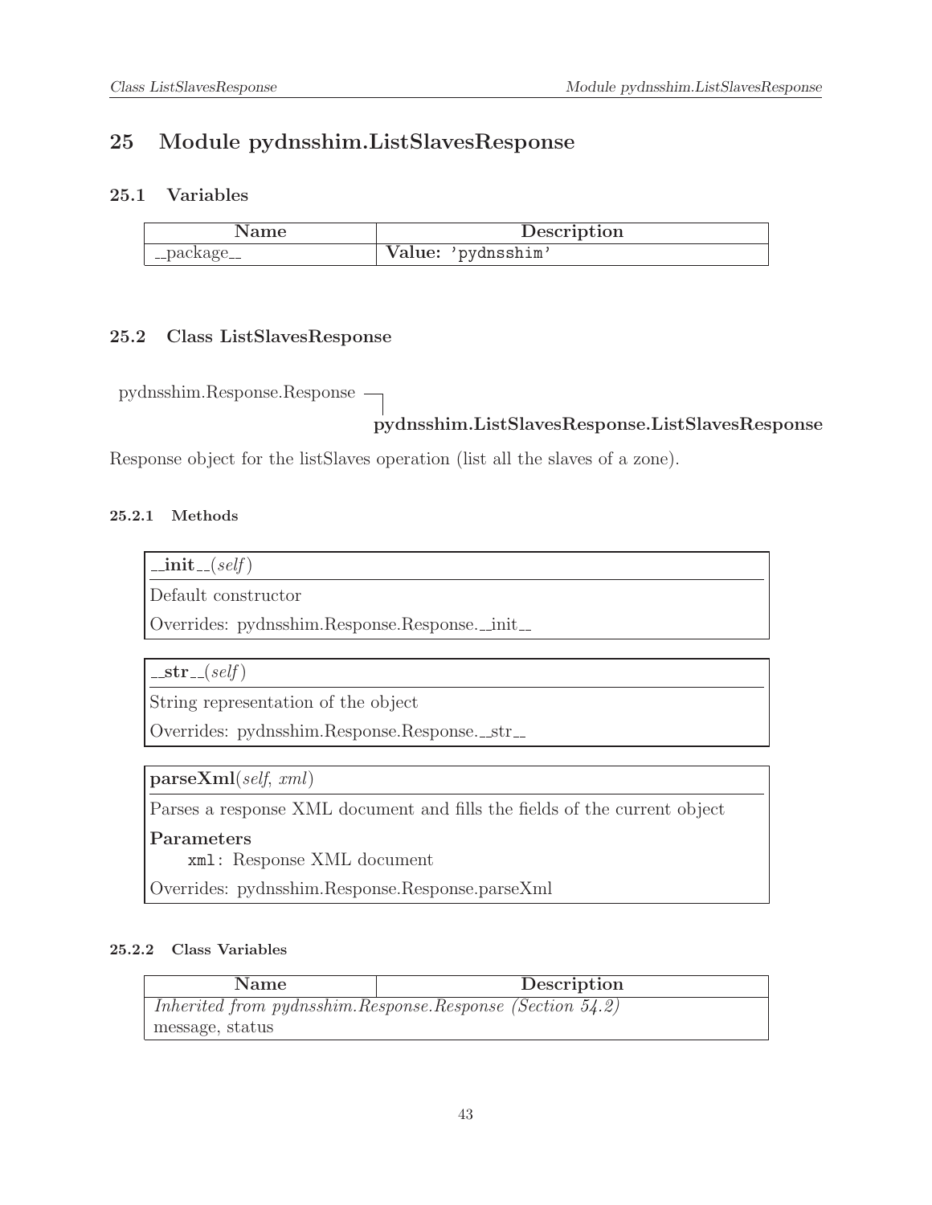# 25 Module pydnsshim.ListSlavesResponse

## 25.1 Variables

| Name | Description |
| --- | --- |
| __package__ | **Value:** 'pydnsshim' |

## 25.2 Class ListSlavesResponse

pydnsshim.Response.Response
└── **pydnsshim.ListSlavesResponse.ListSlavesResponse**

Response object for the listSlaves operation (list all the slaves of a zone).

### 25.2.1 Methods

**__init__**(*self*)

Default constructor

Overrides: pydnsshim.Response.Response.__init__

---

**__str__**(*self*)

String representation of the object

Overrides: pydnsshim.Response.Response.__str__

---

**parseXml**(*self*, *xml*)

Parses a response XML document and fills the fields of the current object

**Parameters**

`xml`: Response XML document

Overrides: pydnsshim.Response.Response.parseXml

### 25.2.2 Class Variables

| Name | Description |
| --- | --- |
| *Inherited from pydnsshim.Response.Response (Section 54.2)* | |
| message, status | |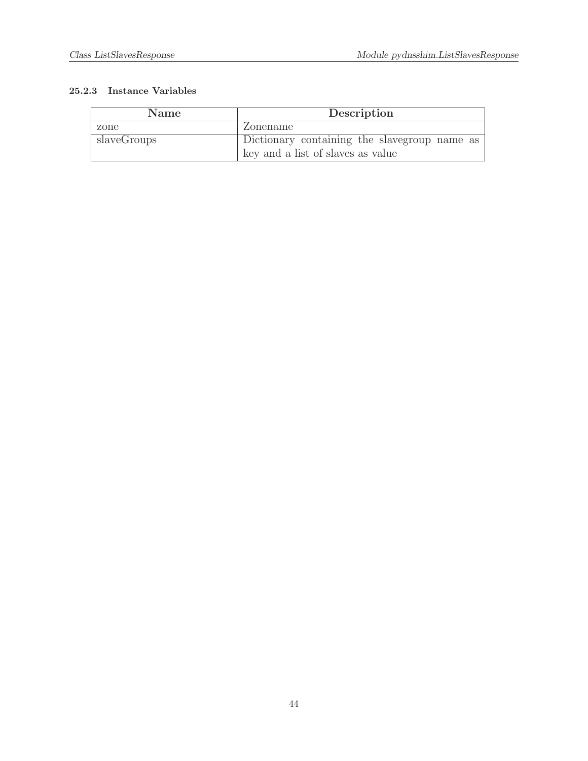#### 25.2.3 Instance Variables

| Name | Description |
| --- | --- |
| zone | Zonename |
| slaveGroups | Dictionary containing the slavegroup name as key and a list of slaves as value |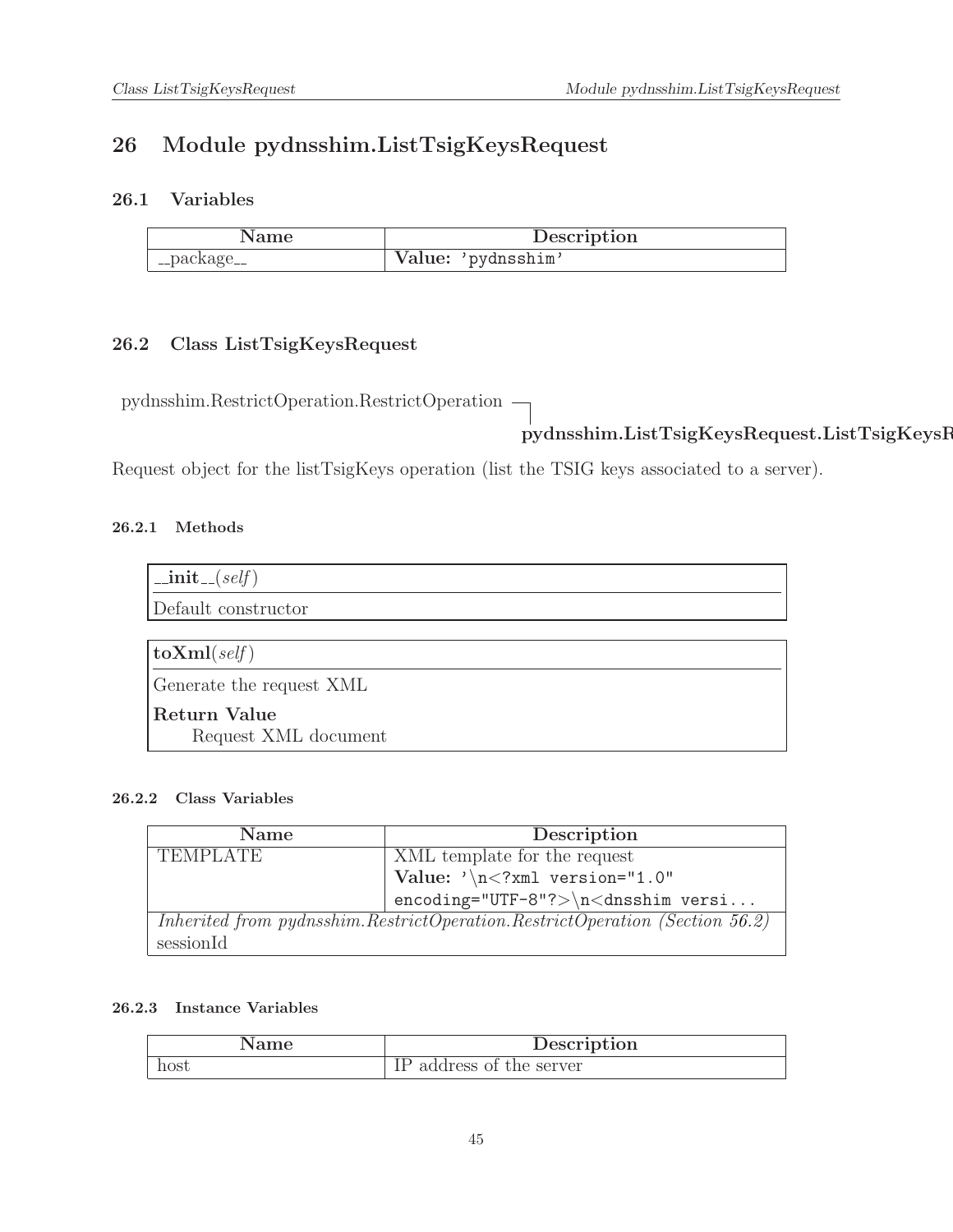# 26 Module pydnsshim.ListTsigKeysRequest

## 26.1 Variables

| Name | Description |
|---|---|
| __package__ | **Value:** 'pydnsshim' |

## 26.2 Class ListTsigKeysRequest

pydnsshim.RestrictOperation.RestrictOperation
    └ **pydnsshim.ListTsigKeysRequest.ListTsigKeysR**

Request object for the listTsigKeys operation (list the TSIG keys associated to a server).

### 26.2.1 Methods

**__init__**(*self*)

Default constructor

---

**toXml**(*self*)

Generate the request XML

**Return Value**

Request XML document

### 26.2.2 Class Variables

| Name | Description |
|---|---|
| TEMPLATE | XML template for the request **Value:** '\n<?xml version="1.0" encoding="UTF-8"?>\n<dnsshim versi... |
| *Inherited from pydnsshim.RestrictOperation.RestrictOperation (Section 56.2)* sessionId | |

### 26.2.3 Instance Variables

| Name | Description |
|---|---|
| host | IP address of the server |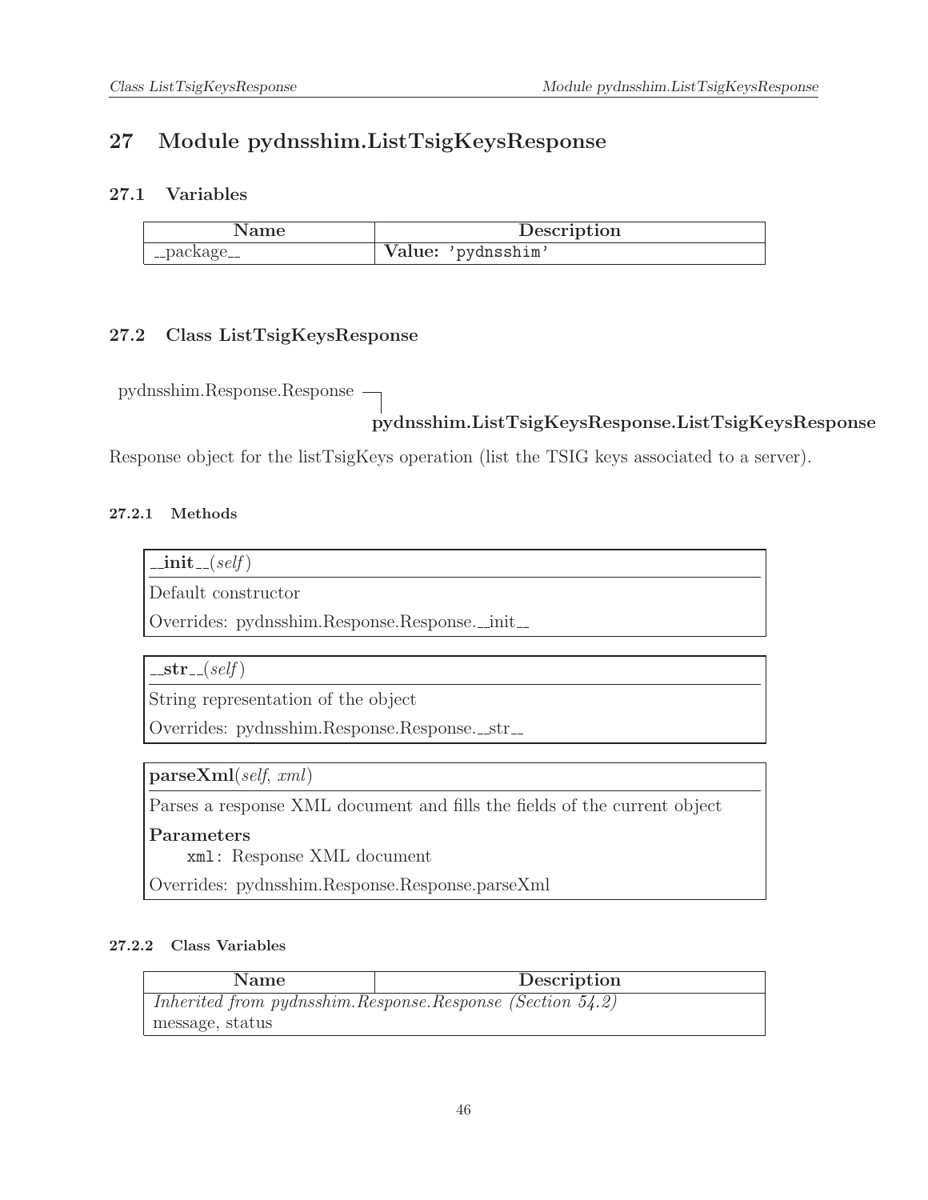# 27 Module pydnsshim.ListTsigKeysResponse

## 27.1 Variables

| Name | Description |
|---|---|
| __package__ | **Value:** 'pydnsshim' |

## 27.2 Class ListTsigKeysResponse

pydnsshim.Response.Response
└─ **pydnsshim.ListTsigKeysResponse.ListTsigKeysResponse**

Response object for the listTsigKeys operation (list the TSIG keys associated to a server).

### 27.2.1 Methods

**__init__**(*self*)

Default constructor

Overrides: pydnsshim.Response.Response.__init__

---

**__str__**(*self*)

String representation of the object

Overrides: pydnsshim.Response.Response.__str__

---

**parseXml**(*self*, *xml*)

Parses a response XML document and fills the fields of the current object

**Parameters**

`xml`: Response XML document

Overrides: pydnsshim.Response.Response.parseXml

### 27.2.2 Class Variables

| Name | Description |
|---|---|
| *Inherited from pydnsshim.Response.Response (Section 54.2)* | |
| message, status | |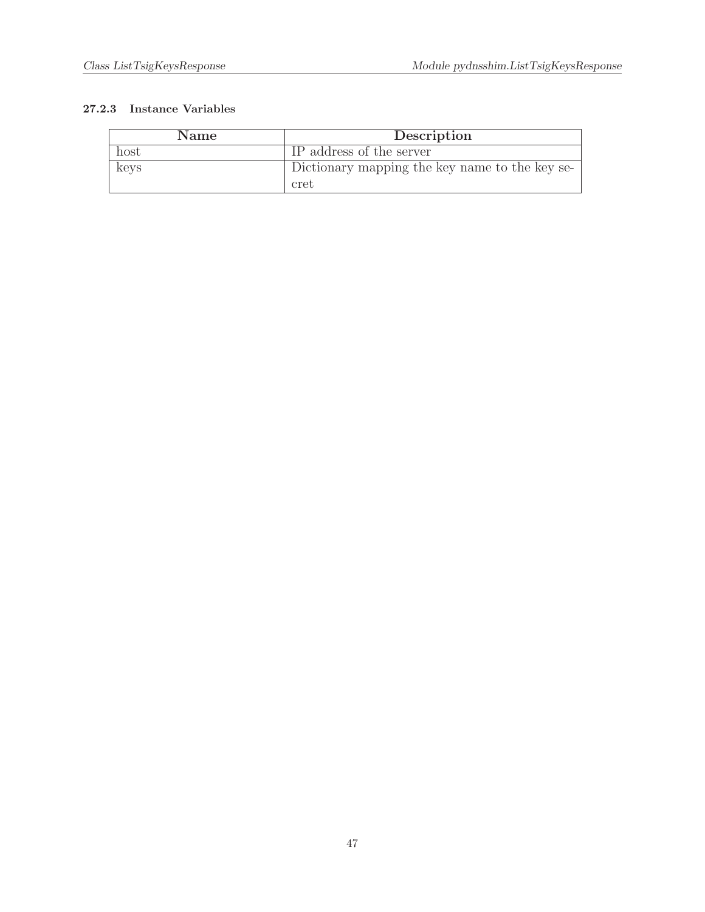#### 27.2.3 Instance Variables

| Name | Description |
| --- | --- |
| host | IP address of the server |
| keys | Dictionary mapping the key name to the key secret |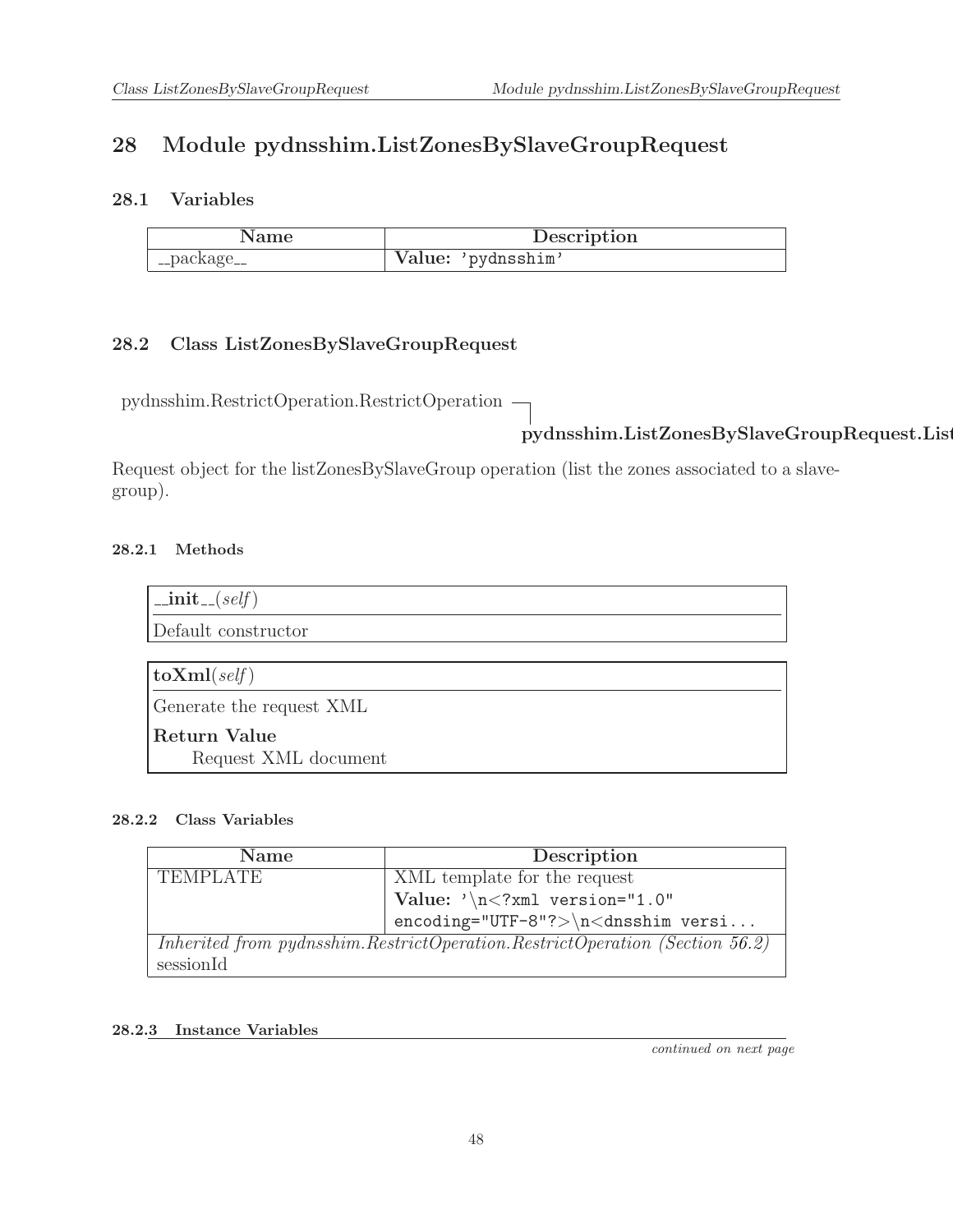# 28 Module pydnsshim.ListZonesBySlaveGroupRequest

## 28.1 Variables

| Name | Description |
|---|---|
| __package__ | **Value:** 'pydnsshim' |

## 28.2 Class ListZonesBySlaveGroupRequest

pydnsshim.RestrictOperation.RestrictOperation

**pydnsshim.ListZonesBySlaveGroupRequest.List**

Request object for the listZonesBySlaveGroup operation (list the zones associated to a slave-group).

### 28.2.1 Methods

**__init__**(*self*)

Default constructor

**toXml**(*self*)

Generate the request XML

**Return Value**

Request XML document

### 28.2.2 Class Variables

| Name | Description |
|---|---|
| TEMPLATE | XML template for the request **Value:** '\n<?xml version="1.0" encoding="UTF-8"?>\n<dnsshim versi... |
| *Inherited from pydnsshim.RestrictOperation.RestrictOperation (Section 56.2)* sessionId | |

### 28.2.3 Instance Variables

*continued on next page*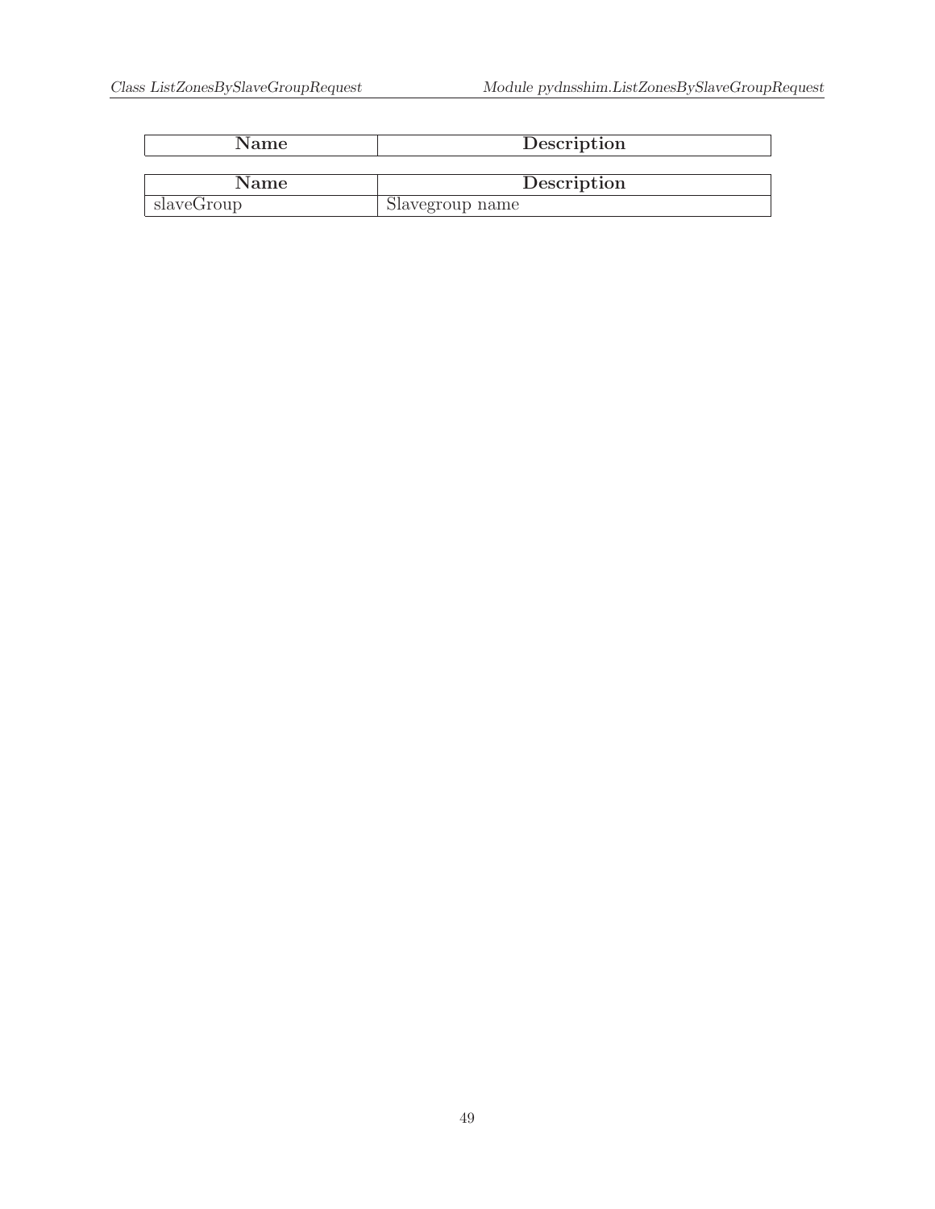| Name | Description |
|---|---|

| Name | Description |
|---|---|
| slaveGroup | Slavegroup name |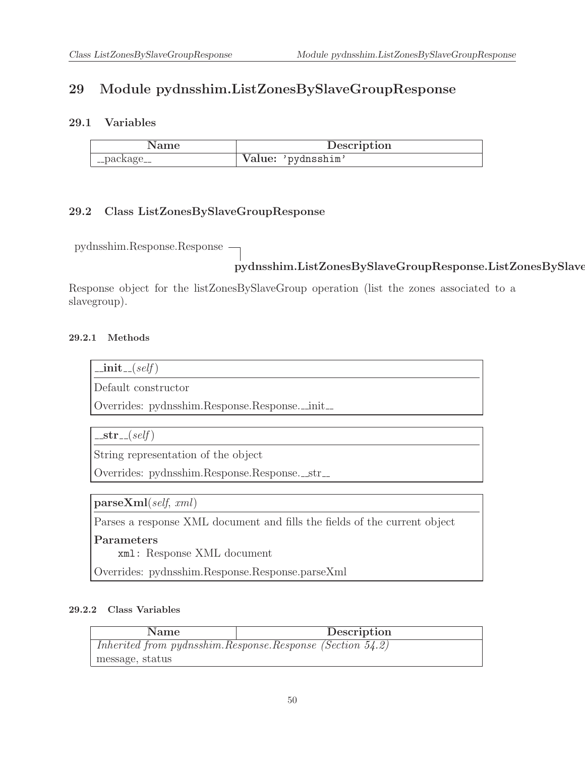# 29 Module pydnsshim.ListZonesBySlaveGroupResponse

## 29.1 Variables

| Name | Description |
|---|---|
| __package__ | **Value:** 'pydnsshim' |

## 29.2 Class ListZonesBySlaveGroupResponse

pydnsshim.Response.Response
└ **pydnsshim.ListZonesBySlaveGroupResponse.ListZonesBySlave**

Response object for the listZonesBySlaveGroup operation (list the zones associated to a slavegroup).

### 29.2.1 Methods

**__init__**(*self*)

Default constructor

Overrides: pydnsshim.Response.Response.__init__

---

**__str__**(*self*)

String representation of the object

Overrides: pydnsshim.Response.Response.__str__

---

**parseXml**(*self*, *xml*)

Parses a response XML document and fills the fields of the current object

**Parameters**

`xml`: Response XML document

Overrides: pydnsshim.Response.Response.parseXml

### 29.2.2 Class Variables

| Name | Description |
|---|---|
| *Inherited from pydnsshim.Response.Response (Section 54.2)* | |
| message, status | |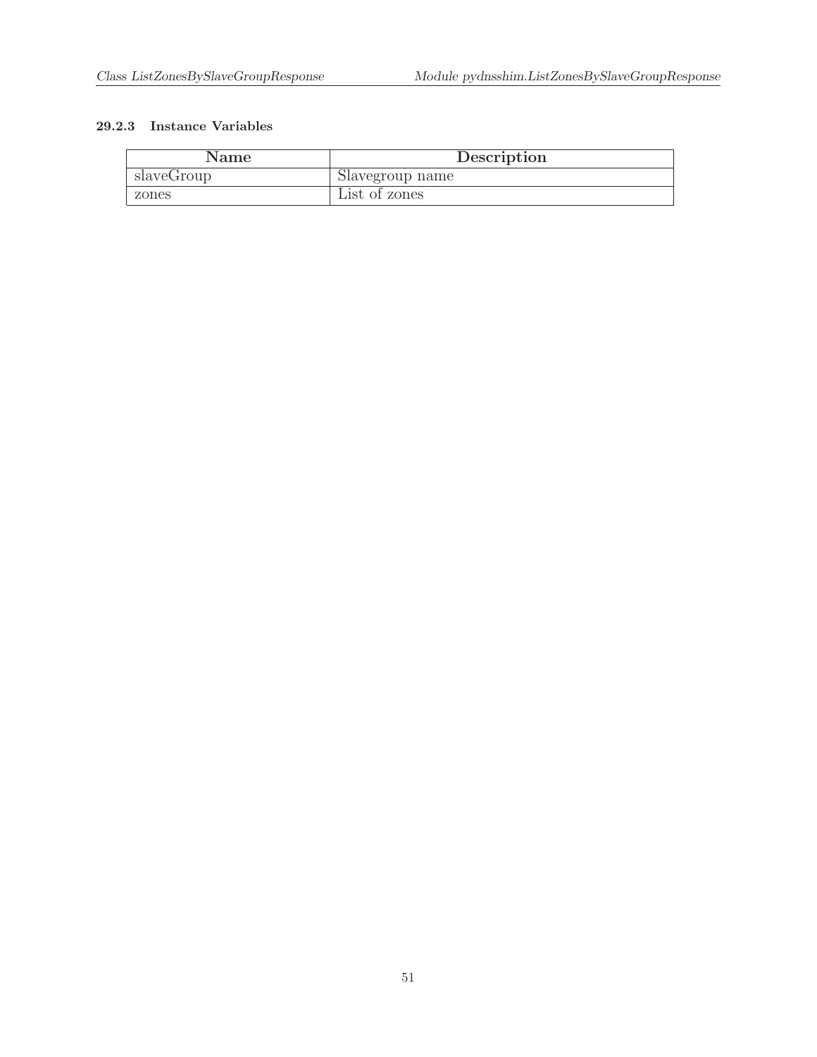### 29.2.3 Instance Variables

| Name | Description |
|---|---|
| slaveGroup | Slavegroup name |
| zones | List of zones |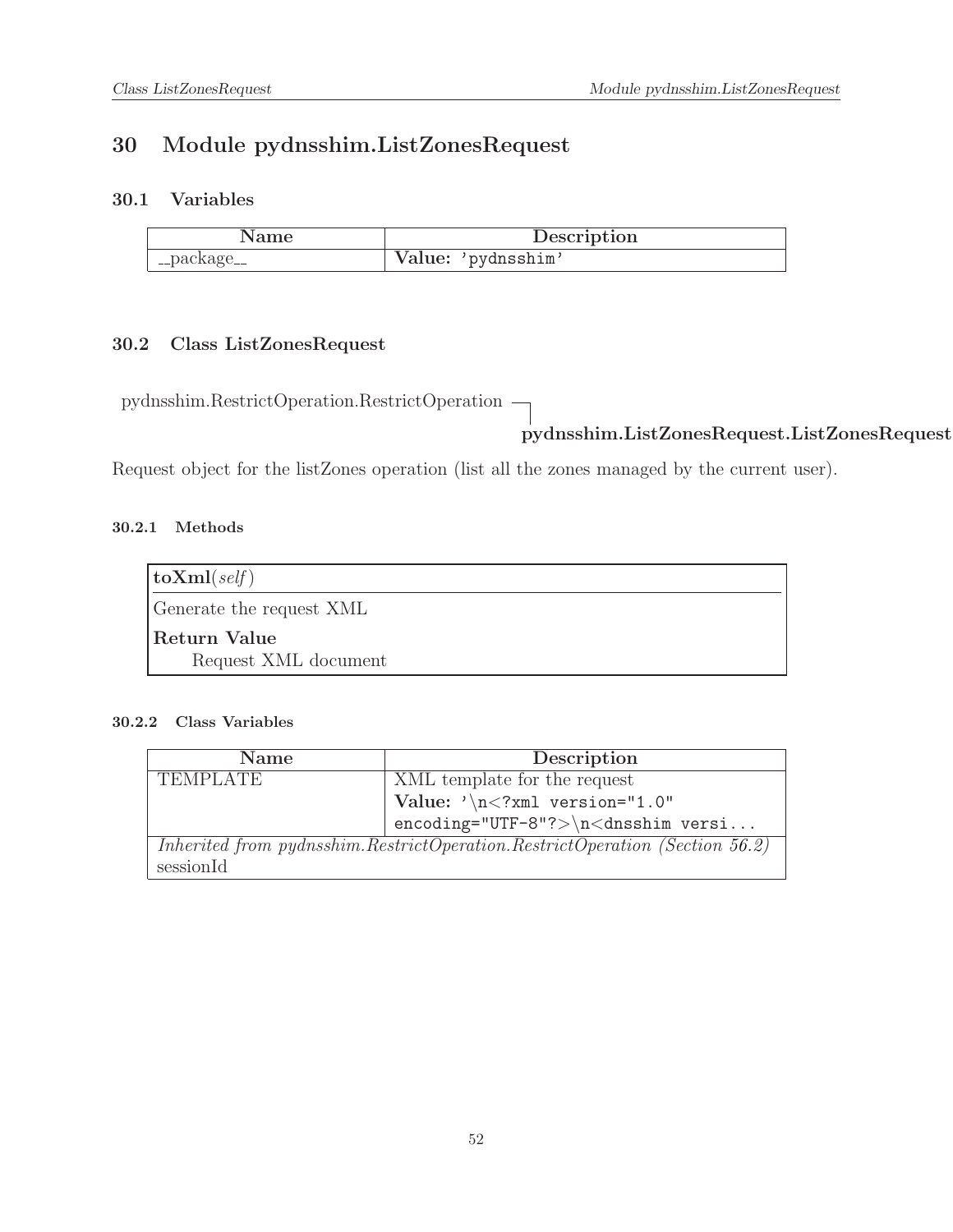# 30 Module pydnsshim.ListZonesRequest

## 30.1 Variables

| Name | Description |
| --- | --- |
| __package__ | **Value:** 'pydnsshim' |

## 30.2 Class ListZonesRequest

pydnsshim.RestrictOperation.RestrictOperation
└ **pydnsshim.ListZonesRequest.ListZonesRequest**

Request object for the listZones operation (list all the zones managed by the current user).

### 30.2.1 Methods

**toXml**(*self*)

Generate the request XML

**Return Value**

Request XML document

### 30.2.2 Class Variables

| Name | Description |
| --- | --- |
| TEMPLATE | XML template for the request **Value:** `'\n<?xml version="1.0" encoding="UTF-8"?>\n<dnsshim versi...` |
| *Inherited from pydnsshim.RestrictOperation.RestrictOperation (Section 56.2)* | |
| sessionId | |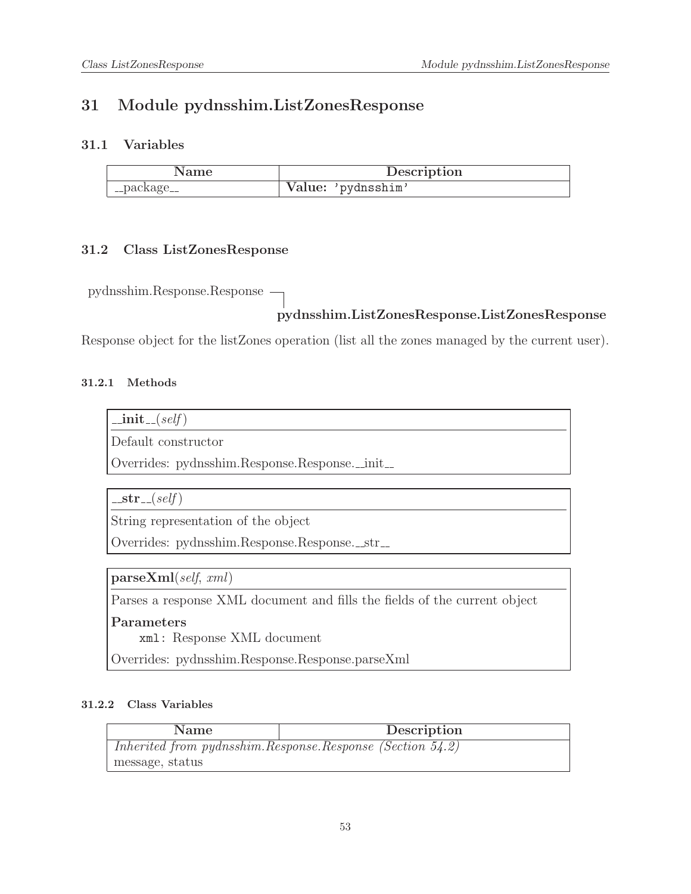# 31 Module pydnsshim.ListZonesResponse

## 31.1 Variables

| Name | Description |
|---|---|
| __package__ | **Value:** 'pydnsshim' |

## 31.2 Class ListZonesResponse

pydnsshim.Response.Response ─┐
**pydnsshim.ListZonesResponse.ListZonesResponse**

Response object for the listZones operation (list all the zones managed by the current user).

### 31.2.1 Methods

**__init__**(*self*)

Default constructor

Overrides: pydnsshim.Response.Response.__init__

---

**__str__**(*self*)

String representation of the object

Overrides: pydnsshim.Response.Response.__str__

---

**parseXml**(*self*, *xml*)

Parses a response XML document and fills the fields of the current object

**Parameters**

`xml`: Response XML document

Overrides: pydnsshim.Response.Response.parseXml

### 31.2.2 Class Variables

| Name | Description |
|---|---|
| *Inherited from pydnsshim.Response.Response (Section 54.2)* | |
| message, status | |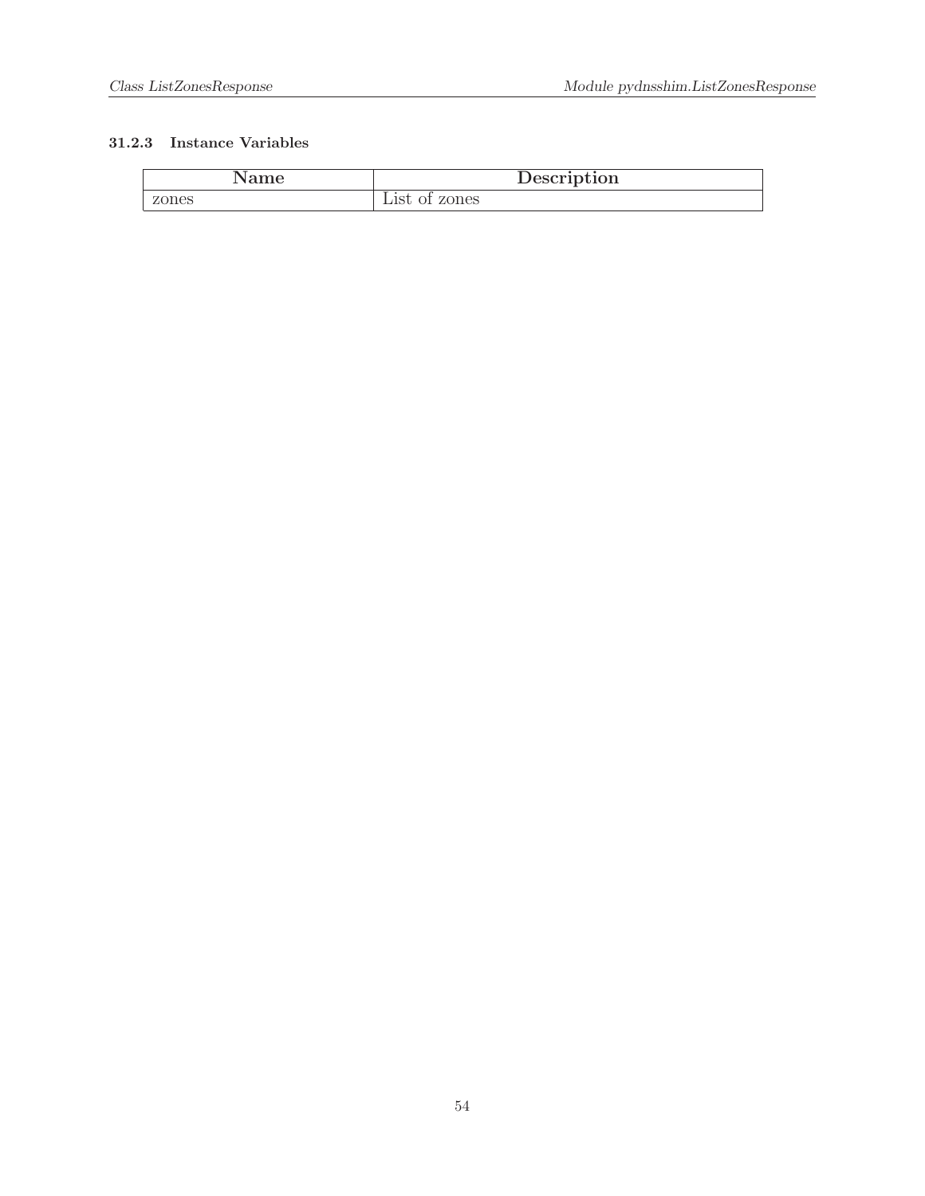### 31.2.3 Instance Variables

| Name | Description |
| --- | --- |
| zones | List of zones |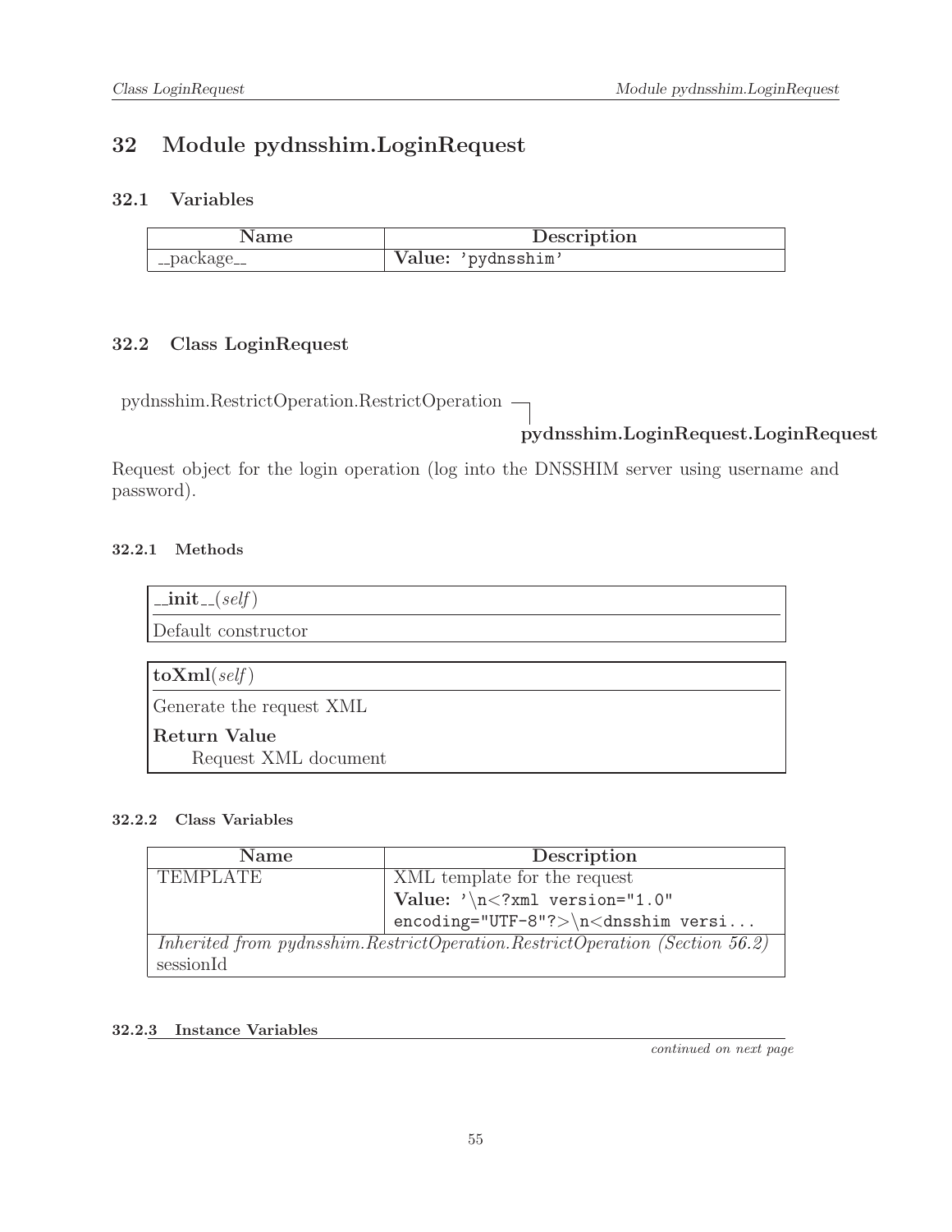# 32 Module pydnsshim.LoginRequest

## 32.1 Variables

| Name | Description |
|---|---|
| __package__ | **Value:** 'pydnsshim' |

## 32.2 Class LoginRequest

pydnsshim.RestrictOperation.RestrictOperation
└ **pydnsshim.LoginRequest.LoginRequest**

Request object for the login operation (log into the DNSSHIM server using username and password).

### 32.2.1 Methods

**__init__**(*self*)

Default constructor

---

**toXml**(*self*)

Generate the request XML

**Return Value**

Request XML document

### 32.2.2 Class Variables

| Name | Description |
|---|---|
| TEMPLATE | XML template for the request<br>**Value:** '\n<?xml version="1.0" encoding="UTF-8"?>\n<dnsshim versi... |
| *Inherited from pydnsshim.RestrictOperation.RestrictOperation (Section 56.2)*<br>sessionId | |

### 32.2.3 Instance Variables

*continued on next page*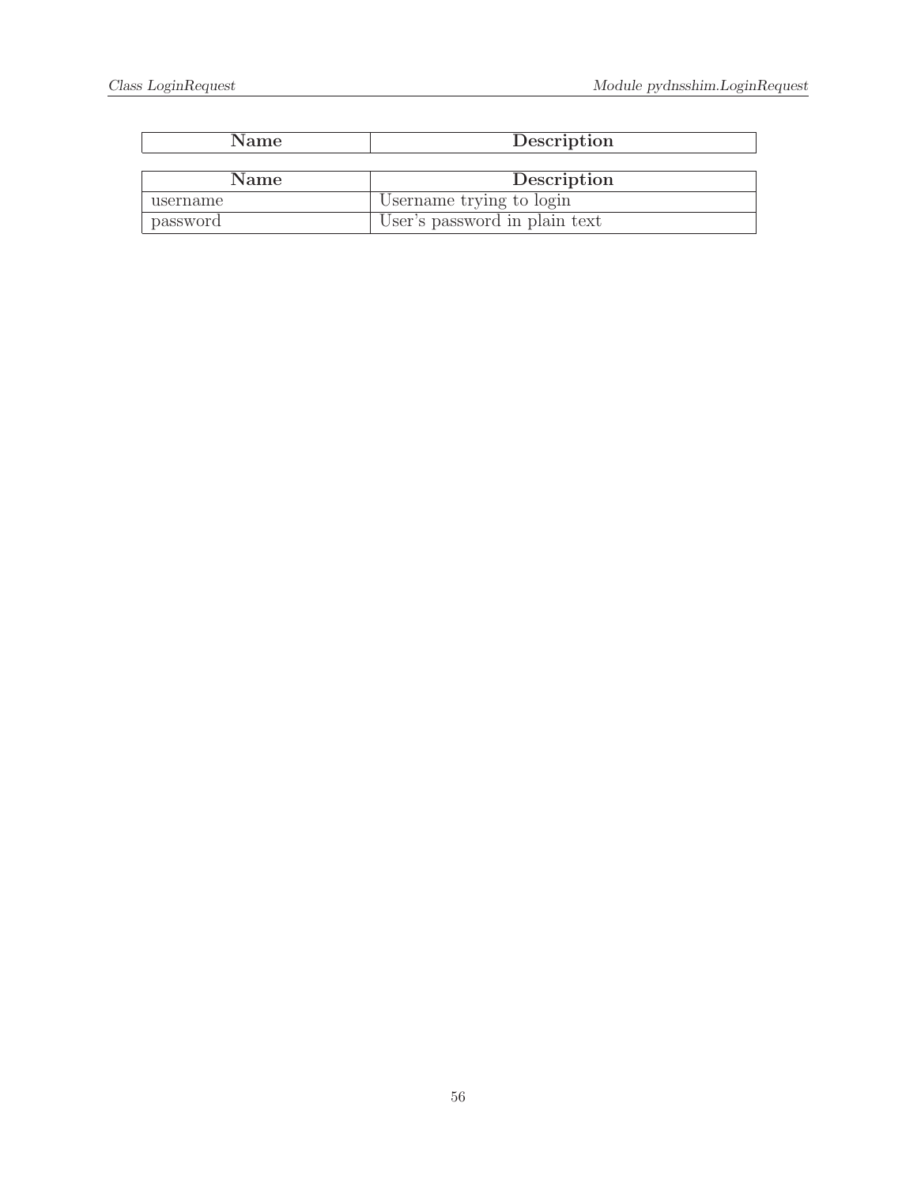| Name | Description |
|---|---|

| Name | Description |
|---|---|
| username | Username trying to login |
| password | User's password in plain text |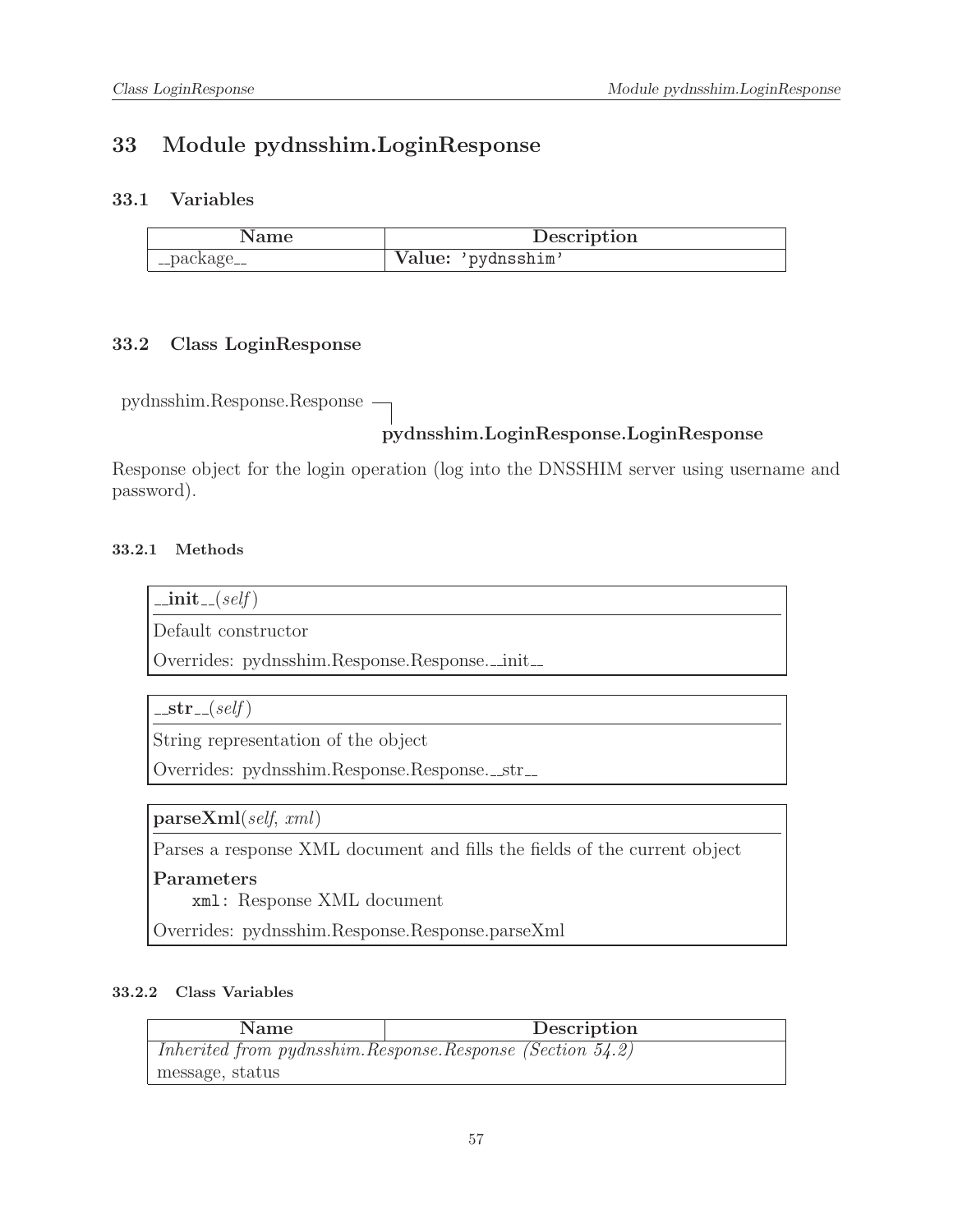# 33 Module pydnsshim.LoginResponse

## 33.1 Variables

| Name | Description |
|---|---|
| __package__ | **Value:** `'pydnsshim'` |

## 33.2 Class LoginResponse

pydnsshim.Response.Response
└ **pydnsshim.LoginResponse.LoginResponse**

Response object for the login operation (log into the DNSSHIM server using username and password).

### 33.2.1 Methods

**__init__**(*self*)

Default constructor

Overrides: pydnsshim.Response.Response.__init__

---

**__str__**(*self*)

String representation of the object

Overrides: pydnsshim.Response.Response.__str__

---

**parseXml**(*self*, *xml*)

Parses a response XML document and fills the fields of the current object

**Parameters**

`xml`: Response XML document

Overrides: pydnsshim.Response.Response.parseXml

### 33.2.2 Class Variables

| Name | Description |
|---|---|
| *Inherited from pydnsshim.Response.Response (Section 54.2)* | |
| message, status | |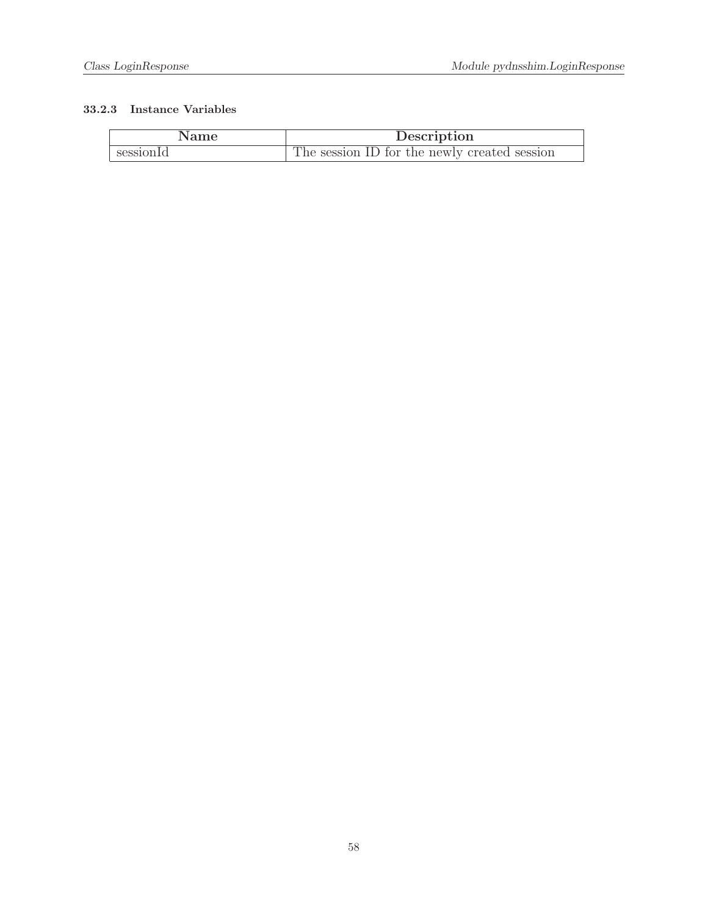### 33.2.3 Instance Variables

| Name | Description |
|---|---|
| sessionId | The session ID for the newly created session |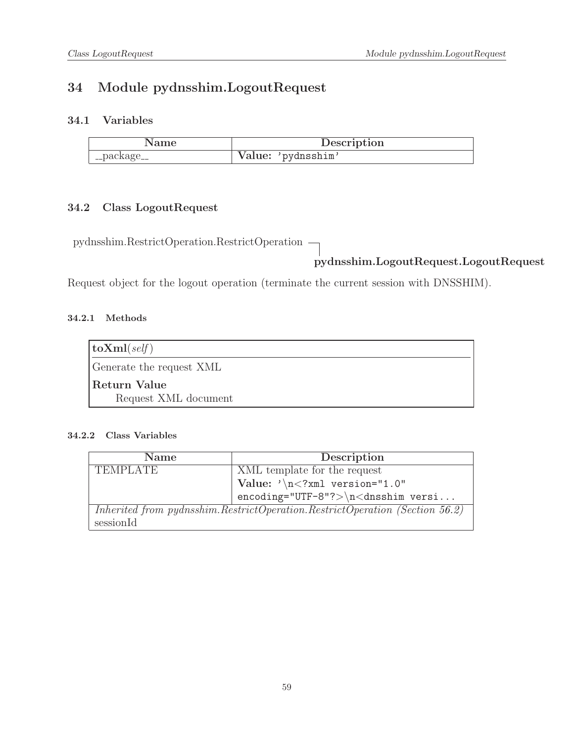# 34 Module pydnsshim.LogoutRequest

## 34.1 Variables

| Name | Description |
|---|---|
| __package__ | **Value:** 'pydnsshim' |

## 34.2 Class LogoutRequest

pydnsshim.RestrictOperation.RestrictOperation
└ **pydnsshim.LogoutRequest.LogoutRequest**

Request object for the logout operation (terminate the current session with DNSSHIM).

### 34.2.1 Methods

**toXml**(*self*)

Generate the request XML

**Return Value**

Request XML document

### 34.2.2 Class Variables

| Name | Description |
|---|---|
| TEMPLATE | XML template for the request<br>**Value:** `'\n<?xml version="1.0" encoding="UTF-8"?>\n<dnsshim versi...` |
| *Inherited from pydnsshim.RestrictOperation.RestrictOperation (Section 56.2)* | |
| sessionId | |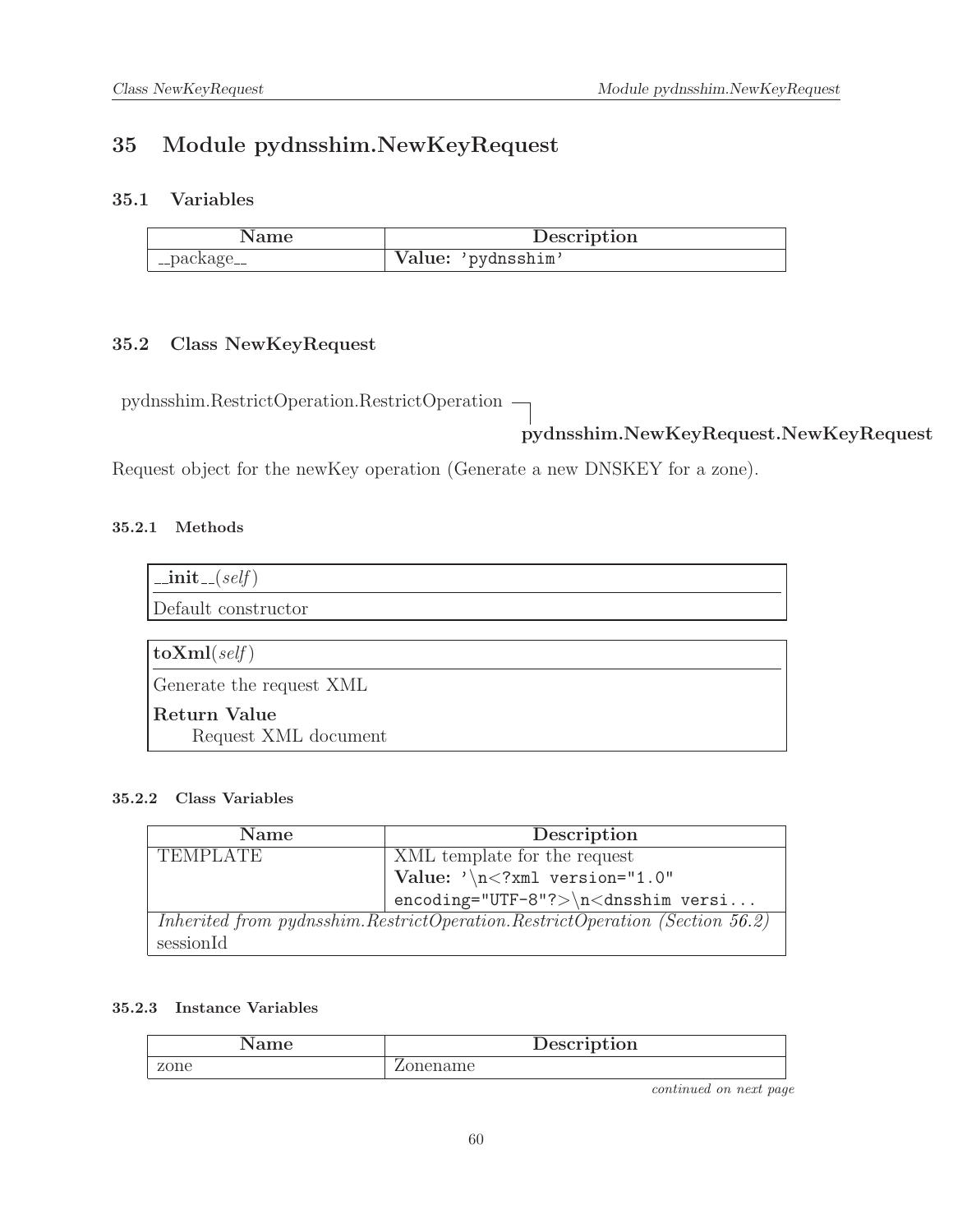# 35 Module pydnsshim.NewKeyRequest

## 35.1 Variables

| Name | Description |
| --- | --- |
| __package__ | **Value:** `'pydnsshim'` |

## 35.2 Class NewKeyRequest

pydnsshim.RestrictOperation.RestrictOperation ─┐
　　**pydnsshim.NewKeyRequest.NewKeyRequest**

Request object for the newKey operation (Generate a new DNSKEY for a zone).

### 35.2.1 Methods

**__init__**(*self*)

Default constructor

---

**toXml**(*self*)

Generate the request XML

**Return Value**

Request XML document

### 35.2.2 Class Variables

| Name | Description |
| --- | --- |
| TEMPLATE | XML template for the request<br>**Value:** `'\n<?xml version="1.0" encoding="UTF-8"?>\n<dnsshim versi...` |
| *Inherited from pydnsshim.RestrictOperation.RestrictOperation (Section 56.2)*<br>sessionId | |

### 35.2.3 Instance Variables

| Name | Description |
| --- | --- |
| zone | Zonename |

*continued on next page*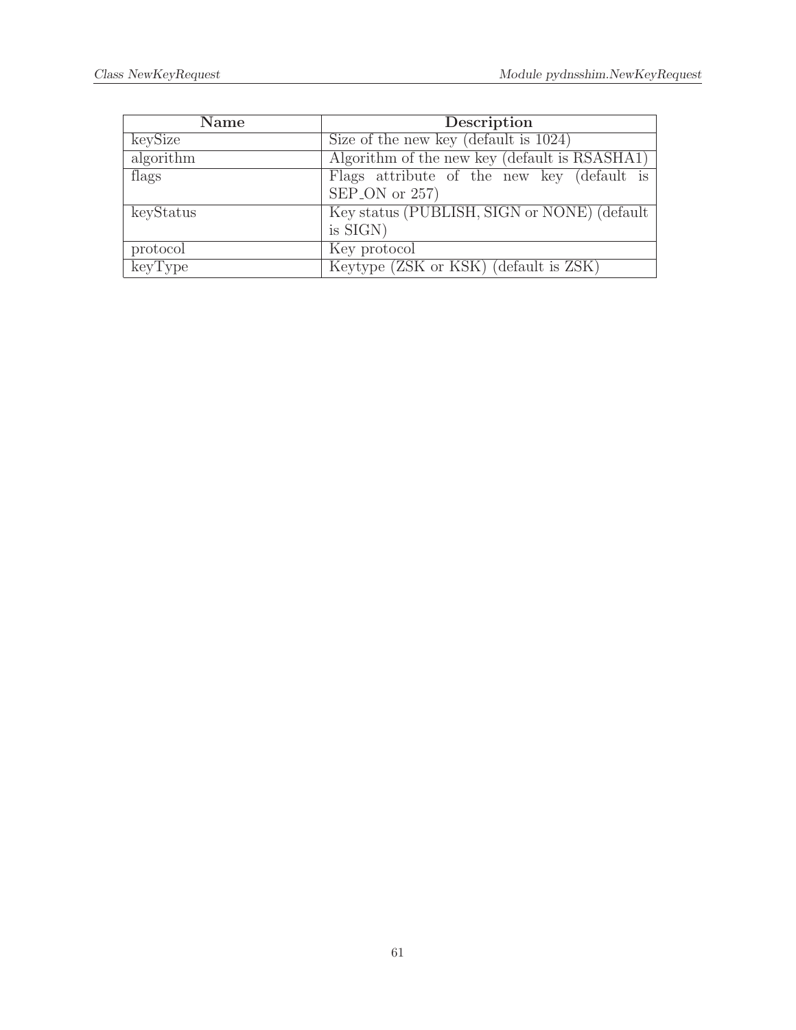| Name | Description |
| --- | --- |
| keySize | Size of the new key (default is 1024) |
| algorithm | Algorithm of the new key (default is RSASHA1) |
| flags | Flags attribute of the new key (default is SEP_ON or 257) |
| keyStatus | Key status (PUBLISH, SIGN or NONE) (default is SIGN) |
| protocol | Key protocol |
| keyType | Keytype (ZSK or KSK) (default is ZSK) |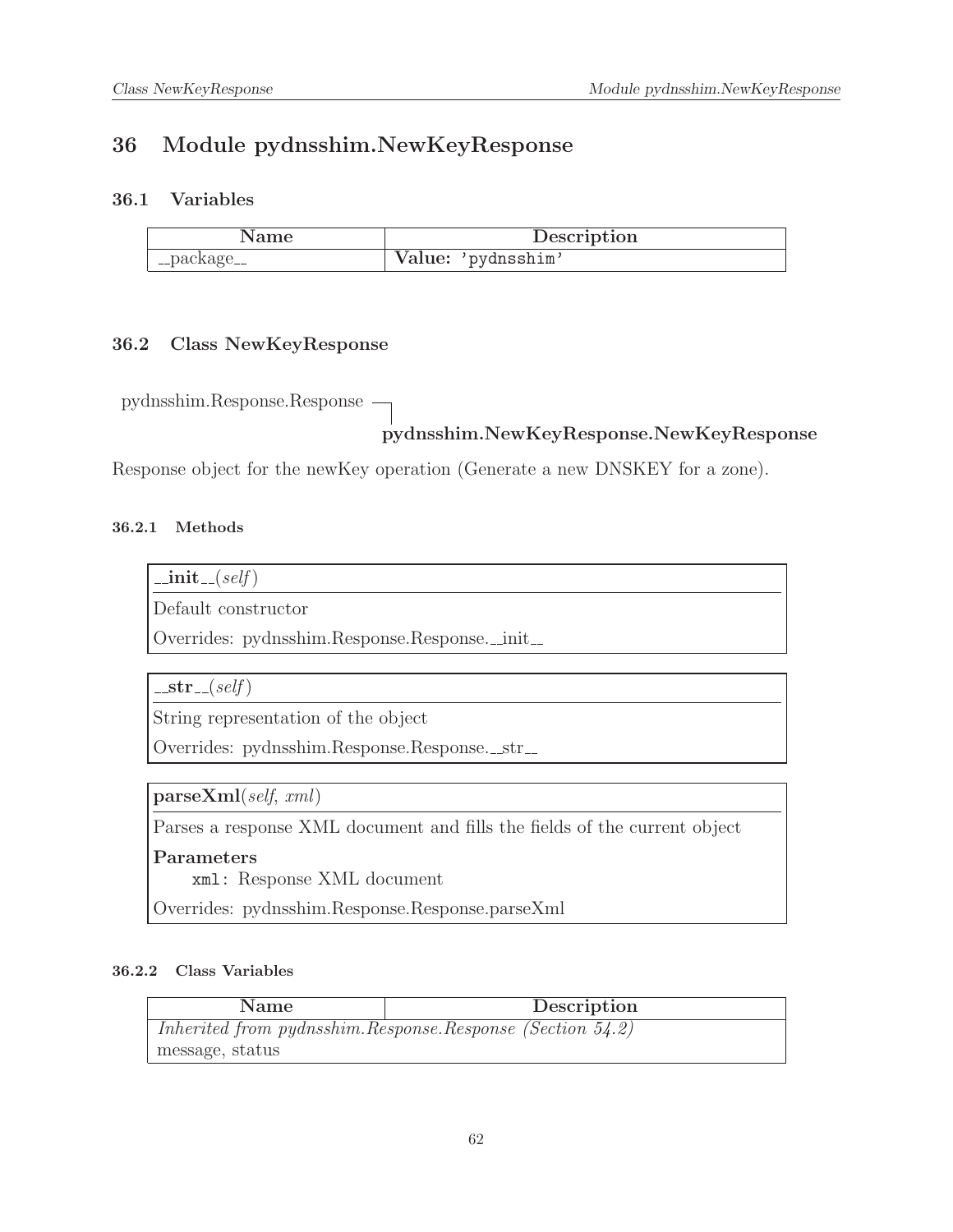# 36 Module pydnsshim.NewKeyResponse

## 36.1 Variables

| Name | Description |
| --- | --- |
| __package__ | **Value:** 'pydnsshim' |

## 36.2 Class NewKeyResponse

pydnsshim.Response.Response
└ **pydnsshim.NewKeyResponse.NewKeyResponse**

Response object for the newKey operation (Generate a new DNSKEY for a zone).

### 36.2.1 Methods

**__init__**(*self*)

Default constructor

Overrides: pydnsshim.Response.Response.__init__

**__str__**(*self*)

String representation of the object

Overrides: pydnsshim.Response.Response.__str__

**parseXml**(*self*, *xml*)

Parses a response XML document and fills the fields of the current object

**Parameters**

`xml`: Response XML document

Overrides: pydnsshim.Response.Response.parseXml

### 36.2.2 Class Variables

| Name | Description |
| --- | --- |
| *Inherited from pydnsshim.Response.Response (Section 54.2)* | |
| message, status | |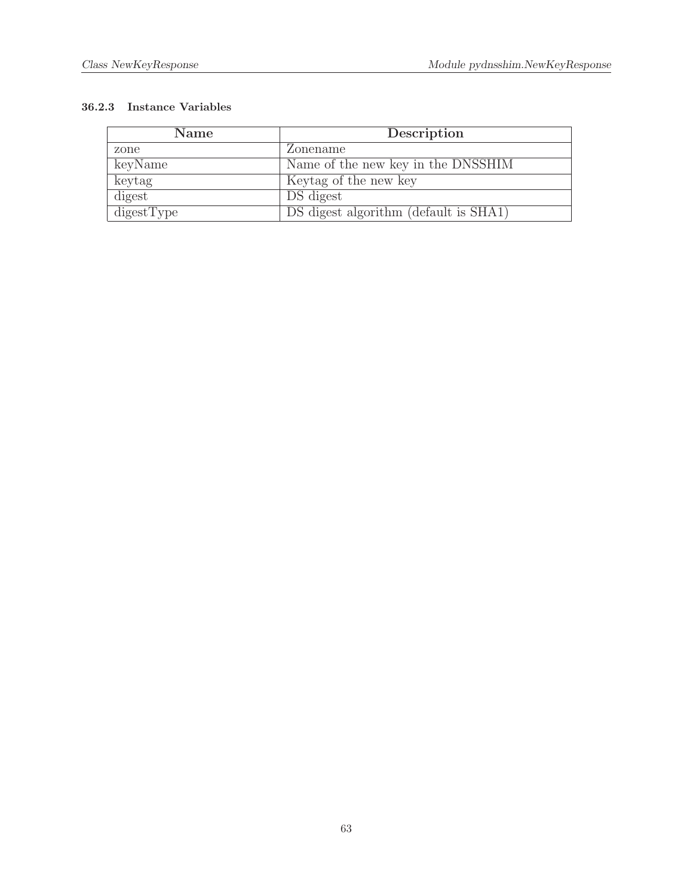### 36.2.3 Instance Variables

| Name | Description |
| --- | --- |
| zone | Zonename |
| keyName | Name of the new key in the DNSSHIM |
| keytag | Keytag of the new key |
| digest | DS digest |
| digestType | DS digest algorithm (default is SHA1) |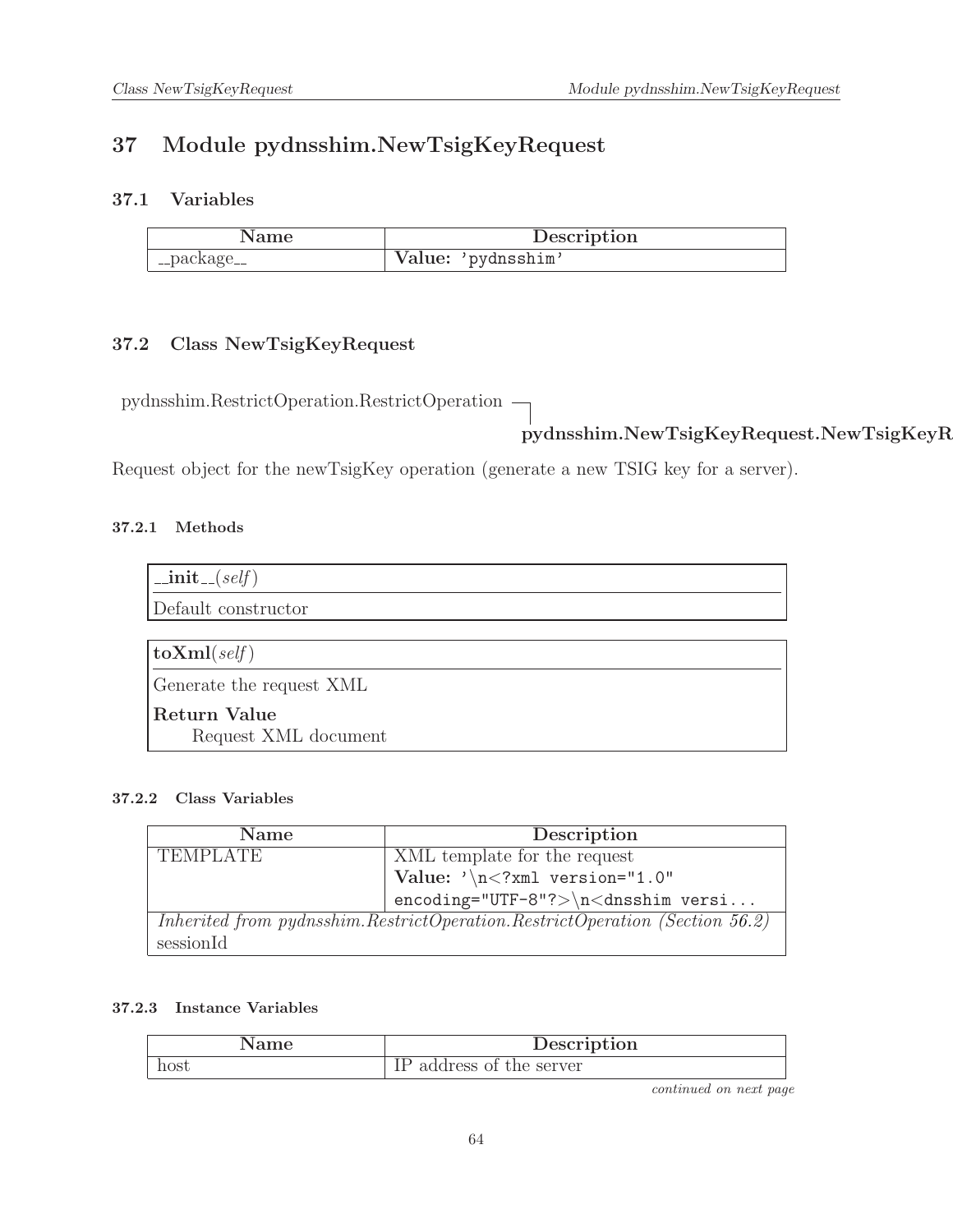# 37 Module pydnsshim.NewTsigKeyRequest

## 37.1 Variables

| Name | Description |
|---|---|
| __package__ | **Value:** 'pydnsshim' |

## 37.2 Class NewTsigKeyRequest

pydnsshim.RestrictOperation.RestrictOperation
└ **pydnsshim.NewTsigKeyRequest.NewTsigKeyR**

Request object for the newTsigKey operation (generate a new TSIG key for a server).

### 37.2.1 Methods

**__init__**(*self*)

Default constructor

---

**toXml**(*self*)

Generate the request XML

**Return Value**

Request XML document

### 37.2.2 Class Variables

| Name | Description |
|---|---|
| TEMPLATE | XML template for the request **Value:** '\n<?xml version="1.0" encoding="UTF-8"?>\n<dnsshim versi... |
| *Inherited from pydnsshim.RestrictOperation.RestrictOperation (Section 56.2)* sessionId | |

### 37.2.3 Instance Variables

| Name | Description |
|---|---|
| host | IP address of the server |

*continued on next page*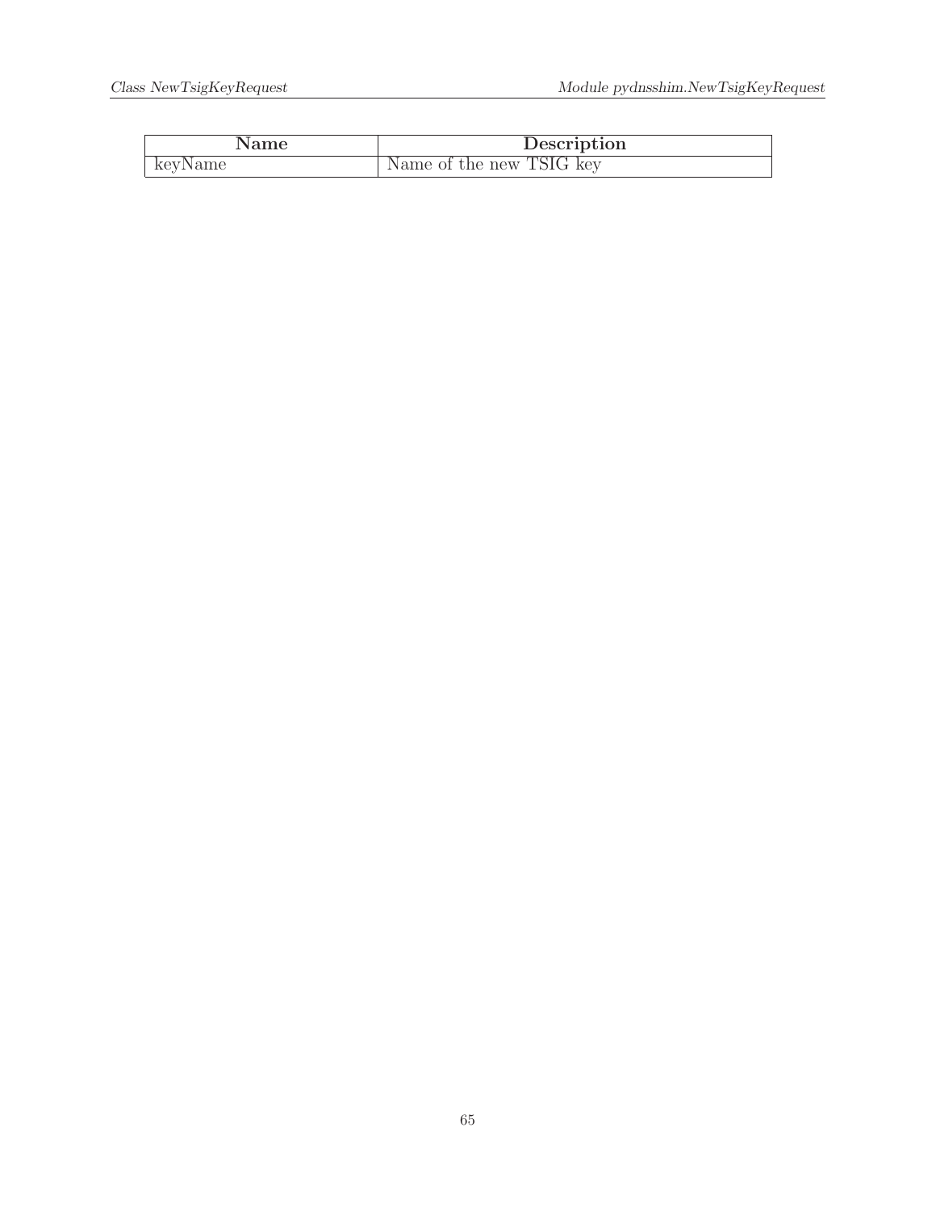| Name | Description |
| --- | --- |
| keyName | Name of the new TSIG key |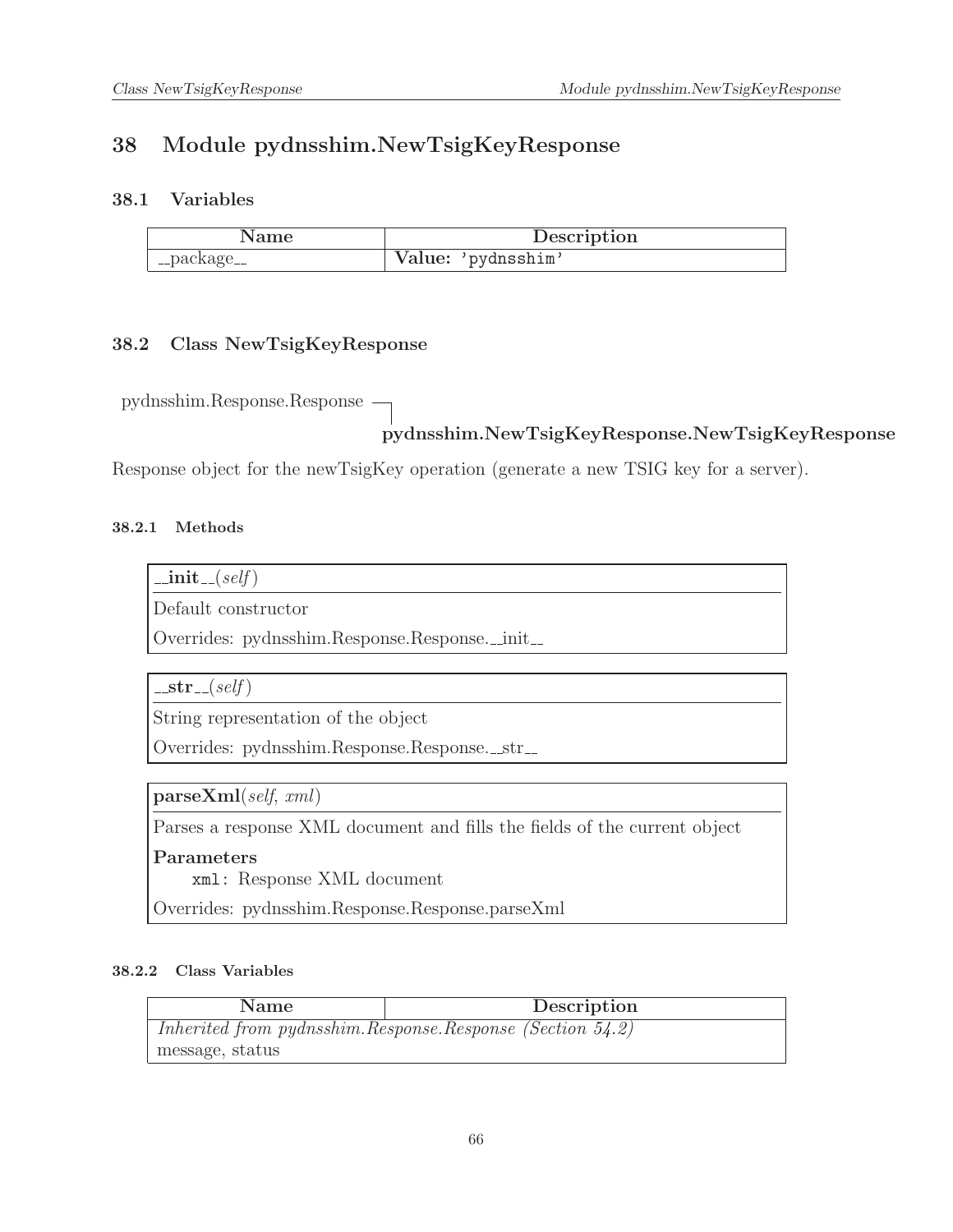# 38 Module pydnsshim.NewTsigKeyResponse

## 38.1 Variables

| Name | Description |
|---|---|
| __package__ | **Value:** 'pydnsshim' |

## 38.2 Class NewTsigKeyResponse

pydnsshim.Response.Response
└ **pydnsshim.NewTsigKeyResponse.NewTsigKeyResponse**

Response object for the newTsigKey operation (generate a new TSIG key for a server).

### 38.2.1 Methods

**__init__**(*self*)

Default constructor

Overrides: pydnsshim.Response.Response.__init__

**__str__**(*self*)

String representation of the object

Overrides: pydnsshim.Response.Response.__str__

**parseXml**(*self*, *xml*)

Parses a response XML document and fills the fields of the current object

**Parameters**

`xml`: Response XML document

Overrides: pydnsshim.Response.Response.parseXml

### 38.2.2 Class Variables

| Name | Description |
|---|---|
| *Inherited from pydnsshim.Response.Response (Section 54.2)* | |
| message, status | |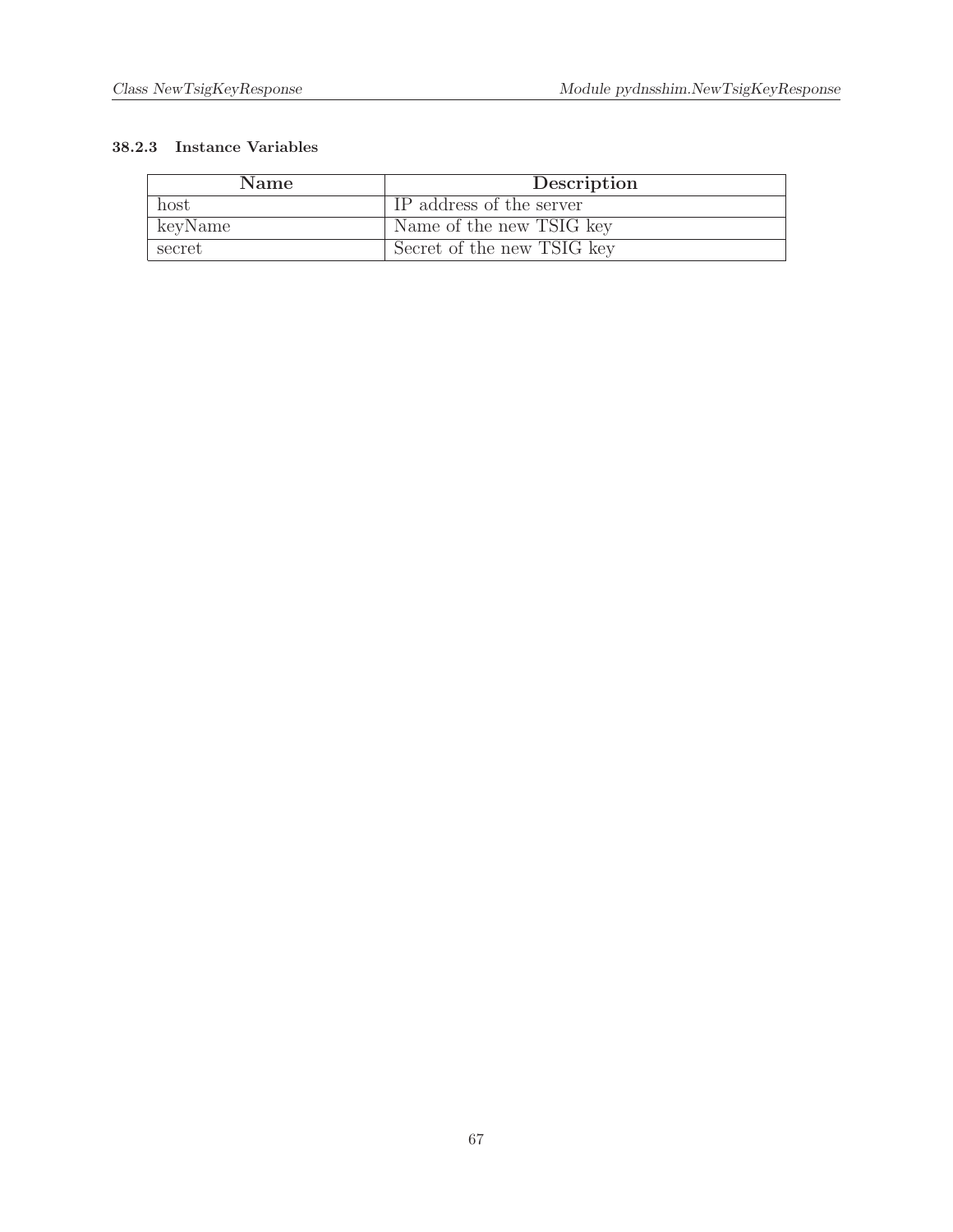### 38.2.3 Instance Variables

| Name | Description |
|---|---|
| host | IP address of the server |
| keyName | Name of the new TSIG key |
| secret | Secret of the new TSIG key |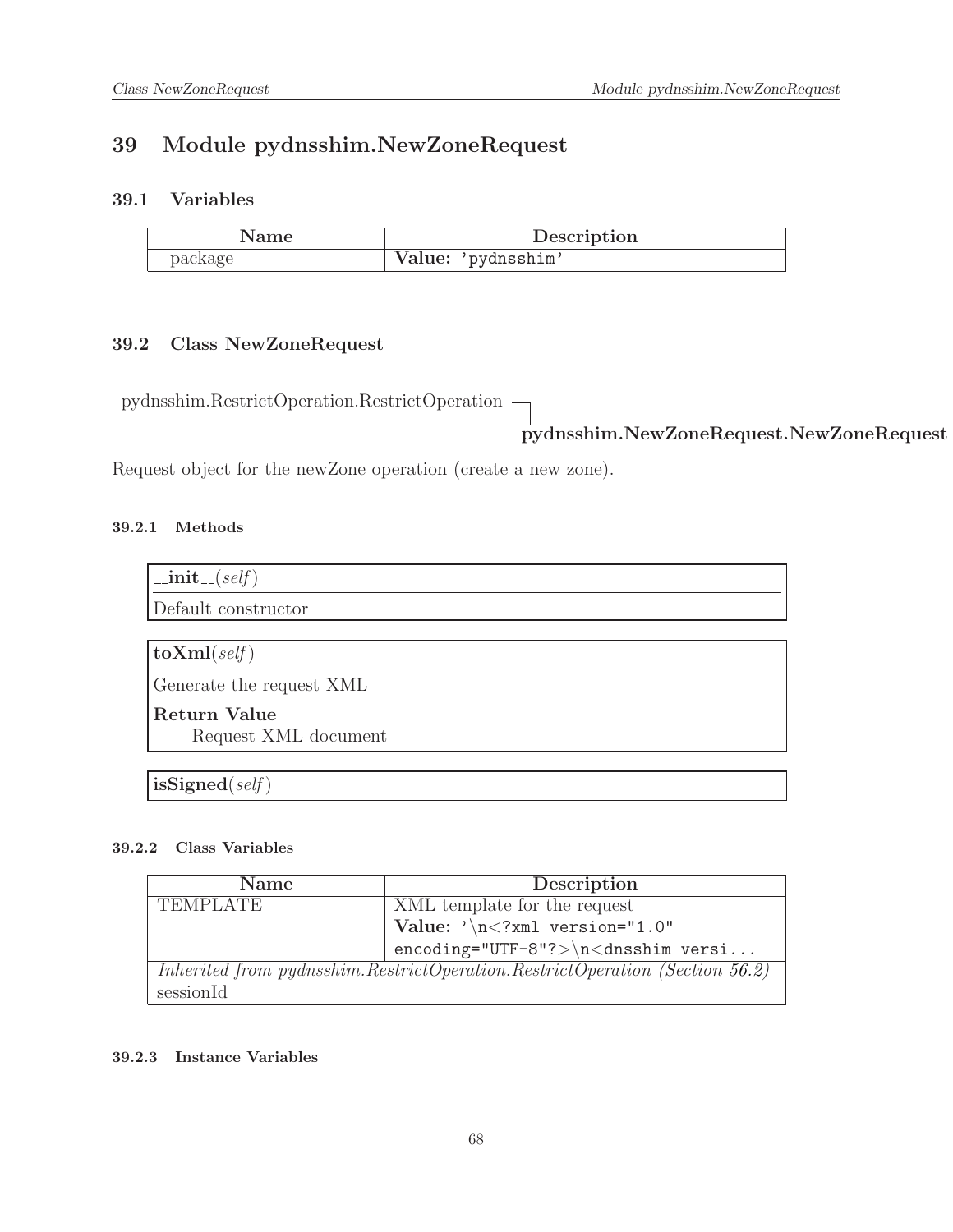# 39 Module pydnsshim.NewZoneRequest

## 39.1 Variables

| Name | Description |
|---|---|
| __package__ | **Value:** 'pydnsshim' |

## 39.2 Class NewZoneRequest

```
pydnsshim.RestrictOperation.RestrictOperation
                                            |
                                            pydnsshim.NewZoneRequest.NewZoneRequest
```

Request object for the newZone operation (create a new zone).

### 39.2.1 Methods

**__init__**(*self*)

Default constructor

---

**toXml**(*self*)

Generate the request XML

**Return Value**

Request XML document

---

**isSigned**(*self*)

### 39.2.2 Class Variables

| Name | Description |
|---|---|
| TEMPLATE | XML template for the request<br>**Value:** '\n<?xml version="1.0" encoding="UTF-8"?>\n<dnsshim versi... |
| *Inherited from pydnsshim.RestrictOperation.RestrictOperation (Section 56.2)*<br>sessionId | |

### 39.2.3 Instance Variables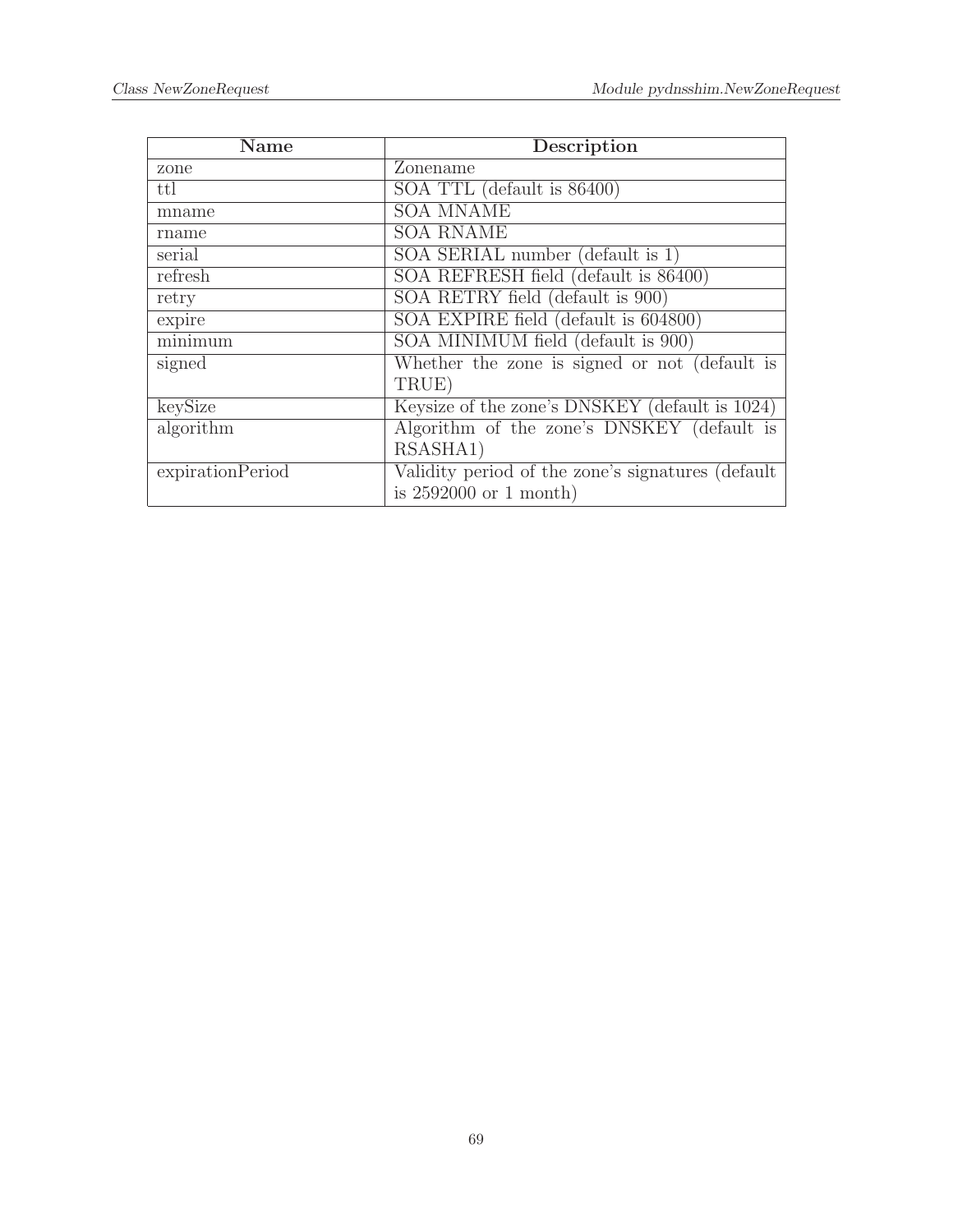| Name | Description |
| --- | --- |
| zone | Zonename |
| ttl | SOA TTL (default is 86400) |
| mname | SOA MNAME |
| rname | SOA RNAME |
| serial | SOA SERIAL number (default is 1) |
| refresh | SOA REFRESH field (default is 86400) |
| retry | SOA RETRY field (default is 900) |
| expire | SOA EXPIRE field (default is 604800) |
| minimum | SOA MINIMUM field (default is 900) |
| signed | Whether the zone is signed or not (default is TRUE) |
| keySize | Keysize of the zone's DNSKEY (default is 1024) |
| algorithm | Algorithm of the zone's DNSKEY (default is RSASHA1) |
| expirationPeriod | Validity period of the zone's signatures (default is 2592000 or 1 month) |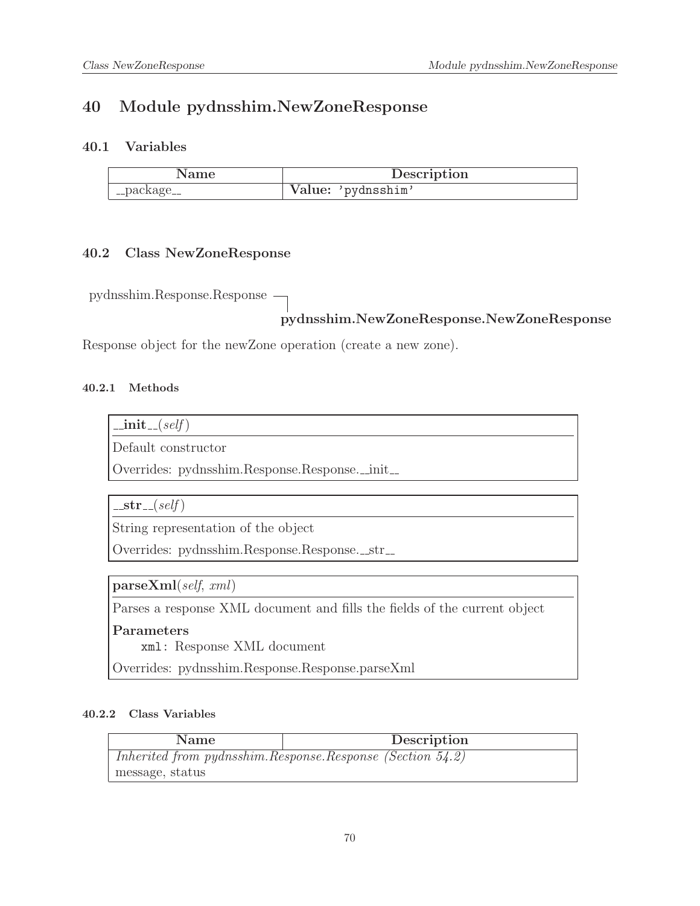# 40 Module pydnsshim.NewZoneResponse

## 40.1 Variables

| Name | Description |
|---|---|
| __package__ | **Value:** 'pydnsshim' |

## 40.2 Class NewZoneResponse

pydnsshim.Response.Response ─┐
**pydnsshim.NewZoneResponse.NewZoneResponse**

Response object for the newZone operation (create a new zone).

### 40.2.1 Methods

**__init__**(*self*)

Default constructor

Overrides: pydnsshim.Response.Response.__init__

---

**__str__**(*self*)

String representation of the object

Overrides: pydnsshim.Response.Response.__str__

---

**parseXml**(*self*, *xml*)

Parses a response XML document and fills the fields of the current object

**Parameters**

`xml`: Response XML document

Overrides: pydnsshim.Response.Response.parseXml

### 40.2.2 Class Variables

| Name | Description |
|---|---|
| *Inherited from pydnsshim.Response.Response (Section 54.2)* | |
| message, status | |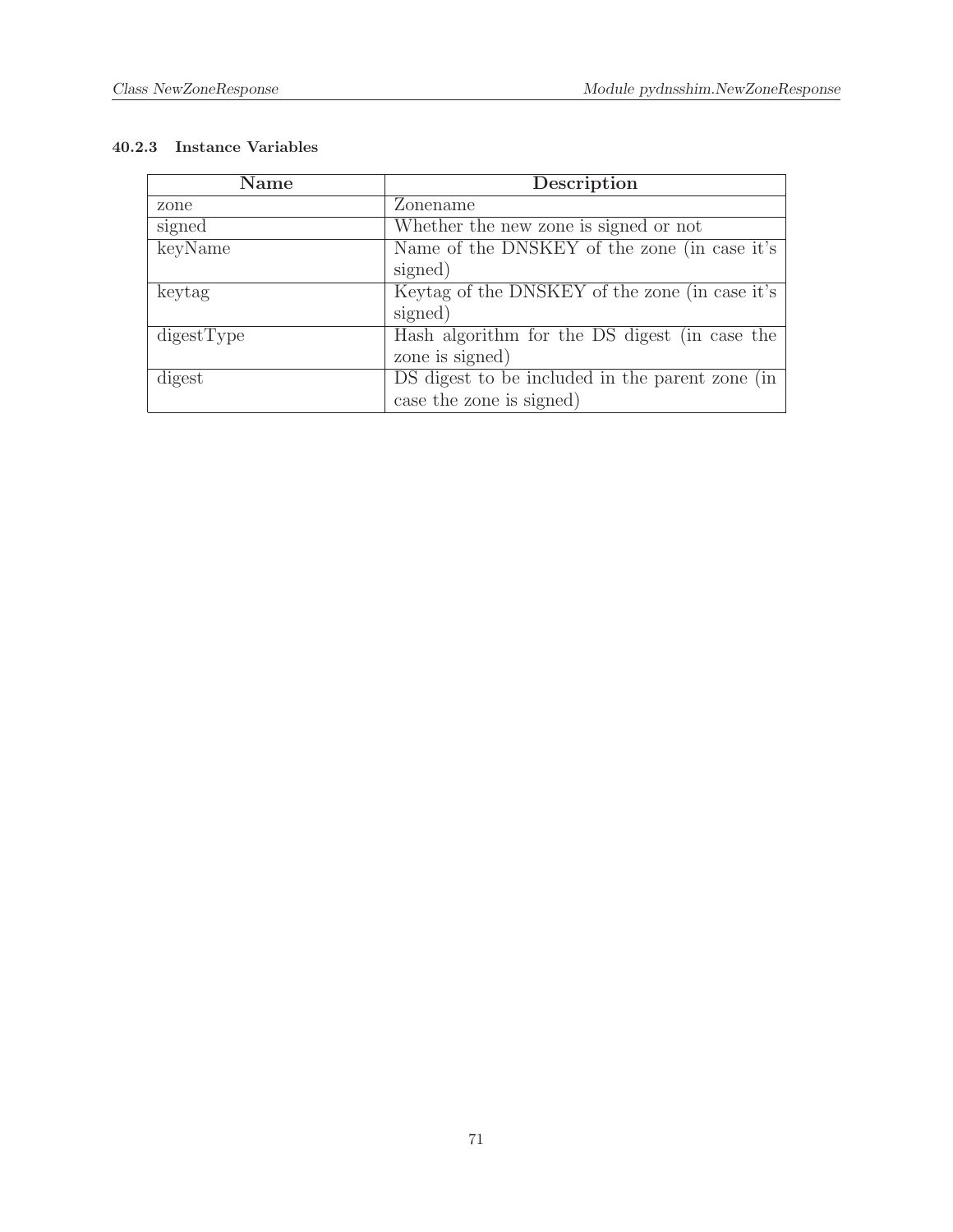### 40.2.3 Instance Variables

| Name | Description |
|---|---|
| zone | Zonename |
| signed | Whether the new zone is signed or not |
| keyName | Name of the DNSKEY of the zone (in case it's signed) |
| keytag | Keytag of the DNSKEY of the zone (in case it's signed) |
| digestType | Hash algorithm for the DS digest (in case the zone is signed) |
| digest | DS digest to be included in the parent zone (in case the zone is signed) |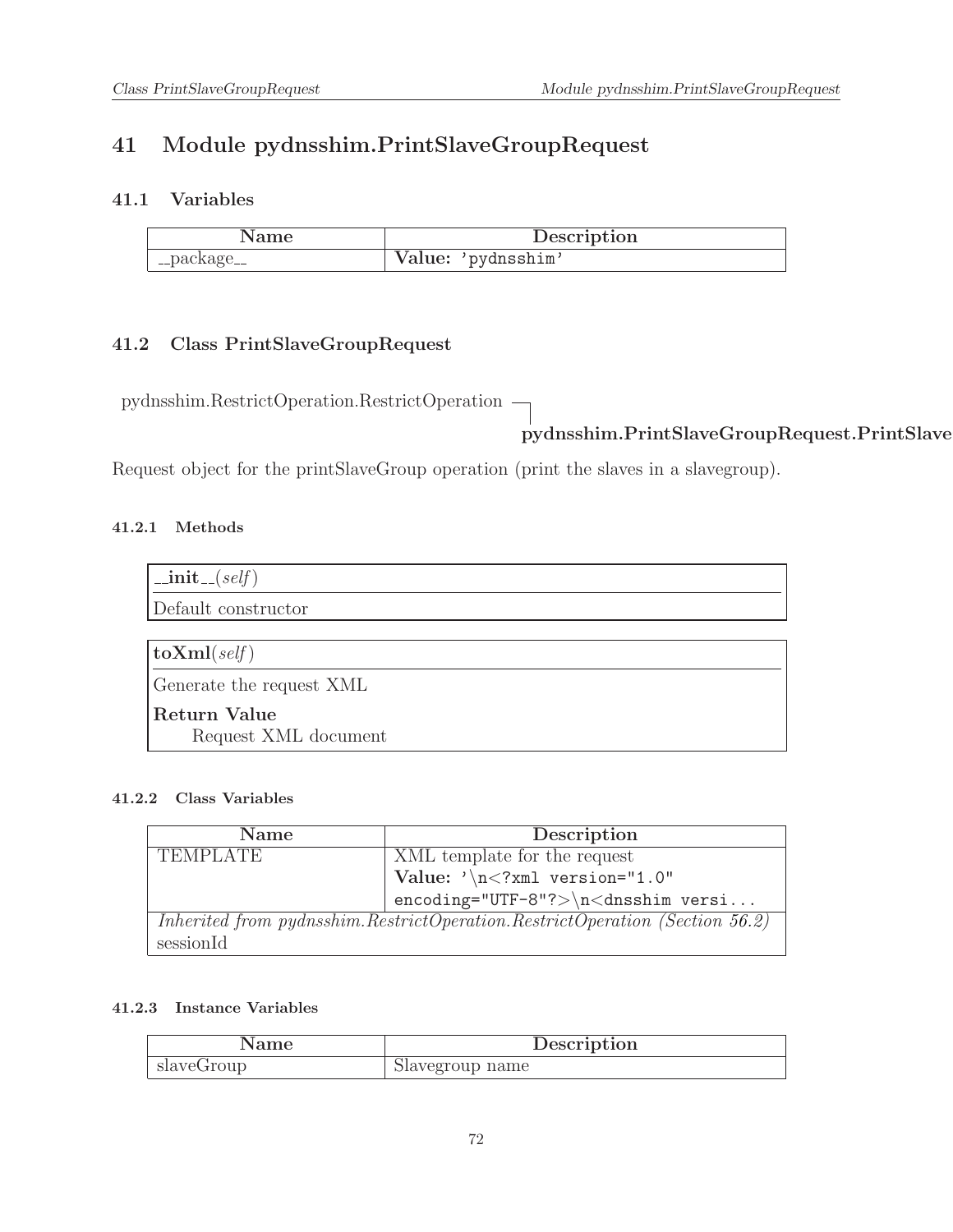# 41 Module pydnsshim.PrintSlaveGroupRequest

## 41.1 Variables

| Name | Description |
|---|---|
| __package__ | **Value:** `'pydnsshim'` |

## 41.2 Class PrintSlaveGroupRequest

pydnsshim.RestrictOperation.RestrictOperation ─┐
**pydnsshim.PrintSlaveGroupRequest.PrintSlave**

Request object for the printSlaveGroup operation (print the slaves in a slavegroup).

### 41.2.1 Methods

**__init__**(*self*)

Default constructor

---

**toXml**(*self*)

Generate the request XML

**Return Value**
Request XML document

### 41.2.2 Class Variables

| Name | Description |
|---|---|
| TEMPLATE | XML template for the request **Value:** `'\n<?xml version="1.0" encoding="UTF-8"?>\n<dnsshim versi...` |
| *Inherited from pydnsshim.RestrictOperation.RestrictOperation (Section 56.2)* sessionId | |

### 41.2.3 Instance Variables

| Name | Description |
|---|---|
| slaveGroup | Slavegroup name |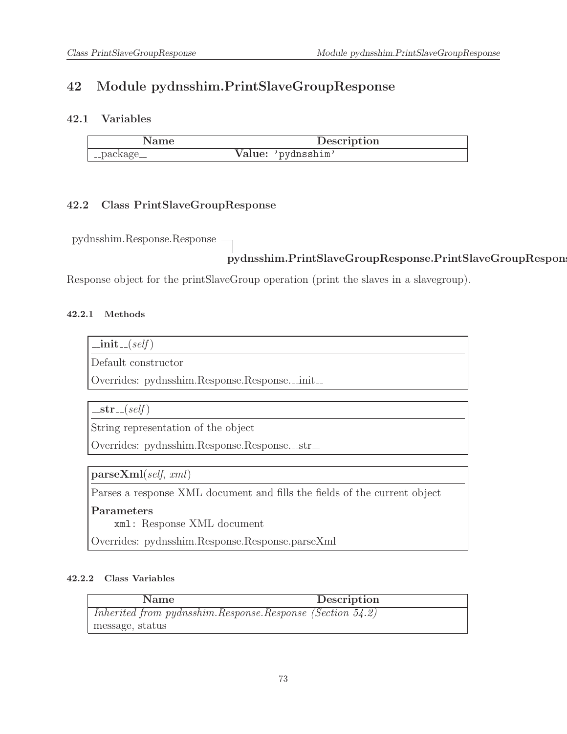# 42 Module pydnsshim.PrintSlaveGroupResponse

## 42.1 Variables

| Name | Description |
|---|---|
| __package__ | **Value:** 'pydnsshim' |

## 42.2 Class PrintSlaveGroupResponse

pydnsshim.Response.Response
└ **pydnsshim.PrintSlaveGroupResponse.PrintSlaveGroupResponse**

Response object for the printSlaveGroup operation (print the slaves in a slavegroup).

### 42.2.1 Methods

**__init__**(*self*)

Default constructor

Overrides: pydnsshim.Response.Response.__init__

---

**__str__**(*self*)

String representation of the object

Overrides: pydnsshim.Response.Response.__str__

---

**parseXml**(*self*, *xml*)

Parses a response XML document and fills the fields of the current object

**Parameters**

`xml`: Response XML document

Overrides: pydnsshim.Response.Response.parseXml

### 42.2.2 Class Variables

| Name | Description |
|---|---|
| *Inherited from pydnsshim.Response.Response (Section 54.2)* | |
| message, status | |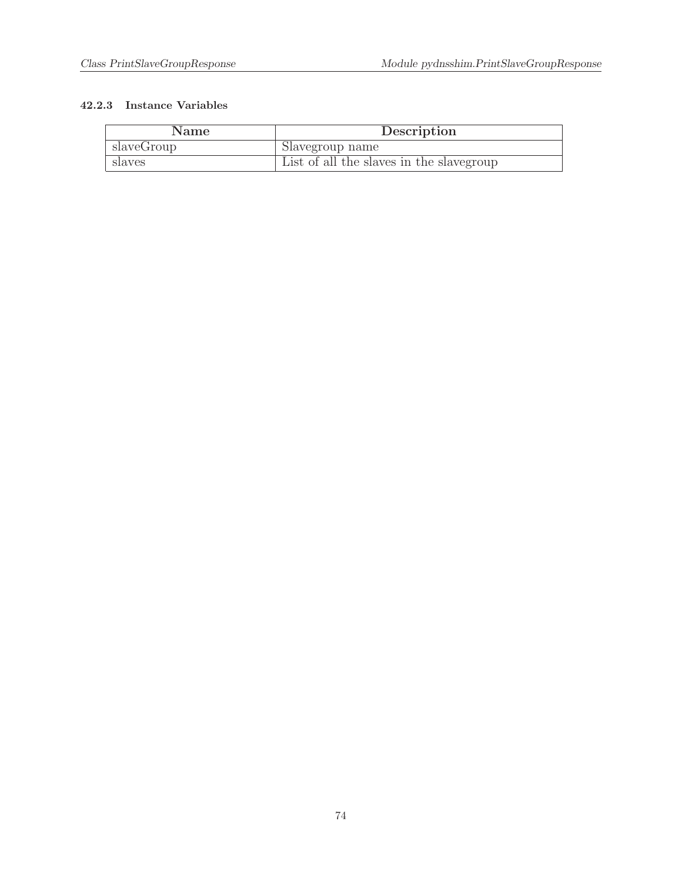### 42.2.3 Instance Variables

| Name | Description |
| --- | --- |
| slaveGroup | Slavegroup name |
| slaves | List of all the slaves in the slavegroup |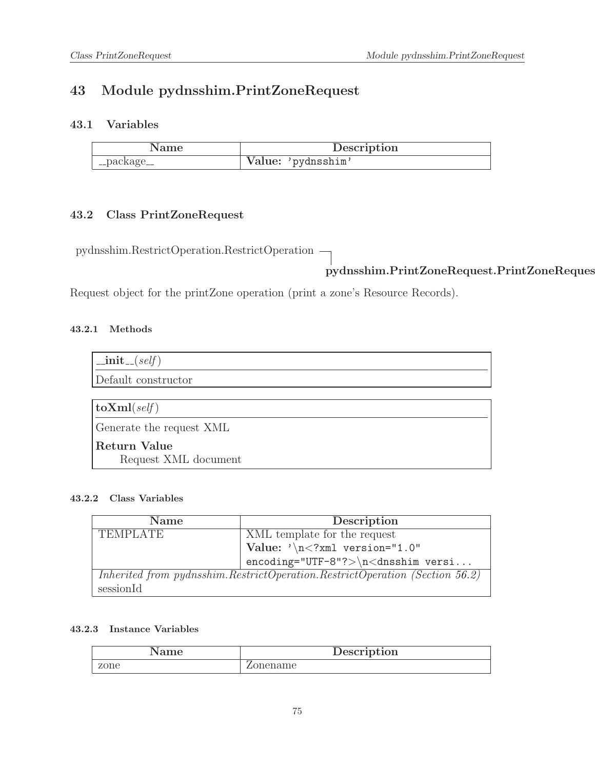# 43 Module pydnsshim.PrintZoneRequest

## 43.1 Variables

| Name | Description |
|---|---|
| __package__ | **Value:** 'pydnsshim' |

## 43.2 Class PrintZoneRequest

pydnsshim.RestrictOperation.RestrictOperation ─┐
  **pydnsshim.PrintZoneRequest.PrintZoneReques**

Request object for the printZone operation (print a zone's Resource Records).

### 43.2.1 Methods

**__init__**(*self*)

Default constructor

---

**toXml**(*self*)

Generate the request XML

**Return Value**

Request XML document

### 43.2.2 Class Variables

| Name | Description |
|---|---|
| TEMPLATE | XML template for the request **Value:** `'\n<?xml version="1.0" encoding="UTF-8"?>\n<dnsshim versi...` |
| *Inherited from pydnsshim.RestrictOperation.RestrictOperation (Section 56.2)* sessionId | |

### 43.2.3 Instance Variables

| Name | Description |
|---|---|
| zone | Zonename |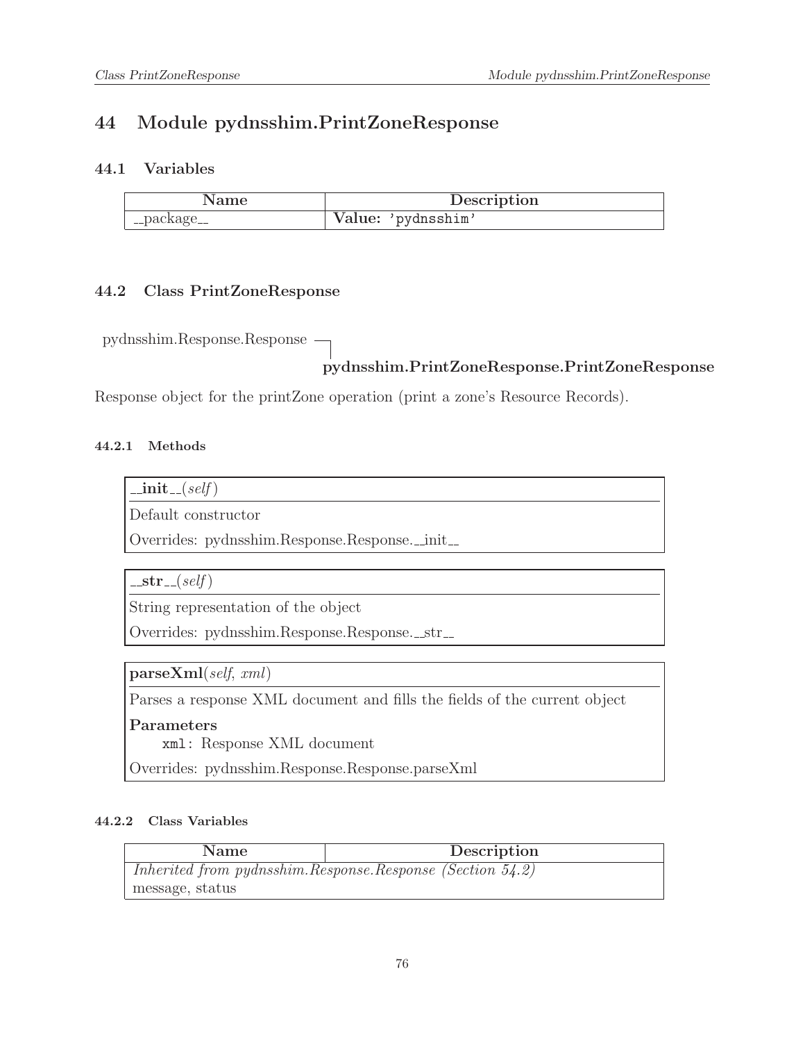# 44 Module pydnsshim.PrintZoneResponse

## 44.1 Variables

| Name | Description |
| --- | --- |
| __package__ | **Value:** `'pydnsshim'` |

## 44.2 Class PrintZoneResponse

pydnsshim.Response.Response
└─ **pydnsshim.PrintZoneResponse.PrintZoneResponse**

Response object for the printZone operation (print a zone's Resource Records).

### 44.2.1 Methods

**__init__**(*self*)

Default constructor

Overrides: pydnsshim.Response.Response.__init__

---

**__str__**(*self*)

String representation of the object

Overrides: pydnsshim.Response.Response.__str__

---

**parseXml**(*self*, *xml*)

Parses a response XML document and fills the fields of the current object

**Parameters**

`xml`: Response XML document

Overrides: pydnsshim.Response.Response.parseXml

### 44.2.2 Class Variables

| Name | Description |
| --- | --- |
| *Inherited from pydnsshim.Response.Response (Section 54.2)* | |
| message, status | |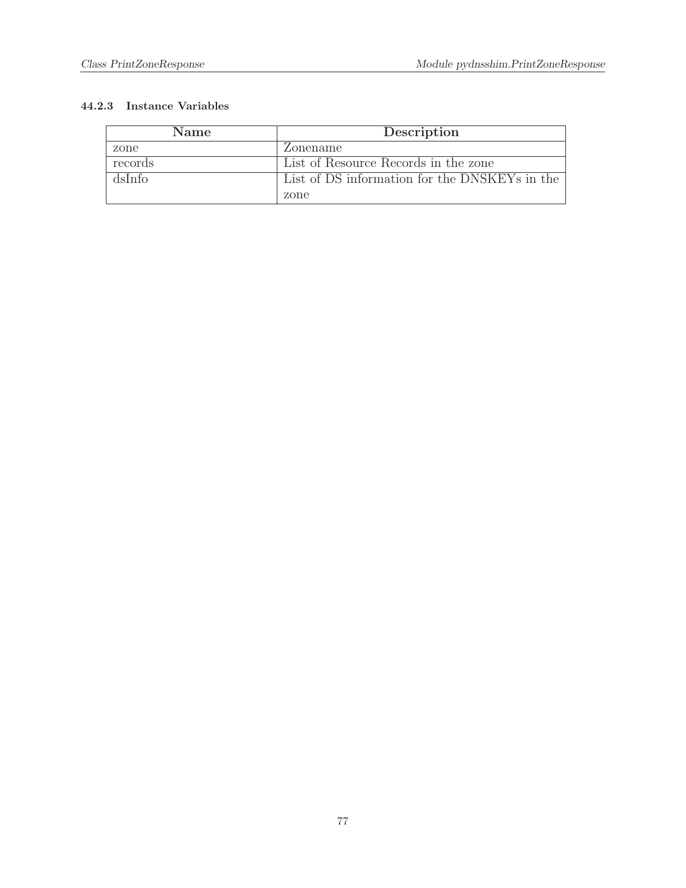#### 44.2.3 Instance Variables

| Name | Description |
| --- | --- |
| zone | Zonename |
| records | List of Resource Records in the zone |
| dsInfo | List of DS information for the DNSKEYs in the zone |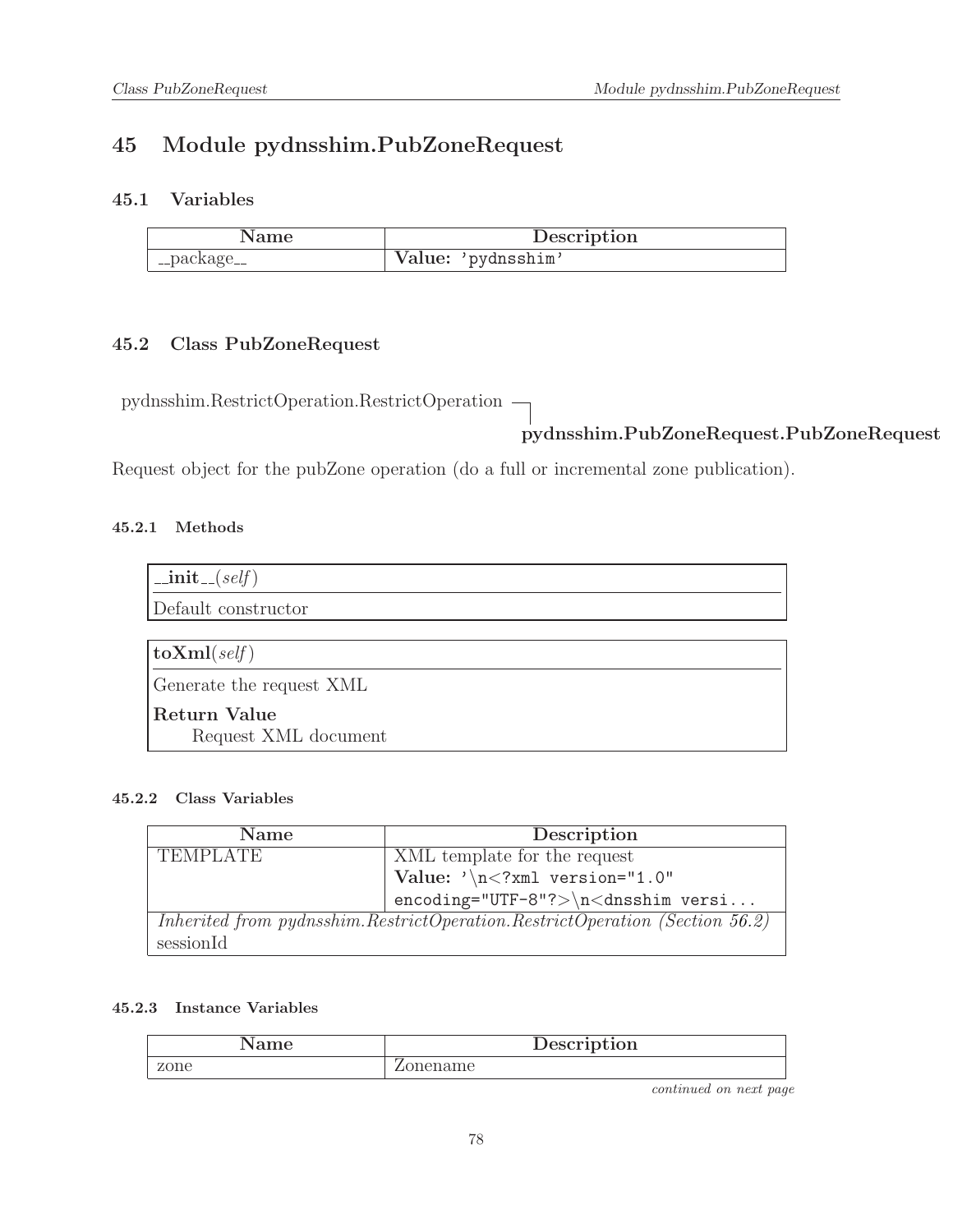# 45 Module pydnsshim.PubZoneRequest

## 45.1 Variables

| Name | Description |
|---|---|
| __package__ | **Value:** 'pydnsshim' |

## 45.2 Class PubZoneRequest

pydnsshim.RestrictOperation.RestrictOperation ─┐
  **pydnsshim.PubZoneRequest.PubZoneRequest**

Request object for the pubZone operation (do a full or incremental zone publication).

### 45.2.1 Methods

**__init__**(*self*)

Default constructor

---

**toXml**(*self*)

Generate the request XML

**Return Value**

Request XML document

### 45.2.2 Class Variables

| Name | Description |
|---|---|
| TEMPLATE | XML template for the request<br>**Value:** '\n<?xml version="1.0" encoding="UTF-8"?>\n<dnsshim versi... |
| *Inherited from pydnsshim.RestrictOperation.RestrictOperation (Section 56.2)*<br>sessionId | |

### 45.2.3 Instance Variables

| Name | Description |
|---|---|
| zone | Zonename |

*continued on next page*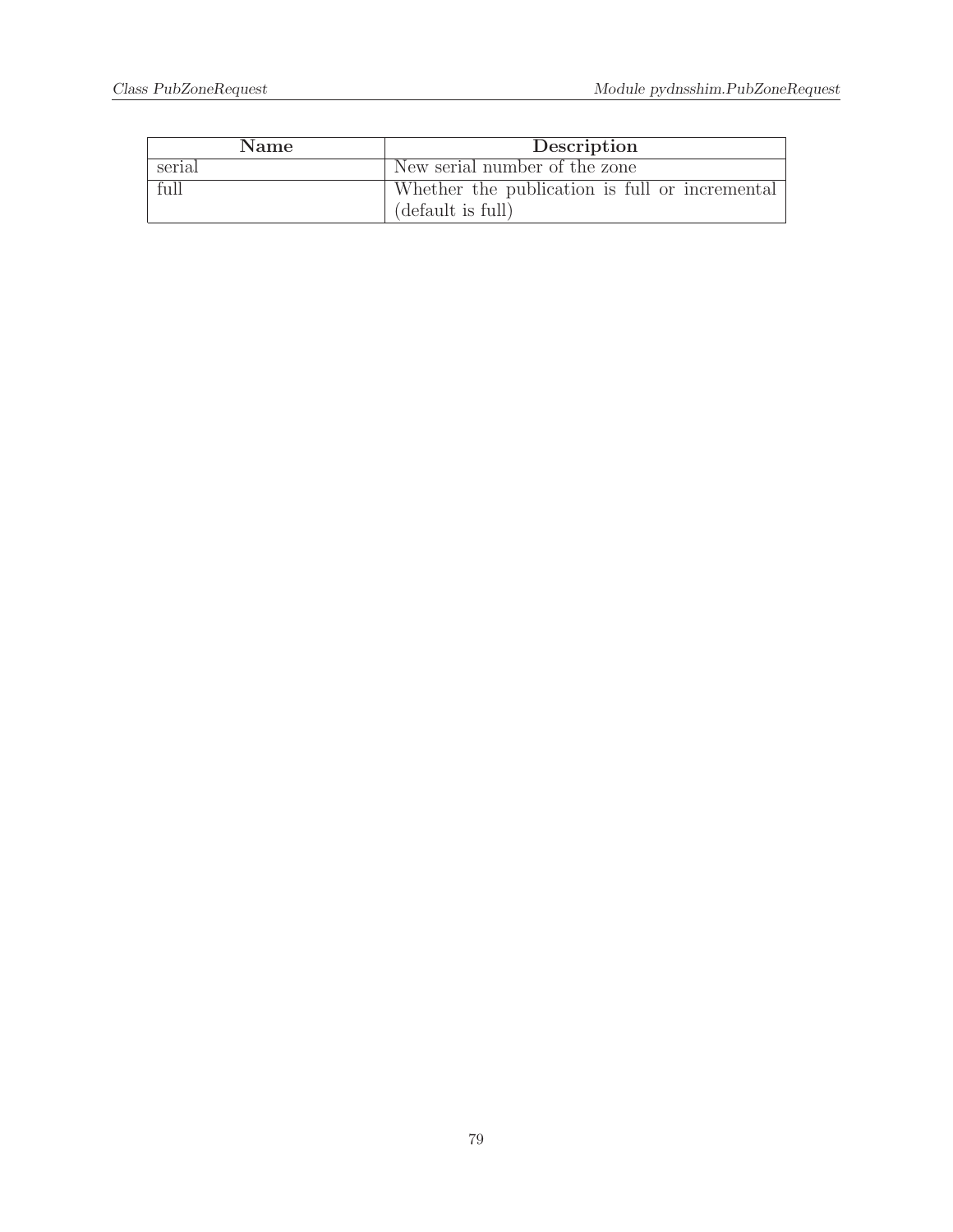| Name | Description |
|---|---|
| serial | New serial number of the zone |
| full | Whether the publication is full or incremental (default is full) |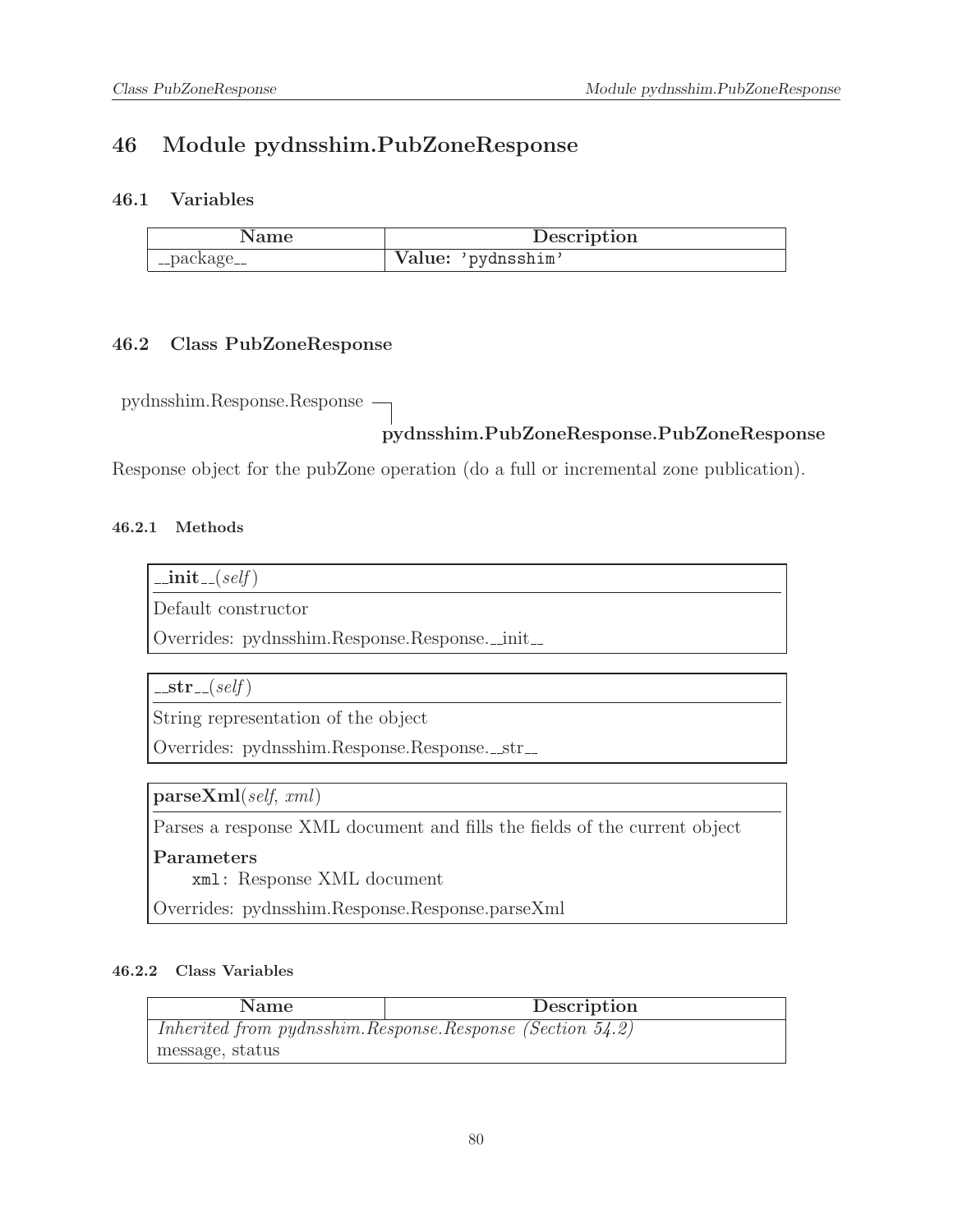# 46 Module pydnsshim.PubZoneResponse

## 46.1 Variables

| Name | Description |
|---|---|
| __package__ | **Value:** 'pydnsshim' |

## 46.2 Class PubZoneResponse

pydnsshim.Response.Response
└ **pydnsshim.PubZoneResponse.PubZoneResponse**

Response object for the pubZone operation (do a full or incremental zone publication).

### 46.2.1 Methods

**__init__**(*self*)

Default constructor

Overrides: pydnsshim.Response.Response.__init__

---

**__str__**(*self*)

String representation of the object

Overrides: pydnsshim.Response.Response.__str__

---

**parseXml**(*self*, *xml*)

Parses a response XML document and fills the fields of the current object

**Parameters**

`xml`: Response XML document

Overrides: pydnsshim.Response.Response.parseXml

### 46.2.2 Class Variables

| Name | Description |
|---|---|
| *Inherited from pydnsshim.Response.Response (Section 54.2)* | |
| message, status | |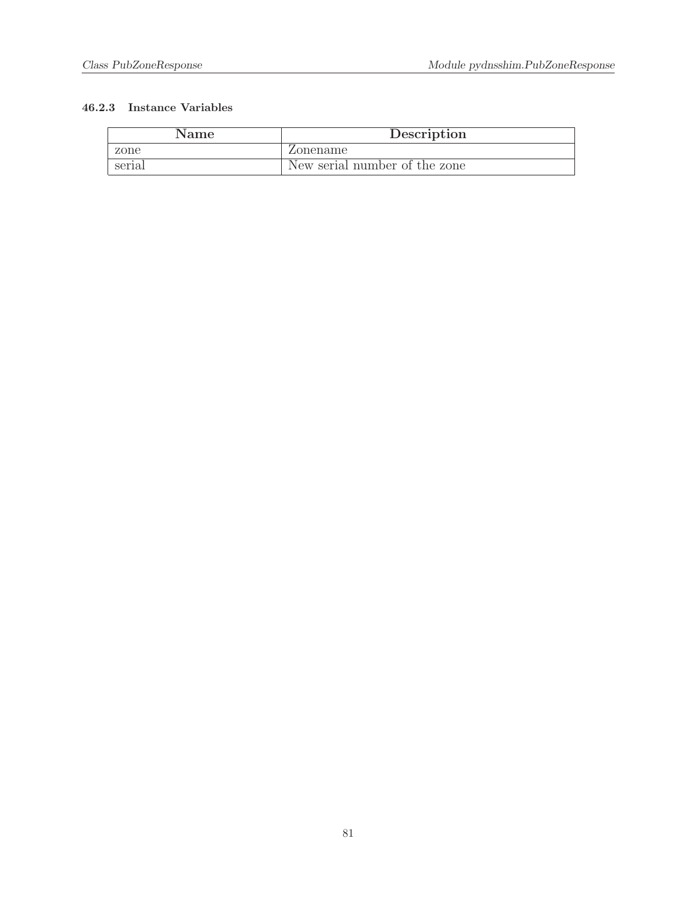#### 46.2.3 Instance Variables

| Name | Description |
|---|---|
| zone | Zonename |
| serial | New serial number of the zone |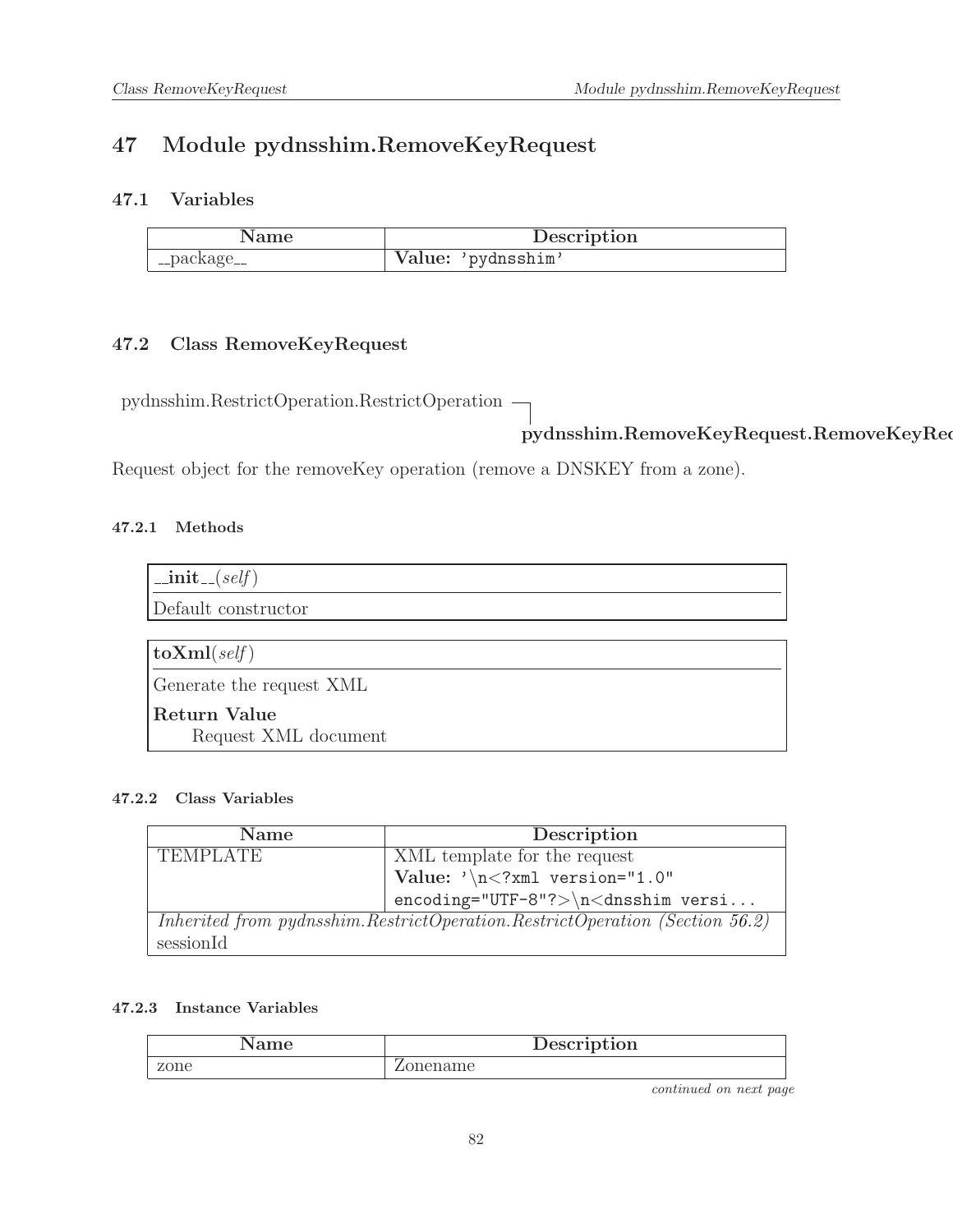# 47 Module pydnsshim.RemoveKeyRequest

## 47.1 Variables

| Name | Description |
|---|---|
| __package__ | **Value:** 'pydnsshim' |

## 47.2 Class RemoveKeyRequest

pydnsshim.RestrictOperation.RestrictOperation
└ **pydnsshim.RemoveKeyRequest.RemoveKeyRec**

Request object for the removeKey operation (remove a DNSKEY from a zone).

### 47.2.1 Methods

**__init__**(*self*)

Default constructor

---

**toXml**(*self*)

Generate the request XML

**Return Value**
Request XML document

### 47.2.2 Class Variables

| Name | Description |
|---|---|
| TEMPLATE | XML template for the request **Value:** `'\n<?xml version="1.0" encoding="UTF-8"?>\n<dnsshim versi...` |
| *Inherited from pydnsshim.RestrictOperation.RestrictOperation (Section 56.2)* | |
| sessionId | |

### 47.2.3 Instance Variables

| Name | Description |
|---|---|
| zone | Zonename |

*continued on next page*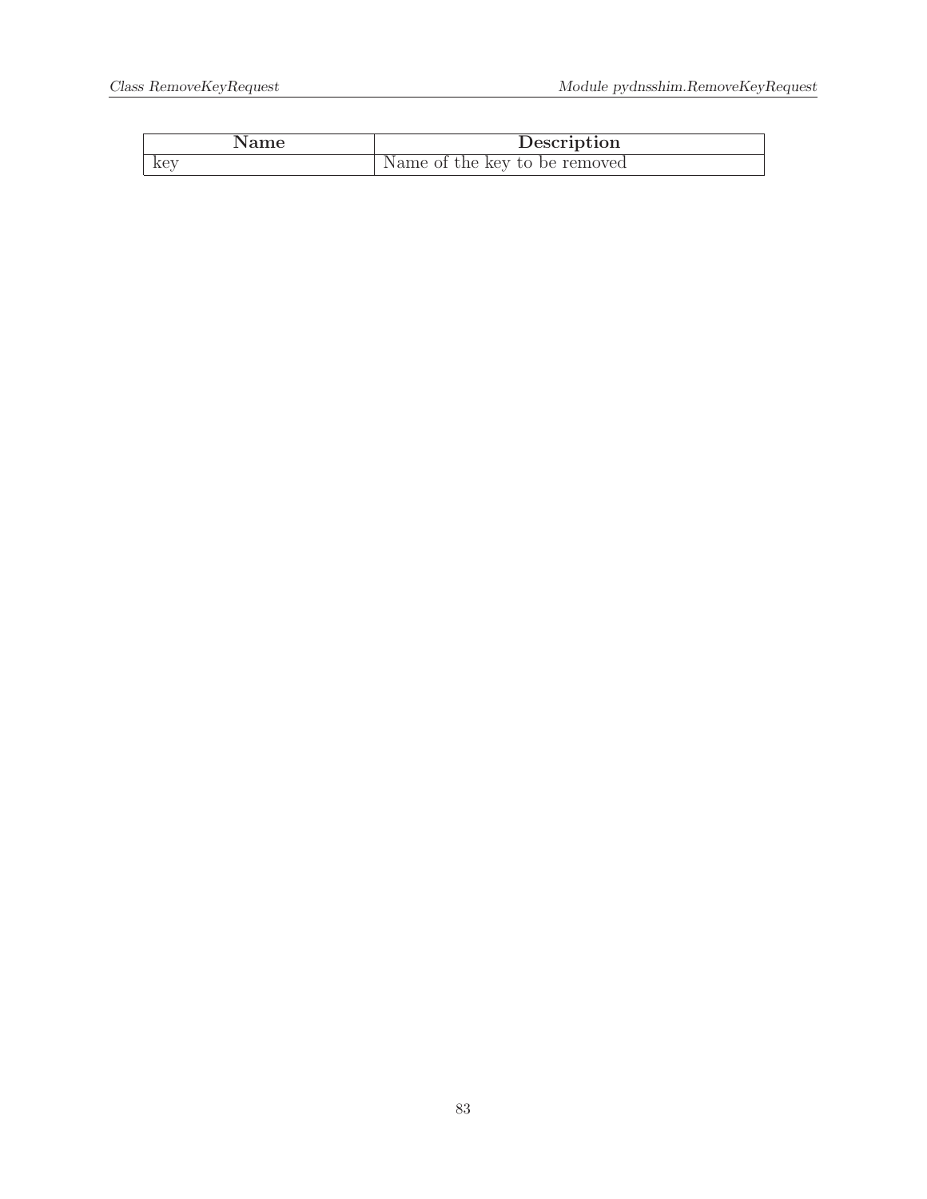| Name | Description |
| --- | --- |
| key | Name of the key to be removed |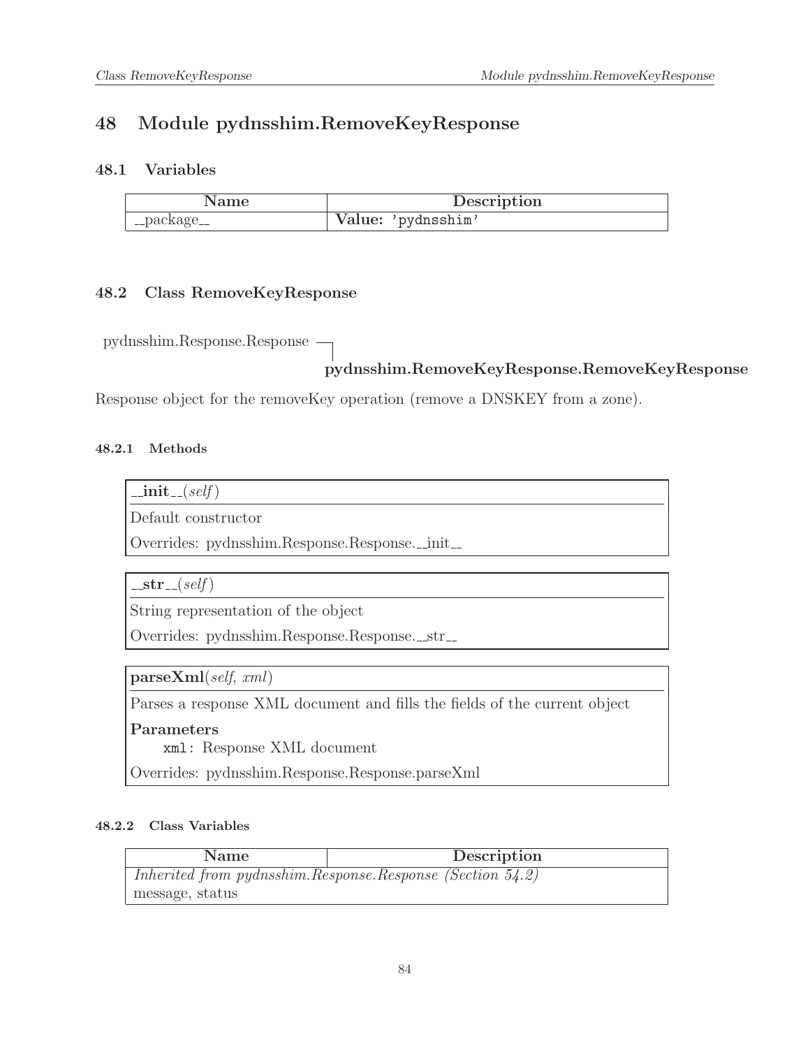# 48 Module pydnsshim.RemoveKeyResponse

## 48.1 Variables

| Name | Description |
|---|---|
| __package__ | **Value:** `'pydnsshim'` |

## 48.2 Class RemoveKeyResponse

pydnsshim.Response.Response
└─ **pydnsshim.RemoveKeyResponse.RemoveKeyResponse**

Response object for the removeKey operation (remove a DNSKEY from a zone).

### 48.2.1 Methods

**__init__**(*self*)

Default constructor

Overrides: pydnsshim.Response.Response.__init__

---

**__str__**(*self*)

String representation of the object

Overrides: pydnsshim.Response.Response.__str__

---

**parseXml**(*self*, *xml*)

Parses a response XML document and fills the fields of the current object

**Parameters**

`xml`: Response XML document

Overrides: pydnsshim.Response.Response.parseXml

### 48.2.2 Class Variables

| Name | Description |
|---|---|
| *Inherited from pydnsshim.Response.Response (Section 54.2)* | |
| message, status | |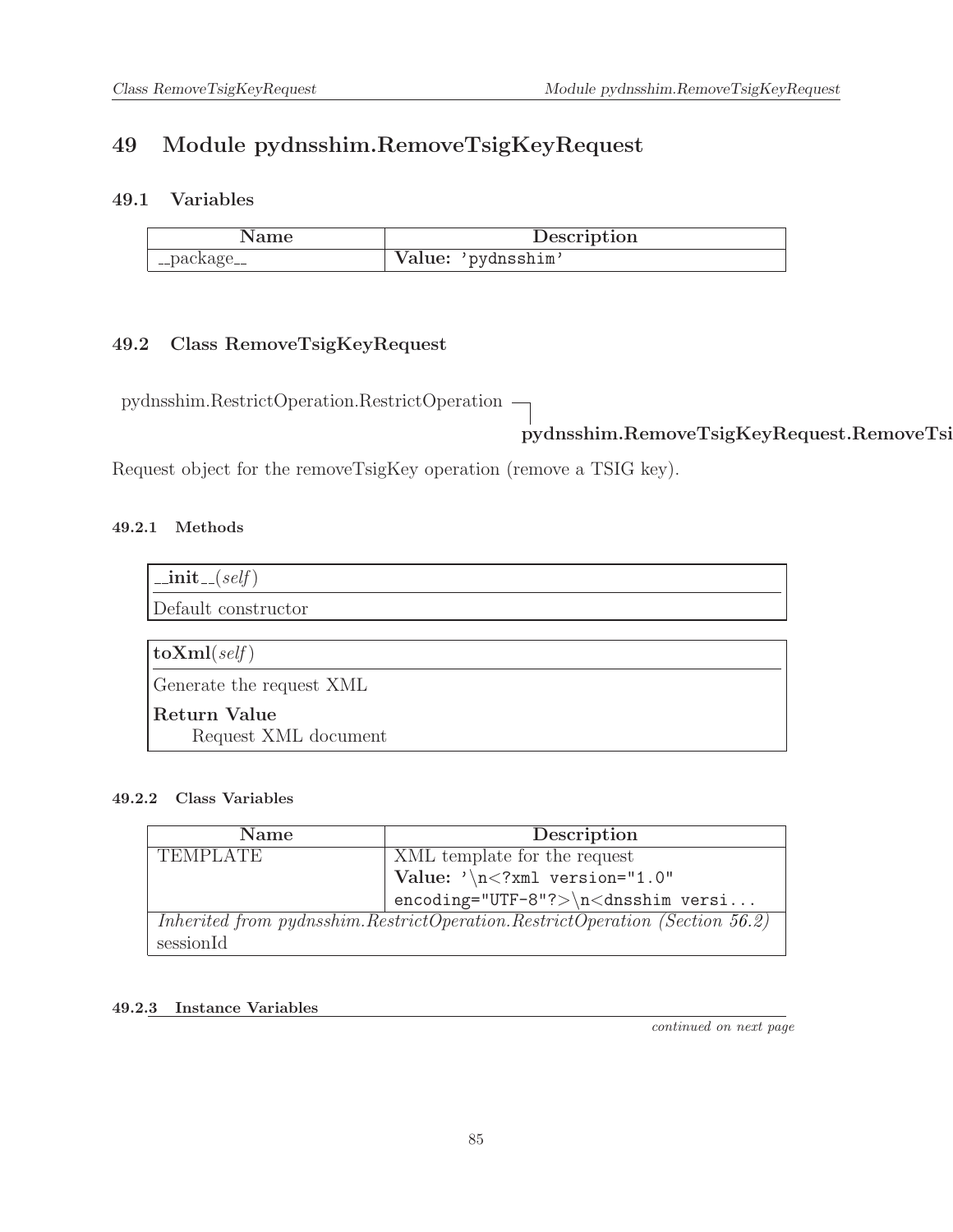# 49 Module pydnsshim.RemoveTsigKeyRequest

## 49.1 Variables

| Name | Description |
|---|---|
| __package__ | **Value:** 'pydnsshim' |

## 49.2 Class RemoveTsigKeyRequest

pydnsshim.RestrictOperation.RestrictOperation ─┐
**pydnsshim.RemoveTsigKeyRequest.RemoveTsi**

Request object for the removeTsigKey operation (remove a TSIG key).

### 49.2.1 Methods

**__init__**(*self*)

Default constructor

---

**toXml**(*self*)

Generate the request XML

**Return Value**

Request XML document

### 49.2.2 Class Variables

| Name | Description |
|---|---|
| TEMPLATE | XML template for the request **Value:** `'\n<?xml version="1.0" encoding="UTF-8"?>\n<dnsshim versi...` |
| *Inherited from pydnsshim.RestrictOperation.RestrictOperation (Section 56.2)* sessionId | |

### 49.2.3 Instance Variables

*continued on next page*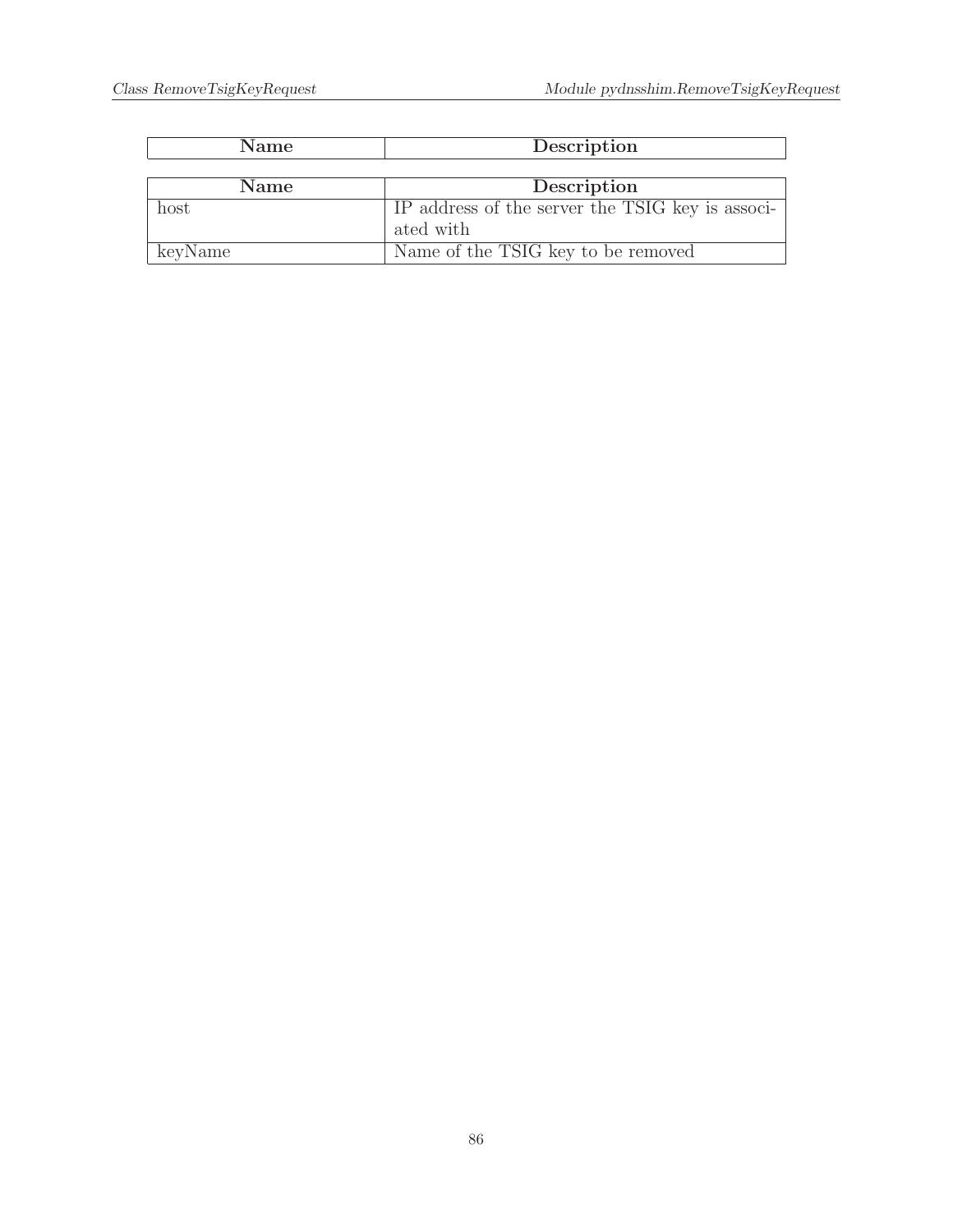| Name | Description |
|---|---|

| Name | Description |
|---|---|
| host | IP address of the server the TSIG key is associated with |
| keyName | Name of the TSIG key to be removed |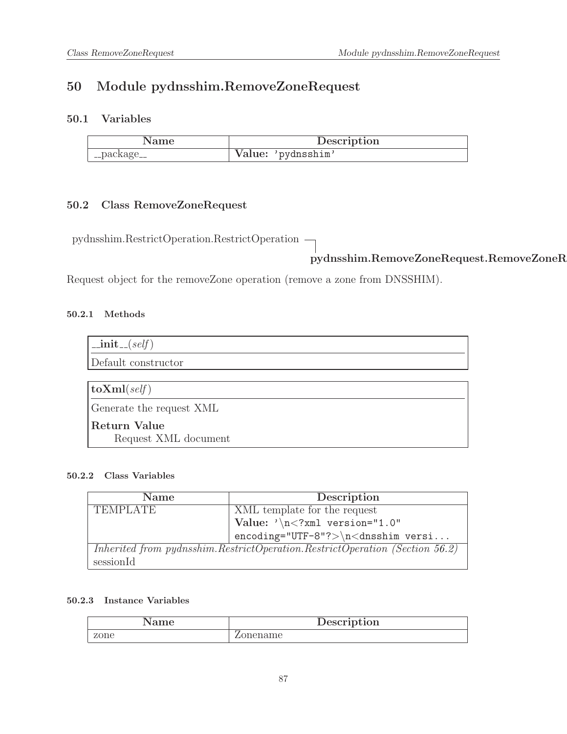# 50 Module pydnsshim.RemoveZoneRequest

## 50.1 Variables

| Name | Description |
|---|---|
| __package__ | **Value:** 'pydnsshim' |

## 50.2 Class RemoveZoneRequest

pydnsshim.RestrictOperation.RestrictOperation

└─ **pydnsshim.RemoveZoneRequest.RemoveZoneR**

Request object for the removeZone operation (remove a zone from DNSSHIM).

### 50.2.1 Methods

**__init__**(*self*)

Default constructor

---

**toXml**(*self*)

Generate the request XML

**Return Value**

Request XML document

### 50.2.2 Class Variables

| Name | Description |
|---|---|
| TEMPLATE | XML template for the request<br>**Value:** '\n<?xml version="1.0" encoding="UTF-8"?>\n<dnsshim versi... |
| *Inherited from pydnsshim.RestrictOperation.RestrictOperation (Section 56.2)*<br>sessionId | |

### 50.2.3 Instance Variables

| Name | Description |
|---|---|
| zone | Zonename |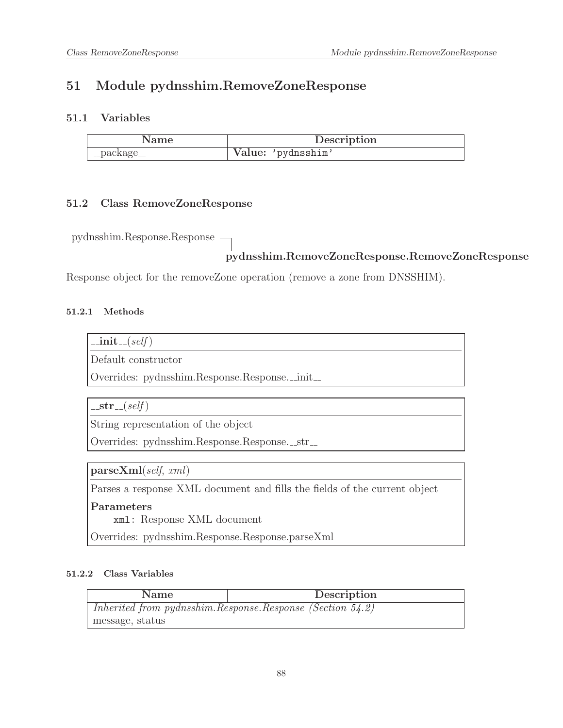# 51 Module pydnsshim.RemoveZoneResponse

## 51.1 Variables

| Name | Description |
|---|---|
| __package__ | **Value:** 'pydnsshim' |

## 51.2 Class RemoveZoneResponse

pydnsshim.Response.Response
└ **pydnsshim.RemoveZoneResponse.RemoveZoneResponse**

Response object for the removeZone operation (remove a zone from DNSSHIM).

### 51.2.1 Methods

**__init__**(*self*)

Default constructor

Overrides: pydnsshim.Response.Response.__init__

---

**__str__**(*self*)

String representation of the object

Overrides: pydnsshim.Response.Response.__str__

---

**parseXml**(*self*, *xml*)

Parses a response XML document and fills the fields of the current object

**Parameters**

`xml`: Response XML document

Overrides: pydnsshim.Response.Response.parseXml

### 51.2.2 Class Variables

| Name | Description |
|---|---|
| *Inherited from pydnsshim.Response.Response (Section 54.2)* | |
| message, status | |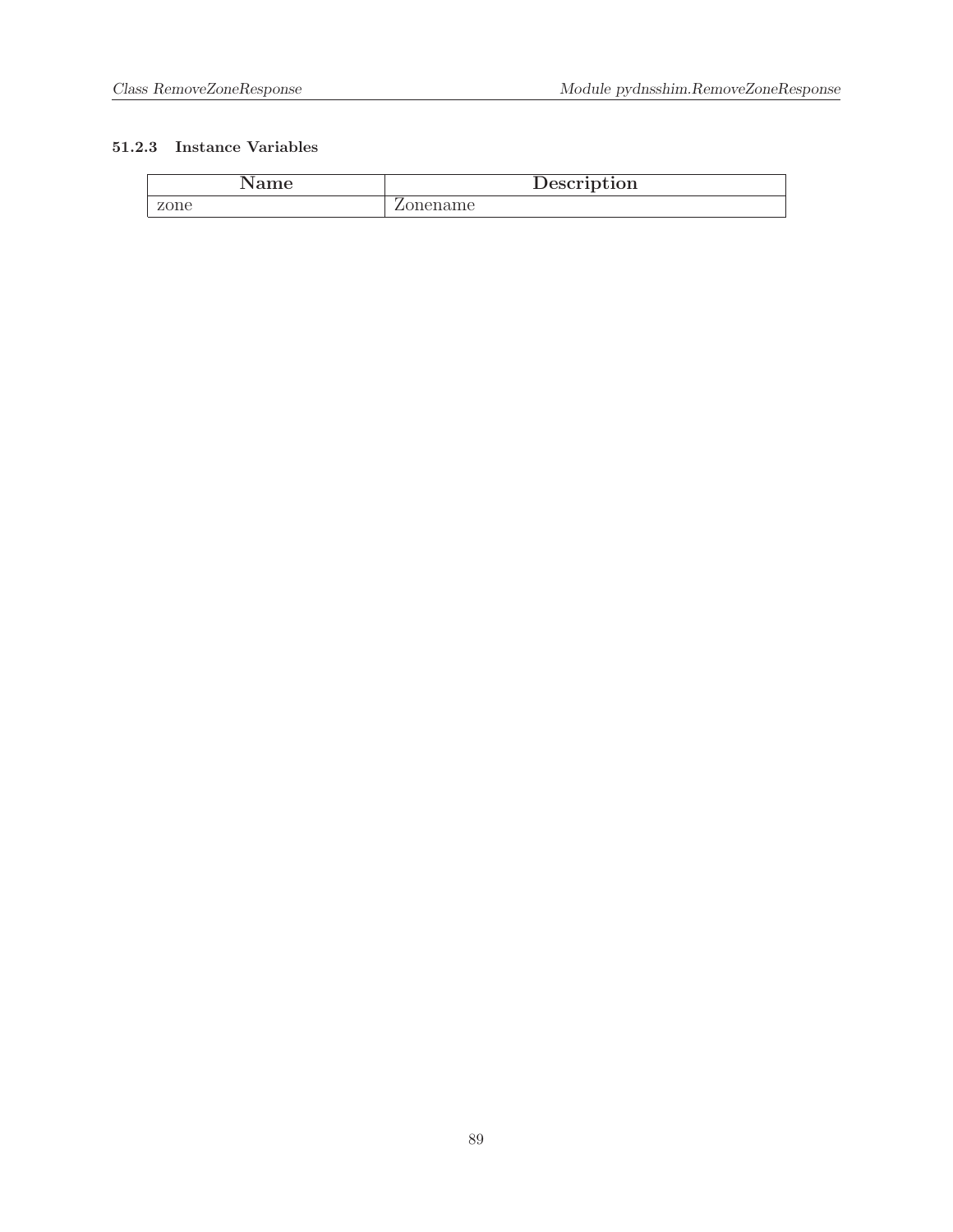#### 51.2.3 Instance Variables

| Name | Description |
| --- | --- |
| zone | Zonename |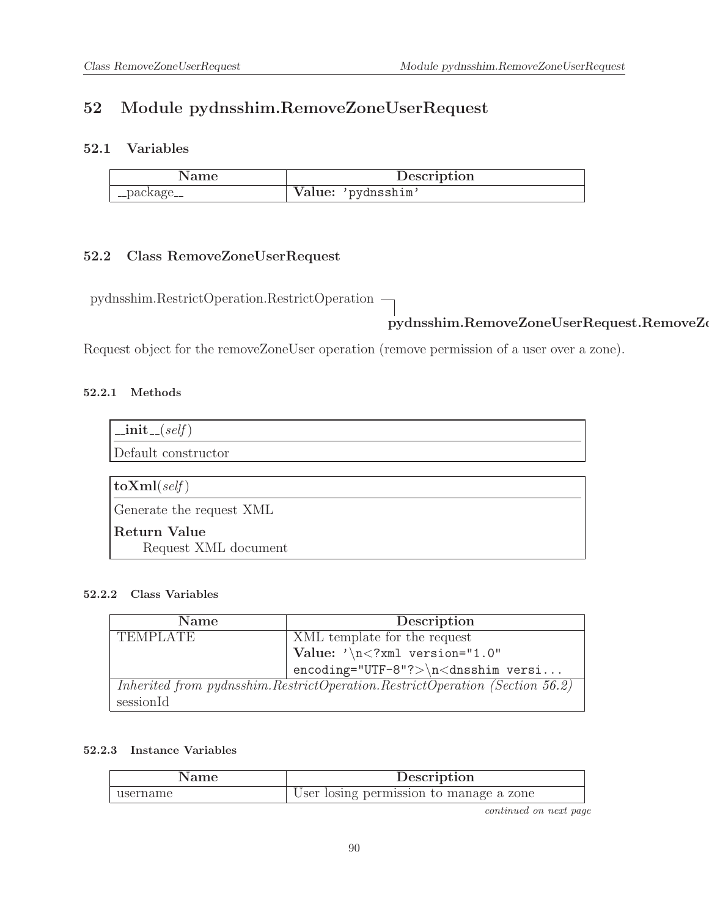# 52 Module pydnsshim.RemoveZoneUserRequest

## 52.1 Variables

| Name | Description |
| --- | --- |
| __package__ | **Value:** 'pydnsshim' |

## 52.2 Class RemoveZoneUserRequest

pydnsshim.RestrictOperation.RestrictOperation ─┐
　　　　**pydnsshim.RemoveZoneUserRequest.RemoveZo**

Request object for the removeZoneUser operation (remove permission of a user over a zone).

### 52.2.1 Methods

**__init__**(*self*)

Default constructor

---

**toXml**(*self*)

Generate the request XML

**Return Value**

Request XML document

### 52.2.2 Class Variables

| Name | Description |
| --- | --- |
| TEMPLATE | XML template for the request<br>**Value:** '\n<?xml version="1.0" encoding="UTF-8"?>\n<dnsshim versi... |
| *Inherited from pydnsshim.RestrictOperation.RestrictOperation (Section 56.2)*<br>sessionId | |

### 52.2.3 Instance Variables

| Name | Description |
| --- | --- |
| username | User losing permission to manage a zone |

*continued on next page*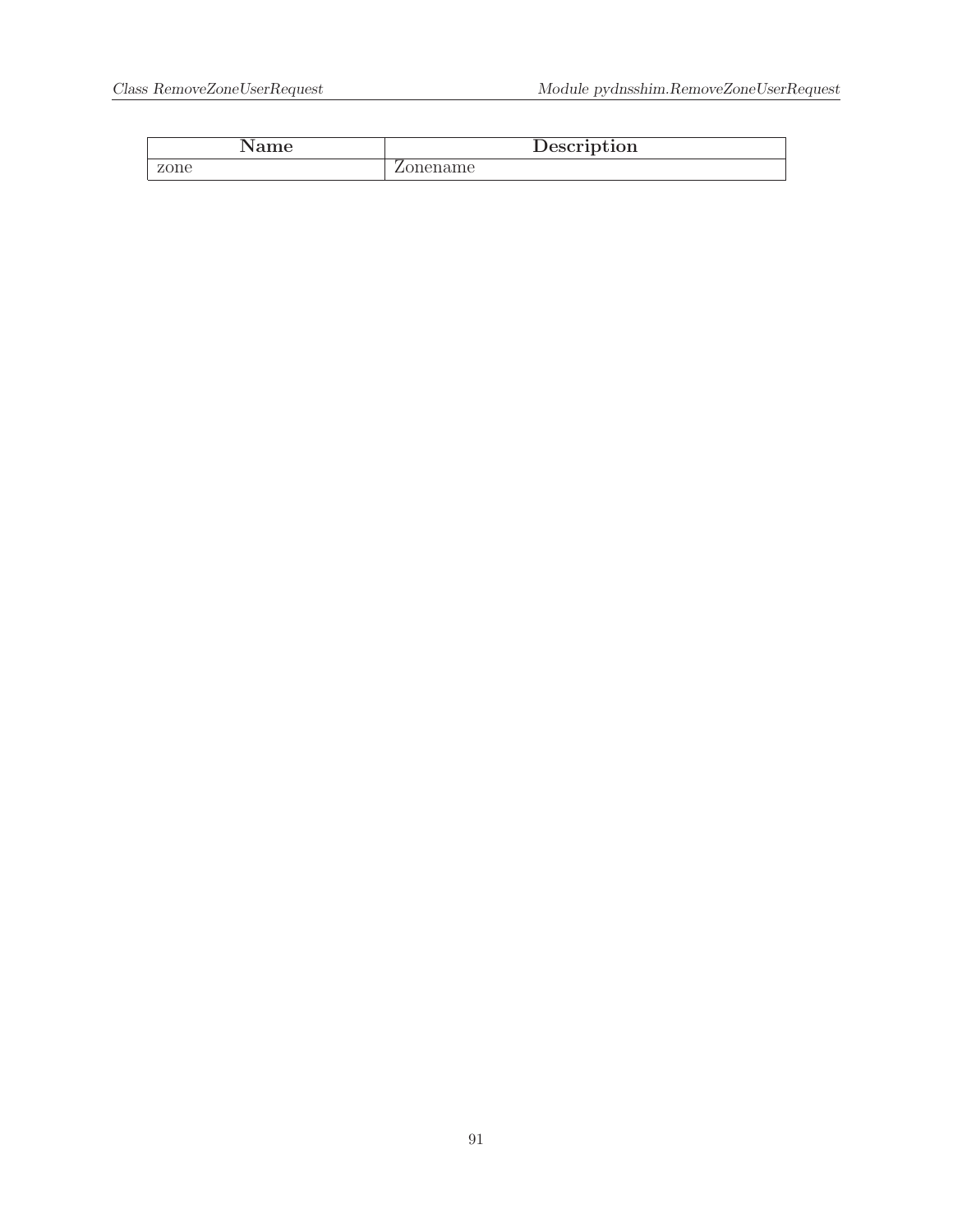| Name | Description |
| --- | --- |
| zone | Zonename |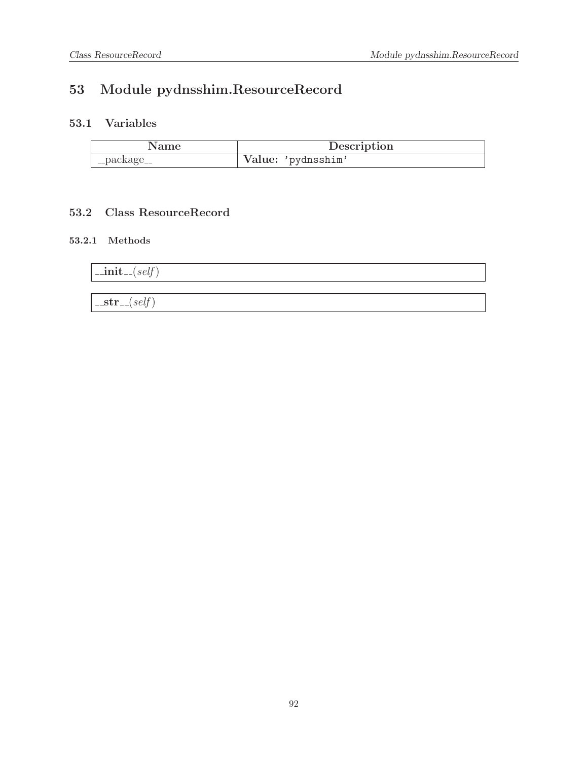# 53 Module pydnsshim.ResourceRecord

## 53.1 Variables

| Name | Description |
| --- | --- |
| __package__ | **Value:** `'pydnsshim'` |

## 53.2 Class ResourceRecord

### 53.2.1 Methods

**__init__**(*self*)

**__str__**(*self*)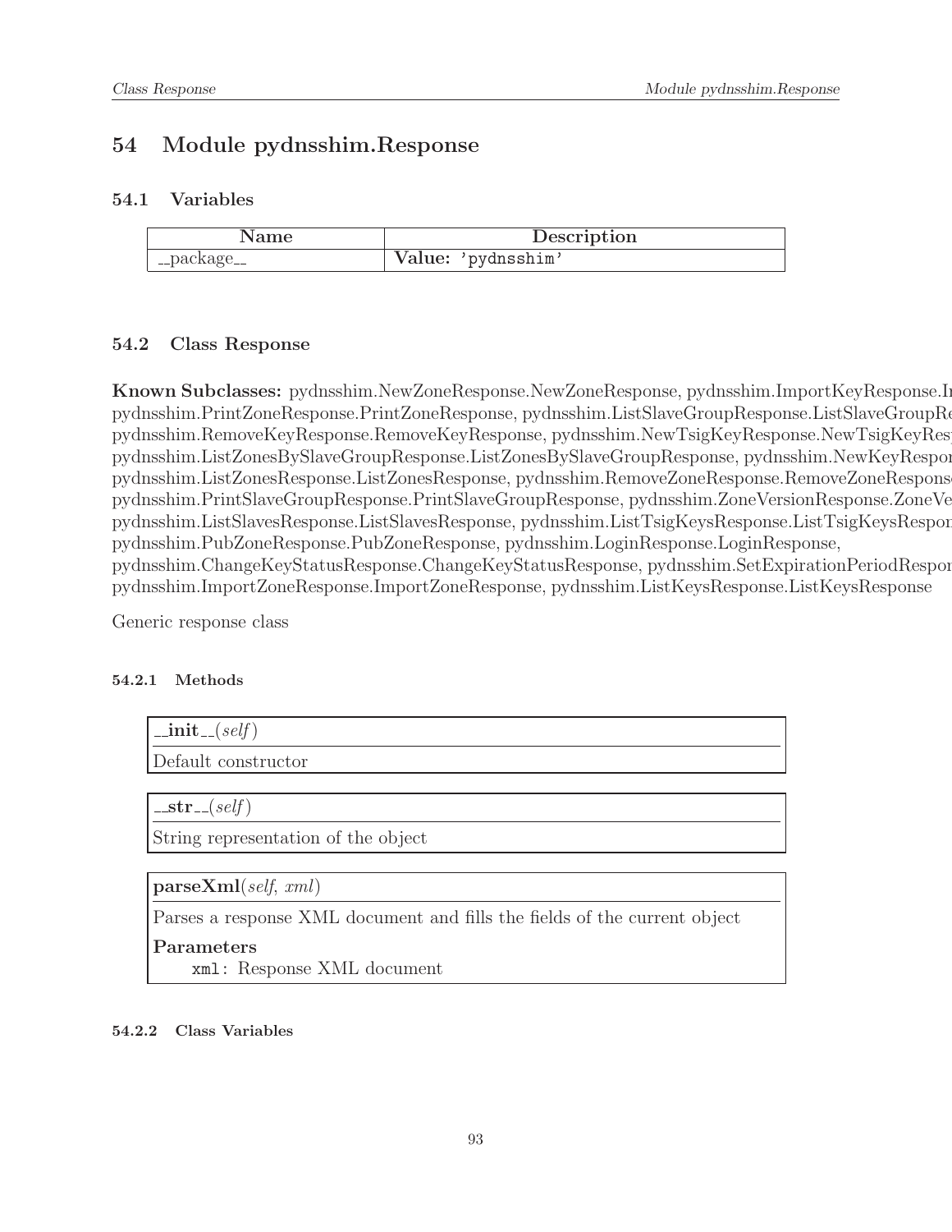# 54 Module pydnsshim.Response

## 54.1 Variables

| Name | Description |
|---|---|
| __package__ | **Value:** 'pydnsshim' |

## 54.2 Class Response

**Known Subclasses:** pydnsshim.NewZoneResponse.NewZoneResponse, pydnsshim.ImportKeyResponse.I pydnsshim.PrintZoneResponse.PrintZoneResponse, pydnsshim.ListSlaveGroupResponse.ListSlaveGroupRe pydnsshim.RemoveKeyResponse.RemoveKeyResponse, pydnsshim.NewTsigKeyResponse.NewTsigKeyRes pydnsshim.ListZonesBySlaveGroupResponse.ListZonesBySlaveGroupResponse, pydnsshim.NewKeyRespo pydnsshim.ListZonesResponse.ListZonesResponse, pydnsshim.RemoveZoneResponse.RemoveZoneRespons pydnsshim.PrintSlaveGroupResponse.PrintSlaveGroupResponse, pydnsshim.ZoneVersionResponse.ZoneVe pydnsshim.ListSlavesResponse.ListSlavesResponse, pydnsshim.ListTsigKeysResponse.ListTsigKeysRespon pydnsshim.PubZoneResponse.PubZoneResponse, pydnsshim.LoginResponse.LoginResponse, pydnsshim.ChangeKeyStatusResponse.ChangeKeyStatusResponse, pydnsshim.SetExpirationPeriodRespon pydnsshim.ImportZoneResponse.ImportZoneResponse, pydnsshim.ListKeysResponse.ListKeysResponse

Generic response class

### 54.2.1 Methods

**__init__**(*self*)

Default constructor

---

**__str__**(*self*)

String representation of the object

---

**parseXml**(*self*, *xml*)

Parses a response XML document and fills the fields of the current object

**Parameters**

`xml`: Response XML document

### 54.2.2 Class Variables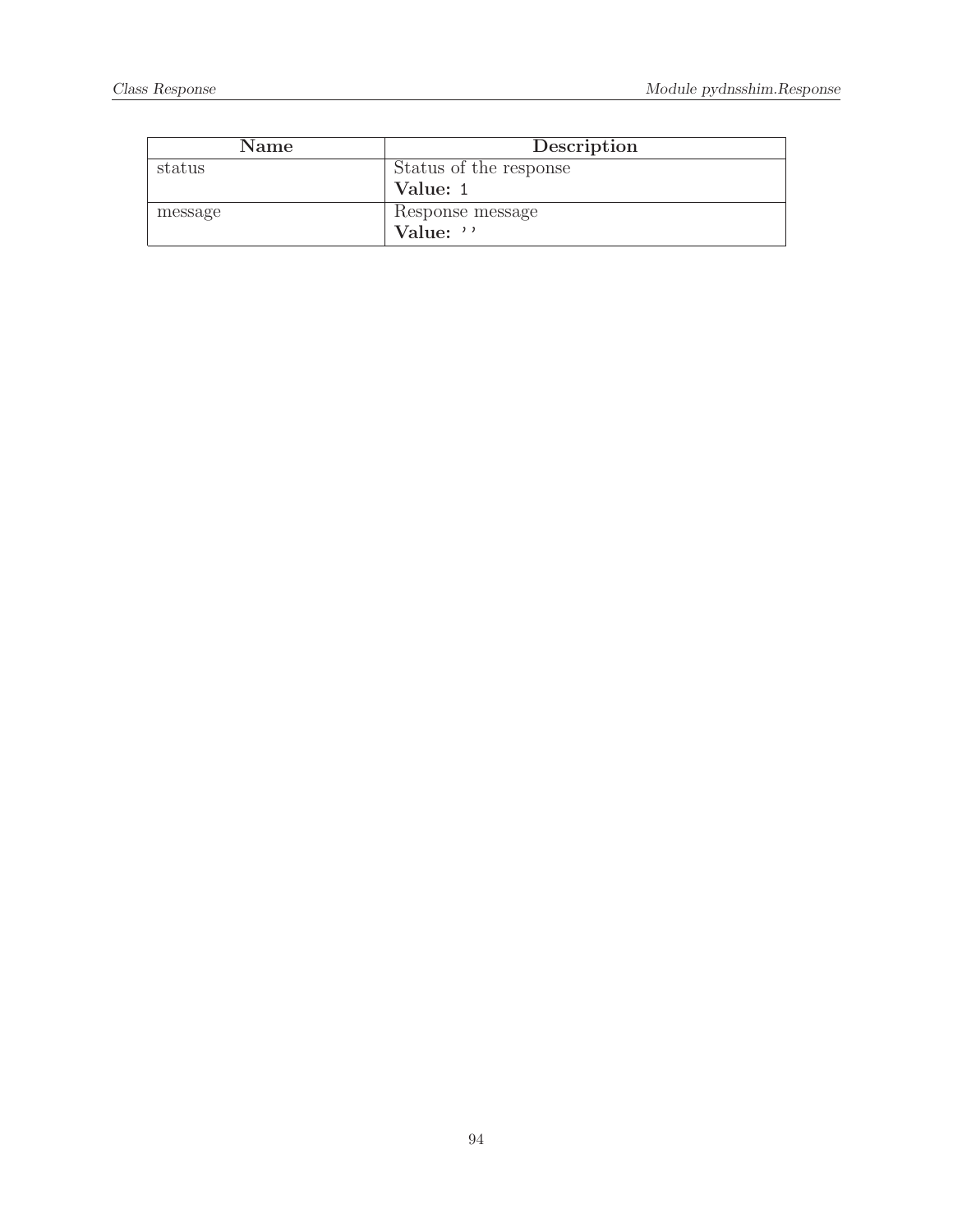| Name | Description |
| --- | --- |
| status | Status of the response<br>**Value:** `1` |
| message | Response message<br>**Value:** `''` |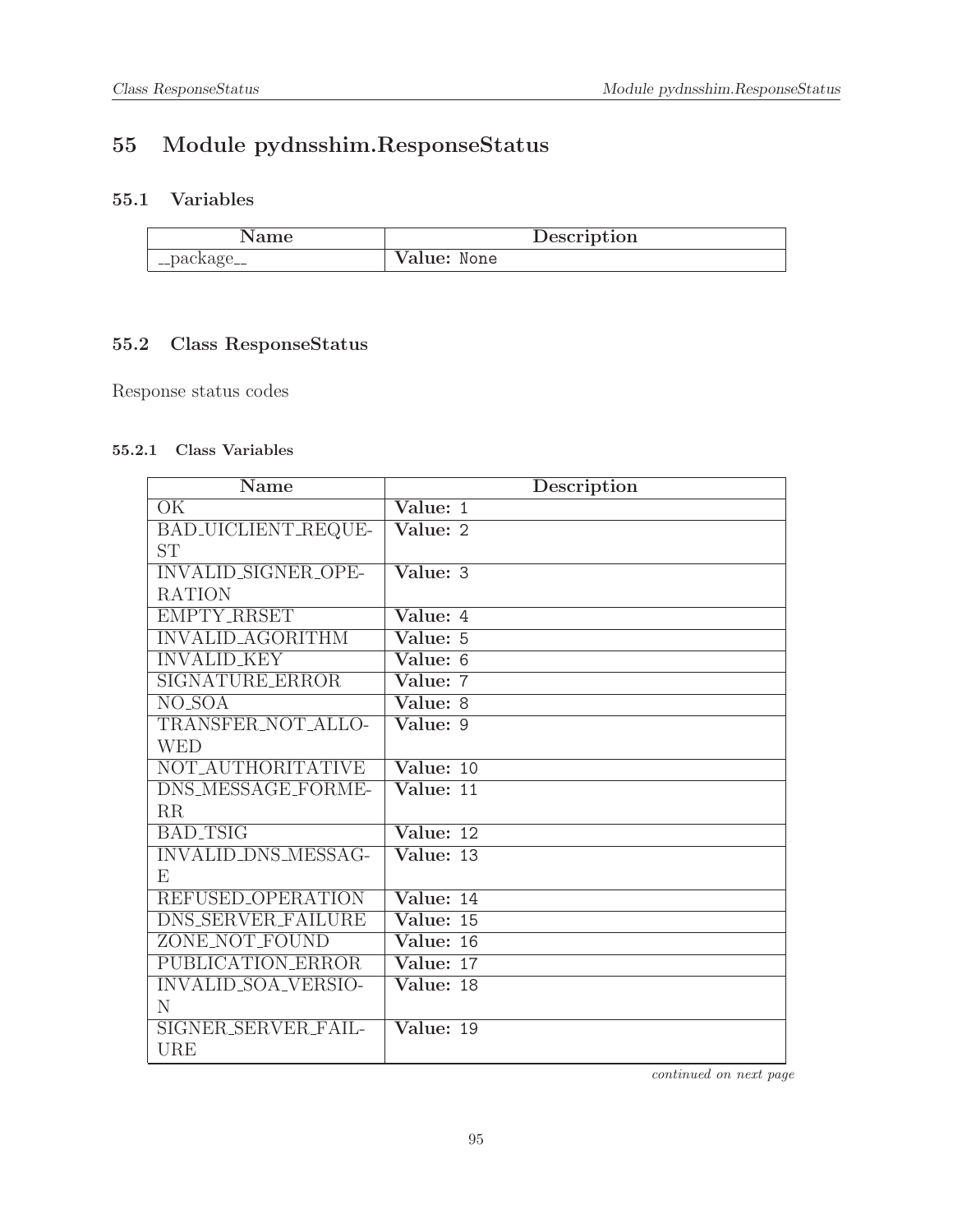# 55 Module pydnsshim.ResponseStatus

## 55.1 Variables

| Name | Description |
|---|---|
| __package__ | **Value:** None |

## 55.2 Class ResponseStatus

Response status codes

### 55.2.1 Class Variables

| Name | Description |
|---|---|
| OK | **Value:** 1 |
| BAD_UICLIENT_REQUEST | **Value:** 2 |
| INVALID_SIGNER_OPERATION | **Value:** 3 |
| EMPTY_RRSET | **Value:** 4 |
| INVALID_AGORITHM | **Value:** 5 |
| INVALID_KEY | **Value:** 6 |
| SIGNATURE_ERROR | **Value:** 7 |
| NO_SOA | **Value:** 8 |
| TRANSFER_NOT_ALLOWED | **Value:** 9 |
| NOT_AUTHORITATIVE | **Value:** 10 |
| DNS_MESSAGE_FORMERR | **Value:** 11 |
| BAD_TSIG | **Value:** 12 |
| INVALID_DNS_MESSAGE | **Value:** 13 |
| REFUSED_OPERATION | **Value:** 14 |
| DNS_SERVER_FAILURE | **Value:** 15 |
| ZONE_NOT_FOUND | **Value:** 16 |
| PUBLICATION_ERROR | **Value:** 17 |
| INVALID_SOA_VERSION | **Value:** 18 |
| SIGNER_SERVER_FAILURE | **Value:** 19 |

*continued on next page*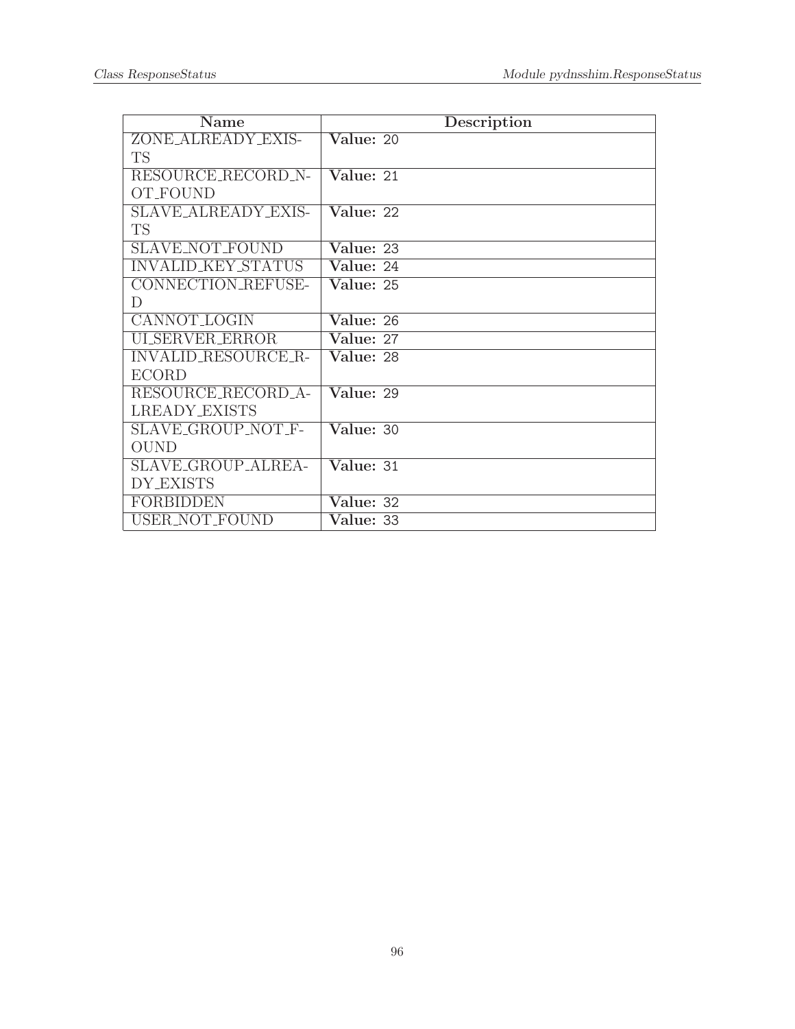| Name | Description |
|---|---|
| ZONE_ALREADY_EXISTS | **Value:** 20 |
| RESOURCE_RECORD_NOT_FOUND | **Value:** 21 |
| SLAVE_ALREADY_EXISTS | **Value:** 22 |
| SLAVE_NOT_FOUND | **Value:** 23 |
| INVALID_KEY_STATUS | **Value:** 24 |
| CONNECTION_REFUSED | **Value:** 25 |
| CANNOT_LOGIN | **Value:** 26 |
| UI_SERVER_ERROR | **Value:** 27 |
| INVALID_RESOURCE_RECORD | **Value:** 28 |
| RESOURCE_RECORD_ALREADY_EXISTS | **Value:** 29 |
| SLAVE_GROUP_NOT_FOUND | **Value:** 30 |
| SLAVE_GROUP_ALREADY_EXISTS | **Value:** 31 |
| FORBIDDEN | **Value:** 32 |
| USER_NOT_FOUND | **Value:** 33 |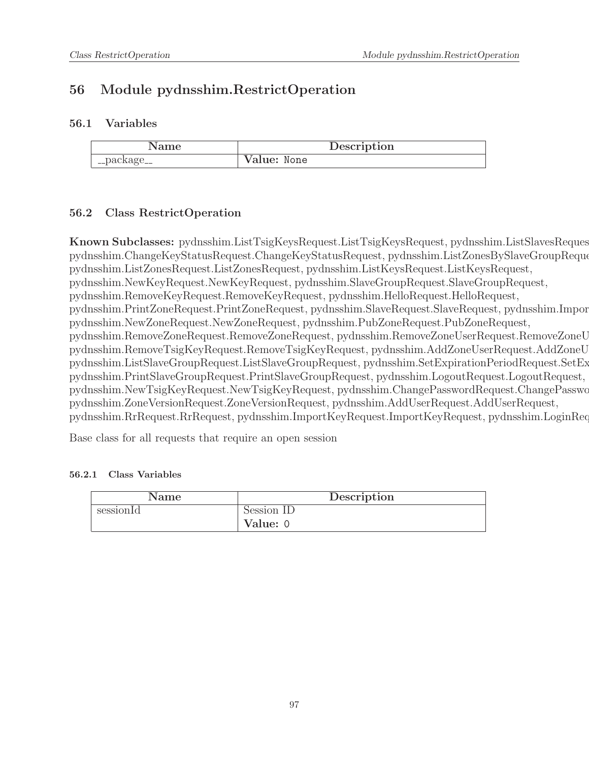# 56 Module pydnsshim.RestrictOperation

## 56.1 Variables

| Name | Description |
|---|---|
| __package__ | **Value:** None |

## 56.2 Class RestrictOperation

**Known Subclasses:** pydnsshim.ListTsigKeysRequest.ListTsigKeysRequest, pydnsshim.ListSlavesReques pydnsshim.ChangeKeyStatusRequest.ChangeKeyStatusRequest, pydnsshim.ListZonesBySlaveGroupReque pydnsshim.ListZonesRequest.ListZonesRequest, pydnsshim.ListKeysRequest.ListKeysRequest, pydnsshim.NewKeyRequest.NewKeyRequest, pydnsshim.SlaveGroupRequest.SlaveGroupRequest, pydnsshim.RemoveKeyRequest.RemoveKeyRequest, pydnsshim.HelloRequest.HelloRequest, pydnsshim.PrintZoneRequest.PrintZoneRequest, pydnsshim.SlaveRequest.SlaveRequest, pydnsshim.Impor pydnsshim.NewZoneRequest.NewZoneRequest, pydnsshim.PubZoneRequest.PubZoneRequest, pydnsshim.RemoveZoneRequest.RemoveZoneRequest, pydnsshim.RemoveZoneUserRequest.RemoveZoneU pydnsshim.RemoveTsigKeyRequest.RemoveTsigKeyRequest, pydnsshim.AddZoneUserRequest.AddZoneU pydnsshim.ListSlaveGroupRequest.ListSlaveGroupRequest, pydnsshim.SetExpirationPeriodRequest.SetEx pydnsshim.PrintSlaveGroupRequest.PrintSlaveGroupRequest, pydnsshim.LogoutRequest.LogoutRequest, pydnsshim.NewTsigKeyRequest.NewTsigKeyRequest, pydnsshim.ChangePasswordRequest.ChangePasswo pydnsshim.ZoneVersionRequest.ZoneVersionRequest, pydnsshim.AddUserRequest.AddUserRequest, pydnsshim.RrRequest.RrRequest, pydnsshim.ImportKeyRequest.ImportKeyRequest, pydnsshim.LoginReq

Base class for all requests that require an open session

### 56.2.1 Class Variables

| Name | Description |
|---|---|
| sessionId | Session ID<br>**Value:** 0 |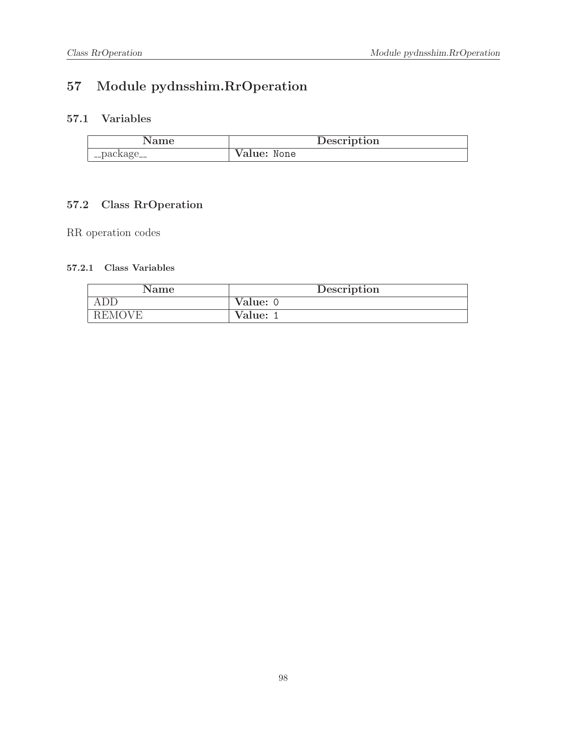# 57 Module pydnsshim.RrOperation

## 57.1 Variables

| Name | Description |
|---|---|
| __package__ | **Value:** `None` |

## 57.2 Class RrOperation

RR operation codes

### 57.2.1 Class Variables

| Name | Description |
|---|---|
| ADD | **Value:** `0` |
| REMOVE | **Value:** `1` |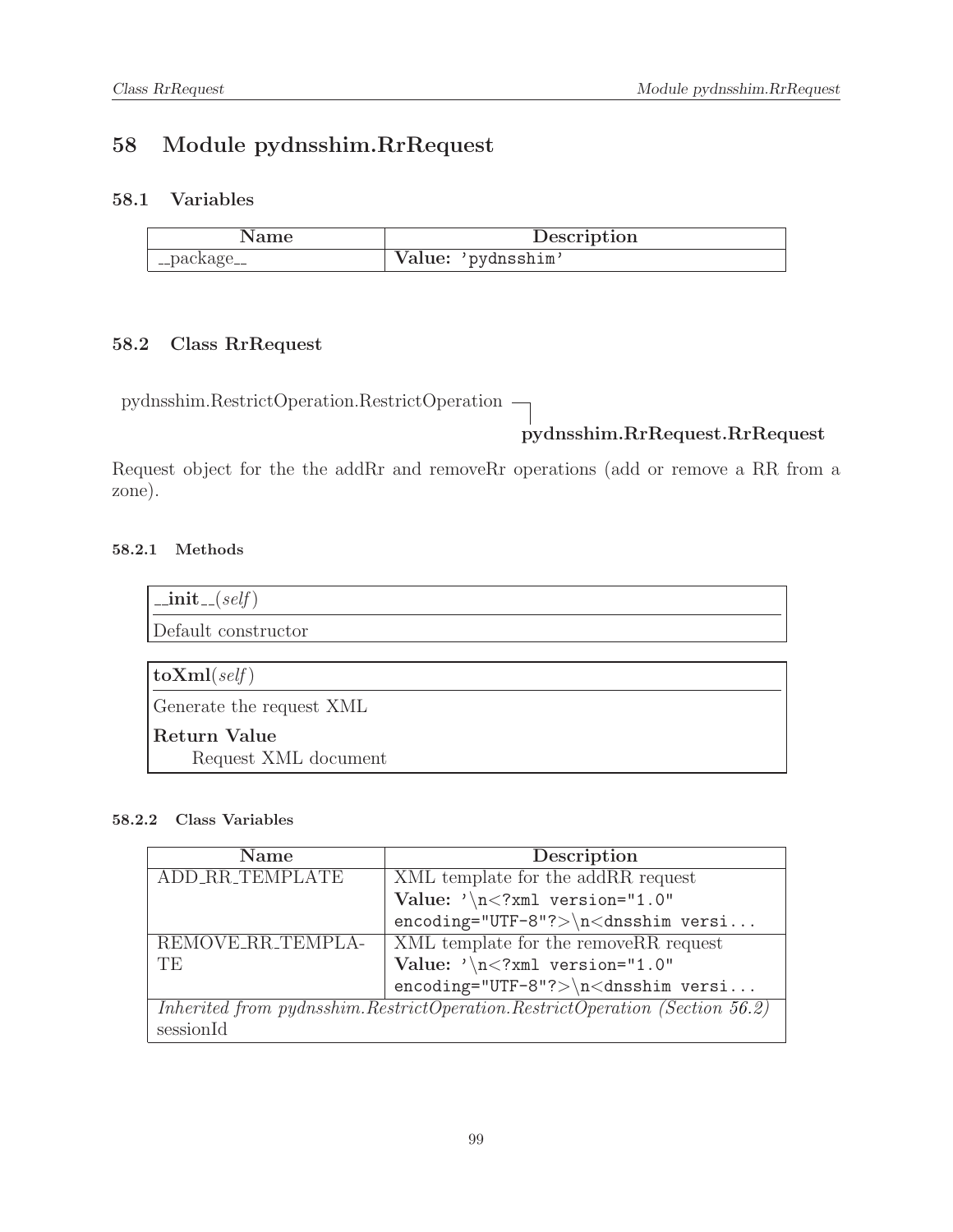# 58 Module pydnsshim.RrRequest

## 58.1 Variables

| Name | Description |
|---|---|
| __package__ | **Value:** `'pydnsshim'` |

## 58.2 Class RrRequest

pydnsshim.RestrictOperation.RestrictOperation

└ **pydnsshim.RrRequest.RrRequest**

Request object for the the addRr and removeRr operations (add or remove a RR from a zone).

### 58.2.1 Methods

**__init__**(*self*)

Default constructor

---

**toXml**(*self*)

Generate the request XML

**Return Value**

Request XML document

### 58.2.2 Class Variables

| Name | Description |
|---|---|
| ADD_RR_TEMPLATE | XML template for the addRR request **Value:** `'\n<?xml version="1.0" encoding="UTF-8"?>\n<dnsshim versi...` |
| REMOVE_RR_TEMPLATE | XML template for the removeRR request **Value:** `'\n<?xml version="1.0" encoding="UTF-8"?>\n<dnsshim versi...` |
| *Inherited from pydnsshim.RestrictOperation.RestrictOperation (Section 56.2)* sessionId | |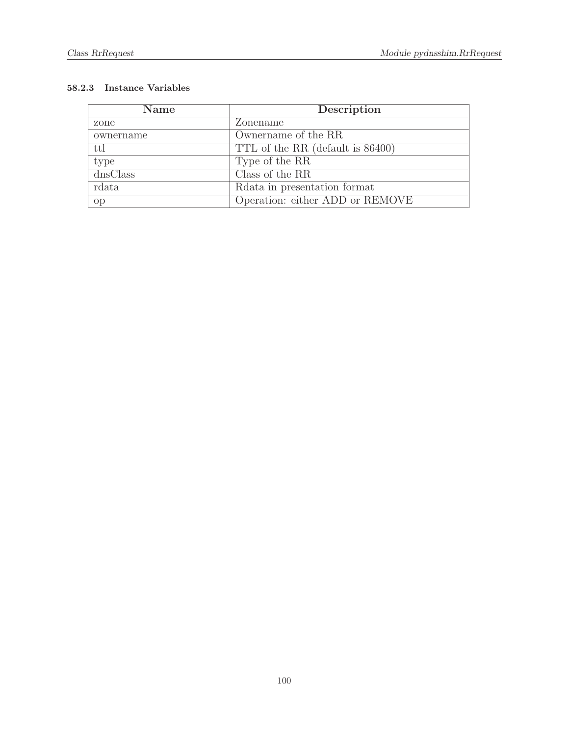### 58.2.3 Instance Variables

| Name | Description |
| --- | --- |
| zone | Zonename |
| ownername | Ownername of the RR |
| ttl | TTL of the RR (default is 86400) |
| type | Type of the RR |
| dnsClass | Class of the RR |
| rdata | Rdata in presentation format |
| op | Operation: either ADD or REMOVE |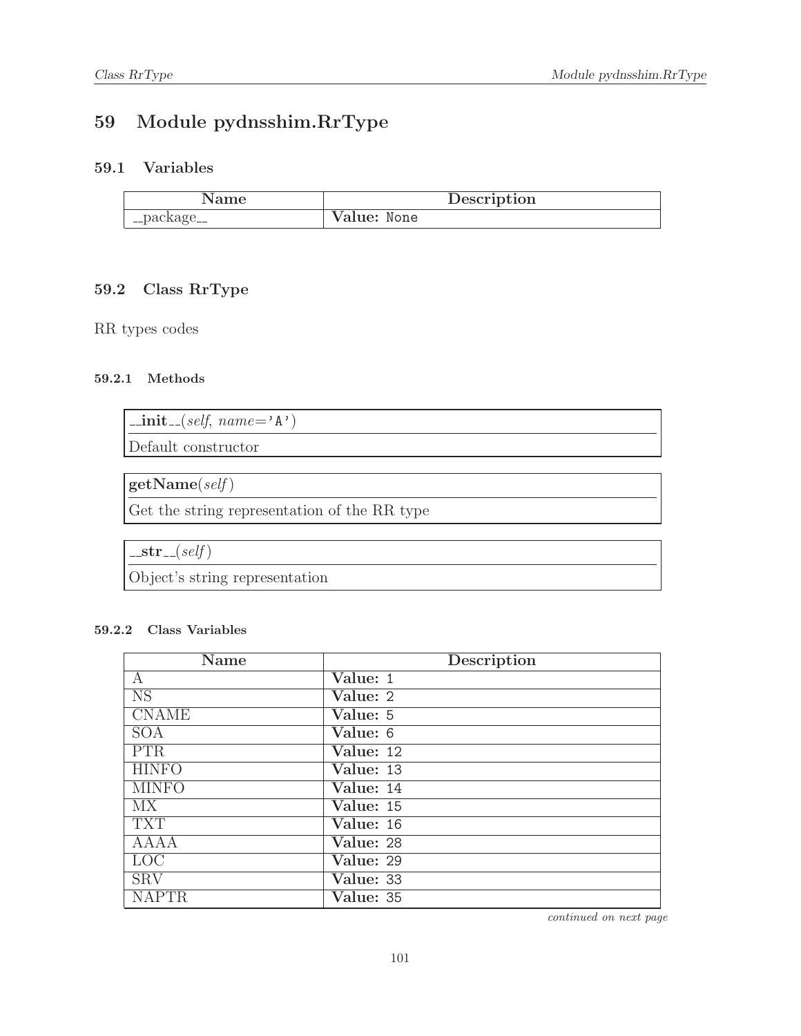# 59 Module pydnsshim.RrType

## 59.1 Variables

| Name | Description |
| --- | --- |
| __package__ | **Value:** None |

## 59.2 Class RrType

RR types codes

### 59.2.1 Methods

**__init__**(*self*, *name*='A')

Default constructor

**getName**(*self*)

Get the string representation of the RR type

**__str__**(*self*)

Object's string representation

### 59.2.2 Class Variables

| Name | Description |
| --- | --- |
| A | **Value:** 1 |
| NS | **Value:** 2 |
| CNAME | **Value:** 5 |
| SOA | **Value:** 6 |
| PTR | **Value:** 12 |
| HINFO | **Value:** 13 |
| MINFO | **Value:** 14 |
| MX | **Value:** 15 |
| TXT | **Value:** 16 |
| AAAA | **Value:** 28 |
| LOC | **Value:** 29 |
| SRV | **Value:** 33 |
| NAPTR | **Value:** 35 |

*continued on next page*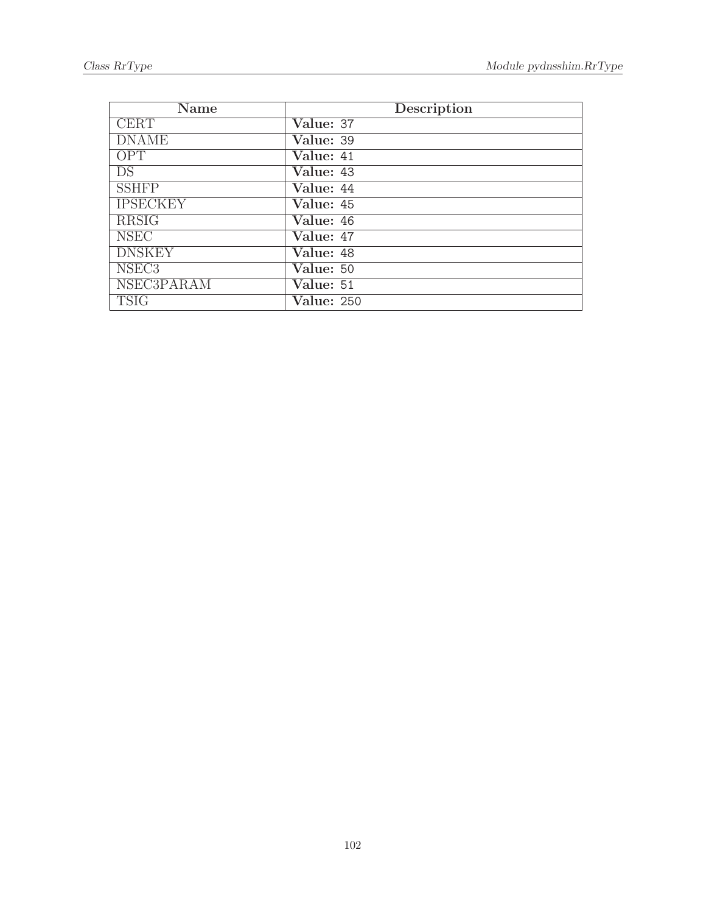| Name | Description |
| --- | --- |
| CERT | **Value:** 37 |
| DNAME | **Value:** 39 |
| OPT | **Value:** 41 |
| DS | **Value:** 43 |
| SSHFP | **Value:** 44 |
| IPSECKEY | **Value:** 45 |
| RRSIG | **Value:** 46 |
| NSEC | **Value:** 47 |
| DNSKEY | **Value:** 48 |
| NSEC3 | **Value:** 50 |
| NSEC3PARAM | **Value:** 51 |
| TSIG | **Value:** 250 |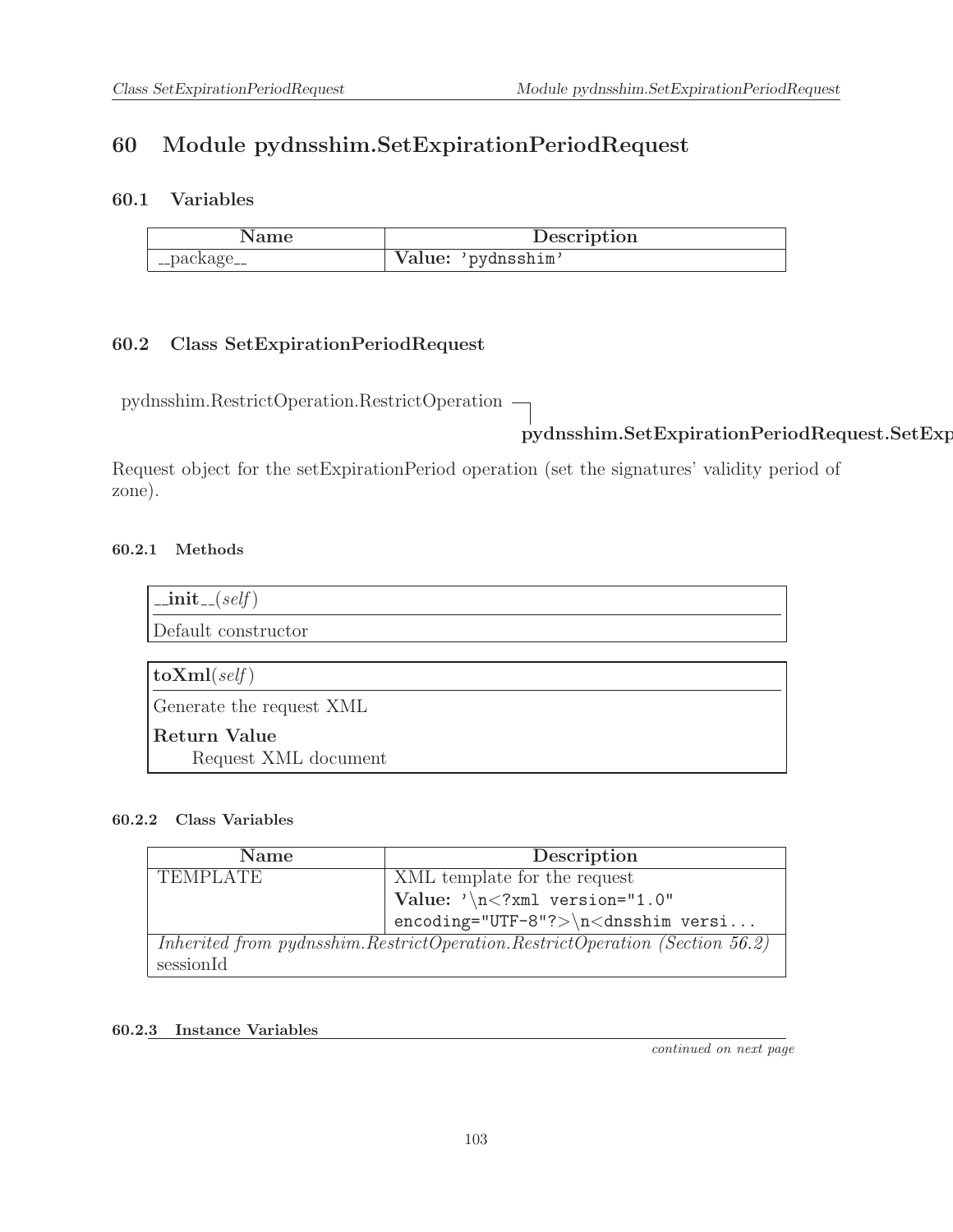# 60 Module pydnsshim.SetExpirationPeriodRequest

## 60.1 Variables

| Name | Description |
|---|---|
| __package__ | **Value:** `'pydnsshim'` |

## 60.2 Class SetExpirationPeriodRequest

pydnsshim.RestrictOperation.RestrictOperation

**pydnsshim.SetExpirationPeriodRequest.SetExp**

Request object for the setExpirationPeriod operation (set the signatures' validity period of zone).

### 60.2.1 Methods

**__init__**(*self*)

Default constructor

---

**toXml**(*self*)

Generate the request XML

**Return Value**

Request XML document

### 60.2.2 Class Variables

| Name | Description |
|---|---|
| TEMPLATE | XML template for the request **Value:** `'\n<?xml version="1.0" encoding="UTF-8"?>\n<dnsshim versi...` |
| *Inherited from pydnsshim.RestrictOperation.RestrictOperation (Section 56.2)* sessionId | |

### 60.2.3 Instance Variables

*continued on next page*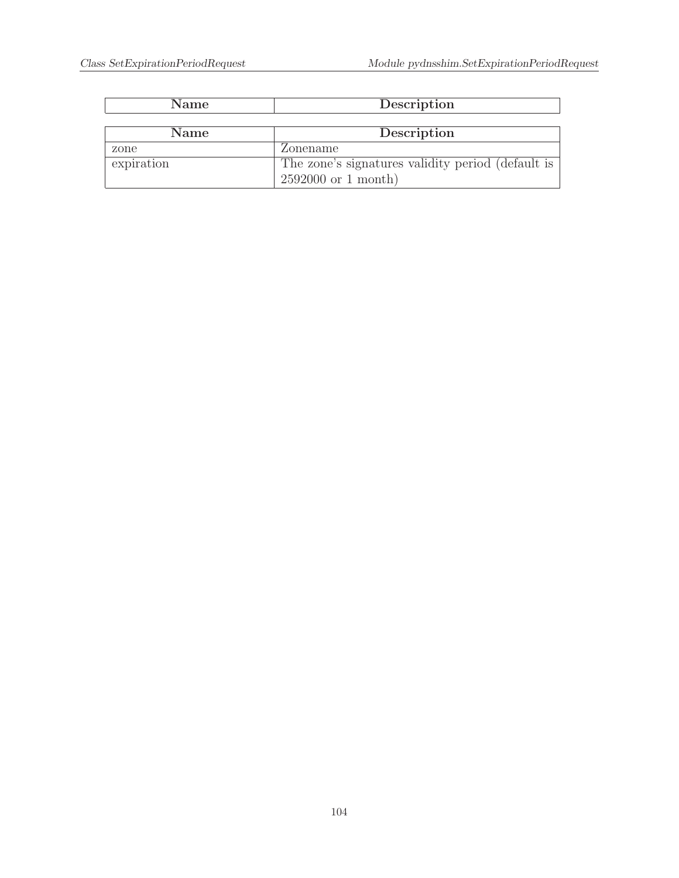| Name | Description |
|---|---|

| Name | Description |
|---|---|
| zone | Zonename |
| expiration | The zone's signatures validity period (default is 2592000 or 1 month) |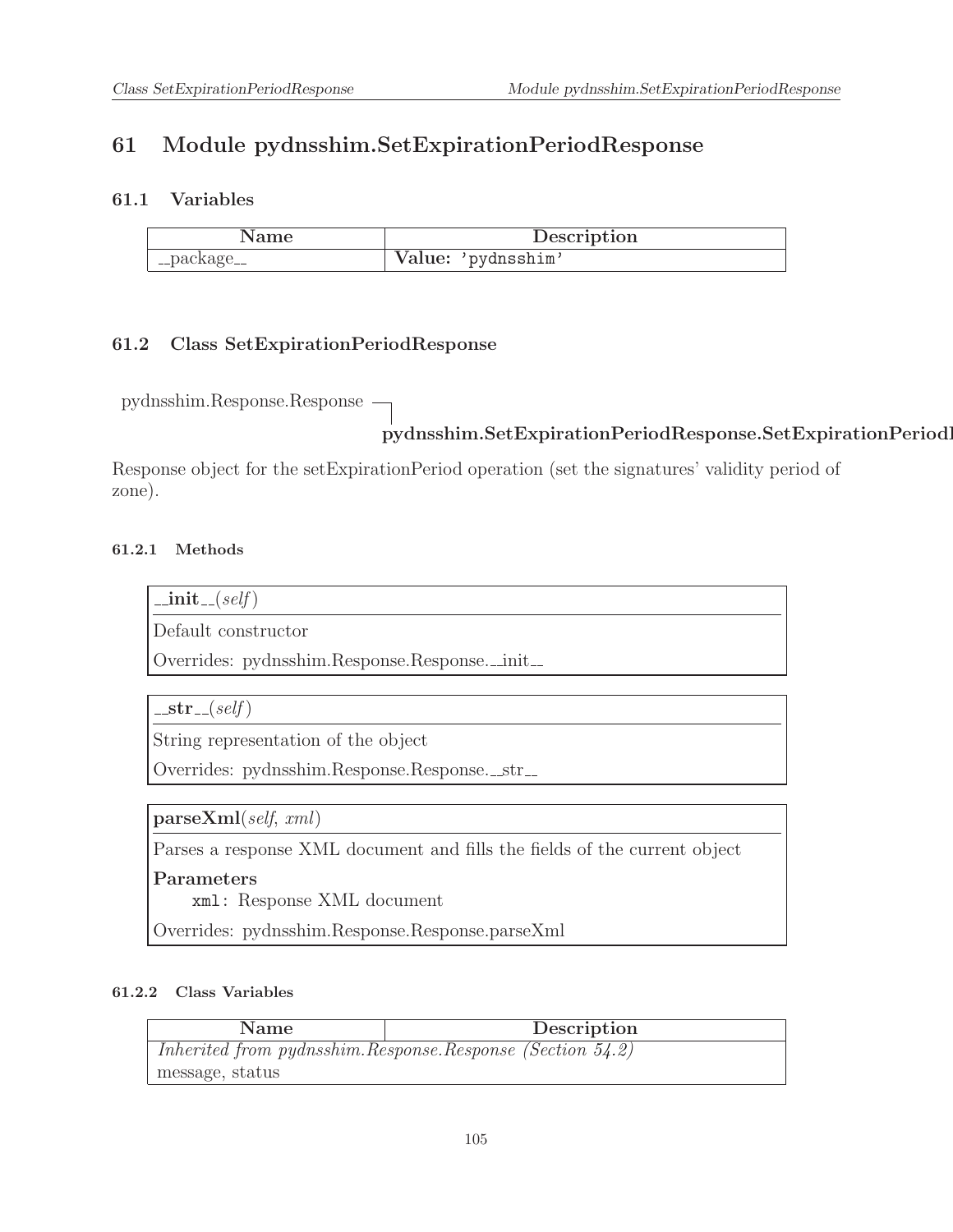# 61 Module pydnsshim.SetExpirationPeriodResponse

## 61.1 Variables

| Name | Description |
| --- | --- |
| __package__ | **Value:** 'pydnsshim' |

## 61.2 Class SetExpirationPeriodResponse

pydnsshim.Response.Response

**pydnsshim.SetExpirationPeriodResponse.SetExpirationPeriodI**

Response object for the setExpirationPeriod operation (set the signatures' validity period of zone).

### 61.2.1 Methods

**__init__**(*self*)

Default constructor

Overrides: pydnsshim.Response.Response.__init__

**__str__**(*self*)

String representation of the object

Overrides: pydnsshim.Response.Response.__str__

**parseXml**(*self*, *xml*)

Parses a response XML document and fills the fields of the current object

**Parameters**

`xml`: Response XML document

Overrides: pydnsshim.Response.Response.parseXml

### 61.2.2 Class Variables

| Name | Description |
| --- | --- |
| *Inherited from pydnsshim.Response.Response (Section 54.2)* | |
| message, status | |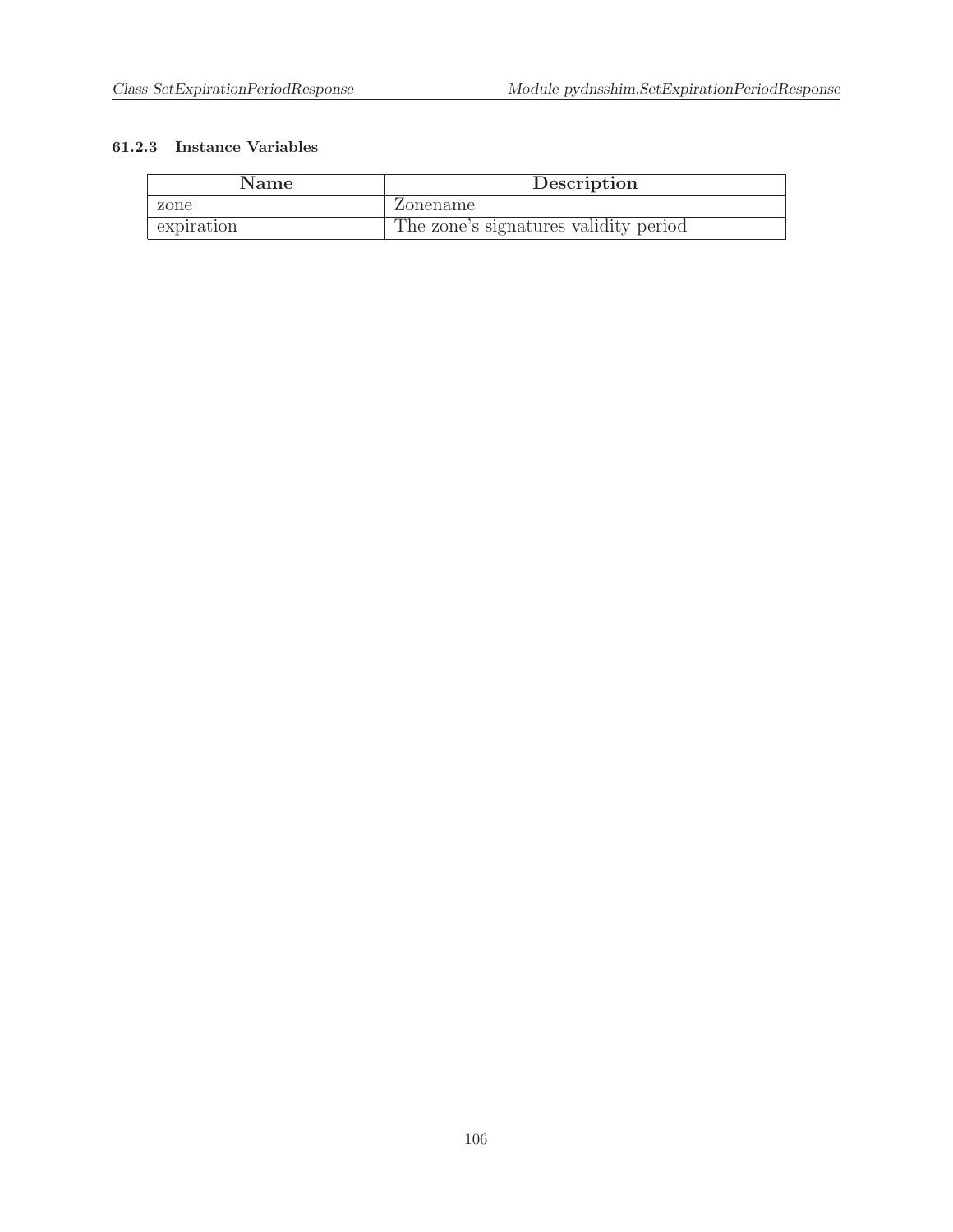### 61.2.3 Instance Variables

| Name | Description |
| --- | --- |
| zone | Zonename |
| expiration | The zone's signatures validity period |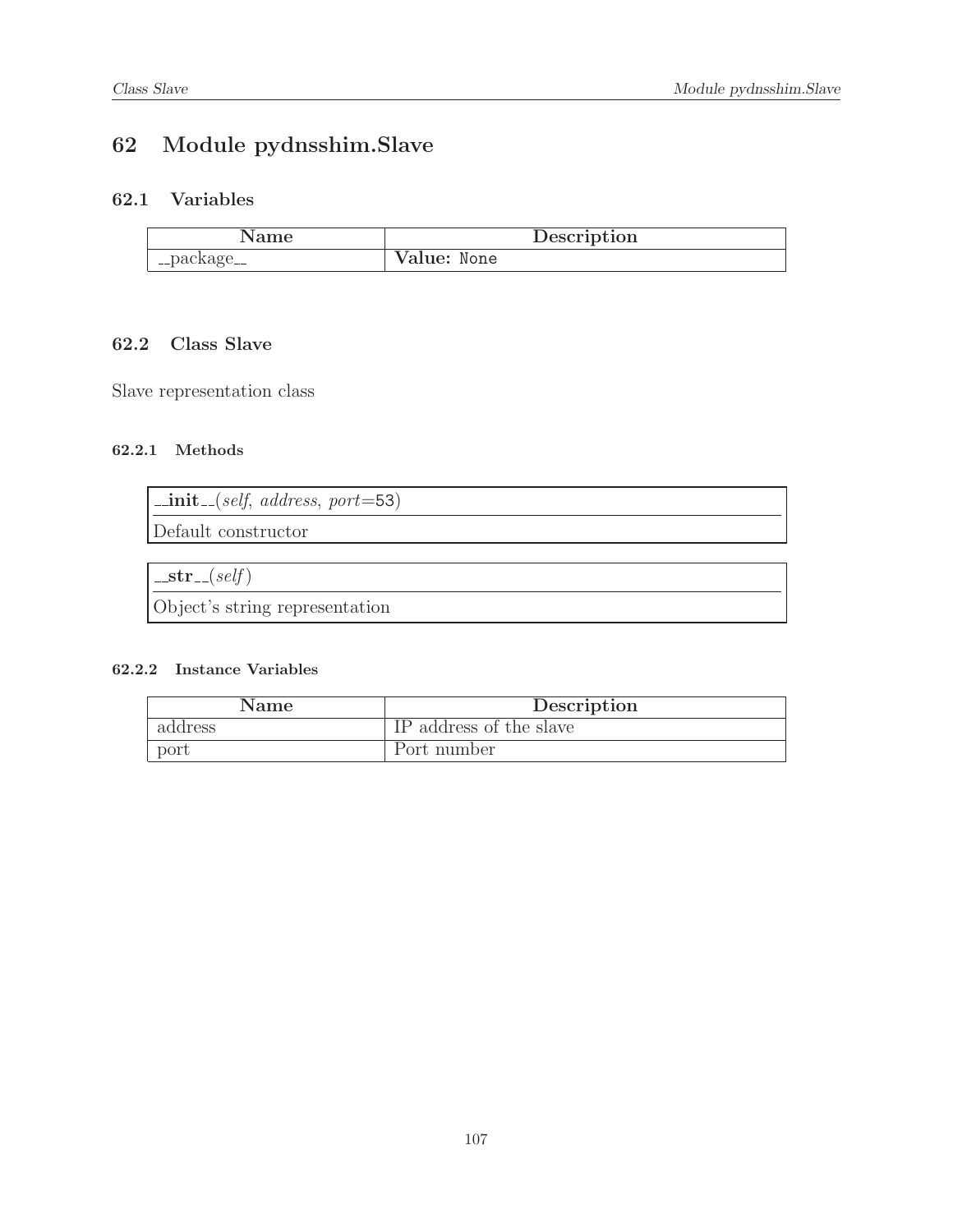# 62 Module pydnsshim.Slave

## 62.1 Variables

| Name | Description |
|---|---|
| __package__ | **Value:** `None` |

## 62.2 Class Slave

Slave representation class

### 62.2.1 Methods

**__init__**(*self*, *address*, *port*=`53`)

Default constructor

**__str__**(*self*)

Object's string representation

### 62.2.2 Instance Variables

| Name | Description |
|---|---|
| address | IP address of the slave |
| port | Port number |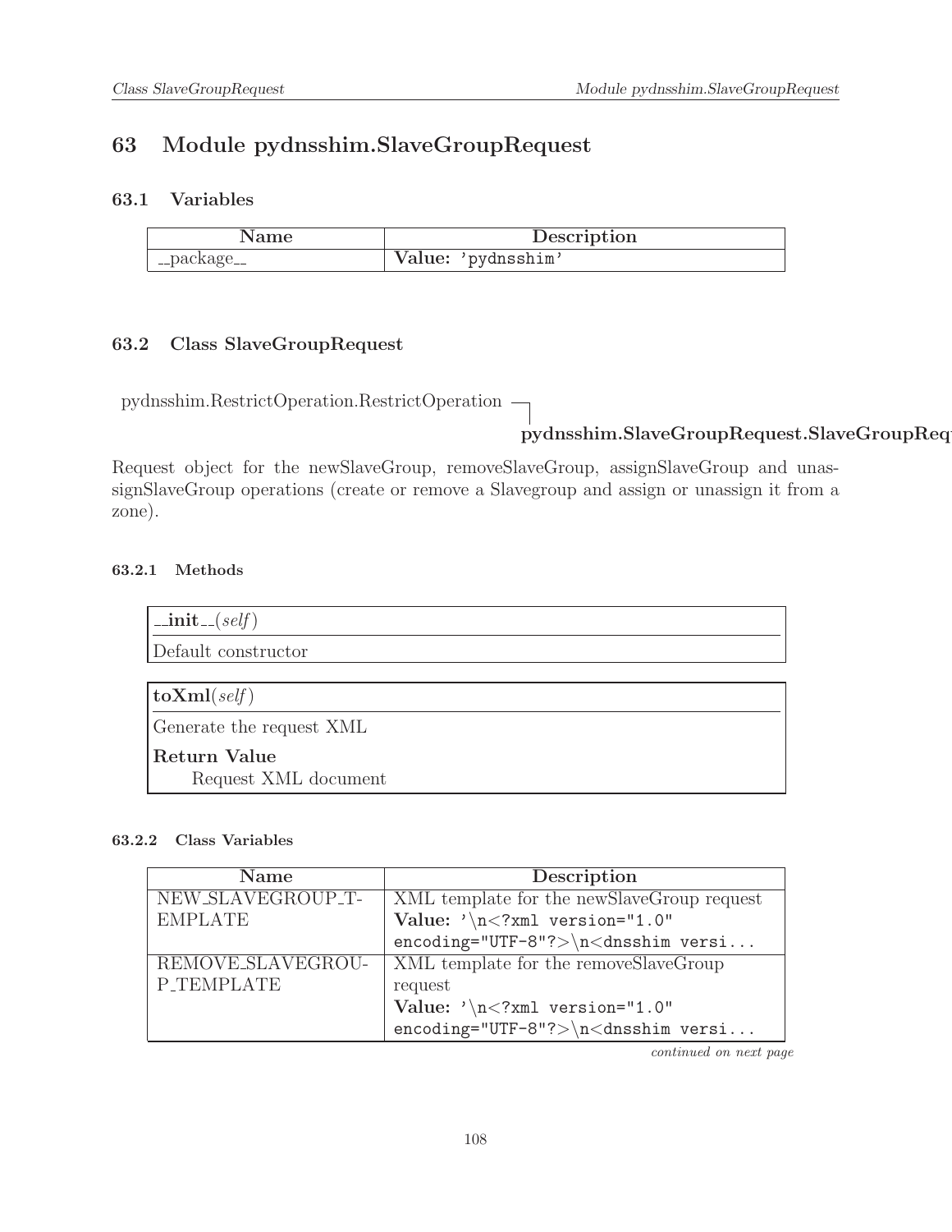# 63 Module pydnsshim.SlaveGroupRequest

## 63.1 Variables

| Name | Description |
|---|---|
| __package__ | **Value:** `'pydnsshim'` |

## 63.2 Class SlaveGroupRequest

pydnsshim.RestrictOperation.RestrictOperation

**pydnsshim.SlaveGroupRequest.SlaveGroupReq**

Request object for the newSlaveGroup, removeSlaveGroup, assignSlaveGroup and unassignSlaveGroup operations (create or remove a Slavegroup and assign or unassign it from a zone).

### 63.2.1 Methods

**__init__**(*self*)

Default constructor

**toXml**(*self*)

Generate the request XML

**Return Value**

Request XML document

### 63.2.2 Class Variables

| Name | Description |
|---|---|
| NEW_SLAVEGROUP_TEMPLATE | XML template for the newSlaveGroup request **Value:** `'\n<?xml version="1.0" encoding="UTF-8"?>\n<dnsshim versi...` |
| REMOVE_SLAVEGROUP_TEMPLATE | XML template for the removeSlaveGroup request **Value:** `'\n<?xml version="1.0" encoding="UTF-8"?>\n<dnsshim versi...` |

*continued on next page*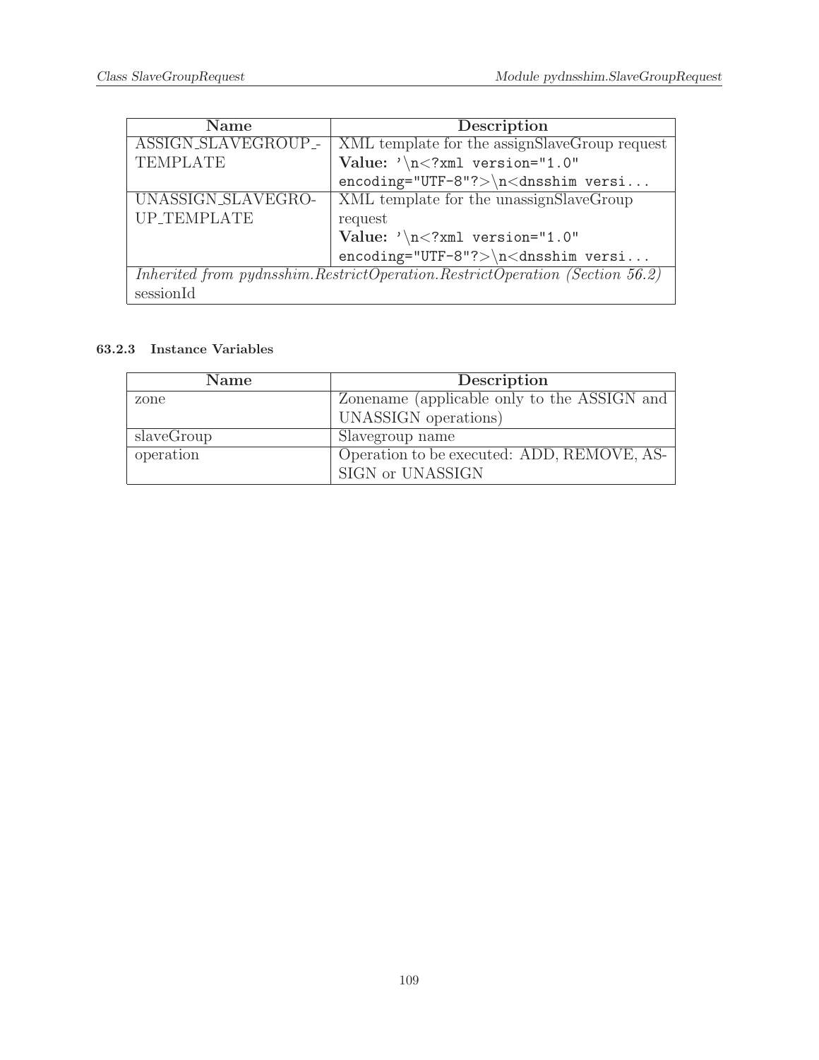| Name | Description |
|---|---|
| ASSIGN_SLAVEGROUP_TEMPLATE | XML template for the assignSlaveGroup request<br>**Value:** `'\n<?xml version="1.0" encoding="UTF-8"?>\n<dnsshim versi...` |
| UNASSIGN_SLAVEGROUP_TEMPLATE | XML template for the unassignSlaveGroup request<br>**Value:** `'\n<?xml version="1.0" encoding="UTF-8"?>\n<dnsshim versi...` |
| *Inherited from pydnsshim.RestrictOperation.RestrictOperation (Section 56.2)* | |
| sessionId | |

#### 63.2.3 Instance Variables

| Name | Description |
|---|---|
| zone | Zonename (applicable only to the ASSIGN and UNASSIGN operations) |
| slaveGroup | Slavegroup name |
| operation | Operation to be executed: ADD, REMOVE, ASSIGN or UNASSIGN |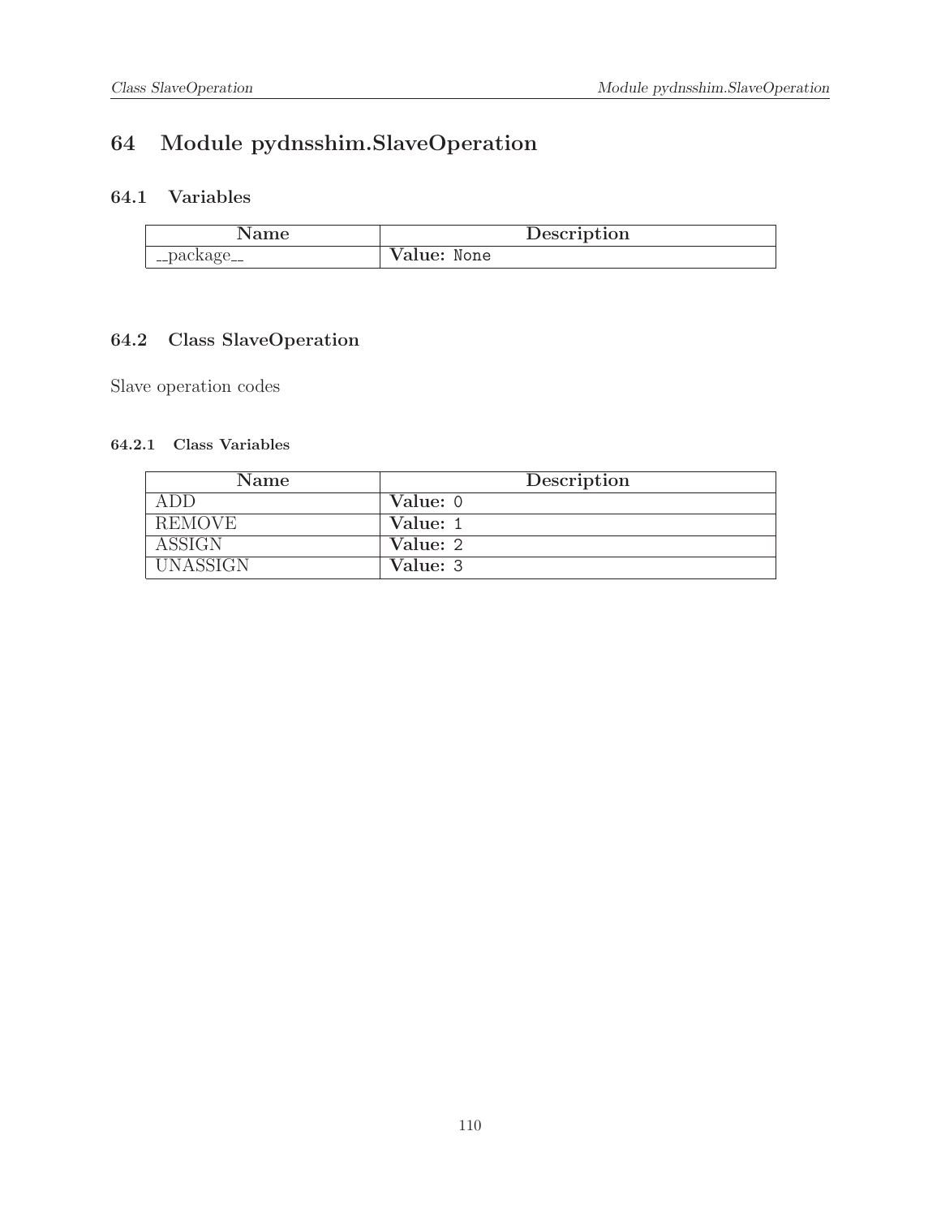# 64 Module pydnsshim.SlaveOperation

## 64.1 Variables

| Name | Description |
|---|---|
| __package__ | **Value:** None |

## 64.2 Class SlaveOperation

Slave operation codes

### 64.2.1 Class Variables

| Name | Description |
|---|---|
| ADD | **Value:** 0 |
| REMOVE | **Value:** 1 |
| ASSIGN | **Value:** 2 |
| UNASSIGN | **Value:** 3 |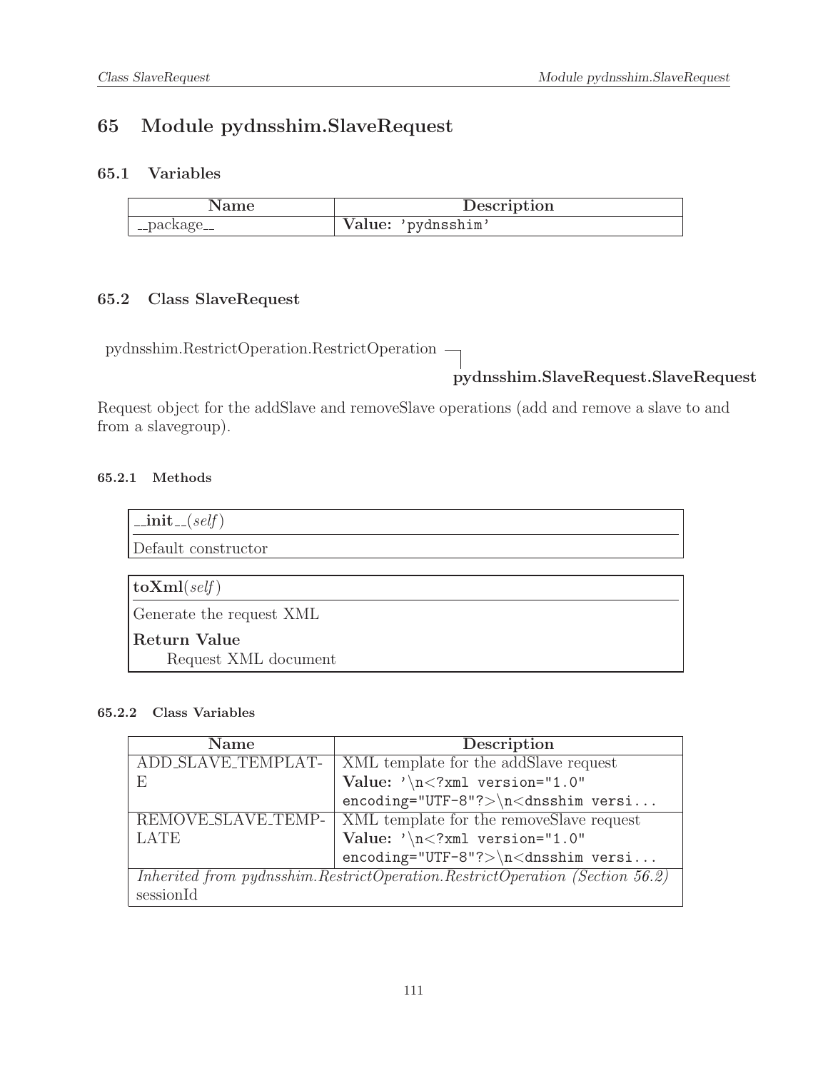# 65 Module pydnsshim.SlaveRequest

## 65.1 Variables

| Name | Description |
|---|---|
| __package__ | **Value:** `'pydnsshim'` |

## 65.2 Class SlaveRequest

pydnsshim.RestrictOperation.RestrictOperation
└─ **pydnsshim.SlaveRequest.SlaveRequest**

Request object for the addSlave and removeSlave operations (add and remove a slave to and from a slavegroup).

### 65.2.1 Methods

**__init__**(*self*)

Default constructor

**toXml**(*self*)

Generate the request XML

**Return Value**

Request XML document

### 65.2.2 Class Variables

| Name | Description |
|---|---|
| ADD_SLAVE_TEMPLATE | XML template for the addSlave request **Value:** `'\n<?xml version="1.0" encoding="UTF-8"?>\n<dnsshim versi...` |
| REMOVE_SLAVE_TEMPLATE | XML template for the removeSlave request **Value:** `'\n<?xml version="1.0" encoding="UTF-8"?>\n<dnsshim versi...` |
| *Inherited from pydnsshim.RestrictOperation.RestrictOperation (Section 56.2)* sessionId | |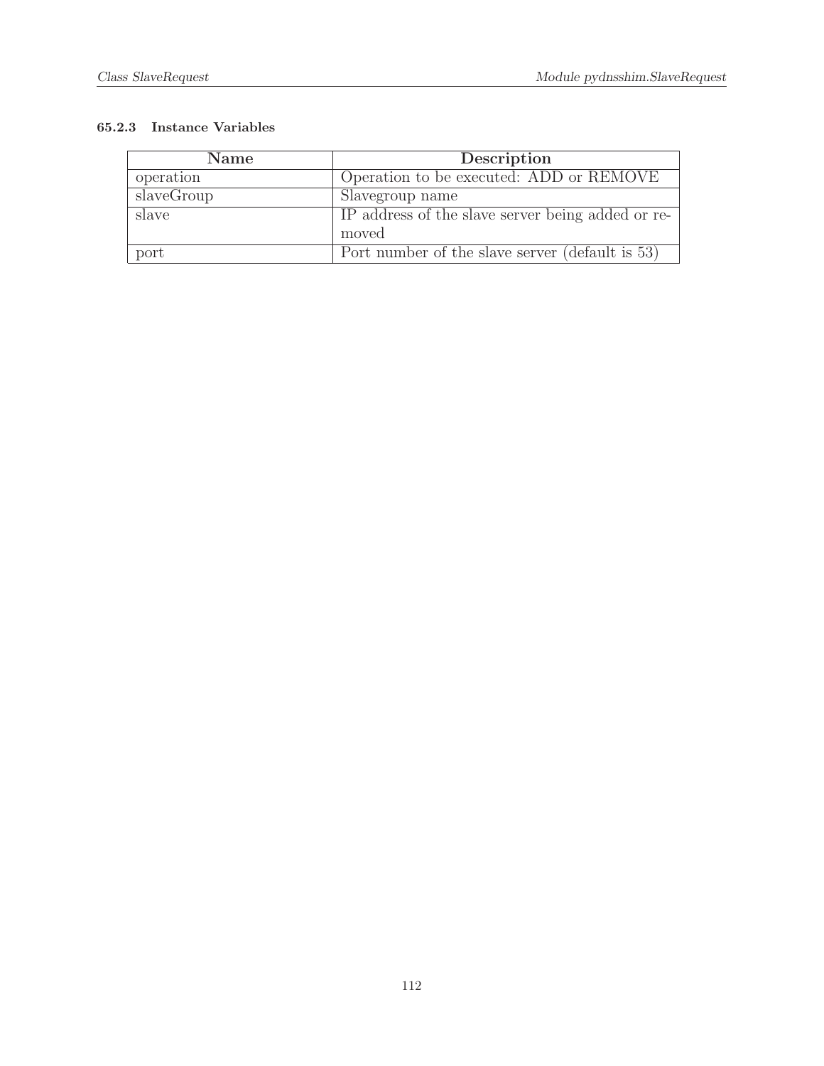### 65.2.3 Instance Variables

| Name | Description |
| --- | --- |
| operation | Operation to be executed: ADD or REMOVE |
| slaveGroup | Slavegroup name |
| slave | IP address of the slave server being added or removed |
| port | Port number of the slave server (default is 53) |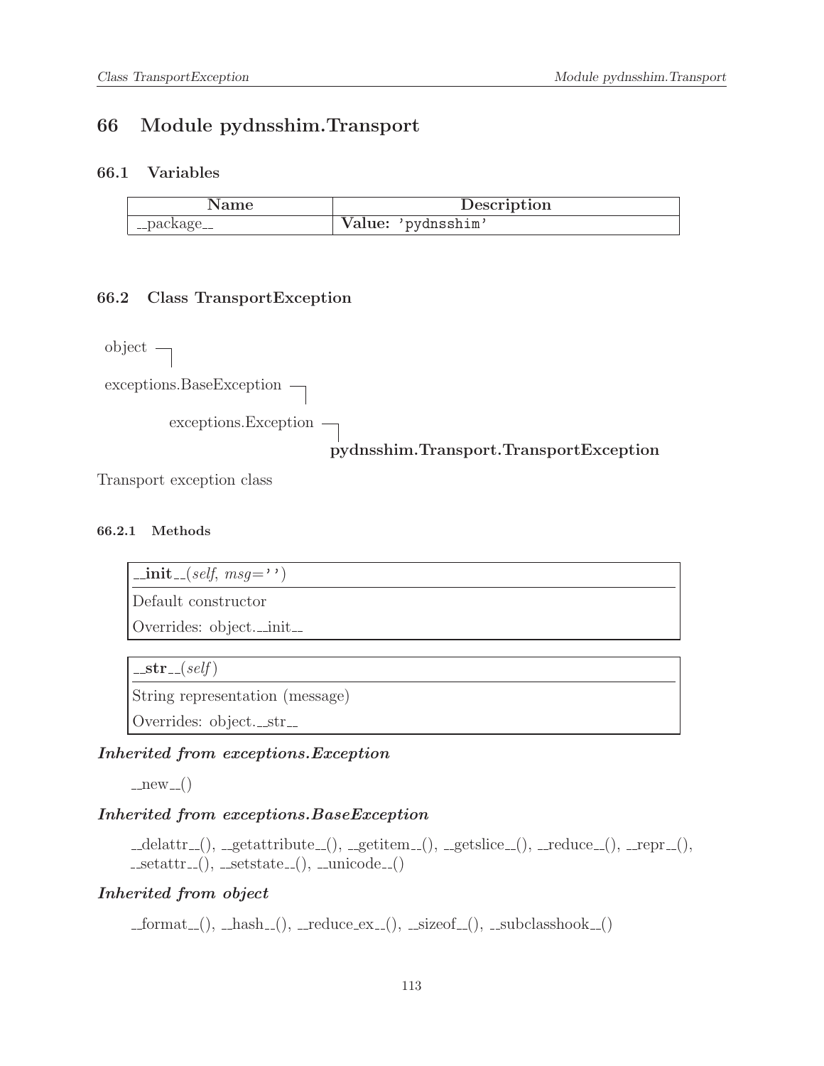# 66 Module pydnsshim.Transport

## 66.1 Variables

| Name | Description |
|---|---|
| __package__ | **Value:** 'pydnsshim' |

## 66.2 Class TransportException

```
object ─┐
exceptions.BaseException ─┐
        exceptions.Exception ─┐
                              pydnsshim.Transport.TransportException
```

Transport exception class

### 66.2.1 Methods

**__init__**(*self*, *msg*='')

Default constructor

Overrides: object.__init__

**__str__**(*self*)

String representation (message)

Overrides: object.__str__

***Inherited from exceptions.Exception***

__new__()

***Inherited from exceptions.BaseException***

__delattr__(), __getattribute__(), __getitem__(), __getslice__(), __reduce__(), __repr__(), __setattr__(), __setstate__(), __unicode__()

***Inherited from object***

__format__(), __hash__(), __reduce_ex__(), __sizeof__(), __subclasshook__()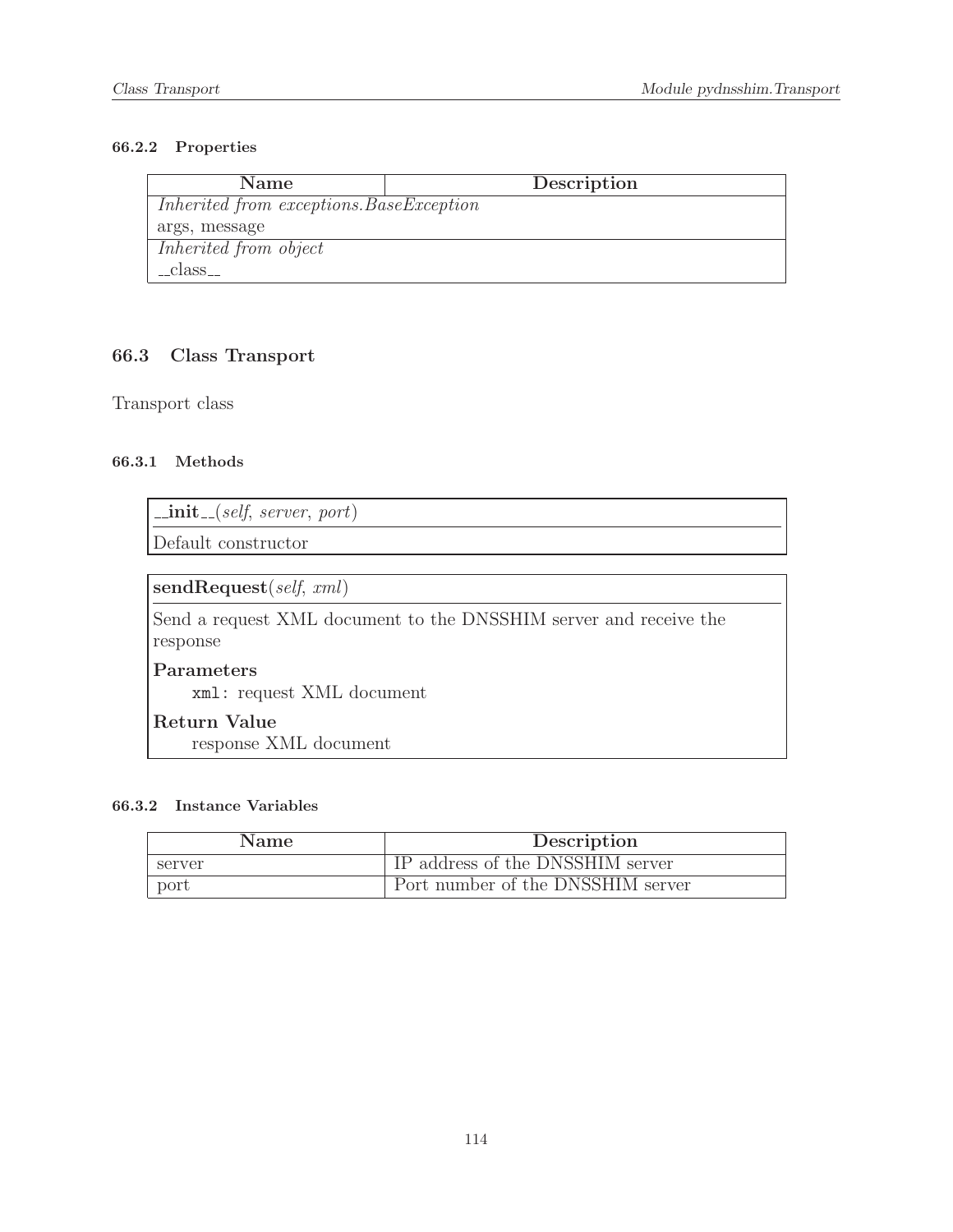### 66.2.2 Properties

| Name | Description |
|---|---|
| *Inherited from exceptions.BaseException* | |
| args, message | |
| *Inherited from object* | |
| __class__ | |

## 66.3 Class Transport

Transport class

### 66.3.1 Methods

**__init__**(*self*, *server*, *port*)

Default constructor

---

**sendRequest**(*self*, *xml*)

Send a request XML document to the DNSSHIM server and receive the response

**Parameters**

`xml`: request XML document

**Return Value**

response XML document

### 66.3.2 Instance Variables

| Name | Description |
|---|---|
| server | IP address of the DNSSHIM server |
| port | Port number of the DNSSHIM server |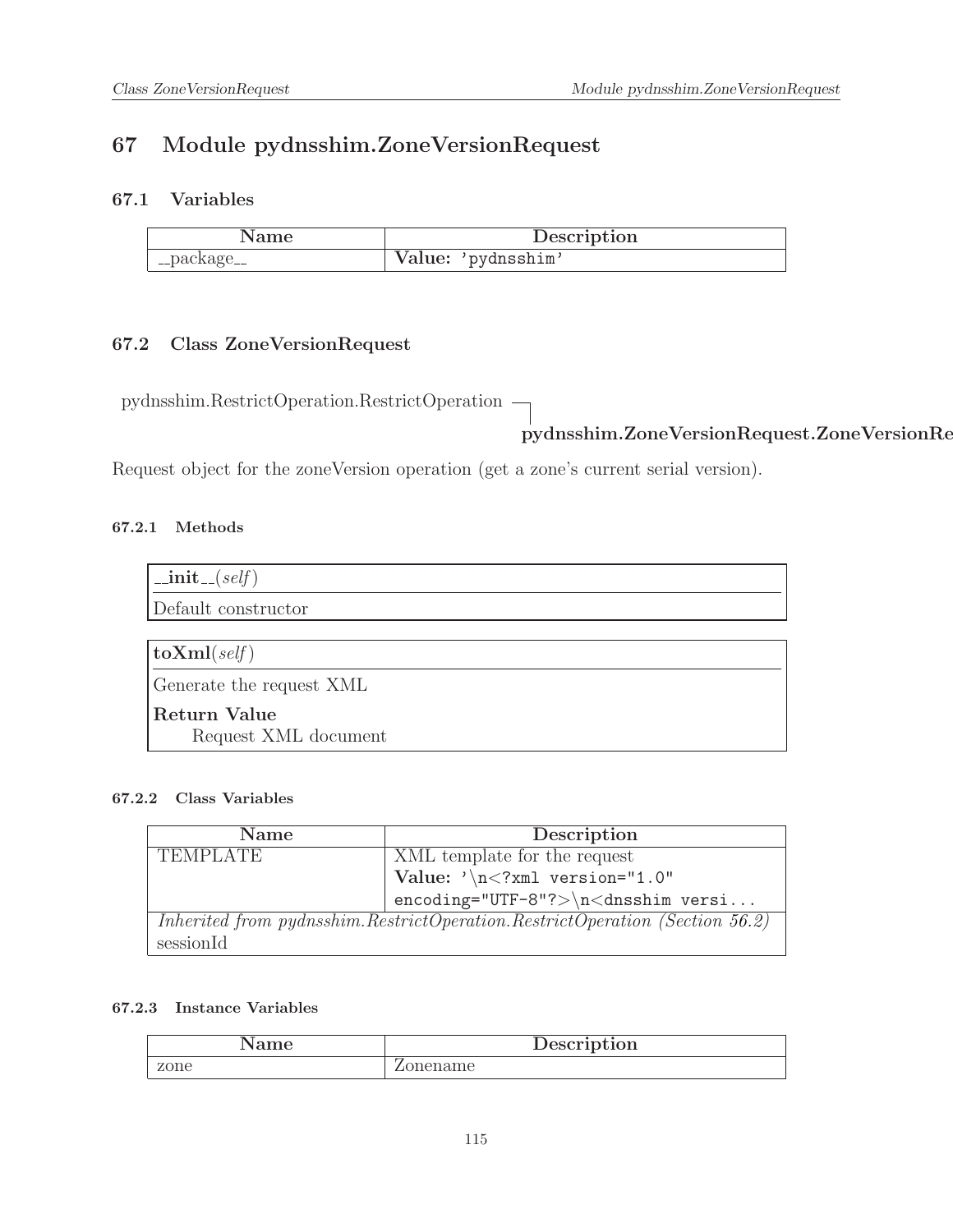# 67 Module pydnsshim.ZoneVersionRequest

## 67.1 Variables

| Name | Description |
|---|---|
| `__package__` | **Value:** `'pydnsshim'` |

## 67.2 Class ZoneVersionRequest

pydnsshim.RestrictOperation.RestrictOperation
└── **pydnsshim.ZoneVersionRequest.ZoneVersionRe**

Request object for the zoneVersion operation (get a zone's current serial version).

### 67.2.1 Methods

**`__init__`**(*self*)

Default constructor

---

**toXml**(*self*)

Generate the request XML

**Return Value**

Request XML document

### 67.2.2 Class Variables

| Name | Description |
|---|---|
| TEMPLATE | XML template for the request<br>**Value:** `'\n<?xml version="1.0" encoding="UTF-8"?>\n<dnsshim versi...` |
| *Inherited from pydnsshim.RestrictOperation.RestrictOperation (Section 56.2)*<br>sessionId | |

### 67.2.3 Instance Variables

| Name | Description |
|---|---|
| zone | Zonename |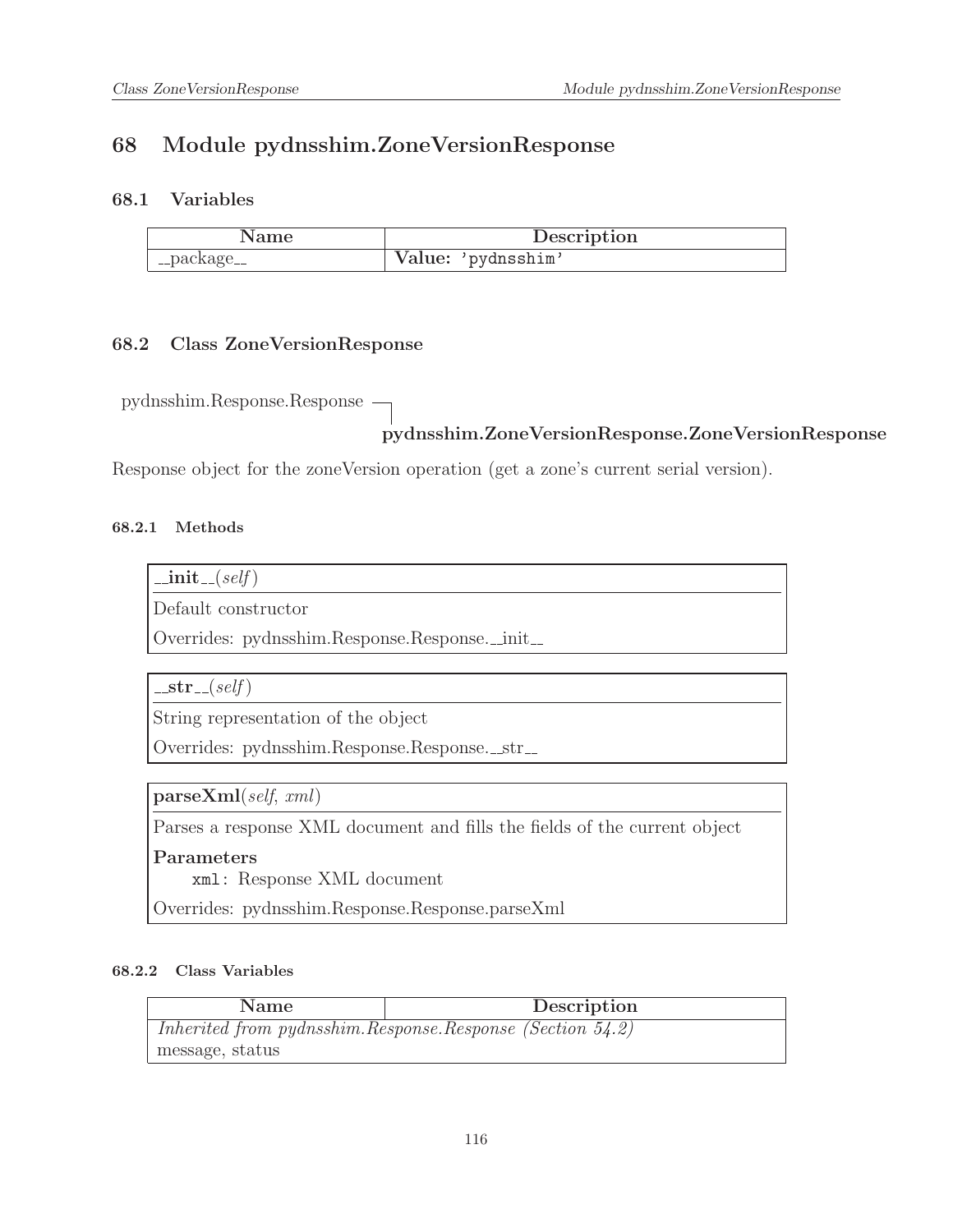# 68 Module pydnsshim.ZoneVersionResponse

## 68.1 Variables

| Name | Description |
|---|---|
| __package__ | **Value:** 'pydnsshim' |

## 68.2 Class ZoneVersionResponse

pydnsshim.Response.Response ─┐
**pydnsshim.ZoneVersionResponse.ZoneVersionResponse**

Response object for the zoneVersion operation (get a zone's current serial version).

### 68.2.1 Methods

**__init__**(*self*)

Default constructor

Overrides: pydnsshim.Response.Response.__init__

**__str__**(*self*)

String representation of the object

Overrides: pydnsshim.Response.Response.__str__

**parseXml**(*self*, *xml*)

Parses a response XML document and fills the fields of the current object

**Parameters**

`xml`: Response XML document

Overrides: pydnsshim.Response.Response.parseXml

### 68.2.2 Class Variables

| Name | Description |
|---|---|
| *Inherited from pydnsshim.Response.Response (Section 54.2)* | |
| message, status | |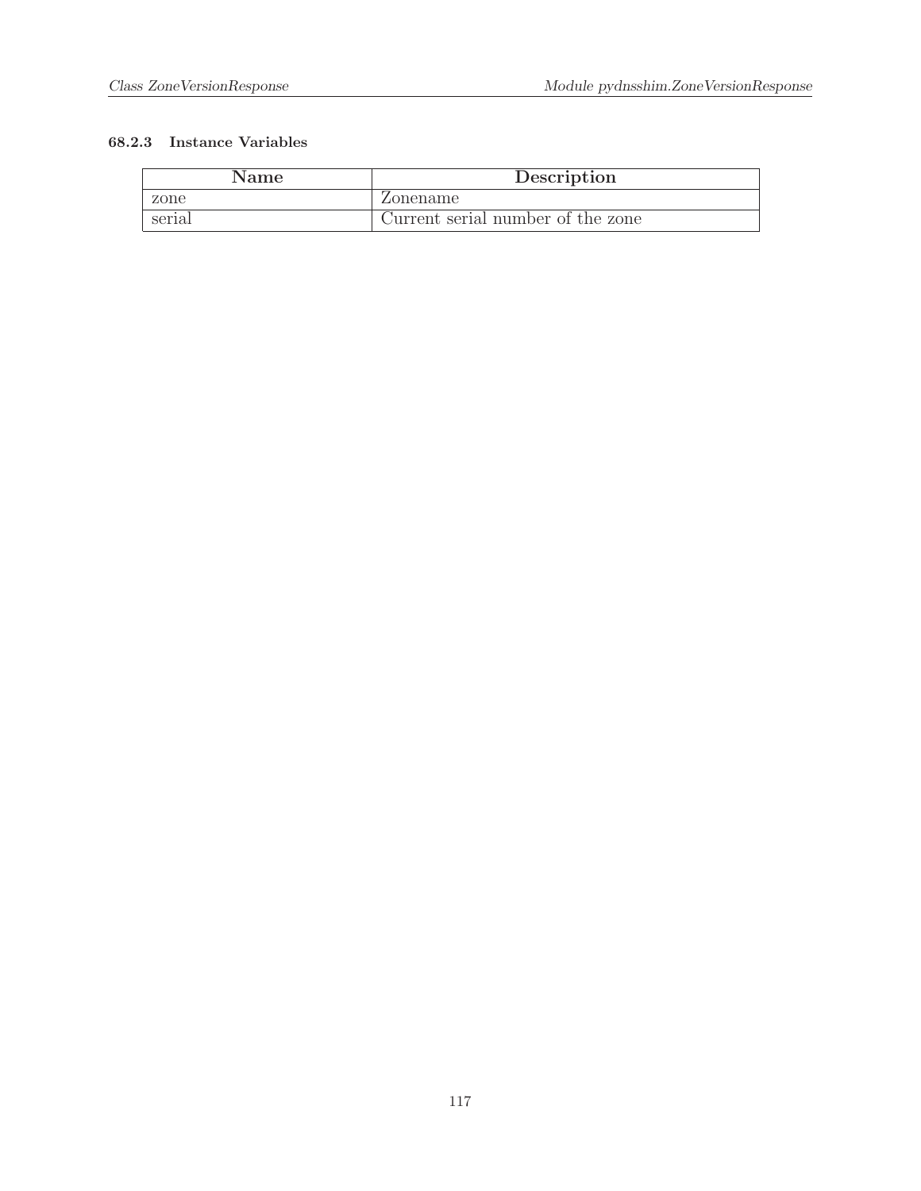#### 68.2.3 Instance Variables

| Name | Description |
|---|---|
| zone | Zonename |
| serial | Current serial number of the zone |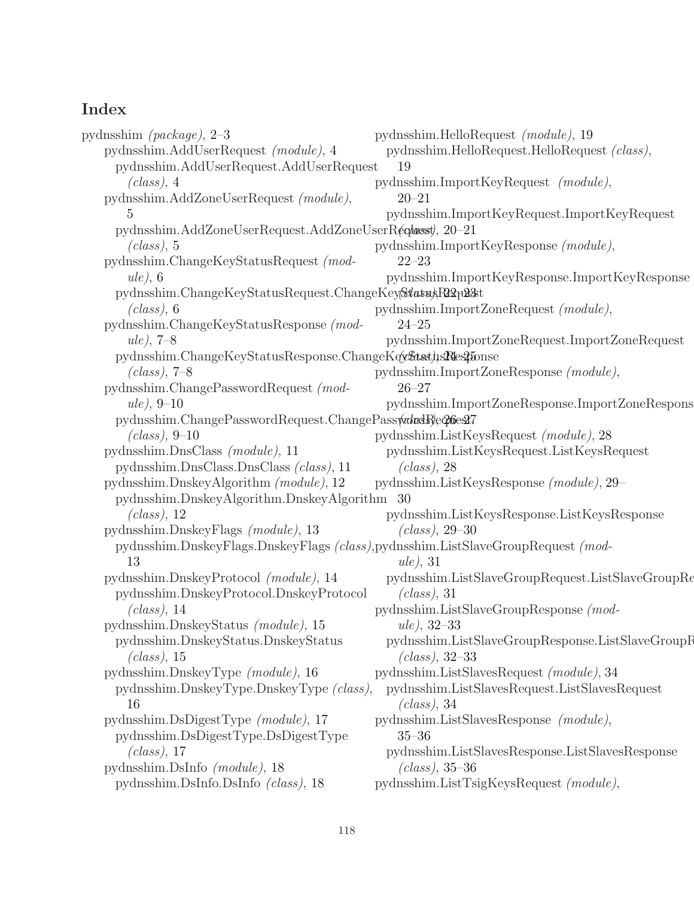# Index

- pydnsshim *(package)*, 2–3
  - pydnsshim.AddUserRequest *(module)*, 4
    - pydnsshim.AddUserRequest.AddUserRequest *(class)*, 4
  - pydnsshim.AddZoneUserRequest *(module)*, 5
    - pydnsshim.AddZoneUserRequest.AddZoneUserRequest *(class)*, 5
  - pydnsshim.ChangeKeyStatusRequest *(module)*, 6
    - pydnsshim.ChangeKeyStatusRequest.ChangeKeyStatusRequest *(class)*, 6
  - pydnsshim.ChangeKeyStatusResponse *(module)*, 7–8
    - pydnsshim.ChangeKeyStatusResponse.ChangeKeyStatusResponse *(class)*, 7–8
  - pydnsshim.ChangePasswordRequest *(module)*, 9–10
    - pydnsshim.ChangePasswordRequest.ChangePasswordRequest *(class)*, 9–10
  - pydnsshim.DnsClass *(module)*, 11
    - pydnsshim.DnsClass.DnsClass *(class)*, 11
  - pydnsshim.DnskeyAlgorithm *(module)*, 12
    - pydnsshim.DnskeyAlgorithm.DnskeyAlgorithm *(class)*, 12
  - pydnsshim.DnskeyFlags *(module)*, 13
    - pydnsshim.DnskeyFlags.DnskeyFlags *(class)*, 13
  - pydnsshim.DnskeyProtocol *(module)*, 14
    - pydnsshim.DnskeyProtocol.DnskeyProtocol *(class)*, 14
  - pydnsshim.DnskeyStatus *(module)*, 15
    - pydnsshim.DnskeyStatus.DnskeyStatus *(class)*, 15
  - pydnsshim.DnskeyType *(module)*, 16
    - pydnsshim.DnskeyType.DnskeyType *(class)*, 16
  - pydnsshim.DsDigestType *(module)*, 17
    - pydnsshim.DsDigestType.DsDigestType *(class)*, 17
  - pydnsshim.DsInfo *(module)*, 18
    - pydnsshim.DsInfo.DsInfo *(class)*, 18
  - pydnsshim.HelloRequest *(module)*, 19
    - pydnsshim.HelloRequest.HelloRequest *(class)*, 19
  - pydnsshim.ImportKeyRequest *(module)*, 20–21
    - pydnsshim.ImportKeyRequest.ImportKeyRequest *(class)*, 20–21
  - pydnsshim.ImportKeyResponse *(module)*, 22–23
    - pydnsshim.ImportKeyResponse.ImportKeyResponse *(class)*, 22–23
  - pydnsshim.ImportZoneRequest *(module)*, 24–25
    - pydnsshim.ImportZoneRequest.ImportZoneRequest *(class)*, 24–25
  - pydnsshim.ImportZoneResponse *(module)*, 26–27
    - pydnsshim.ImportZoneResponse.ImportZoneResponse *(class)*, 26–27
  - pydnsshim.ListKeysRequest *(module)*, 28
    - pydnsshim.ListKeysRequest.ListKeysRequest *(class)*, 28
  - pydnsshim.ListKeysResponse *(module)*, 29–30
    - pydnsshim.ListKeysResponse.ListKeysResponse *(class)*, 29–30
  - pydnsshim.ListSlaveGroupRequest *(module)*, 31
    - pydnsshim.ListSlaveGroupRequest.ListSlaveGroupRequest *(class)*, 31
  - pydnsshim.ListSlaveGroupResponse *(module)*, 32–33
    - pydnsshim.ListSlaveGroupResponse.ListSlaveGroupResponse *(class)*, 32–33
  - pydnsshim.ListSlavesRequest *(module)*, 34
    - pydnsshim.ListSlavesRequest.ListSlavesRequest *(class)*, 34
  - pydnsshim.ListSlavesResponse *(module)*, 35–36
    - pydnsshim.ListSlavesResponse.ListSlavesResponse *(class)*, 35–36
  - pydnsshim.ListTsigKeysRequest *(module)*,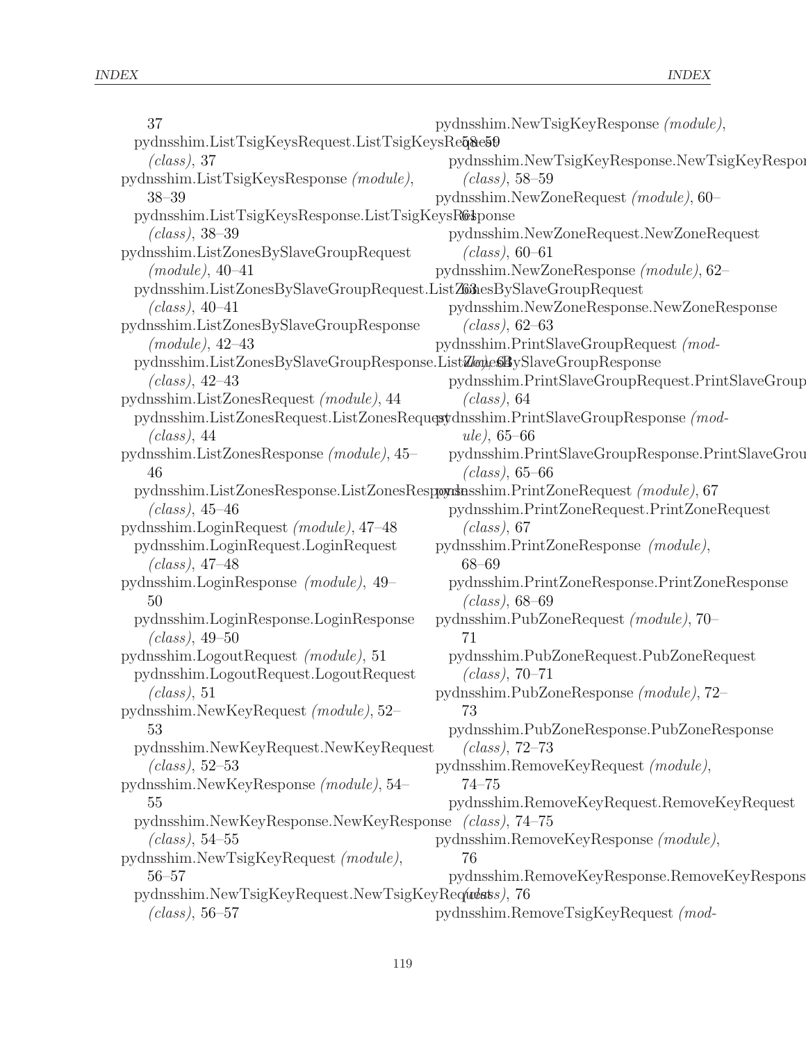37

pydnsshim.ListTsigKeysRequest.ListTsigKeysRequest *(class)*, 37

pydnsshim.ListTsigKeysResponse *(module)*, 38–39

pydnsshim.ListTsigKeysResponse.ListTsigKeysResponse *(class)*, 38–39

pydnsshim.ListZonesBySlaveGroupRequest *(module)*, 40–41

pydnsshim.ListZonesBySlaveGroupRequest.ListZonesBySlaveGroupRequest *(class)*, 40–41

pydnsshim.ListZonesBySlaveGroupResponse *(module)*, 42–43

pydnsshim.ListZonesBySlaveGroupResponse.ListZonesBySlaveGroupResponse *(class)*, 42–43

pydnsshim.ListZonesRequest *(module)*, 44

pydnsshim.ListZonesRequest.ListZonesRequest *(class)*, 44

pydnsshim.ListZonesResponse *(module)*, 45–46

pydnsshim.ListZonesResponse.ListZonesResponse *(class)*, 45–46

pydnsshim.LoginRequest *(module)*, 47–48

pydnsshim.LoginRequest.LoginRequest *(class)*, 47–48

pydnsshim.LoginResponse *(module)*, 49–50

pydnsshim.LoginResponse.LoginResponse *(class)*, 49–50

pydnsshim.LogoutRequest *(module)*, 51

pydnsshim.LogoutRequest.LogoutRequest *(class)*, 51

pydnsshim.NewKeyRequest *(module)*, 52–53

pydnsshim.NewKeyRequest.NewKeyRequest *(class)*, 52–53

pydnsshim.NewKeyResponse *(module)*, 54–55

pydnsshim.NewKeyResponse.NewKeyResponse *(class)*, 54–55

pydnsshim.NewTsigKeyRequest *(module)*, 56–57

pydnsshim.NewTsigKeyRequest.NewTsigKeyRequest *(class)*, 56–57

pydnsshim.NewTsigKeyResponse *(module)*, 58–59

pydnsshim.NewTsigKeyResponse.NewTsigKeyResponse *(class)*, 58–59

pydnsshim.NewZoneRequest *(module)*, 60–61

pydnsshim.NewZoneRequest.NewZoneRequest *(class)*, 60–61

pydnsshim.NewZoneResponse *(module)*, 62–63

pydnsshim.NewZoneResponse.NewZoneResponse *(class)*, 62–63

pydnsshim.PrintSlaveGroupRequest *(module)*, 64

pydnsshim.PrintSlaveGroupRequest.PrintSlaveGroupRequest *(class)*, 64

pydnsshim.PrintSlaveGroupResponse *(module)*, 65–66

pydnsshim.PrintSlaveGroupResponse.PrintSlaveGroupResponse *(class)*, 65–66

pydnsshim.PrintZoneRequest *(module)*, 67

pydnsshim.PrintZoneRequest.PrintZoneRequest *(class)*, 67

pydnsshim.PrintZoneResponse *(module)*, 68–69

pydnsshim.PrintZoneResponse.PrintZoneResponse *(class)*, 68–69

pydnsshim.PubZoneRequest *(module)*, 70–71

pydnsshim.PubZoneRequest.PubZoneRequest *(class)*, 70–71

pydnsshim.PubZoneResponse *(module)*, 72–73

pydnsshim.PubZoneResponse.PubZoneResponse *(class)*, 72–73

pydnsshim.RemoveKeyRequest *(module)*, 74–75

pydnsshim.RemoveKeyRequest.RemoveKeyRequest *(class)*, 74–75

pydnsshim.RemoveKeyResponse *(module)*, 76

pydnsshim.RemoveKeyResponse.RemoveKeyResponse *(class)*, 76

pydnsshim.RemoveTsigKeyRequest *(mod-*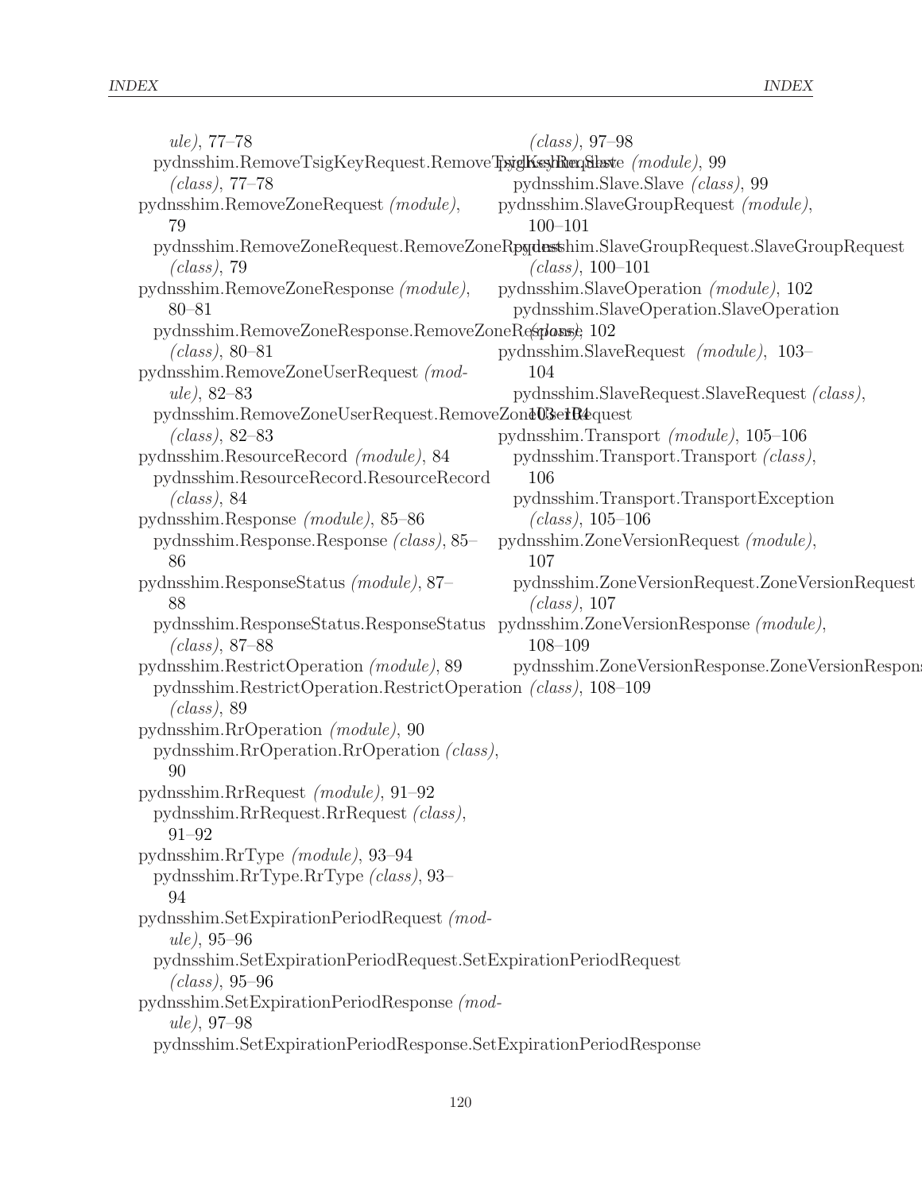*ule)*, 77–78

pydnsshim.RemoveTsigKeyRequest.RemoveTsigKeyRequest *(class)*, 77–78

pydnsshim.RemoveZoneRequest *(module)*, 79

pydnsshim.RemoveZoneRequest.RemoveZoneRequest *(class)*, 79

pydnsshim.RemoveZoneResponse *(module)*, 80–81

pydnsshim.RemoveZoneResponse.RemoveZoneResponse *(class)*, 80–81

pydnsshim.RemoveZoneUserRequest *(module)*, 82–83

pydnsshim.RemoveZoneUserRequest.RemoveZoneUserRequest *(class)*, 82–83

pydnsshim.ResourceRecord *(module)*, 84

pydnsshim.ResourceRecord.ResourceRecord *(class)*, 84

pydnsshim.Response *(module)*, 85–86

pydnsshim.Response.Response *(class)*, 85–86

pydnsshim.ResponseStatus *(module)*, 87–88

pydnsshim.ResponseStatus.ResponseStatus *(class)*, 87–88

pydnsshim.RestrictOperation *(module)*, 89

pydnsshim.RestrictOperation.RestrictOperation *(class)*, 89

pydnsshim.RrOperation *(module)*, 90

pydnsshim.RrOperation.RrOperation *(class)*, 90

pydnsshim.RrRequest *(module)*, 91–92

pydnsshim.RrRequest.RrRequest *(class)*, 91–92

pydnsshim.RrType *(module)*, 93–94

pydnsshim.RrType.RrType *(class)*, 93–94

pydnsshim.SetExpirationPeriodRequest *(module)*, 95–96

pydnsshim.SetExpirationPeriodRequest.SetExpirationPeriodRequest *(class)*, 95–96

pydnsshim.SetExpirationPeriodResponse *(module)*, 97–98

pydnsshim.SetExpirationPeriodResponse.SetExpirationPeriodResponse *(class)*, 97–98

pydnsshim.Slave *(module)*, 99

pydnsshim.Slave.Slave *(class)*, 99

pydnsshim.SlaveGroupRequest *(module)*, 100–101

pydnsshim.SlaveGroupRequest.SlaveGroupRequest *(class)*, 100–101

pydnsshim.SlaveOperation *(module)*, 102

pydnsshim.SlaveOperation.SlaveOperation *(class)*, 102

pydnsshim.SlaveRequest *(module)*, 103–104

pydnsshim.SlaveRequest.SlaveRequest *(class)*, 103–104

pydnsshim.Transport *(module)*, 105–106

pydnsshim.Transport.Transport *(class)*, 106

pydnsshim.Transport.TransportException *(class)*, 105–106

pydnsshim.ZoneVersionRequest *(module)*, 107

pydnsshim.ZoneVersionRequest.ZoneVersionRequest *(class)*, 107

pydnsshim.ZoneVersionResponse *(module)*, 108–109

pydnsshim.ZoneVersionResponse.ZoneVersionResponse *(class)*, 108–109